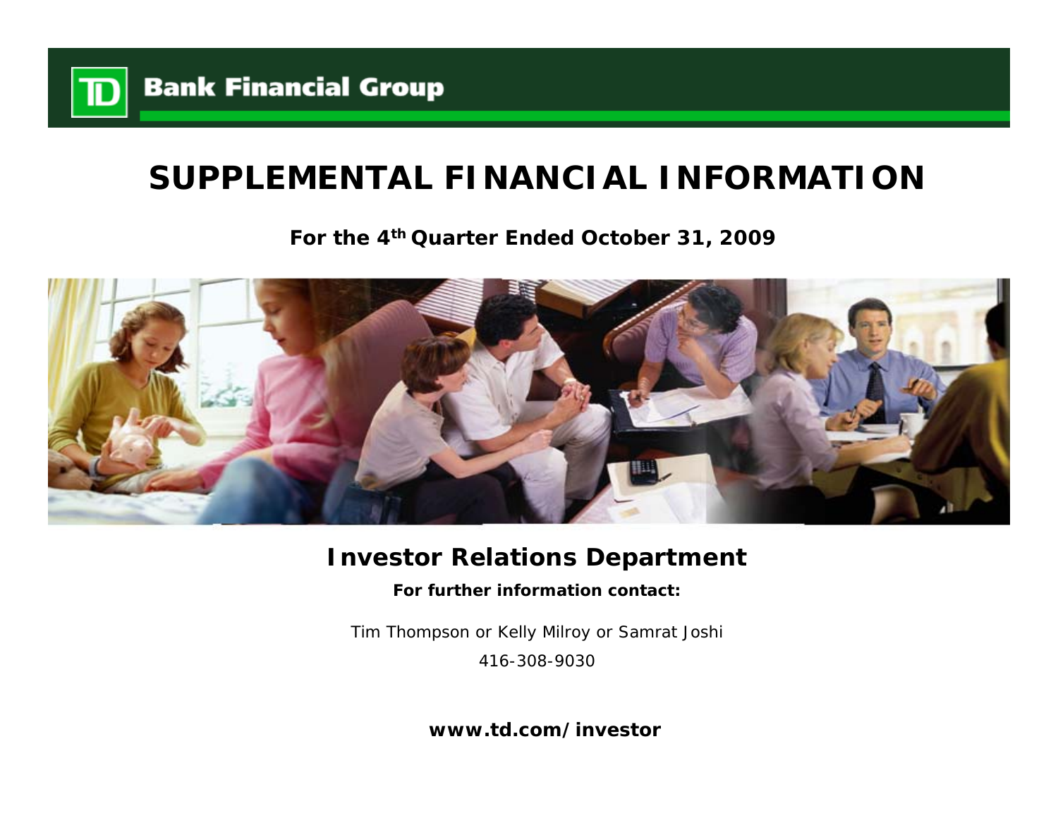**TD Bank Financial Group**

# SUPPLEMENTAL FINANCIAL INFORMATION

**For the 4th Quarter Ended October 31, 2009**

## Investor Relations Department

**For further information contact:**

Tim Thompson or Kelly Milroy or Samrat Joshi

416-308-9030

**www.td.com/investor**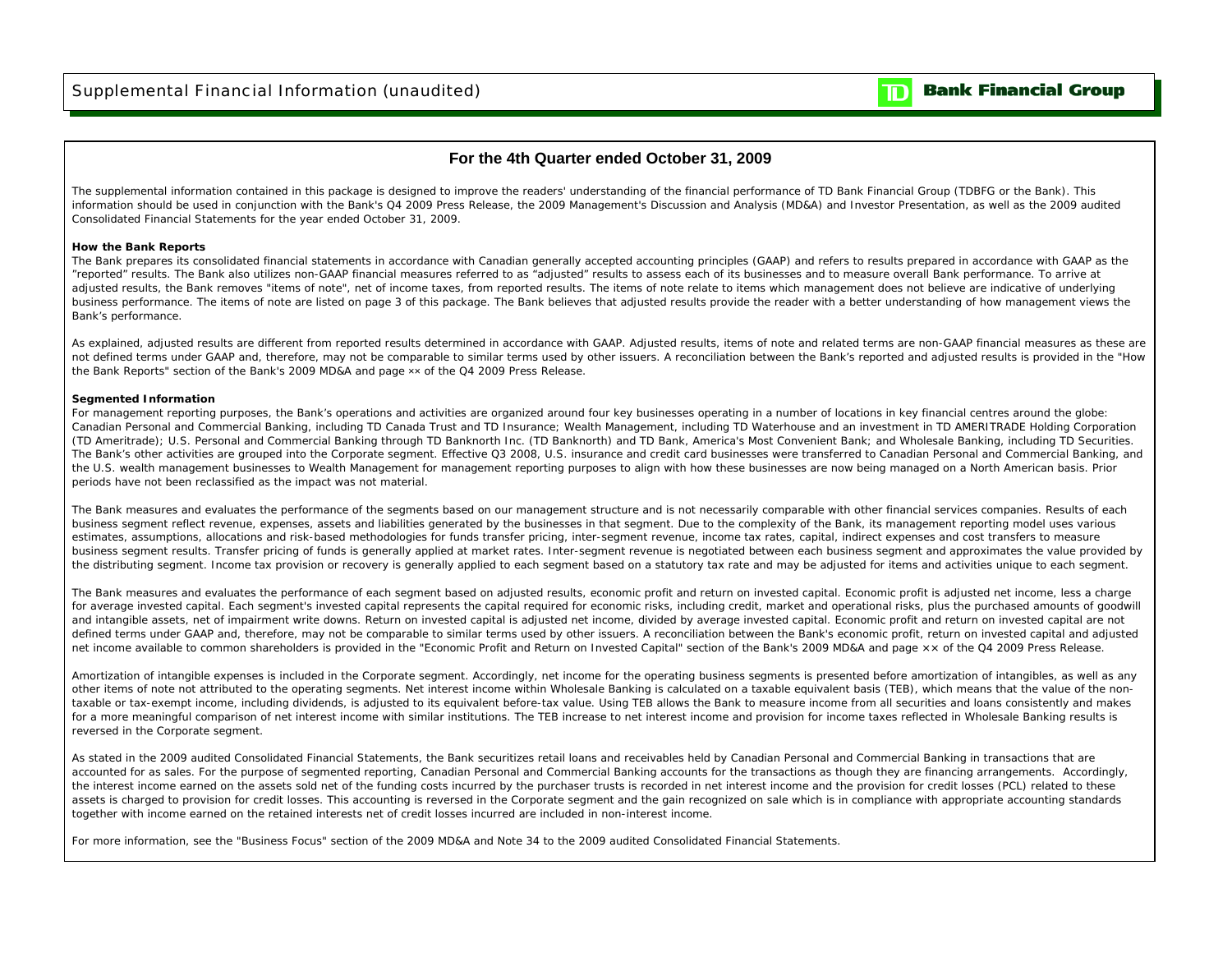## For the 4th Quarter ended October 31, 2009

The supplemental information contained in this package is designed to improve the readers' understanding of the financial performance of TD Bank Financial Group (TDBFG or the Bank). This information should be used in conjunction with the Bank's Q4 2009 Press Release, the 2009 Management's Discussion and Analysis (MD&A) and Investor Presentation, as well as the 2009 audited Consolidated Financial Statements for the year ended October 31, 2009.

**How the Bank Reports**

The Bank prepares its consolidated financial statements in accordance with Canadian generally accepted accounting principles (GAAP) and refers to results prepared in accordance with GAAP as the "reported" results. The Bank also utilizes non-GAAP financial measures referred to as "adjusted" results to assess each of its businesses and to measure overall Bank performance. To arrive at adjusted results, the Bank removes "items of note", net of income taxes, from reported results. The items of note relate to items which management does not believe are indicative of underlying business performance. The items of note are listed on page 3 of this package. The Bank believes that adjusted results provide the reader with a better understanding of how management views the Bank's performance.

As explained, adjusted results are different from reported results determined in accordance with GAAP. Adjusted results, items of note and related terms are non-GAAP financial measures as these are not defined terms under GAAP and, therefore, may not be comparable to similar terms used by other issuers. A reconciliation between the Bank's reported and adjusted results is provided in the "How the Bank Reports" section of the Bank's 2009 MD&A and page ×× of the Q4 2009 Press Release.

**Segmented Information**

For management reporting purposes, the Bank's operations and activities are organized around four key businesses operating in a number of locations in key financial centres around the globe: Canadian Personal and Commercial Banking, including TD Canada Trust and TD Insurance; Wealth Management, including TD Waterhouse and an investment in TD AMERITRADE Holding Corporation (TD Ameritrade); U.S. Personal and Commercial Banking through TD Banknorth Inc. (TD Banknorth) and TD Bank, America's Most Convenient Bank; and Wholesale Banking, including TD Securities. The Bank's other activities are grouped into the Corporate segment. Effective Q3 2008, U.S. insurance and credit card businesses were transferred to Canadian Personal and Commercial Banking, and the U.S. wealth management businesses to Wealth Management for management reporting purposes to align with how these businesses are now being managed on a North American basis. Prior periods have not been reclassified as the impact was not material.

The Bank measures and evaluates the performance of the segments based on our management structure and is not necessarily comparable with other financial services companies. Results of each business segment reflect revenue, expenses, assets and liabilities generated by the businesses in that segment. Due to the complexity of the Bank, its management reporting model uses various estimates, assumptions, allocations and risk-based methodologies for funds transfer pricing, inter-segment revenue, income tax rates, capital, indirect expenses and cost transfers to measure business segment results. Transfer pricing of funds is generally applied at market rates. Inter-segment revenue is negotiated between each business segment and approximates the value provided by the distributing segment. Income tax provision or recovery is generally applied to each segment based on a statutory tax rate and may be adjusted for items and activities unique to each segment.

The Bank measures and evaluates the performance of each segment based on adjusted results, economic profit and return on invested capital. Economic profit is adjusted net income, less a charge for average invested capital. Each segment's invested capital represents the capital required for economic risks, including credit, market and operational risks, plus the purchased amounts of goodwill and intangible assets, net of impairment write downs. Return on invested capital is adjusted net income, divided by average invested capital. Economic profit and return on invested capital are not defined terms under GAAP and, therefore, may not be comparable to similar terms used by other issuers. A reconciliation between the Bank's economic profit, return on invested capital and adjusted net income available to common shareholders is provided in the "Economic Profit and Return on Invested Capital" section of the Bank's 2009 MD&A and page ×× of the Q4 2009 Press Release.

Amortization of intangible expenses is included in the Corporate segment. Accordingly, net income for the operating business segments is presented before amortization of intangibles, as well as any other items of note not attributed to the operating segments. Net interest income within Wholesale Banking is calculated on a taxable equivalent basis (TEB), which means that the value of the non-taxable or tax-exempt income, including dividends, is adjusted to its equivalent before-tax value. Using TEB allows the Bank to measure income from all securities and loans consistently and makes for a more meaningful comparison of net interest income with similar institutions. The TEB increase to net interest income and provision for income taxes reflected in Wholesale Banking results is reversed in the Corporate segment.

As stated in the 2009 audited Consolidated Financial Statements, the Bank securitizes retail loans and receivables held by Canadian Personal and Commercial Banking in transactions that are accounted for as sales. For the purpose of segmented reporting, Canadian Personal and Commercial Banking accounts for the transactions as though they are financing arrangements. Accordingly, the interest income earned on the assets sold net of the funding costs incurred by the purchaser trusts is recorded in net interest income and the provision for credit losses (PCL) related to these assets is charged to provision for credit losses. This accounting is reversed in the Corporate segment and the gain recognized on sale which is in compliance with appropriate accounting standards together with income earned on the retained interests net of credit losses incurred are included in non-interest income.

For more information, see the "Business Focus" section of the 2009 MD&A and Note 34 to the 2009 audited Consolidated Financial Statements.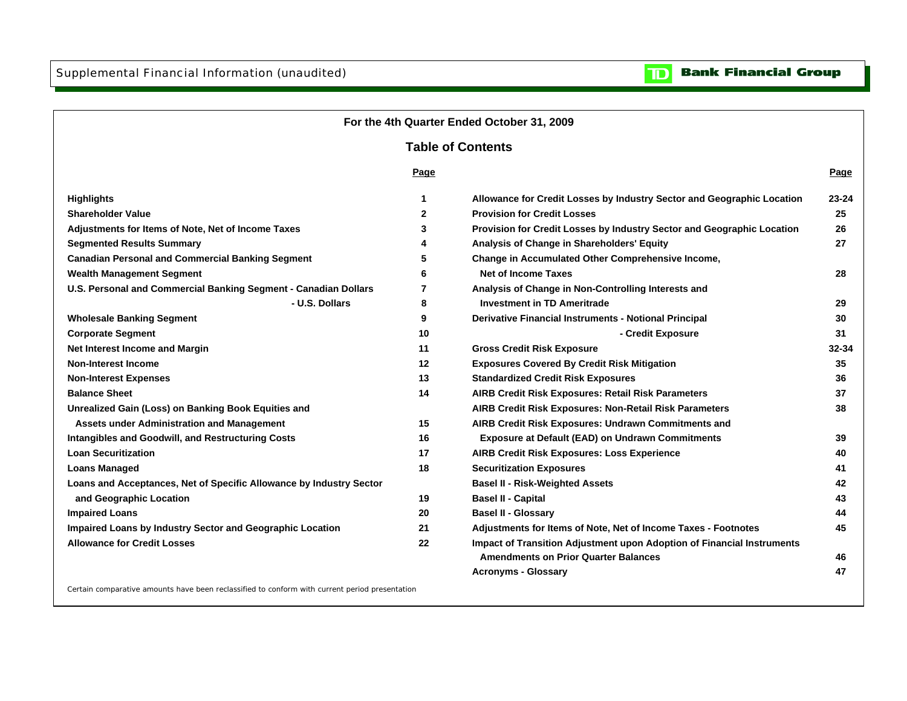Supplemental Financial Information (unaudited)

**TD Bank Financial Group**

## For the 4th Quarter Ended October 31, 2009

## Table of Contents

| | Page | | Page |
|---|---|---|---|
| **Highlights** | 1 | **Allowance for Credit Losses by Industry Sector and Geographic Location** | 23-24 |
| **Shareholder Value** | 2 | **Provision for Credit Losses** | 25 |
| **Adjustments for Items of Note, Net of Income Taxes** | 3 | **Provision for Credit Losses by Industry Sector and Geographic Location** | 26 |
| **Segmented Results Summary** | 4 | **Analysis of Change in Shareholders' Equity** | 27 |
| **Canadian Personal and Commercial Banking Segment** | 5 | **Change in Accumulated Other Comprehensive Income, Net of Income Taxes** | 28 |
| **Wealth Management Segment** | 6 | | |
| **U.S. Personal and Commercial Banking Segment - Canadian Dollars** | 7 | **Analysis of Change in Non-Controlling Interests and Investment in TD Ameritrade** | 29 |
| **- U.S. Dollars** | 8 | | |
| **Wholesale Banking Segment** | 9 | **Derivative Financial Instruments - Notional Principal** | 30 |
| **Corporate Segment** | 10 | **- Credit Exposure** | 31 |
| **Net Interest Income and Margin** | 11 | **Gross Credit Risk Exposure** | 32-34 |
| **Non-Interest Income** | 12 | **Exposures Covered By Credit Risk Mitigation** | 35 |
| **Non-Interest Expenses** | 13 | **Standardized Credit Risk Exposures** | 36 |
| **Balance Sheet** | 14 | **AIRB Credit Risk Exposures: Retail Risk Parameters** | 37 |
| **Unrealized Gain (Loss) on Banking Book Equities and Assets under Administration and Management** | 15 | **AIRB Credit Risk Exposures: Non-Retail Risk Parameters** | 38 |
| **Intangibles and Goodwill, and Restructuring Costs** | 16 | **AIRB Credit Risk Exposures: Undrawn Commitments and Exposure at Default (EAD) on Undrawn Commitments** | 39 |
| **Loan Securitization** | 17 | **AIRB Credit Risk Exposures: Loss Experience** | 40 |
| **Loans Managed** | 18 | **Securitization Exposures** | 41 |
| **Loans and Acceptances, Net of Specific Allowance by Industry Sector and Geographic Location** | 19 | **Basel II - Risk-Weighted Assets** | 42 |
| | | **Basel II - Capital** | 43 |
| **Impaired Loans** | 20 | **Basel II - Glossary** | 44 |
| **Impaired Loans by Industry Sector and Geographic Location** | 21 | **Adjustments for Items of Note, Net of Income Taxes - Footnotes** | 45 |
| **Allowance for Credit Losses** | 22 | **Impact of Transition Adjustment upon Adoption of Financial Instruments Amendments on Prior Quarter Balances** | 46 |
| | | **Acronyms - Glossary** | 47 |

Certain comparative amounts have been reclassified to conform with current period presentation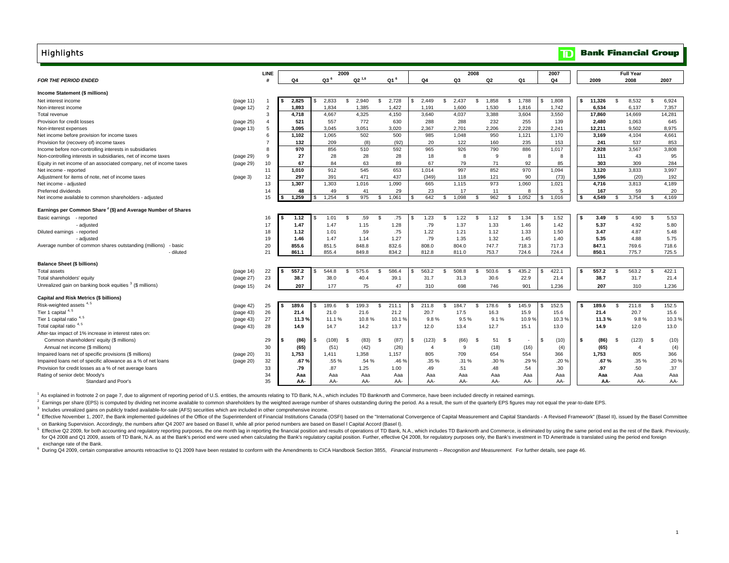# Highlights

**Bank Financial Group**

| *FOR THE PERIOD ENDED* | | LINE # | 2009 Q4 | 2009 Q3 [6] | 2009 Q2 [1,6] | 2009 Q1 [6] | 2008 Q4 | 2008 Q3 | 2008 Q2 | 2008 Q1 | 2007 Q4 | Full Year 2009 | Full Year 2008 | Full Year 2007 |
|---|---|---|---|---|---|---|---|---|---|---|---|---|---|---|
| **Income Statement ($ millions)** | | | | | | | | | | | | | | |
| Net interest income | (page 11) | 1 | $ 2,825 | $ 2,833 | $ 2,940 | $ 2,728 | $ 2,449 | $ 2,437 | $ 1,858 | $ 1,788 | $ 1,808 | $ 11,326 | $ 8,532 | $ 6,924 |
| Non-interest income | (page 12) | 2 | 1,893 | 1,834 | 1,385 | 1,422 | 1,191 | 1,600 | 1,530 | 1,816 | 1,742 | 6,534 | 6,137 | 7,357 |
| Total revenue | | 3 | 4,718 | 4,667 | 4,325 | 4,150 | 3,640 | 4,037 | 3,388 | 3,604 | 3,550 | 17,860 | 14,669 | 14,281 |
| Provision for credit losses | (page 25) | 4 | 521 | 557 | 772 | 630 | 288 | 288 | 232 | 255 | 139 | 2,480 | 1,063 | 645 |
| Non-interest expenses | (page 13) | 5 | 3,095 | 3,045 | 3,051 | 3,020 | 2,367 | 2,701 | 2,206 | 2,228 | 2,241 | 12,211 | 9,502 | 8,975 |
| Net income before provision for income taxes | | 6 | 1,102 | 1,065 | 502 | 500 | 985 | 1,048 | 950 | 1,121 | 1,170 | 3,169 | 4,104 | 4,661 |
| Provision for (recovery of) income taxes | | 7 | 132 | 209 | (8) | (92) | 20 | 122 | 160 | 235 | 153 | 241 | 537 | 853 |
| Income before non-controlling interests in subsidiaries | | 8 | 970 | 856 | 510 | 592 | 965 | 926 | 790 | 886 | 1,017 | 2,928 | 3,567 | 3,808 |
| Non-controlling interests in subsidiaries, net of income taxes | (page 29) | 9 | 27 | 28 | 28 | 28 | 18 | 8 | 9 | 8 | 8 | 111 | 43 | 95 |
| Equity in net income of an associated company, net of income taxes | (page 29) | 10 | 67 | 84 | 63 | 89 | 67 | 79 | 71 | 92 | 85 | 303 | 309 | 284 |
| Net income - reported | | 11 | 1,010 | 912 | 545 | 653 | 1,014 | 997 | 852 | 970 | 1,094 | 3,120 | 3,833 | 3,997 |
| Adjustment for items of note, net of income taxes | (page 3) | 12 | 297 | 391 | 471 | 437 | (349) | 118 | 121 | 90 | (73) | 1,596 | (20) | 192 |
| Net income - adjusted | | 13 | 1,307 | 1,303 | 1,016 | 1,090 | 665 | 1,115 | 973 | 1,060 | 1,021 | 4,716 | 3,813 | 4,189 |
| Preferred dividends | | 14 | 48 | 49 | 41 | 29 | 23 | 17 | 11 | 8 | 5 | 167 | 59 | 20 |
| Net income available to common shareholders - adjusted | | 15 | $ 1,259 | $ 1,254 | $ 975 | $ 1,061 | $ 642 | $ 1,098 | $ 962 | $ 1,052 | $ 1,016 | $ 4,549 | $ 3,754 | $ 4,169 |
| **Earnings per Common Share [2] ($) and Average Number of Shares** | | | | | | | | | | | | | | |
| Basic earnings - reported | | 16 | $ 1.12 | $ 1.01 | $ .59 | $ .75 | $ 1.23 | $ 1.22 | $ 1.12 | $ 1.34 | $ 1.52 | $ 3.49 | $ 4.90 | $ 5.53 |
| - adjusted | | 17 | 1.47 | 1.47 | 1.15 | 1.28 | .79 | 1.37 | 1.33 | 1.46 | 1.42 | 5.37 | 4.92 | 5.80 |
| Diluted earnings - reported | | 18 | 1.12 | 1.01 | .59 | .75 | 1.22 | 1.21 | 1.12 | 1.33 | 1.50 | 3.47 | 4.87 | 5.48 |
| - adjusted | | 19 | 1.46 | 1.47 | 1.14 | 1.27 | .79 | 1.35 | 1.32 | 1.45 | 1.40 | 5.35 | 4.88 | 5.75 |
| Average number of common shares outstanding (millions) - basic | | 20 | 855.6 | 851.5 | 848.8 | 832.6 | 808.0 | 804.0 | 747.7 | 718.3 | 717.3 | 847.1 | 769.6 | 718.6 |
| - diluted | | 21 | 861.1 | 855.4 | 849.8 | 834.2 | 812.8 | 811.0 | 753.7 | 724.6 | 724.4 | 850.1 | 775.7 | 725.5 |
| **Balance Sheet ($ billions)** | | | | | | | | | | | | | | |
| Total assets | (page 14) | 22 | $ 557.2 | $ 544.8 | $ 575.6 | $ 586.4 | $ 563.2 | $ 508.8 | $ 503.6 | $ 435.2 | $ 422.1 | $ 557.2 | $ 563.2 | $ 422.1 |
| Total shareholders' equity | (page 27) | 23 | 38.7 | 38.0 | 40.4 | 39.1 | 31.7 | 31.3 | 30.6 | 22.9 | 21.4 | 38.7 | 31.7 | 21.4 |
| Unrealized gain on banking book equities [3] ($ millions) | (page 15) | 24 | 207 | 177 | 75 | 47 | 310 | 698 | 746 | 901 | 1,236 | 207 | 310 | 1,236 |
| **Capital and Risk Metrics ($ billions)** | | | | | | | | | | | | | | |
| Risk-weighted assets [4,5] | (page 42) | 25 | $ 189.6 | $ 189.6 | $ 199.3 | $ 211.1 | $ 211.8 | $ 184.7 | $ 178.6 | $ 145.9 | $ 152.5 | $ 189.6 | $ 211.8 | $ 152.5 |
| Tier 1 capital [4,5] | (page 43) | 26 | 21.4 | 21.0 | 21.6 | 21.2 | 20.7 | 17.5 | 16.3 | 15.9 | 15.6 | 21.4 | 20.7 | 15.6 |
| Tier 1 capital ratio [4,5] | (page 43) | 27 | 11.3 % | 11.1 % | 10.8 % | 10.1 % | 9.8 % | 9.5 % | 9.1 % | 10.9 % | 10.3 % | 11.3 % | 9.8 % | 10.3 % |
| Total capital ratio [4,5] | (page 43) | 28 | 14.9 | 14.7 | 14.2 | 13.7 | 12.0 | 13.4 | 12.7 | 15.1 | 13.0 | 14.9 | 12.0 | 13.0 |
| After-tax impact of 1% increase in interest rates on: | | | | | | | | | | | | | | |
| Common shareholders' equity ($ millions) | | 29 | $ (86) | $ (108) | $ (83) | $ (87) | $ (123) | $ (66) | $ 51 | $ - | $ (10) | $ (86) | $ (123) | $ (10) |
| Annual net income ($ millions) | | 30 | (65) | (51) | (42) | (26) | 4 | 9 | (18) | (16) | (4) | (65) | 4 | (4) |
| Impaired loans net of specific provisions ($ millions) | (page 20) | 31 | 1,753 | 1,411 | 1,358 | 1,157 | 805 | 709 | 654 | 554 | 366 | 1,753 | 805 | 366 |
| Impaired loans net of specific allowance as a % of net loans | (page 20) | 32 | .67 % | .55 % | .54 % | .46 % | .35 % | .31 % | .30 % | .29 % | .20 % | .67 % | .35 % | .20 % |
| Provision for credit losses as a % of net average loans | | 33 | .79 | .87 | 1.25 | 1.00 | .49 | .51 | .48 | .54 | .30 | .97 | .50 | .37 |
| Rating of senior debt: Moody's | | 34 | Aaa | Aaa | Aaa | Aaa | Aaa | Aaa | Aaa | Aaa | Aaa | Aaa | Aaa | Aaa |
| Standard and Poor's | | 35 | AA- | AA- | AA- | AA- | AA- | AA- | AA- | AA- | AA- | AA- | AA- | AA- |

[1] As explained in footnote 2 on page 7, due to alignment of reporting period of U.S. entities, the amounts relating to TD Bank, N.A., which includes TD Banknorth and Commerce, have been included directly in retained earnings.

[2] Earnings per share (EPS) is computed by dividing net income available to common shareholders by the weighted average number of shares outstanding during the period. As a result, the sum of the quarterly EPS figures may not equal the year-to-date EPS.

[3] Includes unrealized gains on publicly traded available-for-sale (AFS) securities which are included in other comprehensive income.

[4] Effective November 1, 2007, the Bank implemented guidelines of the Office of the Superintendent of Financial Institutions Canada (OSFI) based on the "International Convergence of Capital Measurement and Capital Standards - A Revised Framework" (Basel II), issued by the Basel Committee on Banking Supervision. Accordingly, the numbers after Q4 2007 are based on Basel II, while all prior period numbers are based on Basel I Capital Accord (Basel I).

[5] Effective Q2 2009, for both accounting and regulatory reporting purposes, the one month lag in reporting the financial position and results of operations of TD Bank, N.A., which includes TD Banknorth and Commerce, is eliminated by using the same period end as the rest of the Bank. Previously, for Q4 2008 and Q1 2009, assets of TD Bank, N.A. as at the Bank's period end were used when calculating the Bank's regulatory capital position. Further, effective Q4 2008, for regulatory purposes only, the Bank's investment in TD Ameritrade is translated using the period end foreign exchange rate of the Bank.

[6] During Q4 2009, certain comparative amounts retroactive to Q1 2009 have been restated to conform with the Amendments to CICA Handbook Section 3855, *Financial Instruments – Recognition and Measurement.* For further details, see page 46.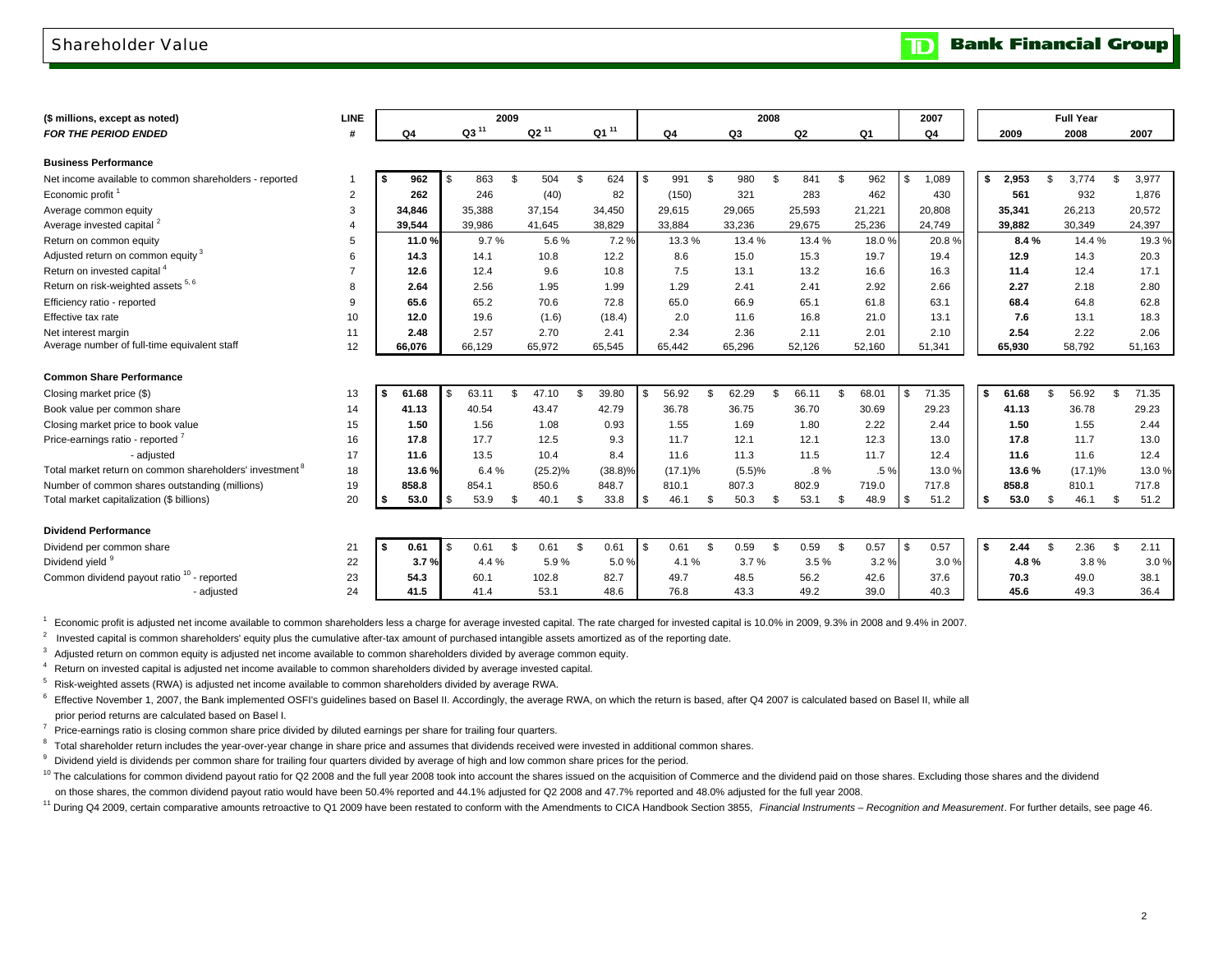# Shareholder Value

| ($ millions, except as noted) *FOR THE PERIOD ENDED* | LINE # | 2009 Q4 | 2009 Q3 [11] | 2009 Q2 [11] | 2009 Q1 [11] | 2008 Q4 | 2008 Q3 | 2008 Q2 | 2008 Q1 | 2007 Q4 | Full Year 2009 | Full Year 2008 | Full Year 2007 |
|---|---|---|---|---|---|---|---|---|---|---|---|---|---|
| **Business Performance** | | | | | | | | | | | | | |
| Net income available to common shareholders - reported | 1 | $ 962 | $ 863 | $ 504 | $ 624 | $ 991 | $ 980 | $ 841 | $ 962 | $ 1,089 | $ 2,953 | $ 3,774 | $ 3,977 |
| Economic profit [1] | 2 | 262 | 246 | (40) | 82 | (150) | 321 | 283 | 462 | 430 | 561 | 932 | 1,876 |
| Average common equity | 3 | 34,846 | 35,388 | 37,154 | 34,450 | 29,615 | 29,065 | 25,593 | 21,221 | 20,808 | 35,341 | 26,213 | 20,572 |
| Average invested capital [2] | 4 | 39,544 | 39,986 | 41,645 | 38,829 | 33,884 | 33,236 | 29,675 | 25,236 | 24,749 | 39,882 | 30,349 | 24,397 |
| Return on common equity | 5 | 11.0 % | 9.7 % | 5.6 % | 7.2 % | 13.3 % | 13.4 % | 13.4 % | 18.0 % | 20.8 % | 8.4 % | 14.4 % | 19.3 % |
| Adjusted return on common equity [3] | 6 | 14.3 | 14.1 | 10.8 | 12.2 | 8.6 | 15.0 | 15.3 | 19.7 | 19.4 | 12.9 | 14.3 | 20.3 |
| Return on invested capital [4] | 7 | 12.6 | 12.4 | 9.6 | 10.8 | 7.5 | 13.1 | 13.2 | 16.6 | 16.3 | 11.4 | 12.4 | 17.1 |
| Return on risk-weighted assets [5, 6] | 8 | 2.64 | 2.56 | 1.95 | 1.99 | 1.29 | 2.41 | 2.41 | 2.92 | 2.66 | 2.27 | 2.18 | 2.80 |
| Efficiency ratio - reported | 9 | 65.6 | 65.2 | 70.6 | 72.8 | 65.0 | 66.9 | 65.1 | 61.8 | 63.1 | 68.4 | 64.8 | 62.8 |
| Effective tax rate | 10 | 12.0 | 19.6 | (1.6) | (18.4) | 2.0 | 11.6 | 16.8 | 21.0 | 13.1 | 7.6 | 13.1 | 18.3 |
| Net interest margin | 11 | 2.48 | 2.57 | 2.70 | 2.41 | 2.34 | 2.36 | 2.11 | 2.01 | 2.10 | 2.54 | 2.22 | 2.06 |
| Average number of full-time equivalent staff | 12 | 66,076 | 66,129 | 65,972 | 65,545 | 65,442 | 65,296 | 52,126 | 52,160 | 51,341 | 65,930 | 58,792 | 51,163 |
| **Common Share Performance** | | | | | | | | | | | | | |
| Closing market price ($) | 13 | $ 61.68 | $ 63.11 | $ 47.10 | $ 39.80 | $ 56.92 | $ 62.29 | $ 66.11 | $ 68.01 | $ 71.35 | $ 61.68 | $ 56.92 | $ 71.35 |
| Book value per common share | 14 | 41.13 | 40.54 | 43.47 | 42.79 | 36.78 | 36.75 | 36.70 | 30.69 | 29.23 | 41.13 | 36.78 | 29.23 |
| Closing market price to book value | 15 | 1.50 | 1.56 | 1.08 | 0.93 | 1.55 | 1.69 | 1.80 | 2.22 | 2.44 | 1.50 | 1.55 | 2.44 |
| Price-earnings ratio - reported [7] | 16 | 17.8 | 17.7 | 12.5 | 9.3 | 11.7 | 12.1 | 12.1 | 12.3 | 13.0 | 17.8 | 11.7 | 13.0 |
| - adjusted | 17 | 11.6 | 13.5 | 10.4 | 8.4 | 11.6 | 11.3 | 11.5 | 11.7 | 12.4 | 11.6 | 11.6 | 12.4 |
| Total market return on common shareholders' investment [8] | 18 | 13.6 % | 6.4 % | (25.2)% | (38.8)% | (17.1)% | (5.5)% | .8 % | .5 % | 13.0 % | 13.6 % | (17.1)% | 13.0 % |
| Number of common shares outstanding (millions) | 19 | 858.8 | 854.1 | 850.6 | 848.7 | 810.1 | 807.3 | 802.9 | 719.0 | 717.8 | 858.8 | 810.1 | 717.8 |
| Total market capitalization ($ billions) | 20 | $ 53.0 | $ 53.9 | $ 40.1 | $ 33.8 | $ 46.1 | $ 50.3 | $ 53.1 | $ 48.9 | $ 51.2 | $ 53.0 | $ 46.1 | $ 51.2 |
| **Dividend Performance** | | | | | | | | | | | | | |
| Dividend per common share | 21 | $ 0.61 | $ 0.61 | $ 0.61 | $ 0.61 | $ 0.61 | $ 0.59 | $ 0.59 | $ 0.57 | $ 0.57 | $ 2.44 | $ 2.36 | $ 2.11 |
| Dividend yield [9] | 22 | 3.7 % | 4.4 % | 5.9 % | 5.0 % | 4.1 % | 3.7 % | 3.5 % | 3.2 % | 3.0 % | 4.8 % | 3.8 % | 3.0 % |
| Common dividend payout ratio [10] - reported | 23 | 54.3 | 60.1 | 102.8 | 82.7 | 49.7 | 48.5 | 56.2 | 42.6 | 37.6 | 70.3 | 49.0 | 38.1 |
| - adjusted | 24 | 41.5 | 41.4 | 53.1 | 48.6 | 76.8 | 43.3 | 49.2 | 39.0 | 40.3 | 45.6 | 49.3 | 36.4 |

[1] Economic profit is adjusted net income available to common shareholders less a charge for average invested capital. The rate charged for invested capital is 10.0% in 2009, 9.3% in 2008 and 9.4% in 2007.

[2] Invested capital is common shareholders' equity plus the cumulative after-tax amount of purchased intangible assets amortized as of the reporting date.

[3] Adjusted return on common equity is adjusted net income available to common shareholders divided by average common equity.

[4] Return on invested capital is adjusted net income available to common shareholders divided by average invested capital.

[5] Risk-weighted assets (RWA) is adjusted net income available to common shareholders divided by average RWA.

[6] Effective November 1, 2007, the Bank implemented OSFI's guidelines based on Basel II. Accordingly, the average RWA, on which the return is based, after Q4 2007 is calculated based on Basel II, while all prior period returns are calculated based on Basel I.

[7] Price-earnings ratio is closing common share price divided by diluted earnings per share for trailing four quarters.

[8] Total shareholder return includes the year-over-year change in share price and assumes that dividends received were invested in additional common shares.

[9] Dividend yield is dividends per common share for trailing four quarters divided by average of high and low common share prices for the period.

[10] The calculations for common dividend payout ratio for Q2 2008 and the full year 2008 took into account the shares issued on the acquisition of Commerce and the dividend paid on those shares. Excluding those shares and the dividend on those shares, the common dividend payout ratio would have been 50.4% reported and 44.1% adjusted for Q2 2008 and 47.7% reported and 48.0% adjusted for the full year 2008.

[11] During Q4 2009, certain comparative amounts retroactive to Q1 2009 have been restated to conform with the Amendments to CICA Handbook Section 3855, *Financial Instruments – Recognition and Measurement*. For further details, see page 46.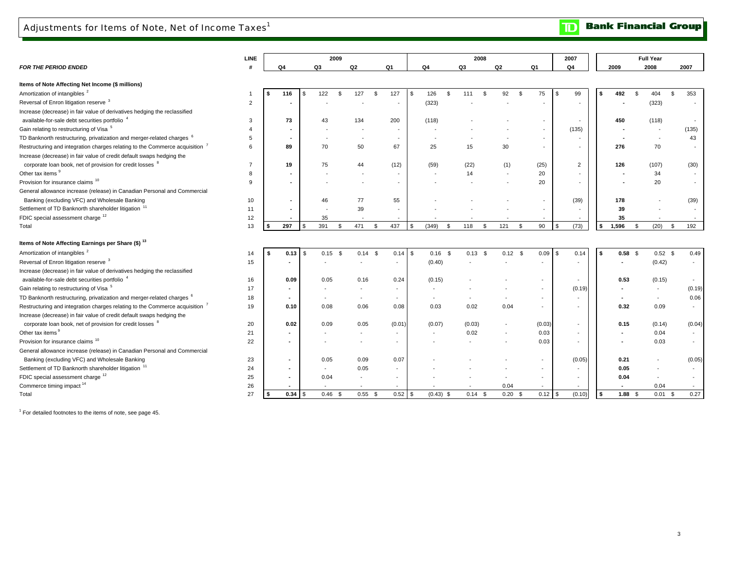# Adjustments for Items of Note, Net of Income Taxes[1]

| FOR THE PERIOD ENDED | LINE # | 2009 Q4 | 2009 Q3 | 2009 Q2 | 2009 Q1 | 2008 Q4 | 2008 Q3 | 2008 Q2 | 2008 Q1 | 2007 Q4 | Full Year 2009 | Full Year 2008 | Full Year 2007 |
|---|---|---|---|---|---|---|---|---|---|---|---|---|---|
| **Items of Note Affecting Net Income ($ millions)** | | | | | | | | | | | | | |
| Amortization of intangibles [2] | 1 | **$ 116** | $ 122 | $ 127 | $ 127 | $ 126 | $ 111 | $ 92 | $ 75 | $ 99 | **$ 492** | $ 404 | $ 353 |
| Reversal of Enron litigation reserve [3] | 2 | **-** | - | - | - | (323) | - | - | - | - | **-** | (323) | - |
| Increase (decrease) in fair value of derivatives hedging the reclassified available-for-sale debt securities portfolio [4] | 3 | **73** | 43 | 134 | 200 | (118) | - | - | - | - | **450** | (118) | - |
| Gain relating to restructuring of Visa [5] | 4 | **-** | - | - | - | - | - | - | - | (135) | **-** | - | (135) |
| TD Banknorth restructuring, privatization and merger-related charges [6] | 5 | **-** | - | - | - | - | - | - | - | - | **-** | - | 43 |
| Restructuring and integration charges relating to the Commerce acquisition [7] | 6 | **89** | 70 | 50 | 67 | 25 | 15 | 30 | - | - | **276** | 70 | - |
| Increase (decrease) in fair value of credit default swaps hedging the corporate loan book, net of provision for credit losses [8] | 7 | **19** | 75 | 44 | (12) | (59) | (22) | (1) | (25) | 2 | **126** | (107) | (30) |
| Other tax items [9] | 8 | **-** | - | - | - | - | 14 | - | 20 | - | **-** | 34 | - |
| Provision for insurance claims [10] | 9 | **-** | - | - | - | - | - | - | 20 | - | **-** | 20 | - |
| General allowance increase (release) in Canadian Personal and Commercial Banking (excluding VFC) and Wholesale Banking | 10 | **-** | 46 | 77 | 55 | - | - | - | - | (39) | **178** | - | (39) |
| Settlement of TD Banknorth shareholder litigation [11] | 11 | **-** | - | 39 | - | - | - | - | - | - | **39** | - | - |
| FDIC special assessment charge [12] | 12 | **-** | 35 | - | - | - | - | - | - | - | **35** | - | - |
| Total | 13 | **$ 297** | $ 391 | $ 471 | $ 437 | $ (349) | $ 118 | $ 121 | $ 90 | $ (73) | **$ 1,596** | $ (20) | $ 192 |
| **Items of Note Affecting Earnings per Share ($)** [13] | | | | | | | | | | | | | |
| Amortization of intangibles [2] | 14 | **$ 0.13** | $ 0.15 | $ 0.14 | $ 0.14 | $ 0.16 | $ 0.13 | $ 0.12 | $ 0.09 | $ 0.14 | **$ 0.58** | $ 0.52 | $ 0.49 |
| Reversal of Enron litigation reserve [3] | 15 | **-** | - | - | - | (0.40) | - | - | - | - | **-** | (0.42) | - |
| Increase (decrease) in fair value of derivatives hedging the reclassified available-for-sale debt securities portfolio [4] | 16 | **0.09** | 0.05 | 0.16 | 0.24 | (0.15) | - | - | - | - | **0.53** | (0.15) | - |
| Gain relating to restructuring of Visa [5] | 17 | **-** | - | - | - | - | - | - | - | (0.19) | **-** | - | (0.19) |
| TD Banknorth restructuring, privatization and merger-related charges [6] | 18 | **-** | - | - | - | - | - | - | - | - | **-** | - | 0.06 |
| Restructuring and integration charges relating to the Commerce acquisition [7] | 19 | **0.10** | 0.08 | 0.06 | 0.08 | 0.03 | 0.02 | 0.04 | - | - | **0.32** | 0.09 | - |
| Increase (decrease) in fair value of credit default swaps hedging the corporate loan book, net of provision for credit losses [8] | 20 | **0.02** | 0.09 | 0.05 | (0.01) | (0.07) | (0.03) | - | (0.03) | - | **0.15** | (0.14) | (0.04) |
| Other tax items [9] | 21 | **-** | - | - | - | - | 0.02 | - | 0.03 | - | **-** | 0.04 | - |
| Provision for insurance claims [10] | 22 | **-** | - | - | - | - | - | - | 0.03 | - | **-** | 0.03 | - |
| General allowance increase (release) in Canadian Personal and Commercial Banking (excluding VFC) and Wholesale Banking | 23 | **-** | 0.05 | 0.09 | 0.07 | - | - | - | - | (0.05) | **0.21** | - | (0.05) |
| Settlement of TD Banknorth shareholder litigation [11] | 24 | **-** | - | 0.05 | - | - | - | - | - | - | **0.05** | - | - |
| FDIC special assessment charge [12] | 25 | **-** | 0.04 | - | - | - | - | - | - | - | **0.04** | - | - |
| Commerce timing impact [14] | 26 | **-** | - | - | - | - | - | 0.04 | - | - | **-** | 0.04 | - |
| Total | 27 | **$ 0.34** | $ 0.46 | $ 0.55 | $ 0.52 | $ (0.43) | $ 0.14 | $ 0.20 | $ 0.12 | $ (0.10) | **$ 1.88** | $ 0.01 | $ 0.27 |

[1] For detailed footnotes to the items of note, see page 45.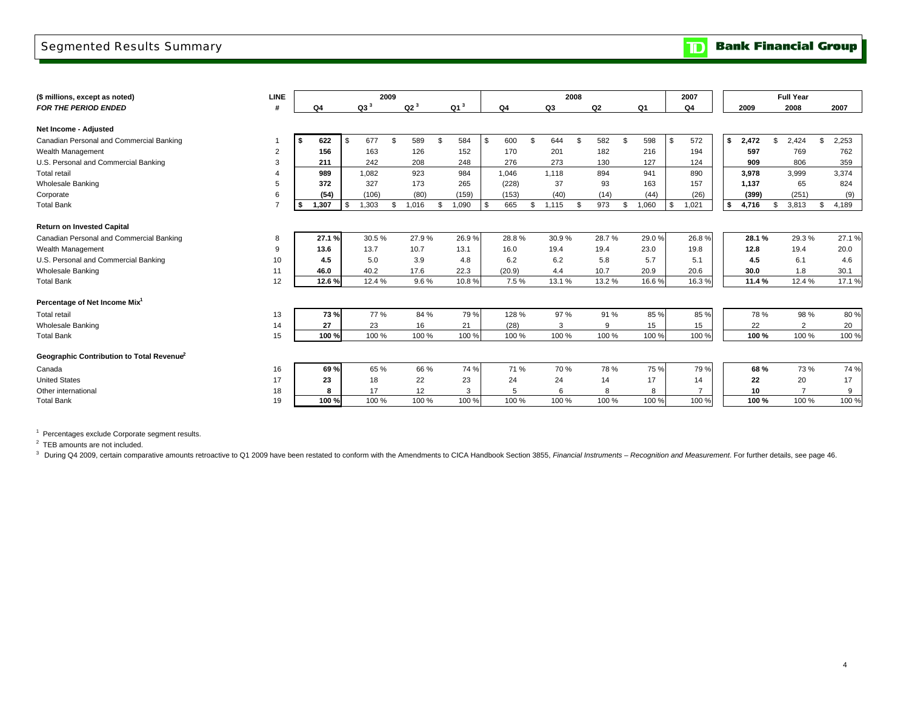# Segmented Results Summary

| ($ millions, except as noted) | LINE | 2009 | | | | 2008 | | | | 2007 | Full Year | | |
|---|---|---|---|---|---|---|---|---|---|---|---|---|---|
| *FOR THE PERIOD ENDED* | # | Q4 | Q3 [3] | Q2 [3] | Q1 [3] | Q4 | Q3 | Q2 | Q1 | Q4 | 2009 | 2008 | 2007 |
| **Net Income - Adjusted** | | | | | | | | | | | | | |
| Canadian Personal and Commercial Banking | 1 | **$ 622** | $ 677 | $ 589 | $ 584 | $ 600 | $ 644 | $ 582 | $ 598 | $ 572 | **$ 2,472** | $ 2,424 | $ 2,253 |
| Wealth Management | 2 | **156** | 163 | 126 | 152 | 170 | 201 | 182 | 216 | 194 | **597** | 769 | 762 |
| U.S. Personal and Commercial Banking | 3 | **211** | 242 | 208 | 248 | 276 | 273 | 130 | 127 | 124 | **909** | 806 | 359 |
| Total retail | 4 | **989** | 1,082 | 923 | 984 | 1,046 | 1,118 | 894 | 941 | 890 | **3,978** | 3,999 | 3,374 |
| Wholesale Banking | 5 | **372** | 327 | 173 | 265 | (228) | 37 | 93 | 163 | 157 | **1,137** | 65 | 824 |
| Corporate | 6 | **(54)** | (106) | (80) | (159) | (153) | (40) | (14) | (44) | (26) | **(399)** | (251) | (9) |
| Total Bank | 7 | **$ 1,307** | $ 1,303 | $ 1,016 | $ 1,090 | $ 665 | $ 1,115 | $ 973 | $ 1,060 | $ 1,021 | **$ 4,716** | $ 3,813 | $ 4,189 |
| **Return on Invested Capital** | | | | | | | | | | | | | |
| Canadian Personal and Commercial Banking | 8 | **27.1 %** | 30.5 % | 27.9 % | 26.9 % | 28.8 % | 30.9 % | 28.7 % | 29.0 % | 26.8 % | **28.1 %** | 29.3 % | 27.1 % |
| Wealth Management | 9 | **13.6** | 13.7 | 10.7 | 13.1 | 16.0 | 19.4 | 19.4 | 23.0 | 19.8 | **12.8** | 19.4 | 20.0 |
| U.S. Personal and Commercial Banking | 10 | **4.5** | 5.0 | 3.9 | 4.8 | 6.2 | 6.2 | 5.8 | 5.7 | 5.1 | **4.5** | 6.1 | 4.6 |
| Wholesale Banking | 11 | **46.0** | 40.2 | 17.6 | 22.3 | (20.9) | 4.4 | 10.7 | 20.9 | 20.6 | **30.0** | 1.8 | 30.1 |
| Total Bank | 12 | **12.6 %** | 12.4 % | 9.6 % | 10.8 % | 7.5 % | 13.1 % | 13.2 % | 16.6 % | 16.3 % | **11.4 %** | 12.4 % | 17.1 % |
| **Percentage of Net Income Mix[1]** | | | | | | | | | | | | | |
| Total retail | 13 | **73 %** | 77 % | 84 % | 79 % | 128 % | 97 % | 91 % | 85 % | 85 % | 78 % | 98 % | 80 % |
| Wholesale Banking | 14 | **27** | 23 | 16 | 21 | (28) | 3 | 9 | 15 | 15 | 22 | 2 | 20 |
| Total Bank | 15 | **100 %** | 100 % | 100 % | 100 % | 100 % | 100 % | 100 % | 100 % | 100 % | **100 %** | 100 % | 100 % |
| **Geographic Contribution to Total Revenue[2]** | | | | | | | | | | | | | |
| Canada | 16 | **69 %** | 65 % | 66 % | 74 % | 71 % | 70 % | 78 % | 75 % | 79 % | **68 %** | 73 % | 74 % |
| United States | 17 | **23** | 18 | 22 | 23 | 24 | 24 | 14 | 17 | 14 | **22** | 20 | 17 |
| Other international | 18 | **8** | 17 | 12 | 3 | 5 | 6 | 8 | 8 | 7 | **10** | 7 | 9 |
| Total Bank | 19 | **100 %** | 100 % | 100 % | 100 % | 100 % | 100 % | 100 % | 100 % | 100 % | **100 %** | 100 % | 100 % |

[1] Percentages exclude Corporate segment results.

[2] TEB amounts are not included.

[3] During Q4 2009, certain comparative amounts retroactive to Q1 2009 have been restated to conform with the Amendments to CICA Handbook Section 3855, *Financial Instruments – Recognition and Measurement*. For further details, see page 46.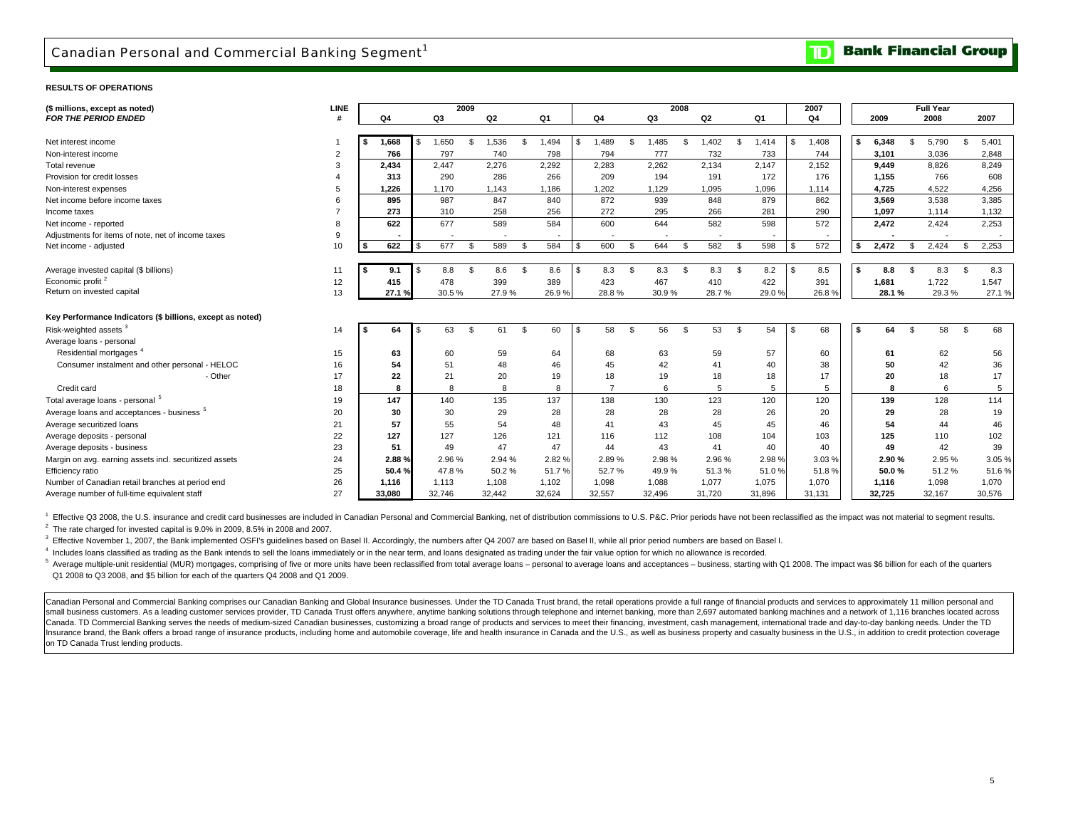# Canadian Personal and Commercial Banking Segment[1]

**RESULTS OF OPERATIONS**

| ($ millions, except as noted) *FOR THE PERIOD ENDED* | LINE # | 2009 Q4 | 2009 Q3 | 2009 Q2 | 2009 Q1 | 2008 Q4 | 2008 Q3 | 2008 Q2 | 2008 Q1 | 2007 Q4 | Full Year 2009 | Full Year 2008 | Full Year 2007 |
|---|---|---|---|---|---|---|---|---|---|---|---|---|---|
| Net interest income | 1 | $ 1,668 | $ 1,650 | $ 1,536 | $ 1,494 | $ 1,489 | $ 1,485 | $ 1,402 | $ 1,414 | $ 1,408 | $ 6,348 | $ 5,790 | $ 5,401 |
| Non-interest income | 2 | 766 | 797 | 740 | 798 | 794 | 777 | 732 | 733 | 744 | 3,101 | 3,036 | 2,848 |
| Total revenue | 3 | 2,434 | 2,447 | 2,276 | 2,292 | 2,283 | 2,262 | 2,134 | 2,147 | 2,152 | 9,449 | 8,826 | 8,249 |
| Provision for credit losses | 4 | 313 | 290 | 286 | 266 | 209 | 194 | 191 | 172 | 176 | 1,155 | 766 | 608 |
| Non-interest expenses | 5 | 1,226 | 1,170 | 1,143 | 1,186 | 1,202 | 1,129 | 1,095 | 1,096 | 1,114 | 4,725 | 4,522 | 4,256 |
| Net income before income taxes | 6 | 895 | 987 | 847 | 840 | 872 | 939 | 848 | 879 | 862 | 3,569 | 3,538 | 3,385 |
| Income taxes | 7 | 273 | 310 | 258 | 256 | 272 | 295 | 266 | 281 | 290 | 1,097 | 1,114 | 1,132 |
| Net income - reported | 8 | 622 | 677 | 589 | 584 | 600 | 644 | 582 | 598 | 572 | 2,472 | 2,424 | 2,253 |
| Adjustments for items of note, net of income taxes | 9 | - | - | - | - | - | - | - | - | - | - | - | - |
| Net income - adjusted | 10 | $ 622 | $ 677 | $ 589 | $ 584 | $ 600 | $ 644 | $ 582 | $ 598 | $ 572 | $ 2,472 | $ 2,424 | $ 2,253 |
| Average invested capital ($ billions) | 11 | $ 9.1 | $ 8.8 | $ 8.6 | $ 8.6 | $ 8.3 | $ 8.3 | $ 8.3 | $ 8.2 | $ 8.5 | $ 8.8 | $ 8.3 | $ 8.3 |
| Economic profit [2] | 12 | 415 | 478 | 399 | 389 | 423 | 467 | 410 | 422 | 391 | 1,681 | 1,722 | 1,547 |
| Return on invested capital | 13 | 27.1 % | 30.5 % | 27.9 % | 26.9 % | 28.8 % | 30.9 % | 28.7 % | 29.0 % | 26.8 % | 28.1 % | 29.3 % | 27.1 % |
| **Key Performance Indicators ($ billions, except as noted)** | | | | | | | | | | | | | |
| Risk-weighted assets [3] | 14 | $ 64 | $ 63 | $ 61 | $ 60 | $ 58 | $ 56 | $ 53 | $ 54 | $ 68 | $ 64 | $ 58 | $ 68 |
| Average loans - personal | | | | | | | | | | | | | |
| Residential mortgages [4] | 15 | 63 | 60 | 59 | 64 | 68 | 63 | 59 | 57 | 60 | 61 | 62 | 56 |
| Consumer instalment and other personal - HELOC | 16 | 54 | 51 | 48 | 46 | 45 | 42 | 41 | 40 | 38 | 50 | 42 | 36 |
| - Other | 17 | 22 | 21 | 20 | 19 | 18 | 19 | 18 | 18 | 17 | 20 | 18 | 17 |
| Credit card | 18 | 8 | 8 | 8 | 8 | 7 | 6 | 5 | 5 | 5 | 8 | 6 | 5 |
| Total average loans - personal [5] | 19 | 147 | 140 | 135 | 137 | 138 | 130 | 123 | 120 | 120 | 139 | 128 | 114 |
| Average loans and acceptances - business [5] | 20 | 30 | 30 | 29 | 28 | 28 | 28 | 28 | 26 | 20 | 29 | 28 | 19 |
| Average securitized loans | 21 | 57 | 55 | 54 | 48 | 41 | 43 | 45 | 45 | 46 | 54 | 44 | 46 |
| Average deposits - personal | 22 | 127 | 127 | 126 | 121 | 116 | 112 | 108 | 104 | 103 | 125 | 110 | 102 |
| Average deposits - business | 23 | 51 | 49 | 47 | 47 | 44 | 43 | 41 | 40 | 40 | 49 | 42 | 39 |
| Margin on avg. earning assets incl. securitized assets | 24 | 2.88 % | 2.96 % | 2.94 % | 2.82 % | 2.89 % | 2.98 % | 2.96 % | 2.98 % | 3.03 % | 2.90 % | 2.95 % | 3.05 % |
| Efficiency ratio | 25 | 50.4 % | 47.8 % | 50.2 % | 51.7 % | 52.7 % | 49.9 % | 51.3 % | 51.0 % | 51.8 % | 50.0 % | 51.2 % | 51.6 % |
| Number of Canadian retail branches at period end | 26 | 1,116 | 1,113 | 1,108 | 1,102 | 1,098 | 1,088 | 1,077 | 1,075 | 1,070 | 1,116 | 1,098 | 1,070 |
| Average number of full-time equivalent staff | 27 | 33,080 | 32,746 | 32,442 | 32,624 | 32,557 | 32,496 | 31,720 | 31,896 | 31,131 | 32,725 | 32,167 | 30,576 |

[1] Effective Q3 2008, the U.S. insurance and credit card businesses are included in Canadian Personal and Commercial Banking, net of distribution commissions to U.S. P&C. Prior periods have not been reclassified as the impact was not material to segment results.

[2] The rate charged for invested capital is 9.0% in 2009, 8.5% in 2008 and 2007.

[3] Effective November 1, 2007, the Bank implemented OSFI's guidelines based on Basel II. Accordingly, the numbers after Q4 2007 are based on Basel II, while all prior period numbers are based on Basel I.

[4] Includes loans classified as trading as the Bank intends to sell the loans immediately or in the near term, and loans designated as trading under the fair value option for which no allowance is recorded.

[5] Average multiple-unit residential (MUR) mortgages, comprising of five or more units have been reclassified from total average loans – personal to average loans and acceptances – business, starting with Q1 2008. The impact was $6 billion for each of the quarters Q1 2008 to Q3 2008, and $5 billion for each of the quarters Q4 2008 and Q1 2009.

Canadian Personal and Commercial Banking comprises our Canadian Banking and Global Insurance businesses. Under the TD Canada Trust brand, the retail operations provide a full range of financial products and services to approximately 11 million personal and small business customers. As a leading customer services provider, TD Canada Trust offers anywhere, anytime banking solutions through telephone and internet banking, more than 2,697 automated banking machines and a network of 1,116 branches located across Canada. TD Commercial Banking serves the needs of medium-sized Canadian businesses, customizing a broad range of products and services to meet their financing, investment, cash management, international trade and day-to-day banking needs. Under the TD Insurance brand, the Bank offers a broad range of insurance products, including home and automobile coverage, life and health insurance in Canada and the U.S., as well as business property and casualty business in the U.S., in addition to credit protection coverage on TD Canada Trust lending products.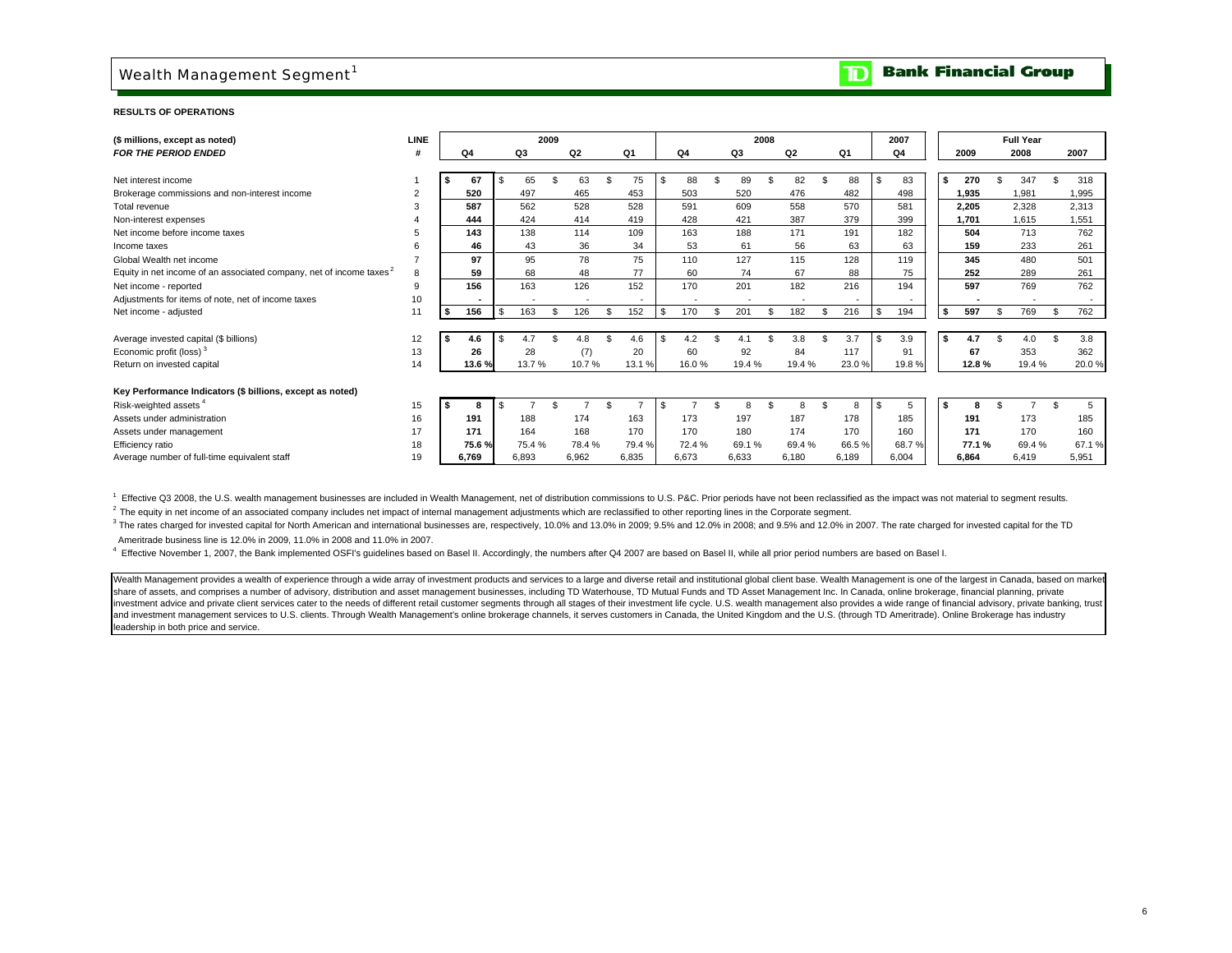# Wealth Management Segment[1]

**RESULTS OF OPERATIONS**

| (\$ millions, except as noted) *FOR THE PERIOD ENDED* | LINE # | 2009 Q4 | 2009 Q3 | 2009 Q2 | 2009 Q1 | 2008 Q4 | 2008 Q3 | 2008 Q2 | 2008 Q1 | 2007 Q4 | Full Year 2009 | Full Year 2008 | Full Year 2007 |
|---|---|---|---|---|---|---|---|---|---|---|---|---|---|
| Net interest income | 1 | **\$ 67** | \$ 65 | \$ 63 | \$ 75 | \$ 88 | \$ 89 | \$ 82 | \$ 88 | \$ 83 | **\$ 270** | \$ 347 | \$ 318 |
| Brokerage commissions and non-interest income | 2 | **520** | 497 | 465 | 453 | 503 | 520 | 476 | 482 | 498 | **1,935** | 1,981 | 1,995 |
| Total revenue | 3 | **587** | 562 | 528 | 528 | 591 | 609 | 558 | 570 | 581 | **2,205** | 2,328 | 2,313 |
| Non-interest expenses | 4 | **444** | 424 | 414 | 419 | 428 | 421 | 387 | 379 | 399 | **1,701** | 1,615 | 1,551 |
| Net income before income taxes | 5 | **143** | 138 | 114 | 109 | 163 | 188 | 171 | 191 | 182 | **504** | 713 | 762 |
| Income taxes | 6 | **46** | 43 | 36 | 34 | 53 | 61 | 56 | 63 | 63 | **159** | 233 | 261 |
| Global Wealth net income | 7 | **97** | 95 | 78 | 75 | 110 | 127 | 115 | 128 | 119 | **345** | 480 | 501 |
| Equity in net income of an associated company, net of income taxes[2] | 8 | **59** | 68 | 48 | 77 | 60 | 74 | 67 | 88 | 75 | **252** | 289 | 261 |
| Net income - reported | 9 | **156** | 163 | 126 | 152 | 170 | 201 | 182 | 216 | 194 | **597** | 769 | 762 |
| Adjustments for items of note, net of income taxes | 10 | **-** | - | - | - | - | - | - | - | - | **-** | - | - |
| Net income - adjusted | 11 | **\$ 156** | \$ 163 | \$ 126 | \$ 152 | \$ 170 | \$ 201 | \$ 182 | \$ 216 | \$ 194 | **\$ 597** | \$ 769 | \$ 762 |
| Average invested capital (\$ billions) | 12 | **\$ 4.6** | \$ 4.7 | \$ 4.8 | \$ 4.6 | \$ 4.2 | \$ 4.1 | \$ 3.8 | \$ 3.7 | \$ 3.9 | **\$ 4.7** | \$ 4.0 | \$ 3.8 |
| Economic profit (loss)[3] | 13 | **26** | 28 | (7) | 20 | 60 | 92 | 84 | 117 | 91 | **67** | 353 | 362 |
| Return on invested capital | 14 | **13.6 %** | 13.7 % | 10.7 % | 13.1 % | 16.0 % | 19.4 % | 19.4 % | 23.0 % | 19.8 % | **12.8 %** | 19.4 % | 20.0 % |
| **Key Performance Indicators (\$ billions, except as noted)** | | | | | | | | | | | | | |
| Risk-weighted assets[4] | 15 | **\$ 8** | \$ 7 | \$ 7 | \$ 7 | \$ 7 | \$ 8 | \$ 8 | \$ 8 | \$ 5 | **\$ 8** | \$ 7 | \$ 5 |
| Assets under administration | 16 | **191** | 188 | 174 | 163 | 173 | 197 | 187 | 178 | 185 | **191** | 173 | 185 |
| Assets under management | 17 | **171** | 164 | 168 | 170 | 170 | 180 | 174 | 170 | 160 | **171** | 170 | 160 |
| Efficiency ratio | 18 | **75.6 %** | 75.4 % | 78.4 % | 79.4 % | 72.4 % | 69.1 % | 69.4 % | 66.5 % | 68.7 % | **77.1 %** | 69.4 % | 67.1 % |
| Average number of full-time equivalent staff | 19 | **6,769** | 6,893 | 6,962 | 6,835 | 6,673 | 6,633 | 6,180 | 6,189 | 6,004 | **6,864** | 6,419 | 5,951 |

[1] Effective Q3 2008, the U.S. wealth management businesses are included in Wealth Management, net of distribution commissions to U.S. P&C. Prior periods have not been reclassified as the impact was not material to segment results.

[2] The equity in net income of an associated company includes net impact of internal management adjustments which are reclassified to other reporting lines in the Corporate segment.

[3] The rates charged for invested capital for North American and international businesses are, respectively, 10.0% and 13.0% in 2009; 9.5% and 12.0% in 2008; and 9.5% and 12.0% in 2007. The rate charged for invested capital for the TD Ameritrade business line is 12.0% in 2009, 11.0% in 2008 and 11.0% in 2007.

[4] Effective November 1, 2007, the Bank implemented OSFI's guidelines based on Basel II. Accordingly, the numbers after Q4 2007 are based on Basel II, while all prior period numbers are based on Basel I.

Wealth Management provides a wealth of experience through a wide array of investment products and services to a large and diverse retail and institutional global client base. Wealth Management is one of the largest in Canada, based on market share of assets, and comprises a number of advisory, distribution and asset management businesses, including TD Waterhouse, TD Mutual Funds and TD Asset Management Inc. In Canada, online brokerage, financial planning, private investment advice and private client services cater to the needs of different retail customer segments through all stages of their investment life cycle. U.S. wealth management also provides a wide range of financial advisory, private banking, trust and investment management services to U.S. clients. Through Wealth Management's online brokerage channels, it serves customers in Canada, the United Kingdom and the U.S. (through TD Ameritrade). Online Brokerage has industry leadership in both price and service.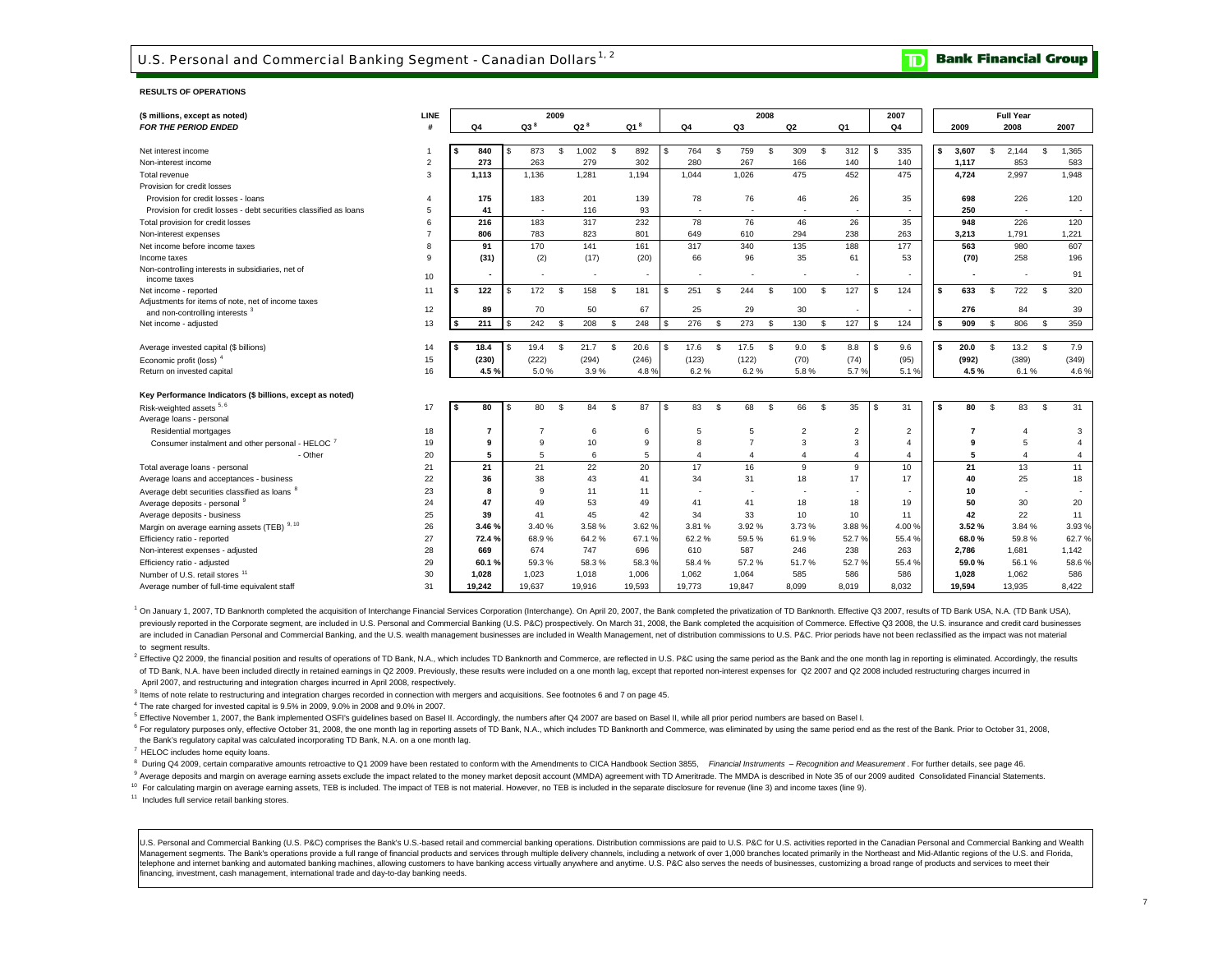# U.S. Personal and Commercial Banking Segment - Canadian Dollars[1, 2]

**TD Bank Financial Group**

**RESULTS OF OPERATIONS**

| ($ millions, except as noted) *FOR THE PERIOD ENDED* | LINE # | 2009 Q4 | 2009 Q3[8] | 2009 Q2[8] | 2009 Q1[8] | 2008 Q4 | 2008 Q3 | 2008 Q2 | 2008 Q1 | 2007 Q4 | Full Year 2009 | Full Year 2008 | Full Year 2007 |
|---|---|---|---|---|---|---|---|---|---|---|---|---|---|
| Net interest income | 1 | **$ 840** | $ 873 | $ 1,002 | $ 892 | $ 764 | $ 759 | $ 309 | $ 312 | $ 335 | **$ 3,607** | $ 2,144 | $ 1,365 |
| Non-interest income | 2 | **273** | 263 | 279 | 302 | 280 | 267 | 166 | 140 | 140 | **1,117** | 853 | 583 |
| Total revenue | 3 | **1,113** | 1,136 | 1,281 | 1,194 | 1,044 | 1,026 | 475 | 452 | 475 | **4,724** | 2,997 | 1,948 |
| Provision for credit losses | | | | | | | | | | | | | |
| Provision for credit losses - loans | 4 | **175** | 183 | 201 | 139 | 78 | 76 | 46 | 26 | 35 | **698** | 226 | 120 |
| Provision for credit losses - debt securities classified as loans | 5 | **41** | - | 116 | 93 | - | - | - | - | - | **250** | - | - |
| Total provision for credit losses | 6 | **216** | 183 | 317 | 232 | 78 | 76 | 46 | 26 | 35 | **948** | 226 | 120 |
| Non-interest expenses | 7 | **806** | 783 | 823 | 801 | 649 | 610 | 294 | 238 | 263 | **3,213** | 1,791 | 1,221 |
| Net income before income taxes | 8 | **91** | 170 | 141 | 161 | 317 | 340 | 135 | 188 | 177 | **563** | 980 | 607 |
| Income taxes | 9 | **(31)** | (2) | (17) | (20) | 66 | 96 | 35 | 61 | 53 | **(70)** | 258 | 196 |
| Non-controlling interests in subsidiaries, net of income taxes | 10 | **-** | - | - | - | - | - | - | - | - | **-** | - | 91 |
| Net income - reported | 11 | **$ 122** | $ 172 | $ 158 | $ 181 | $ 251 | $ 244 | $ 100 | $ 127 | $ 124 | **$ 633** | $ 722 | $ 320 |
| Adjustments for items of note, net of income taxes and non-controlling interests[3] | 12 | **89** | 70 | 50 | 67 | 25 | 29 | 30 | - | - | **276** | 84 | 39 |
| Net income - adjusted | 13 | **$ 211** | $ 242 | $ 208 | $ 248 | $ 276 | $ 273 | $ 130 | $ 127 | $ 124 | **$ 909** | $ 806 | $ 359 |
| Average invested capital ($ billions) | 14 | **$ 18.4** | $ 19.4 | $ 21.7 | $ 20.6 | $ 17.6 | $ 17.5 | $ 9.0 | $ 8.8 | $ 9.6 | **$ 20.0** | $ 13.2 | $ 7.9 |
| Economic profit (loss)[4] | 15 | **(230)** | (222) | (294) | (246) | (123) | (122) | (70) | (74) | (95) | **(992)** | (389) | (349) |
| Return on invested capital | 16 | **4.5 %** | 5.0 % | 3.9 % | 4.8 % | 6.2 % | 6.2 % | 5.8 % | 5.7 % | 5.1 % | **4.5 %** | 6.1 % | 4.6 % |
| **Key Performance Indicators ($ billions, except as noted)** | | | | | | | | | | | | | |
| Risk-weighted assets[5, 6] | 17 | **$ 80** | $ 80 | $ 84 | $ 87 | $ 83 | $ 68 | $ 66 | $ 35 | $ 31 | **$ 80** | $ 83 | $ 31 |
| Average loans - personal | | | | | | | | | | | | | |
| Residential mortgages | 18 | **7** | 7 | 6 | 6 | 5 | 5 | 2 | 2 | 2 | **7** | 4 | 3 |
| Consumer instalment and other personal - HELOC[7] | 19 | **9** | 9 | 10 | 9 | 8 | 7 | 3 | 3 | 4 | **9** | 5 | 4 |
| - Other | 20 | **5** | 5 | 6 | 5 | 4 | 4 | 4 | 4 | 4 | **5** | 4 | 4 |
| Total average loans - personal | 21 | **21** | 21 | 22 | 20 | 17 | 16 | 9 | 9 | 10 | **21** | 13 | 11 |
| Average loans and acceptances - business | 22 | **36** | 38 | 43 | 41 | 34 | 31 | 18 | 17 | 17 | **40** | 25 | 18 |
| Average debt securities classified as loans[8] | 23 | **8** | 9 | 11 | 11 | - | - | - | - | - | **10** | - | - |
| Average deposits - personal[9] | 24 | **47** | 49 | 53 | 49 | 41 | 41 | 18 | 18 | 19 | **50** | 30 | 20 |
| Average deposits - business | 25 | **39** | 41 | 45 | 42 | 34 | 33 | 10 | 10 | 11 | **42** | 22 | 11 |
| Margin on average earning assets (TEB)[9, 10] | 26 | **3.46 %** | 3.40 % | 3.58 % | 3.62 % | 3.81 % | 3.92 % | 3.73 % | 3.88 % | 4.00 % | **3.52 %** | 3.84 % | 3.93 % |
| Efficiency ratio - reported | 27 | **72.4 %** | 68.9 % | 64.2 % | 67.1 % | 62.2 % | 59.5 % | 61.9 % | 52.7 % | 55.4 % | **68.0 %** | 59.8 % | 62.7 % |
| Non-interest expenses - adjusted | 28 | **669** | 674 | 747 | 696 | 610 | 587 | 246 | 238 | 263 | **2,786** | 1,681 | 1,142 |
| Efficiency ratio - adjusted | 29 | **60.1 %** | 59.3 % | 58.3 % | 58.3 % | 58.4 % | 57.2 % | 51.7 % | 52.7 % | 55.4 % | **59.0 %** | 56.1 % | 58.6 % |
| Number of U.S. retail stores[11] | 30 | **1,028** | 1,023 | 1,018 | 1,006 | 1,062 | 1,064 | 585 | 586 | 586 | **1,028** | 1,062 | 586 |
| Average number of full-time equivalent staff | 31 | **19,242** | 19,637 | 19,916 | 19,593 | 19,773 | 19,847 | 8,099 | 8,019 | 8,032 | **19,594** | 13,935 | 8,422 |

[1] On January 1, 2007, TD Banknorth completed the acquisition of Interchange Financial Services Corporation (Interchange). On April 20, 2007, the Bank completed the privatization of TD Banknorth. Effective Q3 2007, results of TD Bank USA, N.A. (TD Bank USA), previously reported in the Corporate segment, are included in U.S. Personal and Commercial Banking (U.S. P&C) prospectively. On March 31, 2008, the Bank completed the acquisition of Commerce. Effective Q3 2008, the U.S. insurance and credit card businesses are included in Canadian Personal and Commercial Banking, and the U.S. wealth management businesses are included in Wealth Management, net of distribution commissions to U.S. P&C. Prior periods have not been reclassified as the impact was not material to segment results.

[2] Effective Q2 2009, the financial position and results of operations of TD Bank, N.A., which includes TD Banknorth and Commerce, are reflected in U.S. P&C using the same period as the Bank and the one month lag in reporting is eliminated. Accordingly, the results of TD Bank, N.A. have been included directly in retained earnings in Q2 2009. Previously, these results were included on a one month lag, except that reported non-interest expenses for Q2 2007 and Q2 2008 included restructuring charges incurred in April 2007, and restructuring and integration charges incurred in April 2008, respectively.

[3] Items of note relate to restructuring and integration charges recorded in connection with mergers and acquisitions. See footnotes 6 and 7 on page 45.

[4] The rate charged for invested capital is 9.5% in 2009, 9.0% in 2008 and 9.0% in 2007.

[5] Effective November 1, 2007, the Bank implemented OSFI's guidelines based on Basel II. Accordingly, the numbers after Q4 2007 are based on Basel II, while all prior period numbers are based on Basel I.

[6] For regulatory purposes only, effective October 31, 2008, the one month lag in reporting assets of TD Bank, N.A., which includes TD Banknorth and Commerce, was eliminated by using the same period end as the rest of the Bank. Prior to October 31, 2008, the Bank's regulatory capital was calculated incorporating TD Bank, N.A. on a one month lag.

[7] HELOC includes home equity loans.

[8] During Q4 2009, certain comparative amounts retroactive to Q1 2009 have been restated to conform with the Amendments to CICA Handbook Section 3855, *Financial Instruments – Recognition and Measurement*. For further details, see page 46.

[9] Average deposits and margin on average earning assets exclude the impact related to the money market deposit account (MMDA) agreement with TD Ameritrade. The MMDA is described in Note 35 of our 2009 audited Consolidated Financial Statements.

[10] For calculating margin on average earning assets, TEB is included. The impact of TEB is not material. However, no TEB is included in the separate disclosure for revenue (line 3) and income taxes (line 9).

[11] Includes full service retail banking stores.

U.S. Personal and Commercial Banking (U.S. P&C) comprises the Bank's U.S.-based retail and commercial banking operations. Distribution commissions are paid to U.S. P&C for U.S. activities reported in the Canadian Personal and Commercial Banking and Wealth Management segments. The Bank's operations provide a full range of financial products and services through multiple delivery channels, including a network of over 1,000 branches located primarily in the Northeast and Mid-Atlantic regions of the U.S. and Florida, telephone and internet banking and automated banking machines, allowing customers to have banking access virtually anywhere and anytime. U.S. P&C also serves the needs of businesses, customizing a broad range of products and services to meet their financing, investment, cash management, international trade and day-to-day banking needs.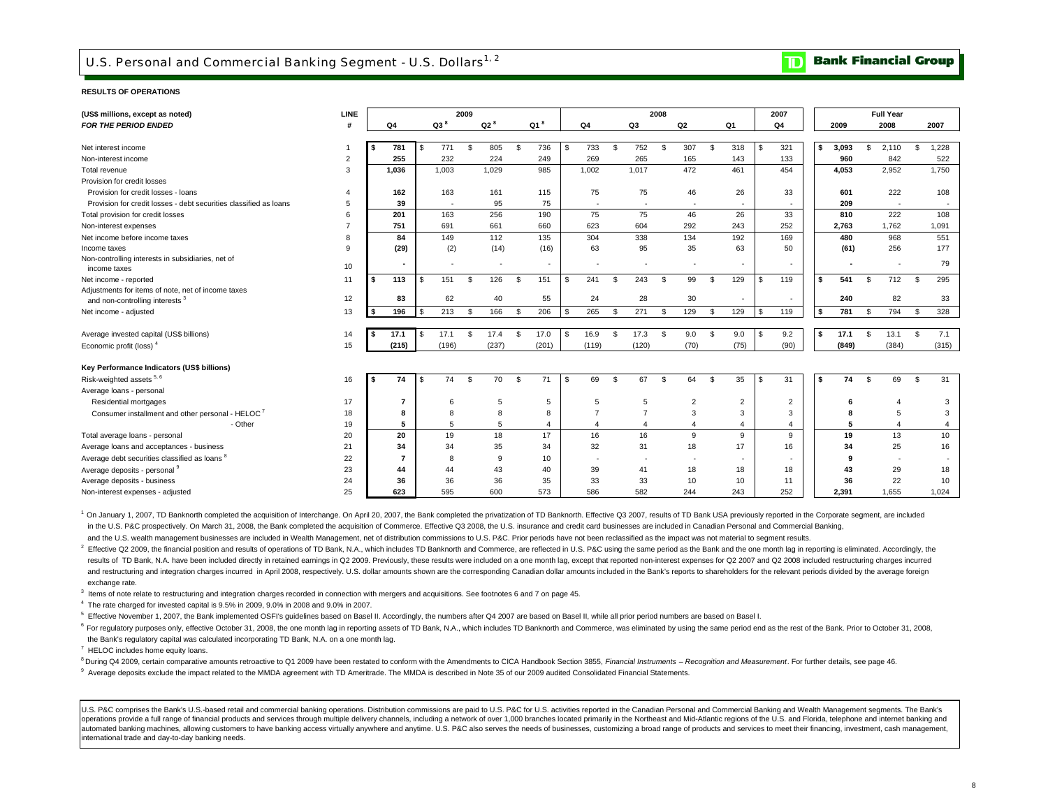## U.S. Personal and Commercial Banking Segment - U.S. Dollars[1, 2]

**RESULTS OF OPERATIONS**

| (US$ millions, except as noted) | LINE | 2009 | | | | 2008 | | | | 2007 | Full Year | | |
|---|---|---|---|---|---|---|---|---|---|---|---|---|---|
| *FOR THE PERIOD ENDED* | # | Q4 | Q3[8] | Q2[8] | Q1[8] | Q4 | Q3 | Q2 | Q1 | Q4 | 2009 | 2008 | 2007 |
| Net interest income | 1 | $ 781 | $ 771 | $ 805 | $ 736 | $ 733 | $ 752 | $ 307 | $ 318 | $ 321 | $ 3,093 | $ 2,110 | $ 1,228 |
| Non-interest income | 2 | 255 | 232 | 224 | 249 | 269 | 265 | 165 | 143 | 133 | 960 | 842 | 522 |
| Total revenue | 3 | 1,036 | 1,003 | 1,029 | 985 | 1,002 | 1,017 | 472 | 461 | 454 | 4,053 | 2,952 | 1,750 |
| Provision for credit losses | | | | | | | | | | | | | |
| Provision for credit losses - loans | 4 | 162 | 163 | 161 | 115 | 75 | 75 | 46 | 26 | 33 | 601 | 222 | 108 |
| Provision for credit losses - debt securities classified as loans | 5 | 39 | - | 95 | 75 | - | - | - | - | - | 209 | - | - |
| Total provision for credit losses | 6 | 201 | 163 | 256 | 190 | 75 | 75 | 46 | 26 | 33 | 810 | 222 | 108 |
| Non-interest expenses | 7 | 751 | 691 | 661 | 660 | 623 | 604 | 292 | 243 | 252 | 2,763 | 1,762 | 1,091 |
| Net income before income taxes | 8 | 84 | 149 | 112 | 135 | 304 | 338 | 134 | 192 | 169 | 480 | 968 | 551 |
| Income taxes | 9 | (29) | (2) | (14) | (16) | 63 | 95 | 35 | 63 | 50 | (61) | 256 | 177 |
| Non-controlling interests in subsidiaries, net of income taxes | 10 | - | - | - | - | - | - | - | - | - | - | - | 79 |
| Net income - reported | 11 | $ 113 | $ 151 | $ 126 | $ 151 | $ 241 | $ 243 | $ 99 | $ 129 | $ 119 | $ 541 | $ 712 | $ 295 |
| Adjustments for items of note, net of income taxes and non-controlling interests[3] | 12 | 83 | 62 | 40 | 55 | 24 | 28 | 30 | - | - | 240 | 82 | 33 |
| Net income - adjusted | 13 | $ 196 | $ 213 | $ 166 | $ 206 | $ 265 | $ 271 | $ 129 | $ 129 | $ 119 | $ 781 | $ 794 | $ 328 |
| Average invested capital (US$ billions) | 14 | $ 17.1 | $ 17.1 | $ 17.4 | $ 17.0 | $ 16.9 | $ 17.3 | $ 9.0 | $ 9.0 | $ 9.2 | $ 17.1 | $ 13.1 | $ 7.1 |
| Economic profit (loss)[4] | 15 | (215) | (196) | (237) | (201) | (119) | (120) | (70) | (75) | (90) | (849) | (384) | (315) |
| **Key Performance Indicators (US$ billions)** | | | | | | | | | | | | | |
| Risk-weighted assets[5, 6] | 16 | $ 74 | $ 74 | $ 70 | $ 71 | $ 69 | $ 67 | $ 64 | $ 35 | $ 31 | $ 74 | $ 69 | $ 31 |
| Average loans - personal | | | | | | | | | | | | | |
| Residential mortgages | 17 | 7 | 6 | 5 | 5 | 5 | 5 | 2 | 2 | 2 | 6 | 4 | 3 |
| Consumer installment and other personal - HELOC[7] | 18 | 8 | 8 | 8 | 8 | 7 | 7 | 3 | 3 | 3 | 8 | 5 | 3 |
| - Other | 19 | 5 | 5 | 5 | 4 | 4 | 4 | 4 | 4 | 4 | 5 | 4 | 4 |
| Total average loans - personal | 20 | 20 | 19 | 18 | 17 | 16 | 16 | 9 | 9 | 9 | 19 | 13 | 10 |
| Average loans and acceptances - business | 21 | 34 | 34 | 35 | 34 | 32 | 31 | 18 | 17 | 16 | 34 | 25 | 16 |
| Average debt securities classified as loans[8] | 22 | 7 | 8 | 9 | 10 | - | - | - | - | - | 9 | - | - |
| Average deposits - personal[9] | 23 | 44 | 44 | 43 | 40 | 39 | 41 | 18 | 18 | 18 | 43 | 29 | 18 |
| Average deposits - business | 24 | 36 | 36 | 36 | 35 | 33 | 33 | 10 | 10 | 11 | 36 | 22 | 10 |
| Non-interest expenses - adjusted | 25 | 623 | 595 | 600 | 573 | 586 | 582 | 244 | 243 | 252 | 2,391 | 1,655 | 1,024 |

[1] On January 1, 2007, TD Banknorth completed the acquisition of Interchange. On April 20, 2007, the Bank completed the privatization of TD Banknorth. Effective Q3 2007, results of TD Bank USA previously reported in the Corporate segment, are included in the U.S. P&C prospectively. On March 31, 2008, the Bank completed the acquisition of Commerce. Effective Q3 2008, the U.S. insurance and credit card businesses are included in Canadian Personal and Commercial Banking, and the U.S. wealth management businesses are included in Wealth Management, net of distribution commissions to U.S. P&C. Prior periods have not been reclassified as the impact was not material to segment results.

[2] Effective Q2 2009, the financial position and results of operations of TD Bank, N.A., which includes TD Banknorth and Commerce, are reflected in U.S. P&C using the same period as the Bank and the one month lag in reporting is eliminated. Accordingly, the results of TD Bank, N.A. have been included directly in retained earnings in Q2 2009. Previously, these results were included on a one month lag, except that reported non-interest expenses for Q2 2007 and Q2 2008 included restructuring charges incurred and restructuring and integration charges incurred in April 2008, respectively. U.S. dollar amounts shown are the corresponding Canadian dollar amounts included in the Bank's reports to shareholders for the relevant periods divided by the average foreign exchange rate.

[3] Items of note relate to restructuring and integration charges recorded in connection with mergers and acquisitions. See footnotes 6 and 7 on page 45.

[4] The rate charged for invested capital is 9.5% in 2009, 9.0% in 2008 and 9.0% in 2007.

[5] Effective November 1, 2007, the Bank implemented OSFI's guidelines based on Basel II. Accordingly, the numbers after Q4 2007 are based on Basel II, while all prior period numbers are based on Basel I.

[6] For regulatory purposes only, effective October 31, 2008, the one month lag in reporting assets of TD Bank, N.A., which includes TD Banknorth and Commerce, was eliminated by using the same period end as the rest of the Bank. Prior to October 31, 2008, the Bank's regulatory capital was calculated incorporating TD Bank, N.A. on a one month lag.

[7] HELOC includes home equity loans.

[8] During Q4 2009, certain comparative amounts retroactive to Q1 2009 have been restated to conform with the Amendments to CICA Handbook Section 3855, *Financial Instruments – Recognition and Measurement*. For further details, see page 46.

[9] Average deposits exclude the impact related to the MMDA agreement with TD Ameritrade. The MMDA is described in Note 35 of our 2009 audited Consolidated Financial Statements.

U.S. P&C comprises the Bank's U.S.-based retail and commercial banking operations. Distribution commissions are paid to U.S. P&C for U.S. activities reported in the Canadian Personal and Commercial Banking and Wealth Management segments. The Bank's operations provide a full range of financial products and services through multiple delivery channels, including a network of over 1,000 branches located primarily in the Northeast and Mid-Atlantic regions of the U.S. and Florida, telephone and internet banking and automated banking machines, allowing customers to have banking access virtually anywhere and anytime. U.S. P&C also serves the needs of businesses, customizing a broad range of products and services to meet their financing, investment, cash management, international trade and day-to-day banking needs.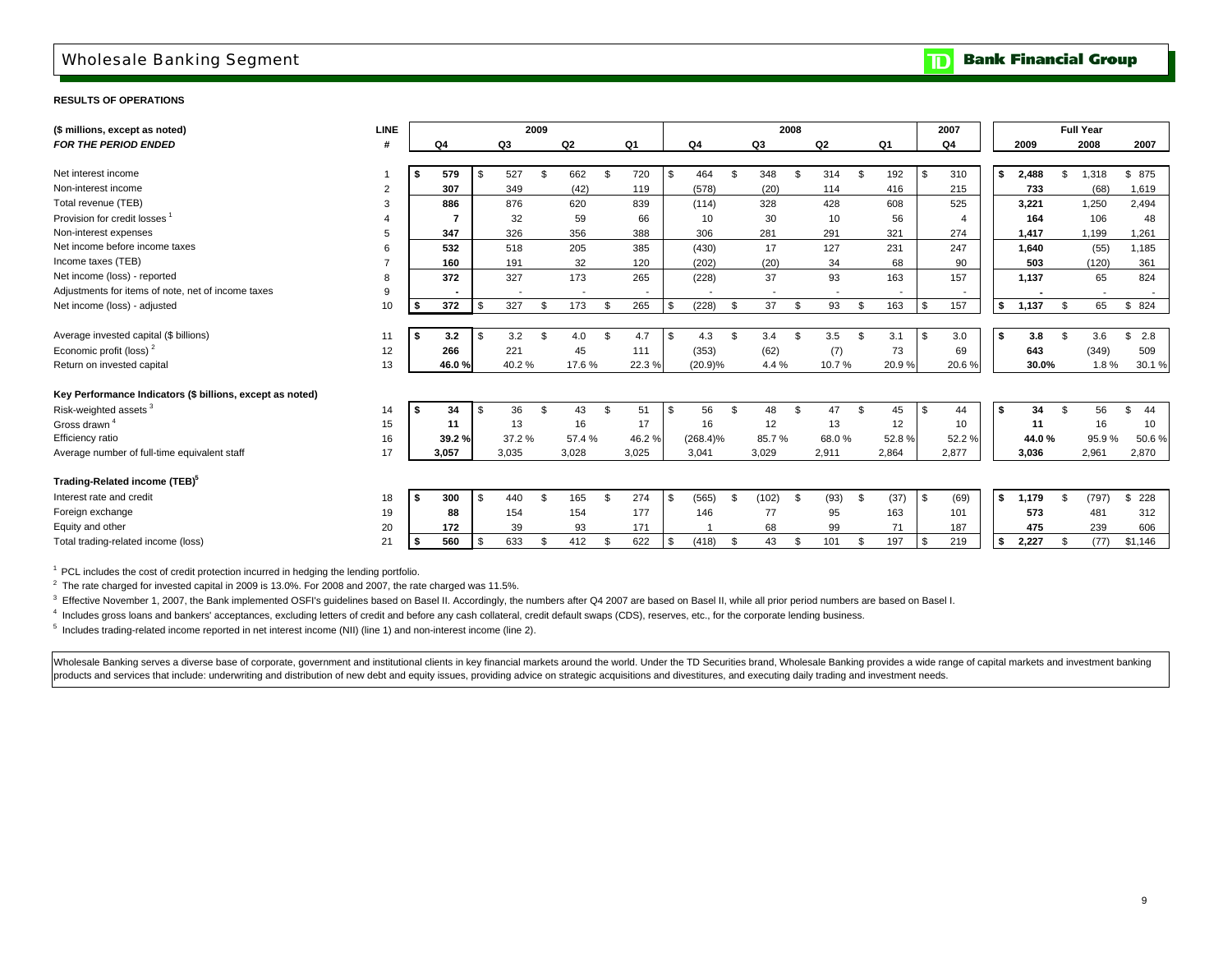# Wholesale Banking Segment

**RESULTS OF OPERATIONS**

| ($ millions, except as noted) | LINE | 2009 | | | | 2008 | | | | 2007 | Full Year | | |
|---|---|---|---|---|---|---|---|---|---|---|---|---|---|
| *FOR THE PERIOD ENDED* | # | Q4 | Q3 | Q2 | Q1 | Q4 | Q3 | Q2 | Q1 | Q4 | 2009 | 2008 | 2007 |
| Net interest income | 1 | **$ 579** | $ 527 | $ 662 | $ 720 | $ 464 | $ 348 | $ 314 | $ 192 | $ 310 | **$ 2,488** | $ 1,318 | $ 875 |
| Non-interest income | 2 | **307** | 349 | (42) | 119 | (578) | (20) | 114 | 416 | 215 | **733** | (68) | 1,619 |
| Total revenue (TEB) | 3 | **886** | 876 | 620 | 839 | (114) | 328 | 428 | 608 | 525 | **3,221** | 1,250 | 2,494 |
| Provision for credit losses [1] | 4 | **7** | 32 | 59 | 66 | 10 | 30 | 10 | 56 | 4 | **164** | 106 | 48 |
| Non-interest expenses | 5 | **347** | 326 | 356 | 388 | 306 | 281 | 291 | 321 | 274 | **1,417** | 1,199 | 1,261 |
| Net income before income taxes | 6 | **532** | 518 | 205 | 385 | (430) | 17 | 127 | 231 | 247 | **1,640** | (55) | 1,185 |
| Income taxes (TEB) | 7 | **160** | 191 | 32 | 120 | (202) | (20) | 34 | 68 | 90 | **503** | (120) | 361 |
| Net income (loss) - reported | 8 | **372** | 327 | 173 | 265 | (228) | 37 | 93 | 163 | 157 | **1,137** | 65 | 824 |
| Adjustments for items of note, net of income taxes | 9 | **-** | - | - | - | - | - | - | - | - | **-** | - | - |
| Net income (loss) - adjusted | 10 | **$ 372** | $ 327 | $ 173 | $ 265 | $ (228) | $ 37 | $ 93 | $ 163 | $ 157 | **$ 1,137** | $ 65 | $ 824 |
| Average invested capital ($ billions) | 11 | **$ 3.2** | $ 3.2 | $ 4.0 | $ 4.7 | $ 4.3 | $ 3.4 | $ 3.5 | $ 3.1 | $ 3.0 | **$ 3.8** | $ 3.6 | $ 2.8 |
| Economic profit (loss) [2] | 12 | **266** | 221 | 45 | 111 | (353) | (62) | (7) | 73 | 69 | **643** | (349) | 509 |
| Return on invested capital | 13 | **46.0 %** | 40.2 % | 17.6 % | 22.3 % | (20.9)% | 4.4 % | 10.7 % | 20.9 % | 20.6 % | **30.0%** | 1.8 % | 30.1 % |
| **Key Performance Indicators ($ billions, except as noted)** | | | | | | | | | | | | | |
| Risk-weighted assets [3] | 14 | **$ 34** | $ 36 | $ 43 | $ 51 | $ 56 | $ 48 | $ 47 | $ 45 | $ 44 | **$ 34** | $ 56 | $ 44 |
| Gross drawn [4] | 15 | **11** | 13 | 16 | 17 | 16 | 12 | 13 | 12 | 10 | **11** | 16 | 10 |
| Efficiency ratio | 16 | **39.2 %** | 37.2 % | 57.4 % | 46.2 % | (268.4)% | 85.7 % | 68.0 % | 52.8 % | 52.2 % | **44.0 %** | 95.9 % | 50.6 % |
| Average number of full-time equivalent staff | 17 | **3,057** | 3,035 | 3,028 | 3,025 | 3,041 | 3,029 | 2,911 | 2,864 | 2,877 | **3,036** | 2,961 | 2,870 |
| **Trading-Related income (TEB)[5]** | | | | | | | | | | | | | |
| Interest rate and credit | 18 | **$ 300** | $ 440 | $ 165 | $ 274 | $ (565) | $ (102) | $ (93) | $ (37) | $ (69) | **$ 1,179** | $ (797) | $ 228 |
| Foreign exchange | 19 | **88** | 154 | 154 | 177 | 146 | 77 | 95 | 163 | 101 | **573** | 481 | 312 |
| Equity and other | 20 | **172** | 39 | 93 | 171 | 1 | 68 | 99 | 71 | 187 | **475** | 239 | 606 |
| Total trading-related income (loss) | 21 | **$ 560** | $ 633 | $ 412 | $ 622 | $ (418) | $ 43 | $ 101 | $ 197 | $ 219 | **$ 2,227** | $ (77) | $1,146 |

[1] PCL includes the cost of credit protection incurred in hedging the lending portfolio.

[2] The rate charged for invested capital in 2009 is 13.0%. For 2008 and 2007, the rate charged was 11.5%.

[3] Effective November 1, 2007, the Bank implemented OSFI's guidelines based on Basel II. Accordingly, the numbers after Q4 2007 are based on Basel II, while all prior period numbers are based on Basel I.

[4] Includes gross loans and bankers' acceptances, excluding letters of credit and before any cash collateral, credit default swaps (CDS), reserves, etc., for the corporate lending business.

[5] Includes trading-related income reported in net interest income (NII) (line 1) and non-interest income (line 2).

Wholesale Banking serves a diverse base of corporate, government and institutional clients in key financial markets around the world. Under the TD Securities brand, Wholesale Banking provides a wide range of capital markets and investment banking products and services that include: underwriting and distribution of new debt and equity issues, providing advice on strategic acquisitions and divestitures, and executing daily trading and investment needs.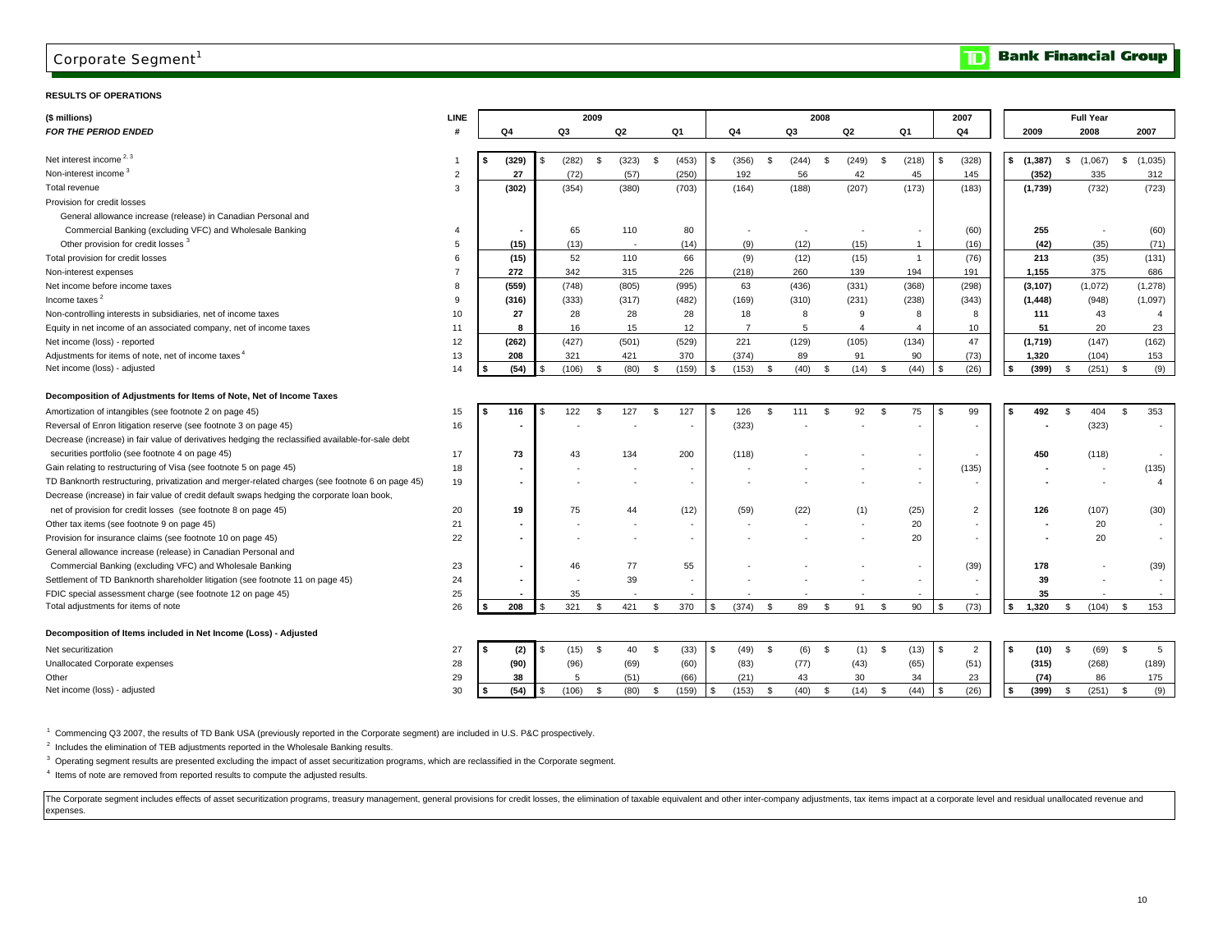# Corporate Segment[1]

**RESULTS OF OPERATIONS**

| ($ millions) *FOR THE PERIOD ENDED* | LINE # | 2009 Q4 | 2009 Q3 | 2009 Q2 | 2009 Q1 | 2008 Q4 | 2008 Q3 | 2008 Q2 | 2008 Q1 | 2007 Q4 | Full Year 2009 | Full Year 2008 | Full Year 2007 |
|---|---|---|---|---|---|---|---|---|---|---|---|---|---|
| Net interest income [2, 3] | 1 | **$ (329)** | $ (282) | $ (323) | $ (453) | $ (356) | $ (244) | $ (249) | $ (218) | $ (328) | **$ (1,387)** | $ (1,067) | $ (1,035) |
| Non-interest income [3] | 2 | **27** | (72) | (57) | (250) | 192 | 56 | 42 | 45 | 145 | **(352)** | 335 | 312 |
| Total revenue | 3 | **(302)** | (354) | (380) | (703) | (164) | (188) | (207) | (173) | (183) | **(1,739)** | (732) | (723) |
| Provision for credit losses | | | | | | | | | | | | | |
| General allowance increase (release) in Canadian Personal and Commercial Banking (excluding VFC) and Wholesale Banking | 4 | **-** | 65 | 110 | 80 | - | - | - | - | (60) | **255** | - | (60) |
| Other provision for credit losses [3] | 5 | **(15)** | (13) | - | (14) | (9) | (12) | (15) | 1 | (16) | **(42)** | (35) | (71) |
| Total provision for credit losses | 6 | **(15)** | 52 | 110 | 66 | (9) | (12) | (15) | 1 | (76) | **213** | (35) | (131) |
| Non-interest expenses | 7 | **272** | 342 | 315 | 226 | (218) | 260 | 139 | 194 | 191 | **1,155** | 375 | 686 |
| Net income before income taxes | 8 | **(559)** | (748) | (805) | (995) | 63 | (436) | (331) | (368) | (298) | **(3,107)** | (1,072) | (1,278) |
| Income taxes [2] | 9 | **(316)** | (333) | (317) | (482) | (169) | (310) | (231) | (238) | (343) | **(1,448)** | (948) | (1,097) |
| Non-controlling interests in subsidiaries, net of income taxes | 10 | **27** | 28 | 28 | 28 | 18 | 8 | 9 | 8 | 8 | **111** | 43 | 4 |
| Equity in net income of an associated company, net of income taxes | 11 | **8** | 16 | 15 | 12 | 7 | 5 | 4 | 4 | 10 | **51** | 20 | 23 |
| Net income (loss) - reported | 12 | **(262)** | (427) | (501) | (529) | 221 | (129) | (105) | (134) | 47 | **(1,719)** | (147) | (162) |
| Adjustments for items of note, net of income taxes [4] | 13 | **208** | 321 | 421 | 370 | (374) | 89 | 91 | 90 | (73) | **1,320** | (104) | 153 |
| Net income (loss) - adjusted | 14 | **$ (54)** | $ (106) | $ (80) | $ (159) | $ (153) | $ (40) | $ (14) | $ (44) | $ (26) | **$ (399)** | $ (251) | $ (9) |
| **Decomposition of Adjustments for Items of Note, Net of Income Taxes** | | | | | | | | | | | | | |
| Amortization of intangibles (see footnote 2 on page 45) | 15 | **$ 116** | $ 122 | $ 127 | $ 127 | $ 126 | $ 111 | $ 92 | $ 75 | $ 99 | **$ 492** | $ 404 | $ 353 |
| Reversal of Enron litigation reserve (see footnote 3 on page 45) | 16 | **-** | - | - | - | (323) | - | - | - | - | **-** | (323) | - |
| Decrease (increase) in fair value of derivatives hedging the reclassified available-for-sale debt securities portfolio (see footnote 4 on page 45) | 17 | **73** | 43 | 134 | 200 | (118) | - | - | - | - | **450** | (118) | - |
| Gain relating to restructuring of Visa (see footnote 5 on page 45) | 18 | **-** | - | - | - | - | - | - | - | (135) | **-** | - | (135) |
| TD Banknorth restructuring, privatization and merger-related charges (see footnote 6 on page 45) | 19 | **-** | - | - | - | - | - | - | - | - | **-** | - | 4 |
| Decrease (increase) in fair value of credit default swaps hedging the corporate loan book, net of provision for credit losses (see footnote 8 on page 45) | 20 | **19** | 75 | 44 | (12) | (59) | (22) | (1) | (25) | 2 | **126** | (107) | (30) |
| Other tax items (see footnote 9 on page 45) | 21 | **-** | - | - | - | - | - | - | 20 | - | **-** | 20 | - |
| Provision for insurance claims (see footnote 10 on page 45) | 22 | **-** | - | - | - | - | - | - | 20 | - | **-** | 20 | - |
| General allowance increase (release) in Canadian Personal and Commercial Banking (excluding VFC) and Wholesale Banking | 23 | **-** | 46 | 77 | 55 | - | - | - | - | (39) | **178** | - | (39) |
| Settlement of TD Banknorth shareholder litigation (see footnote 11 on page 45) | 24 | **-** | - | 39 | - | - | - | - | - | - | **39** | - | - |
| FDIC special assessment charge (see footnote 12 on page 45) | 25 | **-** | 35 | - | - | - | - | - | - | - | **35** | - | - |
| Total adjustments for items of note | 26 | **$ 208** | $ 321 | $ 421 | $ 370 | $ (374) | $ 89 | $ 91 | $ 90 | $ (73) | **$ 1,320** | $ (104) | $ 153 |
| **Decomposition of Items included in Net Income (Loss) - Adjusted** | | | | | | | | | | | | | |
| Net securitization | 27 | **$ (2)** | $ (15) | $ 40 | $ (33) | $ (49) | $ (6) | $ (1) | $ (13) | $ 2 | **$ (10)** | $ (69) | $ 5 |
| Unallocated Corporate expenses | 28 | **(90)** | (96) | (69) | (60) | (83) | (77) | (43) | (65) | (51) | **(315)** | (268) | (189) |
| Other | 29 | **38** | 5 | (51) | (66) | (21) | 43 | 30 | 34 | 23 | **(74)** | 86 | 175 |
| Net income (loss) - adjusted | 30 | **$ (54)** | $ (106) | $ (80) | $ (159) | $ (153) | $ (40) | $ (14) | $ (44) | $ (26) | **$ (399)** | $ (251) | $ (9) |

[1] Commencing Q3 2007, the results of TD Bank USA (previously reported in the Corporate segment) are included in U.S. P&C prospectively.

[2] Includes the elimination of TEB adjustments reported in the Wholesale Banking results.

[3] Operating segment results are presented excluding the impact of asset securitization programs, which are reclassified in the Corporate segment.

[4] Items of note are removed from reported results to compute the adjusted results.

The Corporate segment includes effects of asset securitization programs, treasury management, general provisions for credit losses, the elimination of taxable equivalent and other inter-company adjustments, tax items impact at a corporate level and residual unallocated revenue and expenses.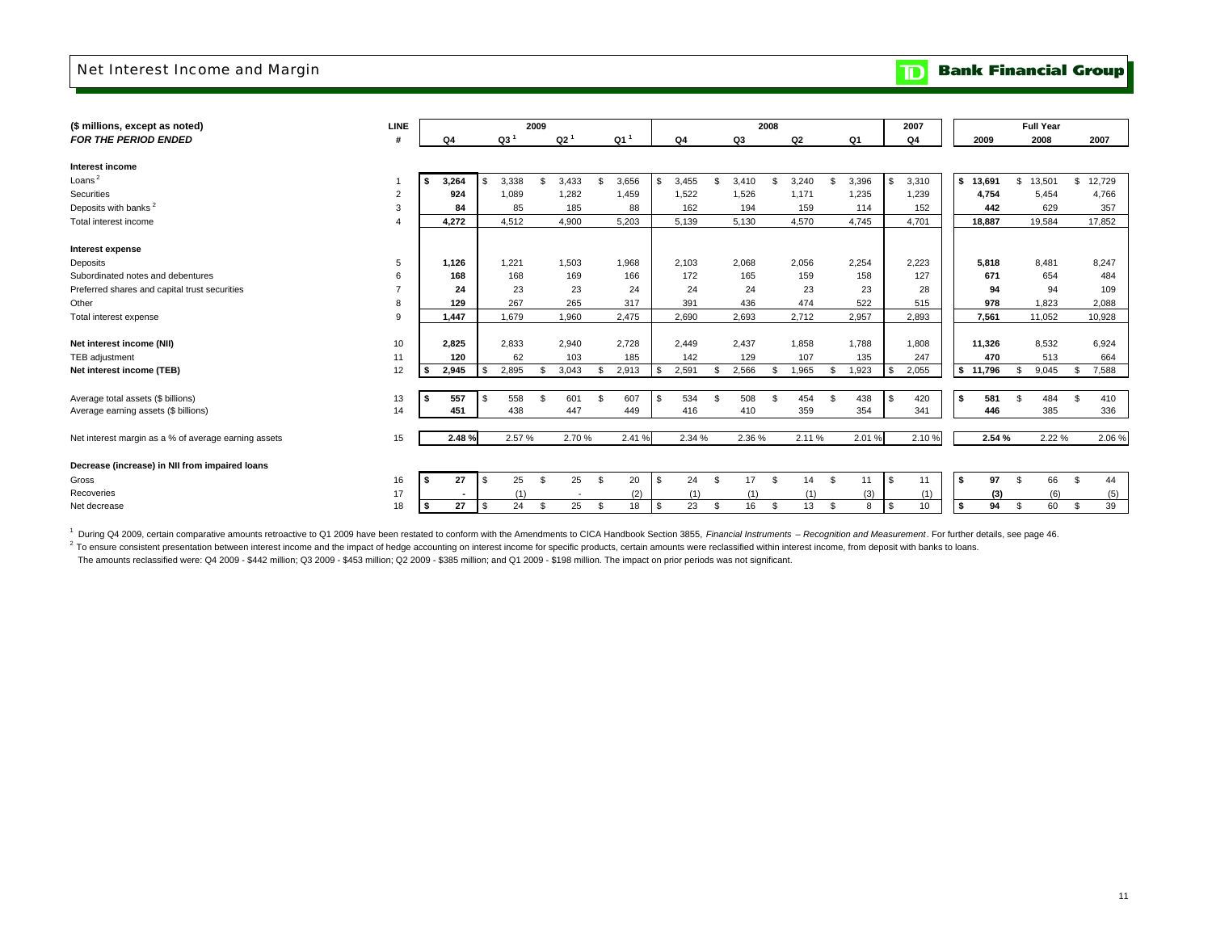# Net Interest Income and Margin

**Bank Financial Group**

| ($ millions, except as noted) *FOR THE PERIOD ENDED* | LINE # | 2009 Q4 | 2009 Q3[1] | 2009 Q2[1] | 2009 Q1[1] | 2008 Q4 | 2008 Q3 | 2008 Q2 | 2008 Q1 | 2007 Q4 | Full Year 2009 | Full Year 2008 | Full Year 2007 |
|---|---|---|---|---|---|---|---|---|---|---|---|---|---|
| **Interest income** | | | | | | | | | | | | | |
| Loans[2] | 1 | $ 3,264 | $ 3,338 | $ 3,433 | $ 3,656 | $ 3,455 | $ 3,410 | $ 3,240 | $ 3,396 | $ 3,310 | $ 13,691 | $ 13,501 | $ 12,729 |
| Securities | 2 | 924 | 1,089 | 1,282 | 1,459 | 1,522 | 1,526 | 1,171 | 1,235 | 1,239 | 4,754 | 5,454 | 4,766 |
| Deposits with banks[2] | 3 | 84 | 85 | 185 | 88 | 162 | 194 | 159 | 114 | 152 | 442 | 629 | 357 |
| Total interest income | 4 | 4,272 | 4,512 | 4,900 | 5,203 | 5,139 | 5,130 | 4,570 | 4,745 | 4,701 | 18,887 | 19,584 | 17,852 |
| **Interest expense** | | | | | | | | | | | | | |
| Deposits | 5 | 1,126 | 1,221 | 1,503 | 1,968 | 2,103 | 2,068 | 2,056 | 2,254 | 2,223 | 5,818 | 8,481 | 8,247 |
| Subordinated notes and debentures | 6 | 168 | 168 | 169 | 166 | 172 | 165 | 159 | 158 | 127 | 671 | 654 | 484 |
| Preferred shares and capital trust securities | 7 | 24 | 23 | 23 | 24 | 24 | 24 | 23 | 23 | 28 | 94 | 94 | 109 |
| Other | 8 | 129 | 267 | 265 | 317 | 391 | 436 | 474 | 522 | 515 | 978 | 1,823 | 2,088 |
| Total interest expense | 9 | 1,447 | 1,679 | 1,960 | 2,475 | 2,690 | 2,693 | 2,712 | 2,957 | 2,893 | 7,561 | 11,052 | 10,928 |
| **Net interest income (NII)** | 10 | 2,825 | 2,833 | 2,940 | 2,728 | 2,449 | 2,437 | 1,858 | 1,788 | 1,808 | 11,326 | 8,532 | 6,924 |
| TEB adjustment | 11 | 120 | 62 | 103 | 185 | 142 | 129 | 107 | 135 | 247 | 470 | 513 | 664 |
| **Net interest income (TEB)** | 12 | $ 2,945 | $ 2,895 | $ 3,043 | $ 2,913 | $ 2,591 | $ 2,566 | $ 1,965 | $ 1,923 | $ 2,055 | $ 11,796 | $ 9,045 | $ 7,588 |
| Average total assets ($ billions) | 13 | $ 557 | $ 558 | $ 601 | $ 607 | $ 534 | $ 508 | $ 454 | $ 438 | $ 420 | $ 581 | $ 484 | $ 410 |
| Average earning assets ($ billions) | 14 | 451 | 438 | 447 | 449 | 416 | 410 | 359 | 354 | 341 | 446 | 385 | 336 |
| Net interest margin as a % of average earning assets | 15 | 2.48 % | 2.57 % | 2.70 % | 2.41 % | 2.34 % | 2.36 % | 2.11 % | 2.01 % | 2.10 % | 2.54 % | 2.22 % | 2.06 % |
| **Decrease (increase) in NII from impaired loans** | | | | | | | | | | | | | |
| Gross | 16 | $ 27 | $ 25 | $ 25 | $ 20 | $ 24 | $ 17 | $ 14 | $ 11 | $ 11 | $ 97 | $ 66 | $ 44 |
| Recoveries | 17 | - | (1) | - | (2) | (1) | (1) | (1) | (3) | (1) | (3) | (6) | (5) |
| Net decrease | 18 | $ 27 | $ 24 | $ 25 | $ 18 | $ 23 | $ 16 | $ 13 | $ 8 | $ 10 | $ 94 | $ 60 | $ 39 |

[1] During Q4 2009, certain comparative amounts retroactive to Q1 2009 have been restated to conform with the Amendments to CICA Handbook Section 3855, *Financial Instruments – Recognition and Measurement*. For further details, see page 46.

[2] To ensure consistent presentation between interest income and the impact of hedge accounting on interest income for specific products, certain amounts were reclassified within interest income, from deposit with banks to loans. The amounts reclassified were: Q4 2009 - $442 million; Q3 2009 - $453 million; Q2 2009 - $385 million; and Q1 2009 - $198 million. The impact on prior periods was not significant.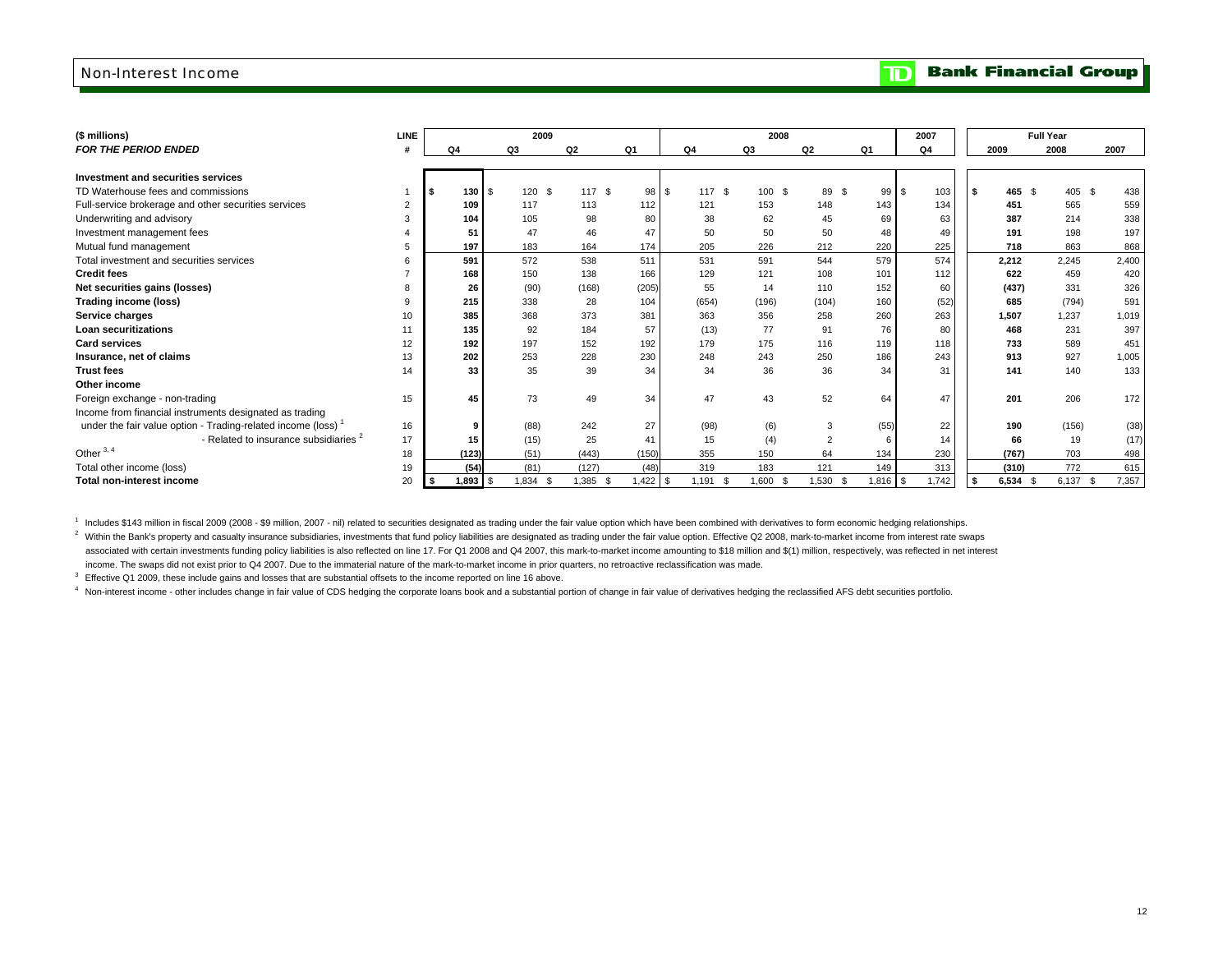## Non-Interest Income

| ($ millions) | LINE | 2009 | | | | 2008 | | | | 2007 | Full Year | | |
|---|---|---|---|---|---|---|---|---|---|---|---|---|---|
| *FOR THE PERIOD ENDED* | # | Q4 | Q3 | Q2 | Q1 | Q4 | Q3 | Q2 | Q1 | Q4 | 2009 | 2008 | 2007 |
| **Investment and securities services** | | | | | | | | | | | | | |
| TD Waterhouse fees and commissions | 1 | **$ 130** | $ 120 | $ 117 | $ 98 | $ 117 | $ 100 | $ 89 | $ 99 | $ 103 | **$ 465** | $ 405 | $ 438 |
| Full-service brokerage and other securities services | 2 | **109** | 117 | 113 | 112 | 121 | 153 | 148 | 143 | 134 | **451** | 565 | 559 |
| Underwriting and advisory | 3 | **104** | 105 | 98 | 80 | 38 | 62 | 45 | 69 | 63 | **387** | 214 | 338 |
| Investment management fees | 4 | **51** | 47 | 46 | 47 | 50 | 50 | 50 | 48 | 49 | **191** | 198 | 197 |
| Mutual fund management | 5 | **197** | 183 | 164 | 174 | 205 | 226 | 212 | 220 | 225 | **718** | 863 | 868 |
| Total investment and securities services | 6 | **591** | 572 | 538 | 511 | 531 | 591 | 544 | 579 | 574 | **2,212** | 2,245 | 2,400 |
| **Credit fees** | 7 | **168** | 150 | 138 | 166 | 129 | 121 | 108 | 101 | 112 | **622** | 459 | 420 |
| **Net securities gains (losses)** | 8 | **26** | (90) | (168) | (205) | 55 | 14 | 110 | 152 | 60 | **(437)** | 331 | 326 |
| **Trading income (loss)** | 9 | **215** | 338 | 28 | 104 | (654) | (196) | (104) | 160 | (52) | **685** | (794) | 591 |
| **Service charges** | 10 | **385** | 368 | 373 | 381 | 363 | 356 | 258 | 260 | 263 | **1,507** | 1,237 | 1,019 |
| **Loan securitizations** | 11 | **135** | 92 | 184 | 57 | (13) | 77 | 91 | 76 | 80 | **468** | 231 | 397 |
| **Card services** | 12 | **192** | 197 | 152 | 192 | 179 | 175 | 116 | 119 | 118 | **733** | 589 | 451 |
| **Insurance, net of claims** | 13 | **202** | 253 | 228 | 230 | 248 | 243 | 250 | 186 | 243 | **913** | 927 | 1,005 |
| **Trust fees** | 14 | **33** | 35 | 39 | 34 | 34 | 36 | 36 | 34 | 31 | **141** | 140 | 133 |
| **Other income** | | | | | | | | | | | | | |
| Foreign exchange - non-trading | 15 | **45** | 73 | 49 | 34 | 47 | 43 | 52 | 64 | 47 | **201** | 206 | 172 |
| Income from financial instruments designated as trading under the fair value option - Trading-related income (loss) [1] | 16 | **9** | (88) | 242 | 27 | (98) | (6) | 3 | (55) | 22 | **190** | (156) | (38) |
| - Related to insurance subsidiaries [2] | 17 | **15** | (15) | 25 | 41 | 15 | (4) | 2 | 6 | 14 | **66** | 19 | (17) |
| Other [3, 4] | 18 | **(123)** | (51) | (443) | (150) | 355 | 150 | 64 | 134 | 230 | **(767)** | 703 | 498 |
| Total other income (loss) | 19 | **(54)** | (81) | (127) | (48) | 319 | 183 | 121 | 149 | 313 | **(310)** | 772 | 615 |
| **Total non-interest income** | 20 | **$ 1,893** | $ 1,834 | $ 1,385 | $ 1,422 | $ 1,191 | $ 1,600 | $ 1,530 | $ 1,816 | $ 1,742 | **$ 6,534** | $ 6,137 | $ 7,357 |

[1] Includes $143 million in fiscal 2009 (2008 - $9 million, 2007 - nil) related to securities designated as trading under the fair value option which have been combined with derivatives to form economic hedging relationships.

[2] Within the Bank's property and casualty insurance subsidiaries, investments that fund policy liabilities are designated as trading under the fair value option. Effective Q2 2008, mark-to-market income from interest rate swaps associated with certain investments funding policy liabilities is also reflected on line 17. For Q1 2008 and Q4 2007, this mark-to-market income amounting to $18 million and $(1) million, respectively, was reflected in net interest income. The swaps did not exist prior to Q4 2007. Due to the immaterial nature of the mark-to-market income in prior quarters, no retroactive reclassification was made.

[3] Effective Q1 2009, these include gains and losses that are substantial offsets to the income reported on line 16 above.

[4] Non-interest income - other includes change in fair value of CDS hedging the corporate loans book and a substantial portion of change in fair value of derivatives hedging the reclassified AFS debt securities portfolio.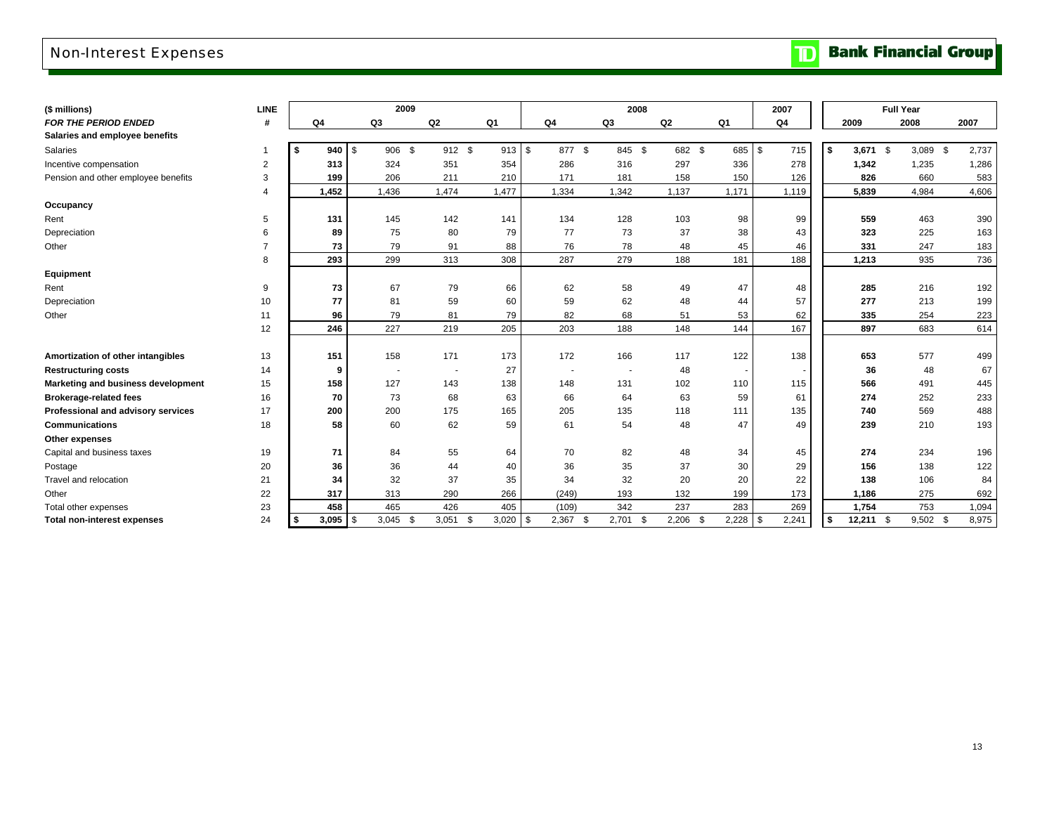# Non-Interest Expenses

TD Bank Financial Group

| ($ millions) | LINE | 2009 | | | | 2008 | | | | 2007 | Full Year | | |
|---|---|---|---|---|---|---|---|---|---|---|---|---|---|
| *FOR THE PERIOD ENDED* | # | Q4 | Q3 | Q2 | Q1 | Q4 | Q3 | Q2 | Q1 | Q4 | 2009 | 2008 | 2007 |
| **Salaries and employee benefits** | | | | | | | | | | | | | |
| Salaries | 1 | **$ 940** | $ 906 | $ 912 | $ 913 | $ 877 | $ 845 | $ 682 | $ 685 | $ 715 | **$ 3,671** | $ 3,089 | $ 2,737 |
| Incentive compensation | 2 | **313** | 324 | 351 | 354 | 286 | 316 | 297 | 336 | 278 | **1,342** | 1,235 | 1,286 |
| Pension and other employee benefits | 3 | **199** | 206 | 211 | 210 | 171 | 181 | 158 | 150 | 126 | **826** | 660 | 583 |
| | 4 | **1,452** | 1,436 | 1,474 | 1,477 | 1,334 | 1,342 | 1,137 | 1,171 | 1,119 | **5,839** | 4,984 | 4,606 |
| **Occupancy** | | | | | | | | | | | | | |
| Rent | 5 | **131** | 145 | 142 | 141 | 134 | 128 | 103 | 98 | 99 | **559** | 463 | 390 |
| Depreciation | 6 | **89** | 75 | 80 | 79 | 77 | 73 | 37 | 38 | 43 | **323** | 225 | 163 |
| Other | 7 | **73** | 79 | 91 | 88 | 76 | 78 | 48 | 45 | 46 | **331** | 247 | 183 |
| | 8 | **293** | 299 | 313 | 308 | 287 | 279 | 188 | 181 | 188 | **1,213** | 935 | 736 |
| **Equipment** | | | | | | | | | | | | | |
| Rent | 9 | **73** | 67 | 79 | 66 | 62 | 58 | 49 | 47 | 48 | **285** | 216 | 192 |
| Depreciation | 10 | **77** | 81 | 59 | 60 | 59 | 62 | 48 | 44 | 57 | **277** | 213 | 199 |
| Other | 11 | **96** | 79 | 81 | 79 | 82 | 68 | 51 | 53 | 62 | **335** | 254 | 223 |
| | 12 | **246** | 227 | 219 | 205 | 203 | 188 | 148 | 144 | 167 | **897** | 683 | 614 |
| **Amortization of other intangibles** | 13 | **151** | 158 | 171 | 173 | 172 | 166 | 117 | 122 | 138 | **653** | 577 | 499 |
| **Restructuring costs** | 14 | **9** | - | - | 27 | - | - | 48 | - | - | **36** | 48 | 67 |
| **Marketing and business development** | 15 | **158** | 127 | 143 | 138 | 148 | 131 | 102 | 110 | 115 | **566** | 491 | 445 |
| **Brokerage-related fees** | 16 | **70** | 73 | 68 | 63 | 66 | 64 | 63 | 59 | 61 | **274** | 252 | 233 |
| **Professional and advisory services** | 17 | **200** | 200 | 175 | 165 | 205 | 135 | 118 | 111 | 135 | **740** | 569 | 488 |
| **Communications** | 18 | **58** | 60 | 62 | 59 | 61 | 54 | 48 | 47 | 49 | **239** | 210 | 193 |
| **Other expenses** | | | | | | | | | | | | | |
| Capital and business taxes | 19 | **71** | 84 | 55 | 64 | 70 | 82 | 48 | 34 | 45 | **274** | 234 | 196 |
| Postage | 20 | **36** | 36 | 44 | 40 | 36 | 35 | 37 | 30 | 29 | **156** | 138 | 122 |
| Travel and relocation | 21 | **34** | 32 | 37 | 35 | 34 | 32 | 20 | 20 | 22 | **138** | 106 | 84 |
| Other | 22 | **317** | 313 | 290 | 266 | (249) | 193 | 132 | 199 | 173 | **1,186** | 275 | 692 |
| Total other expenses | 23 | **458** | 465 | 426 | 405 | (109) | 342 | 237 | 283 | 269 | **1,754** | 753 | 1,094 |
| **Total non-interest expenses** | 24 | **$ 3,095** | $ 3,045 | $ 3,051 | $ 3,020 | $ 2,367 | $ 2,701 | $ 2,206 | $ 2,228 | $ 2,241 | **$ 12,211** | $ 9,502 | $ 8,975 |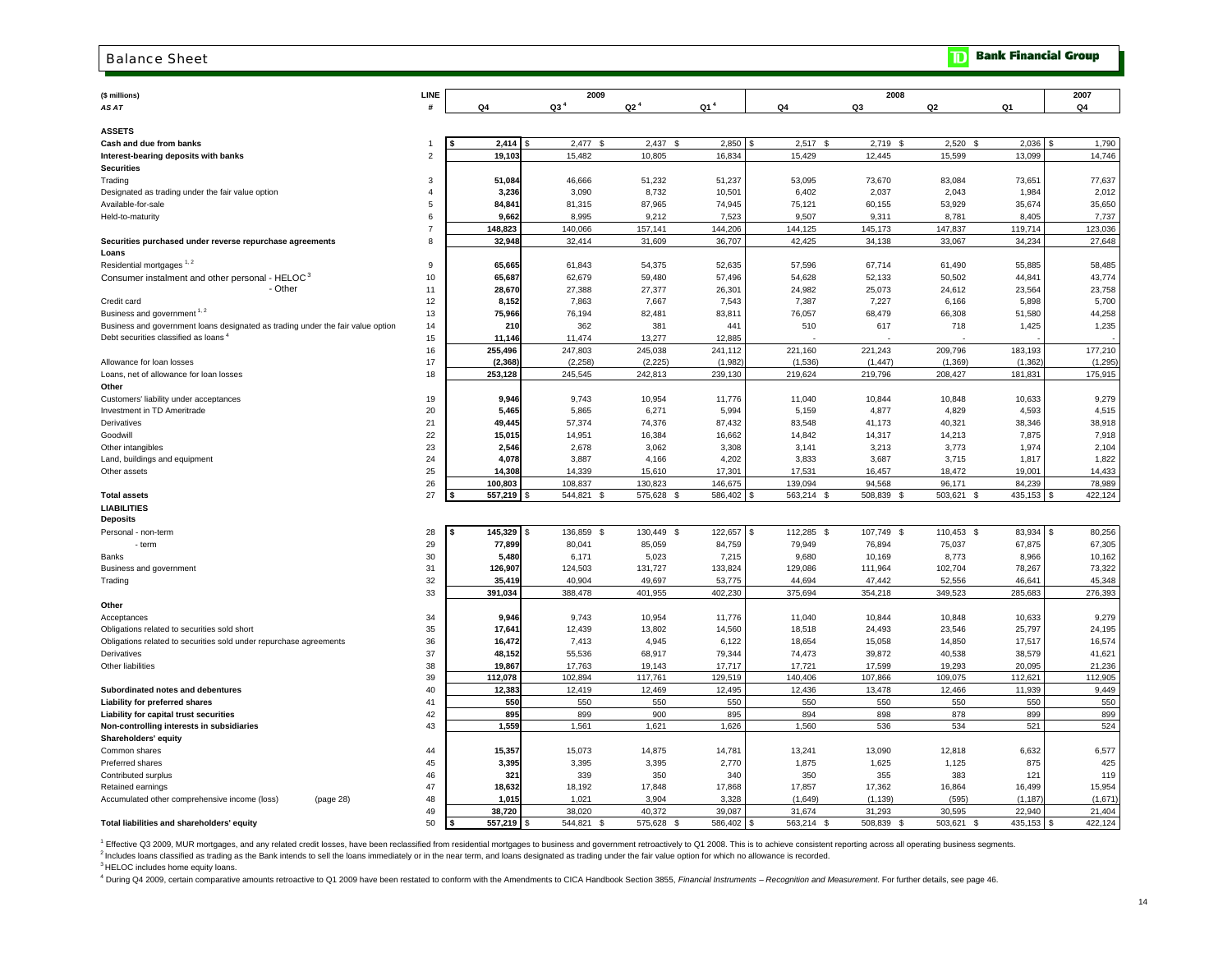# Balance Sheet

**Bank Financial Group**

| ($ millions) | LINE | 2009 | | | | 2008 | | | | 2007 |
|---|---|---|---|---|---|---|---|---|---|---|
| *AS AT* | # | Q4 | Q3 [4] | Q2 [4] | Q1 [4] | Q4 | Q3 | Q2 | Q1 | Q4 |
| **ASSETS** | | | | | | | | | | |
| **Cash and due from banks** | 1 | $ 2,414 | $ 2,477 | $ 2,437 | $ 2,850 | $ 2,517 | $ 2,719 | $ 2,520 | $ 2,036 | $ 1,790 |
| **Interest-bearing deposits with banks** | 2 | 19,103 | 15,482 | 10,805 | 16,834 | 15,429 | 12,445 | 15,599 | 13,099 | 14,746 |
| **Securities** | | | | | | | | | | |
| Trading | 3 | 51,084 | 46,666 | 51,232 | 51,237 | 53,095 | 73,670 | 83,084 | 73,651 | 77,637 |
| Designated as trading under the fair value option | 4 | 3,236 | 3,090 | 8,732 | 10,501 | 6,402 | 2,037 | 2,043 | 1,984 | 2,012 |
| Available-for-sale | 5 | 84,841 | 81,315 | 87,965 | 74,945 | 75,121 | 60,155 | 53,929 | 35,674 | 35,650 |
| Held-to-maturity | 6 | 9,662 | 8,995 | 9,212 | 7,523 | 9,507 | 9,311 | 8,781 | 8,405 | 7,737 |
| | 7 | 148,823 | 140,066 | 157,141 | 144,206 | 144,125 | 145,173 | 147,837 | 119,714 | 123,036 |
| **Securities purchased under reverse repurchase agreements** | 8 | 32,948 | 32,414 | 31,609 | 36,707 | 42,425 | 34,138 | 33,067 | 34,234 | 27,648 |
| **Loans** | | | | | | | | | | |
| Residential mortgages [1, 2] | 9 | 65,665 | 61,843 | 54,375 | 52,635 | 57,596 | 67,714 | 61,490 | 55,885 | 58,485 |
| Consumer instalment and other personal - HELOC [3] | 10 | 65,687 | 62,679 | 59,480 | 57,496 | 54,628 | 52,133 | 50,502 | 44,841 | 43,774 |
| - Other | 11 | 28,670 | 27,388 | 27,377 | 26,301 | 24,982 | 25,073 | 24,612 | 23,564 | 23,758 |
| Credit card | 12 | 8,152 | 7,863 | 7,667 | 7,543 | 7,387 | 7,227 | 6,166 | 5,898 | 5,700 |
| Business and government [1, 2] | 13 | 75,966 | 76,194 | 82,481 | 83,811 | 76,057 | 68,479 | 66,308 | 51,580 | 44,258 |
| Business and government loans designated as trading under the fair value option | 14 | 210 | 362 | 381 | 441 | 510 | 617 | 718 | 1,425 | 1,235 |
| Debt securities classified as loans [4] | 15 | 11,146 | 11,474 | 13,277 | 12,885 | - | - | - | - | - |
| | 16 | 255,496 | 247,803 | 245,038 | 241,112 | 221,160 | 221,243 | 209,796 | 183,193 | 177,210 |
| Allowance for loan losses | 17 | (2,368) | (2,258) | (2,225) | (1,982) | (1,536) | (1,447) | (1,369) | (1,362) | (1,295) |
| Loans, net of allowance for loan losses | 18 | 253,128 | 245,545 | 242,813 | 239,130 | 219,624 | 219,796 | 208,427 | 181,831 | 175,915 |
| **Other** | | | | | | | | | | |
| Customers' liability under acceptances | 19 | 9,946 | 9,743 | 10,954 | 11,776 | 11,040 | 10,844 | 10,848 | 10,633 | 9,279 |
| Investment in TD Ameritrade | 20 | 5,465 | 5,865 | 6,271 | 5,994 | 5,159 | 4,877 | 4,829 | 4,593 | 4,515 |
| Derivatives | 21 | 49,445 | 57,374 | 74,376 | 87,432 | 83,548 | 41,173 | 40,321 | 38,346 | 38,918 |
| Goodwill | 22 | 15,015 | 14,951 | 16,384 | 16,662 | 14,842 | 14,317 | 14,213 | 7,875 | 7,918 |
| Other intangibles | 23 | 2,546 | 2,678 | 3,062 | 3,308 | 3,141 | 3,213 | 3,773 | 1,974 | 2,104 |
| Land, buildings and equipment | 24 | 4,078 | 3,887 | 4,166 | 4,202 | 3,833 | 3,687 | 3,715 | 1,817 | 1,822 |
| Other assets | 25 | 14,308 | 14,339 | 15,610 | 17,301 | 17,531 | 16,457 | 18,472 | 19,001 | 14,433 |
| | 26 | 100,803 | 108,837 | 130,823 | 146,675 | 139,094 | 94,568 | 96,171 | 84,239 | 78,989 |
| **Total assets** | 27 | $ 557,219 | $ 544,821 | $ 575,628 | $ 586,402 | $ 563,214 | $ 508,839 | $ 503,621 | $ 435,153 | $ 422,124 |
| **LIABILITIES** | | | | | | | | | | |
| **Deposits** | | | | | | | | | | |
| Personal - non-term | 28 | $ 145,329 | $ 136,859 | $ 130,449 | $ 122,657 | $ 112,285 | $ 107,749 | $ 110,453 | $ 83,934 | $ 80,256 |
| - term | 29 | 77,899 | 80,041 | 85,059 | 84,759 | 79,949 | 76,894 | 75,037 | 67,875 | 67,305 |
| Banks | 30 | 5,480 | 6,171 | 5,023 | 7,215 | 9,680 | 10,169 | 8,773 | 8,966 | 10,162 |
| Business and government | 31 | 126,907 | 124,503 | 131,727 | 133,824 | 129,086 | 111,964 | 102,704 | 78,267 | 73,322 |
| Trading | 32 | 35,419 | 40,904 | 49,697 | 53,775 | 44,694 | 47,442 | 52,556 | 46,641 | 45,348 |
| | 33 | 391,034 | 388,478 | 401,955 | 402,230 | 375,694 | 354,218 | 349,523 | 285,683 | 276,393 |
| **Other** | | | | | | | | | | |
| Acceptances | 34 | 9,946 | 9,743 | 10,954 | 11,776 | 11,040 | 10,844 | 10,848 | 10,633 | 9,279 |
| Obligations related to securities sold short | 35 | 17,641 | 12,439 | 13,802 | 14,560 | 18,518 | 24,493 | 23,546 | 25,797 | 24,195 |
| Obligations related to securities sold under repurchase agreements | 36 | 16,472 | 7,413 | 4,945 | 6,122 | 18,654 | 15,058 | 14,850 | 17,517 | 16,574 |
| Derivatives | 37 | 48,152 | 55,536 | 68,917 | 79,344 | 74,473 | 39,872 | 40,538 | 38,579 | 41,621 |
| Other liabilities | 38 | 19,867 | 17,763 | 19,143 | 17,717 | 17,721 | 17,599 | 19,293 | 20,095 | 21,236 |
| | 39 | 112,078 | 102,894 | 117,761 | 129,519 | 140,406 | 107,866 | 109,075 | 112,621 | 112,905 |
| **Subordinated notes and debentures** | 40 | 12,383 | 12,419 | 12,469 | 12,495 | 12,436 | 13,478 | 12,466 | 11,939 | 9,449 |
| **Liability for preferred shares** | 41 | 550 | 550 | 550 | 550 | 550 | 550 | 550 | 550 | 550 |
| **Liability for capital trust securities** | 42 | 895 | 899 | 900 | 895 | 894 | 898 | 878 | 899 | 899 |
| **Non-controlling interests in subsidiaries** | 43 | 1,559 | 1,561 | 1,621 | 1,626 | 1,560 | 536 | 534 | 521 | 524 |
| **Shareholders' equity** | | | | | | | | | | |
| Common shares | 44 | 15,357 | 15,073 | 14,875 | 14,781 | 13,241 | 13,090 | 12,818 | 6,632 | 6,577 |
| Preferred shares | 45 | 3,395 | 3,395 | 3,395 | 2,770 | 1,875 | 1,625 | 1,125 | 875 | 425 |
| Contributed surplus | 46 | 321 | 339 | 350 | 340 | 350 | 355 | 383 | 121 | 119 |
| Retained earnings | 47 | 18,632 | 18,192 | 17,848 | 17,868 | 17,857 | 17,362 | 16,864 | 16,499 | 15,954 |
| Accumulated other comprehensive income (loss) (page 28) | 48 | 1,015 | 1,021 | 3,904 | 3,328 | (1,649) | (1,139) | (595) | (1,187) | (1,671) |
| | 49 | 38,720 | 38,020 | 40,372 | 39,087 | 31,674 | 31,293 | 30,595 | 22,940 | 21,404 |
| **Total liabilities and shareholders' equity** | 50 | $ 557,219 | $ 544,821 | $ 575,628 | $ 586,402 | $ 563,214 | $ 508,839 | $ 503,621 | $ 435,153 | $ 422,124 |

[1] Effective Q3 2009, MUR mortgages, and any related credit losses, have been reclassified from residential mortgages to business and government retroactively to Q1 2008. This is to achieve consistent reporting across all operating business segments.

[2] Includes loans classified as trading as the Bank intends to sell the loans immediately or in the near term, and loans designated as trading under the fair value option for which no allowance is recorded.

[3] HELOC includes home equity loans.

[4] During Q4 2009, certain comparative amounts retroactive to Q1 2009 have been restated to conform with the Amendments to CICA Handbook Section 3855, *Financial Instruments – Recognition and Measurement.* For further details, see page 46.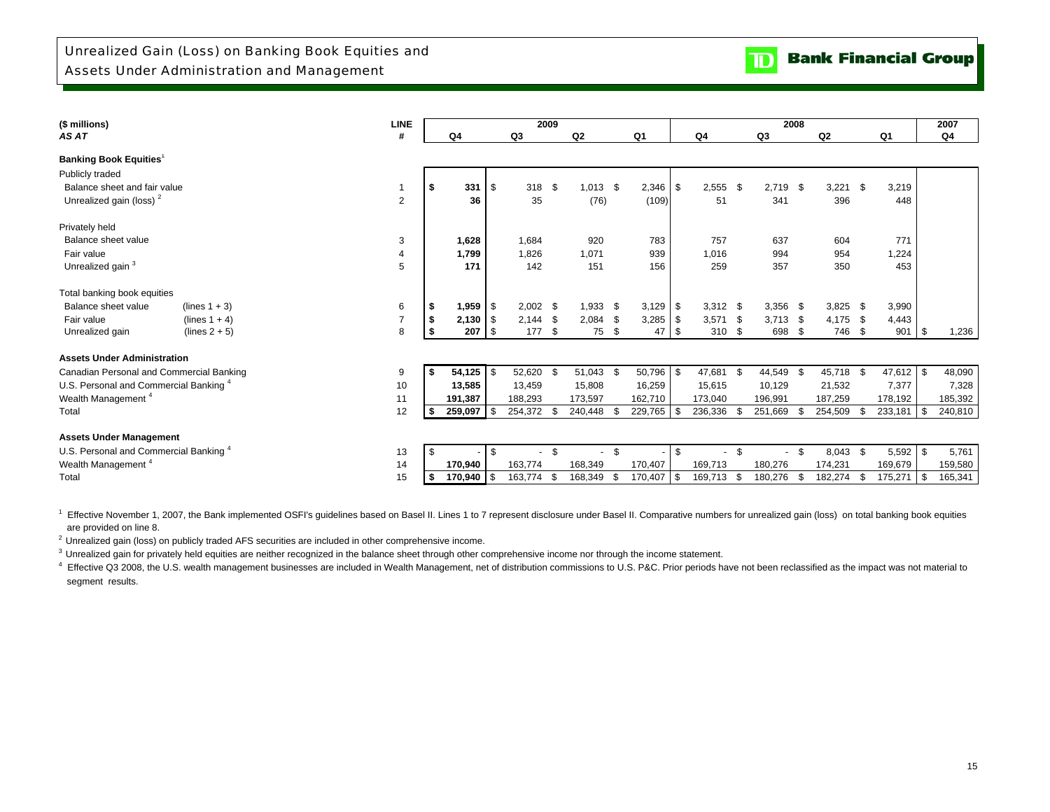# Unrealized Gain (Loss) on Banking Book Equities and Assets Under Administration and Management

TD Bank Financial Group

| ($ millions) | | LINE | 2009 | | | | 2008 | | | | 2007 |
|---|---|---|---|---|---|---|---|---|---|---|---|
| *AS AT* | | # | Q4 | Q3 | Q2 | Q1 | Q4 | Q3 | Q2 | Q1 | Q4 |
| **Banking Book Equities**[1] | | | | | | | | | | | |
| Publicly traded | | | | | | | | | | | |
| Balance sheet and fair value | | 1 | **$ 331** | $ 318 | $ 1,013 | $ 2,346 | $ 2,555 | $ 2,719 | $ 3,221 | $ 3,219 | |
| Unrealized gain (loss) [2] | | 2 | **36** | 35 | (76) | (109) | 51 | 341 | 396 | 448 | |
| Privately held | | | | | | | | | | | |
| Balance sheet value | | 3 | **1,628** | 1,684 | 920 | 783 | 757 | 637 | 604 | 771 | |
| Fair value | | 4 | **1,799** | 1,826 | 1,071 | 939 | 1,016 | 994 | 954 | 1,224 | |
| Unrealized gain [3] | | 5 | **171** | 142 | 151 | 156 | 259 | 357 | 350 | 453 | |
| Total banking book equities | | | | | | | | | | | |
| Balance sheet value | (lines 1 + 3) | 6 | **$ 1,959** | $ 2,002 | $ 1,933 | $ 3,129 | $ 3,312 | $ 3,356 | $ 3,825 | $ 3,990 | |
| Fair value | (lines 1 + 4) | 7 | **$ 2,130** | $ 2,144 | $ 2,084 | $ 3,285 | $ 3,571 | $ 3,713 | $ 4,175 | $ 4,443 | |
| Unrealized gain | (lines 2 + 5) | 8 | **$ 207** | $ 177 | $ 75 | $ 47 | $ 310 | $ 698 | $ 746 | $ 901 | $ 1,236 |
| **Assets Under Administration** | | | | | | | | | | | |
| Canadian Personal and Commercial Banking | | 9 | **$ 54,125** | $ 52,620 | $ 51,043 | $ 50,796 | $ 47,681 | $ 44,549 | $ 45,718 | $ 47,612 | $ 48,090 |
| U.S. Personal and Commercial Banking [4] | | 10 | **13,585** | 13,459 | 15,808 | 16,259 | 15,615 | 10,129 | 21,532 | 7,377 | 7,328 |
| Wealth Management [4] | | 11 | **191,387** | 188,293 | 173,597 | 162,710 | 173,040 | 196,991 | 187,259 | 178,192 | 185,392 |
| Total | | 12 | **$ 259,097** | $ 254,372 | $ 240,448 | $ 229,765 | $ 236,336 | $ 251,669 | $ 254,509 | $ 233,181 | $ 240,810 |
| **Assets Under Management** | | | | | | | | | | | |
| U.S. Personal and Commercial Banking [4] | | 13 | **$ -** | $ - | $ - | $ - | $ - | $ - | $ 8,043 | $ 5,592 | $ 5,761 |
| Wealth Management [4] | | 14 | **170,940** | 163,774 | 168,349 | 170,407 | 169,713 | 180,276 | 174,231 | 169,679 | 159,580 |
| Total | | 15 | **$ 170,940** | $ 163,774 | $ 168,349 | $ 170,407 | $ 169,713 | $ 180,276 | $ 182,274 | $ 175,271 | $ 165,341 |

[1] Effective November 1, 2007, the Bank implemented OSFI's guidelines based on Basel II. Lines 1 to 7 represent disclosure under Basel II. Comparative numbers for unrealized gain (loss) on total banking book equities are provided on line 8.

[2] Unrealized gain (loss) on publicly traded AFS securities are included in other comprehensive income.

[3] Unrealized gain for privately held equities are neither recognized in the balance sheet through other comprehensive income nor through the income statement.

[4] Effective Q3 2008, the U.S. wealth management businesses are included in Wealth Management, net of distribution commissions to U.S. P&C. Prior periods have not been reclassified as the impact was not material to segment results.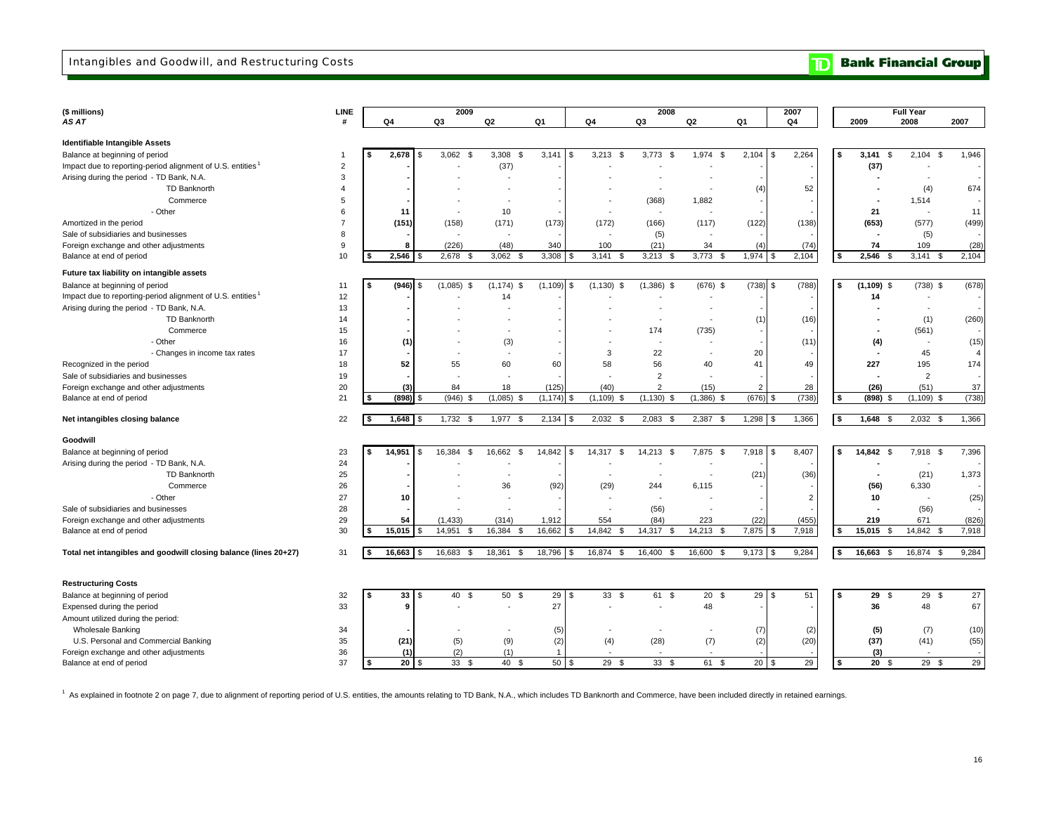## Intangibles and Goodwill, and Restructuring Costs

**TD Bank Financial Group**

| ($ millions) | LINE | 2009 | | | | 2008 | | | | 2007 | Full Year | | |
|---|---|---|---|---|---|---|---|---|---|---|---|---|---|
| *AS AT* | # | Q4 | Q3 | Q2 | Q1 | Q4 | Q3 | Q2 | Q1 | Q4 | 2009 | 2008 | 2007 |
| **Identifiable Intangible Assets** | | | | | | | | | | | | | |
| Balance at beginning of period | 1 | **$ 2,678** | $ 3,062 | $ 3,308 | $ 3,141 | $ 3,213 | $ 3,773 | $ 1,974 | $ 2,104 | $ 2,264 | **$ 3,141** | $ 2,104 | $ 1,946 |
| Impact due to reporting-period alignment of U.S. entities[1] | 2 | **-** | - | (37) | - | - | - | - | - | - | **(37)** | - | - |
| Arising during the period - TD Bank, N.A. | 3 | **-** | - | - | - | - | - | - | - | - | **-** | - | - |
| TD Banknorth | 4 | **-** | - | - | - | - | - | - | (4) | 52 | **-** | (4) | 674 |
| Commerce | 5 | **-** | - | - | - | - | (368) | 1,882 | - | - | **-** | 1,514 | - |
| - Other | 6 | **11** | - | 10 | - | - | - | - | - | - | **21** | - | 11 |
| Amortized in the period | 7 | **(151)** | (158) | (171) | (173) | (172) | (166) | (117) | (122) | (138) | **(653)** | (577) | (499) |
| Sale of subsidiaries and businesses | 8 | **-** | - | - | - | - | (5) | - | - | - | **-** | (5) | - |
| Foreign exchange and other adjustments | 9 | **8** | (226) | (48) | 340 | 100 | (21) | 34 | (4) | (74) | **74** | 109 | (28) |
| Balance at end of period | 10 | **$ 2,546** | $ 2,678 | $ 3,062 | $ 3,308 | $ 3,141 | $ 3,213 | $ 3,773 | $ 1,974 | $ 2,104 | **$ 2,546** | $ 3,141 | $ 2,104 |
| **Future tax liability on intangible assets** | | | | | | | | | | | | | |
| Balance at beginning of period | 11 | **$ (946)** | $ (1,085) | $ (1,174) | $ (1,109) | $ (1,130) | $ (1,386) | $ (676) | $ (738) | $ (788) | **$ (1,109)** | $ (738) | $ (678) |
| Impact due to reporting-period alignment of U.S. entities[1] | 12 | **-** | - | 14 | - | - | - | - | - | - | **14** | - | - |
| Arising during the period - TD Bank, N.A. | 13 | **-** | - | - | - | - | - | - | - | - | **-** | - | - |
| TD Banknorth | 14 | **-** | - | - | - | - | - | - | (1) | (16) | **-** | (1) | (260) |
| Commerce | 15 | **-** | - | - | - | - | 174 | (735) | - | - | **-** | (561) | - |
| - Other | 16 | **(1)** | - | (3) | - | - | - | - | - | (11) | **(4)** | - | (15) |
| - Changes in income tax rates | 17 | **-** | - | - | - | 3 | 22 | - | 20 | - | **-** | 45 | 4 |
| Recognized in the period | 18 | **52** | 55 | 60 | 60 | 58 | 56 | 40 | 41 | 49 | **227** | 195 | 174 |
| Sale of subsidiaries and businesses | 19 | **-** | - | - | - | - | 2 | - | - | - | **-** | 2 | - |
| Foreign exchange and other adjustments | 20 | **(3)** | 84 | 18 | (125) | (40) | 2 | (15) | 2 | 28 | **(26)** | (51) | 37 |
| Balance at end of period | 21 | **$ (898)** | $ (946) | $ (1,085) | $ (1,174) | $ (1,109) | $ (1,130) | $ (1,386) | $ (676) | $ (738) | **$ (898)** | $ (1,109) | $ (738) |
| **Net intangibles closing balance** | 22 | **$ 1,648** | $ 1,732 | $ 1,977 | $ 2,134 | $ 2,032 | $ 2,083 | $ 2,387 | $ 1,298 | $ 1,366 | **$ 1,648** | $ 2,032 | $ 1,366 |
| **Goodwill** | | | | | | | | | | | | | |
| Balance at beginning of period | 23 | **$ 14,951** | $ 16,384 | $ 16,662 | $ 14,842 | $ 14,317 | $ 14,213 | $ 7,875 | $ 7,918 | $ 8,407 | **$ 14,842** | $ 7,918 | $ 7,396 |
| Arising during the period - TD Bank, N.A. | 24 | **-** | - | - | - | - | - | - | - | - | **-** | - | - |
| TD Banknorth | 25 | **-** | - | - | - | - | - | - | (21) | (36) | **-** | (21) | 1,373 |
| Commerce | 26 | **-** | - | 36 | (92) | (29) | 244 | 6,115 | - | - | **(56)** | 6,330 | - |
| - Other | 27 | **10** | - | - | - | - | - | - | - | 2 | **10** | - | (25) |
| Sale of subsidiaries and businesses | 28 | **-** | - | - | - | - | (56) | - | - | - | **-** | (56) | - |
| Foreign exchange and other adjustments | 29 | **54** | (1,433) | (314) | 1,912 | 554 | (84) | 223 | (22) | (455) | **219** | 671 | (826) |
| Balance at end of period | 30 | **$ 15,015** | $ 14,951 | $ 16,384 | $ 16,662 | $ 14,842 | $ 14,317 | $ 14,213 | $ 7,875 | $ 7,918 | **$ 15,015** | $ 14,842 | $ 7,918 |
| **Total net intangibles and goodwill closing balance (lines 20+27)** | 31 | **$ 16,663** | $ 16,683 | $ 18,361 | $ 18,796 | $ 16,874 | $ 16,400 | $ 16,600 | $ 9,173 | $ 9,284 | **$ 16,663** | $ 16,874 | $ 9,284 |
| **Restructuring Costs** | | | | | | | | | | | | | |
| Balance at beginning of period | 32 | **$ 33** | $ 40 | $ 50 | $ 29 | $ 33 | $ 61 | $ 20 | $ 29 | $ 51 | **$ 29** | $ 29 | $ 27 |
| Expensed during the period | 33 | **9** | - | - | 27 | - | - | 48 | - | - | **36** | 48 | 67 |
| Amount utilized during the period: | | | | | | | | | | | | | |
| Wholesale Banking | 34 | **-** | - | - | (5) | - | - | - | (7) | (2) | **(5)** | (7) | (10) |
| U.S. Personal and Commercial Banking | 35 | **(21)** | (5) | (9) | (2) | (4) | (28) | (7) | (2) | (20) | **(37)** | (41) | (55) |
| Foreign exchange and other adjustments | 36 | **(1)** | (2) | (1) | 1 | - | - | - | - | - | **(3)** | - | - |
| Balance at end of period | 37 | **$ 20** | $ 33 | $ 40 | $ 50 | $ 29 | $ 33 | $ 61 | $ 20 | $ 29 | **$ 20** | $ 29 | $ 29 |

[1] As explained in footnote 2 on page 7, due to alignment of reporting period of U.S. entities, the amounts relating to TD Bank, N.A., which includes TD Banknorth and Commerce, have been included directly in retained earnings.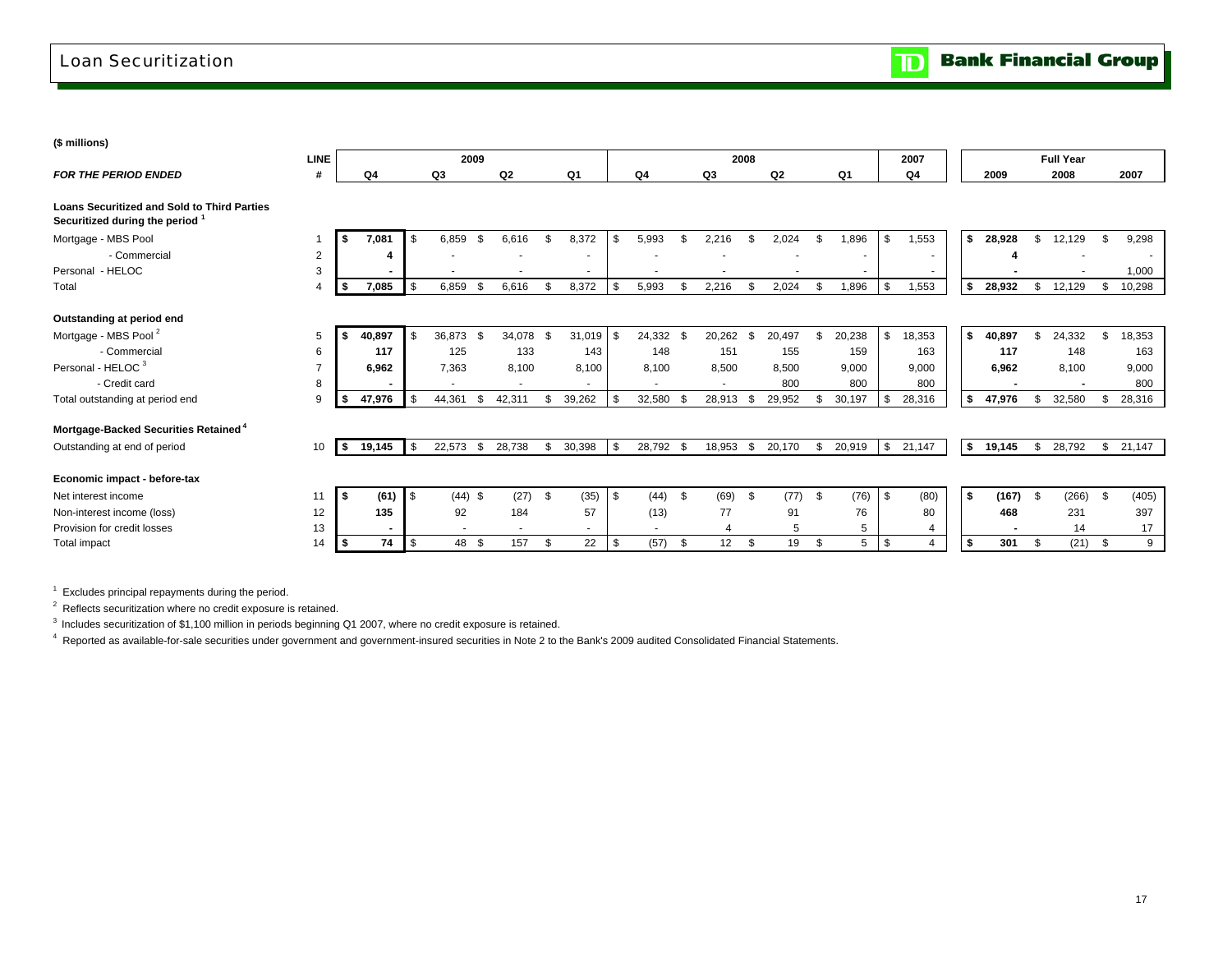# Loan Securitization

TD Bank Financial Group

**($ millions)**

| | LINE | 2009 | | | | 2008 | | | | 2007 | Full Year | | |
|---|---|---|---|---|---|---|---|---|---|---|---|---|---|
| ***FOR THE PERIOD ENDED*** | **#** | **Q4** | **Q3** | **Q2** | **Q1** | **Q4** | **Q3** | **Q2** | **Q1** | **Q4** | **2009** | **2008** | **2007** |
| **Loans Securitized and Sold to Third Parties** | | | | | | | | | | | | | |
| **Securitized during the period** [1] | | | | | | | | | | | | | |
| Mortgage - MBS Pool | 1 | **$ 7,081** | $ 6,859 | $ 6,616 | $ 8,372 | $ 5,993 | $ 2,216 | $ 2,024 | $ 1,896 | $ 1,553 | **$ 28,928** | $ 12,129 | $ 9,298 |
| - Commercial | 2 | **4** | - | - | - | - | - | - | - | - | **4** | - | - |
| Personal - HELOC | 3 | **-** | - | - | - | - | - | - | - | - | **-** | - | 1,000 |
| Total | 4 | **$ 7,085** | $ 6,859 | $ 6,616 | $ 8,372 | $ 5,993 | $ 2,216 | $ 2,024 | $ 1,896 | $ 1,553 | **$ 28,932** | $ 12,129 | $ 10,298 |
| **Outstanding at period end** | | | | | | | | | | | | | |
| Mortgage - MBS Pool [2] | 5 | **$ 40,897** | $ 36,873 | $ 34,078 | $ 31,019 | $ 24,332 | $ 20,262 | $ 20,497 | $ 20,238 | $ 18,353 | **$ 40,897** | $ 24,332 | $ 18,353 |
| - Commercial | 6 | **117** | 125 | 133 | 143 | 148 | 151 | 155 | 159 | 163 | **117** | 148 | 163 |
| Personal - HELOC [3] | 7 | **6,962** | 7,363 | 8,100 | 8,100 | 8,100 | 8,500 | 8,500 | 9,000 | 9,000 | **6,962** | 8,100 | 9,000 |
| - Credit card | 8 | **-** | - | - | - | - | - | 800 | 800 | 800 | **-** | - | 800 |
| Total outstanding at period end | 9 | **$ 47,976** | $ 44,361 | $ 42,311 | $ 39,262 | $ 32,580 | $ 28,913 | $ 29,952 | $ 30,197 | $ 28,316 | **$ 47,976** | $ 32,580 | $ 28,316 |
| **Mortgage-Backed Securities Retained** [4] | | | | | | | | | | | | | |
| Outstanding at end of period | 10 | **$ 19,145** | $ 22,573 | $ 28,738 | $ 30,398 | $ 28,792 | $ 18,953 | $ 20,170 | $ 20,919 | $ 21,147 | **$ 19,145** | $ 28,792 | $ 21,147 |
| **Economic impact - before-tax** | | | | | | | | | | | | | |
| Net interest income | 11 | **$ (61)** | $ (44) | $ (27) | $ (35) | $ (44) | $ (69) | $ (77) | $ (76) | $ (80) | **$ (167)** | $ (266) | $ (405) |
| Non-interest income (loss) | 12 | **135** | 92 | 184 | 57 | (13) | 77 | 91 | 76 | 80 | **468** | 231 | 397 |
| Provision for credit losses | 13 | **-** | - | - | - | - | 4 | 5 | 5 | 4 | **-** | 14 | 17 |
| Total impact | 14 | **$ 74** | $ 48 | $ 157 | $ 22 | $ (57) | $ 12 | $ 19 | $ 5 | $ 4 | **$ 301** | $ (21) | $ 9 |

[1] Excludes principal repayments during the period.

[2] Reflects securitization where no credit exposure is retained.

[3] Includes securitization of $1,100 million in periods beginning Q1 2007, where no credit exposure is retained.

[4] Reported as available-for-sale securities under government and government-insured securities in Note 2 to the Bank's 2009 audited Consolidated Financial Statements.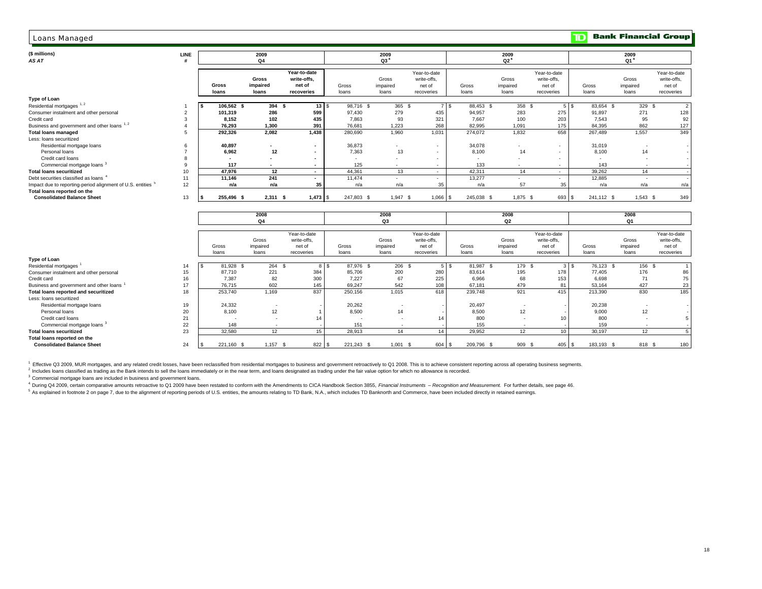# Loans Managed

TD Bank Financial Group

| ($ millions) AS AT | LINE # | 2009 Q4 Gross loans | 2009 Q4 Gross impaired loans | 2009 Q4 Year-to-date write-offs, net of recoveries | 2009 Q3[4] Gross loans | 2009 Q3[4] Gross impaired loans | 2009 Q3[4] Year-to-date write-offs, net of recoveries | 2009 Q2[4] Gross loans | 2009 Q2[4] Gross impaired loans | 2009 Q2[4] Year-to-date write-offs, net of recoveries | 2009 Q1[4] Gross loans | 2009 Q1[4] Gross impaired loans | 2009 Q1[4] Year-to-date write-offs, net of recoveries |
|---|---|---|---|---|---|---|---|---|---|---|---|---|---|
| **Type of Loan** | | | | | | | | | | | | | |
| Residential mortgages [1, 2] | 1 | $ 106,562 | $ 394 | $ 13 | $ 98,716 | $ 365 | $ 7 | $ 88,453 | $ 358 | $ 5 | $ 83,654 | $ 329 | $ 2 |
| Consumer instalment and other personal | 2 | 101,319 | 286 | 599 | 97,430 | 279 | 435 | 94,957 | 283 | 275 | 91,897 | 271 | 128 |
| Credit card | 3 | 8,152 | 102 | 435 | 7,863 | 93 | 321 | 7,667 | 100 | 203 | 7,543 | 95 | 92 |
| Business and government and other loans [1, 2] | 4 | 76,293 | 1,300 | 391 | 76,681 | 1,223 | 268 | 82,995 | 1,091 | 175 | 84,395 | 862 | 127 |
| **Total loans managed** | 5 | 292,326 | 2,082 | 1,438 | 280,690 | 1,960 | 1,031 | 274,072 | 1,832 | 658 | 267,489 | 1,557 | 349 |
| Less: loans securitized | | | | | | | | | | | | | |
| Residential mortgage loans | 6 | 40,897 | - | - | 36,873 | - | - | 34,078 | - | - | 31,019 | - | - |
| Personal loans | 7 | 6,962 | 12 | - | 7,363 | 13 | - | 8,100 | 14 | - | 8,100 | 14 | - |
| Credit card loans | 8 | - | - | - | - | - | - | - | - | - | - | - | - |
| Commercial mortgage loans [3] | 9 | 117 | - | - | 125 | - | - | 133 | - | - | 143 | - | - |
| **Total loans securitized** | 10 | 47,976 | 12 | - | 44,361 | 13 | - | 42,311 | 14 | - | 39,262 | 14 | - |
| Debt securities classified as loans [4] | 11 | 11,146 | 241 | - | 11,474 | - | - | 13,277 | - | - | 12,885 | - | - |
| Impact due to reporting-period alignment of U.S. entities [5] | 12 | n/a | n/a | 35 | n/a | n/a | 35 | n/a | 57 | 35 | n/a | n/a | n/a |
| **Total loans reported on the Consolidated Balance Sheet** | 13 | $ 255,496 | $ 2,311 | $ 1,473 | $ 247,803 | $ 1,947 | $ 1,066 | $ 245,038 | $ 1,875 | $ 693 | $ 241,112 | $ 1,543 | $ 349 |

| | LINE # | 2008 Q4 Gross loans | 2008 Q4 Gross impaired loans | 2008 Q4 Year-to-date write-offs, net of recoveries | 2008 Q3 Gross loans | 2008 Q3 Gross impaired loans | 2008 Q3 Year-to-date write-offs, net of recoveries | 2008 Q2 Gross loans | 2008 Q2 Gross impaired loans | 2008 Q2 Year-to-date write-offs, net of recoveries | 2008 Q1 Gross loans | 2008 Q1 Gross impaired loans | 2008 Q1 Year-to-date write-offs, net of recoveries |
|---|---|---|---|---|---|---|---|---|---|---|---|---|---|
| **Type of Loan** | | | | | | | | | | | | | |
| Residential mortgages [1] | 14 | $ 81,928 | $ 264 | $ 8 | $ 87,976 | $ 206 | $ 5 | $ 81,987 | $ 179 | $ 3 | $ 76,123 | $ 156 | $ 1 |
| Consumer instalment and other personal | 15 | 87,710 | 221 | 384 | 85,706 | 200 | 280 | 83,614 | 195 | 178 | 77,405 | 176 | 86 |
| Credit card | 16 | 7,387 | 82 | 300 | 7,227 | 67 | 225 | 6,966 | 68 | 153 | 6,698 | 71 | 75 |
| Business and government and other loans [1] | 17 | 76,715 | 602 | 145 | 69,247 | 542 | 108 | 67,181 | 479 | 81 | 53,164 | 427 | 23 |
| **Total loans reported and securitized** | 18 | 253,740 | 1,169 | 837 | 250,156 | 1,015 | 618 | 239,748 | 921 | 415 | 213,390 | 830 | 185 |
| Less: loans securitized | | | | | | | | | | | | | |
| Residential mortgage loans | 19 | 24,332 | - | - | 20,262 | - | - | 20,497 | - | - | 20,238 | - | - |
| Personal loans | 20 | 8,100 | 12 | 1 | 8,500 | 14 | - | 8,500 | 12 | - | 9,000 | 12 | - |
| Credit card loans | 21 | - | - | 14 | - | - | 14 | 800 | - | 10 | 800 | - | 5 |
| Commercial mortgage loans [3] | 22 | 148 | - | - | 151 | - | - | 155 | - | - | 159 | - | - |
| **Total loans securitized** | 23 | 32,580 | 12 | 15 | 28,913 | 14 | 14 | 29,952 | 12 | 10 | 30,197 | 12 | 5 |
| **Total loans reported on the Consolidated Balance Sheet** | 24 | $ 221,160 | $ 1,157 | $ 822 | $ 221,243 | $ 1,001 | $ 604 | $ 209,796 | $ 909 | $ 405 | $ 183,193 | $ 818 | $ 180 |

[1] Effective Q3 2009, MUR mortgages, and any related credit losses, have been reclassified from residential mortgages to business and government retroactively to Q1 2008. This is to achieve consistent reporting across all operating business segments.

[2] Includes loans classified as trading as the Bank intends to sell the loans immediately or in the near term, and loans designated as trading under the fair value option for which no allowance is recorded.

[3] Commercial mortgage loans are included in business and government loans.

[4] During Q4 2009, certain comparative amounts restated retroactive to Q1 2009 have been restated to conform with the Amendments to CICA Handbook Section 3855, *Financial Instruments – Recognition and Measurement.* For further details, see page 46.

[5] As explained in footnote 2 on page 7, due to the alignment of reporting periods of U.S. entities, the amounts relating to TD Bank, N.A., which includes TD Banknorth and Commerce, have been included directly in retained earnings.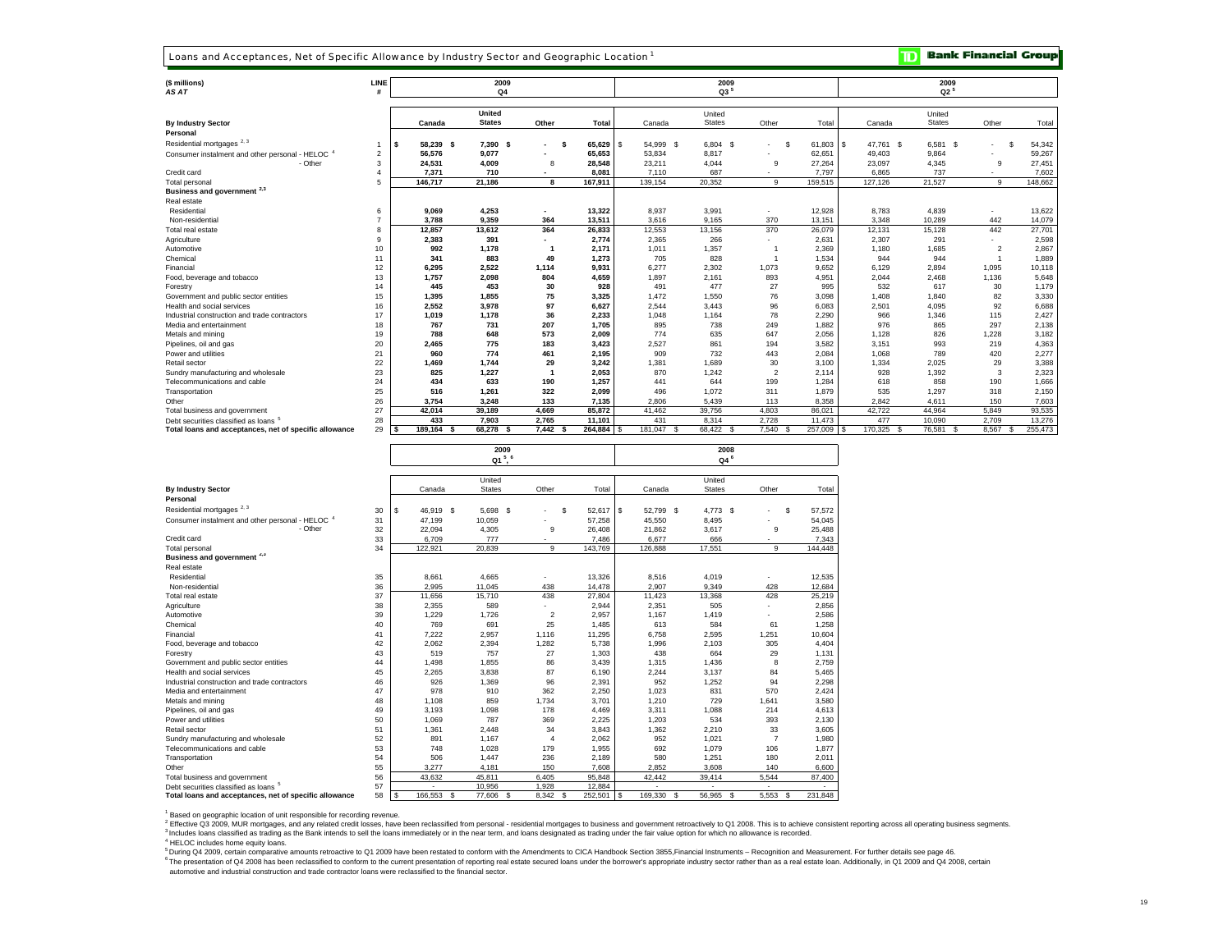## Loans and Acceptances, Net of Specific Allowance by Industry Sector and Geographic Location[1]

**Bank Financial Group**

| ($ millions) AS AT | LINE # | 2009 Q4 Canada | 2009 Q4 United States | 2009 Q4 Other | 2009 Q4 Total | 2009 Q3[5] Canada | 2009 Q3[5] United States | 2009 Q3[5] Other | 2009 Q3[5] Total | 2009 Q2[5] Canada | 2009 Q2[5] United States | 2009 Q2[5] Other | 2009 Q2[5] Total |
|---|---|---|---|---|---|---|---|---|---|---|---|---|---|
| **By Industry Sector** | | | | | | | | | | | | | |
| **Personal** | | | | | | | | | | | | | |
| Residential mortgages [2,3] | 1 | $ 58,239 | $ 7,390 | $ - | $ 65,629 | $ 54,999 | $ 6,804 | $ - | $ 61,803 | $ 47,761 | $ 6,581 | $ - | $ 54,342 |
| Consumer instalment and other personal - HELOC [4] | 2 | 56,576 | 9,077 | - | 65,653 | 53,834 | 8,817 | - | 62,651 | 49,403 | 9,864 | - | 59,267 |
| - Other | 3 | 24,531 | 4,009 | 8 | 28,548 | 23,211 | 4,044 | 9 | 27,264 | 23,097 | 4,345 | 9 | 27,451 |
| Credit card | 4 | 7,371 | 710 | - | 8,081 | 7,110 | 687 | - | 7,797 | 6,865 | 737 | - | 7,602 |
| Total personal | 5 | 146,717 | 21,186 | 8 | 167,911 | 139,154 | 20,352 | 9 | 159,515 | 127,126 | 21,527 | 9 | 148,662 |
| **Business and government [2,3]** | | | | | | | | | | | | | |
| Real estate | | | | | | | | | | | | | |
| Residential | 6 | 9,069 | 4,253 | - | 13,322 | 8,937 | 3,991 | - | 12,928 | 8,783 | 4,839 | - | 13,622 |
| Non-residential | 7 | 3,788 | 9,359 | 364 | 13,511 | 3,616 | 9,165 | 370 | 13,151 | 3,348 | 10,289 | 442 | 14,079 |
| Total real estate | 8 | 12,857 | 13,612 | 364 | 26,833 | 12,553 | 13,156 | 370 | 26,079 | 12,131 | 15,128 | 442 | 27,701 |
| Agriculture | 9 | 2,383 | 391 | - | 2,774 | 2,365 | 266 | - | 2,631 | 2,307 | 291 | - | 2,598 |
| Automotive | 10 | 992 | 1,178 | 1 | 2,171 | 1,011 | 1,357 | 1 | 2,369 | 1,180 | 1,685 | 2 | 2,867 |
| Chemical | 11 | 341 | 883 | 49 | 1,273 | 705 | 828 | 1 | 1,534 | 944 | 944 | 1 | 1,889 |
| Financial | 12 | 6,295 | 2,522 | 1,114 | 9,931 | 6,277 | 2,302 | 1,073 | 9,652 | 6,129 | 2,894 | 1,095 | 10,118 |
| Food, beverage and tobacco | 13 | 1,757 | 2,098 | 804 | 4,659 | 1,897 | 2,161 | 893 | 4,951 | 2,044 | 2,468 | 1,136 | 5,648 |
| Forestry | 14 | 445 | 453 | 30 | 928 | 491 | 477 | 27 | 995 | 532 | 617 | 30 | 1,179 |
| Government and public sector entities | 15 | 1,395 | 1,855 | 75 | 3,325 | 1,472 | 1,550 | 76 | 3,098 | 1,408 | 1,840 | 82 | 3,330 |
| Health and social services | 16 | 2,552 | 3,978 | 97 | 6,627 | 2,544 | 3,443 | 96 | 6,083 | 2,501 | 4,095 | 92 | 6,688 |
| Industrial construction and trade contractors | 17 | 1,019 | 1,178 | 36 | 2,233 | 1,048 | 1,164 | 78 | 2,290 | 966 | 1,346 | 115 | 2,427 |
| Media and entertainment | 18 | 767 | 731 | 207 | 1,705 | 895 | 738 | 249 | 1,882 | 976 | 865 | 297 | 2,138 |
| Metals and mining | 19 | 788 | 648 | 573 | 2,009 | 774 | 635 | 647 | 2,056 | 1,128 | 826 | 1,228 | 3,182 |
| Pipelines, oil and gas | 20 | 2,465 | 775 | 183 | 3,423 | 2,527 | 861 | 194 | 3,582 | 3,151 | 993 | 219 | 4,363 |
| Power and utilities | 21 | 960 | 774 | 461 | 2,195 | 909 | 732 | 443 | 2,084 | 1,068 | 789 | 420 | 2,277 |
| Retail sector | 22 | 1,469 | 1,744 | 29 | 3,242 | 1,381 | 1,689 | 30 | 3,100 | 1,334 | 2,025 | 29 | 3,388 |
| Sundry manufacturing and wholesale | 23 | 825 | 1,227 | 1 | 2,053 | 870 | 1,242 | 2 | 2,114 | 928 | 1,392 | 3 | 2,323 |
| Telecommunications and cable | 24 | 434 | 633 | 190 | 1,257 | 441 | 644 | 199 | 1,284 | 618 | 858 | 190 | 1,666 |
| Transportation | 25 | 516 | 1,261 | 322 | 2,099 | 496 | 1,072 | 311 | 1,879 | 535 | 1,297 | 318 | 2,150 |
| Other | 26 | 3,754 | 3,248 | 133 | 7,135 | 2,806 | 5,439 | 113 | 8,358 | 2,842 | 4,611 | 150 | 7,603 |
| Total business and government | 27 | 42,014 | 39,189 | 4,669 | 85,872 | 41,462 | 39,756 | 4,803 | 86,021 | 42,722 | 44,964 | 5,849 | 93,535 |
| Debt securities classified as loans [5] | 28 | 433 | 7,903 | 2,765 | 11,101 | 431 | 8,314 | 2,728 | 11,473 | 477 | 10,090 | 2,709 | 13,276 |
| **Total loans and acceptances, net of specific allowance** | 29 | $ 189,164 | $ 68,278 | $ 7,442 | $ 264,884 | $ 181,047 | $ 68,422 | $ 7,540 | $ 257,009 | $ 170,325 | $ 76,581 | $ 8,567 | $ 255,473 |

| ($ millions) AS AT | LINE # | 2009 Q1[5,6] Canada | 2009 Q1[5,6] United States | 2009 Q1[5,6] Other | 2009 Q1[5,6] Total | 2008 Q4[6] Canada | 2008 Q4[6] United States | 2008 Q4[6] Other | 2008 Q4[6] Total |
|---|---|---|---|---|---|---|---|---|---|
| **By Industry Sector** | | | | | | | | | |
| **Personal** | | | | | | | | | |
| Residential mortgages [2,3] | 30 | $ 46,919 | $ 5,698 | $ - | $ 52,617 | $ 52,799 | $ 4,773 | $ - | $ 57,572 |
| Consumer instalment and other personal - HELOC [4] | 31 | 47,199 | 10,059 | - | 57,258 | 45,550 | 8,495 | - | 54,045 |
| - Other | 32 | 22,094 | 4,305 | 9 | 26,408 | 21,862 | 3,617 | 9 | 25,488 |
| Credit card | 33 | 6,709 | 777 | - | 7,486 | 6,677 | 666 | - | 7,343 |
| Total personal | 34 | 122,921 | 20,839 | 9 | 143,769 | 126,888 | 17,551 | 9 | 144,448 |
| **Business and government [2,3]** | | | | | | | | | |
| Real estate | | | | | | | | | |
| Residential | 35 | 8,661 | 4,665 | - | 13,326 | 8,516 | 4,019 | - | 12,535 |
| Non-residential | 36 | 2,995 | 11,045 | 438 | 14,478 | 2,907 | 9,349 | 428 | 12,684 |
| Total real estate | 37 | 11,656 | 15,710 | 438 | 27,804 | 11,423 | 13,368 | 428 | 25,219 |
| Agriculture | 38 | 2,355 | 589 | - | 2,944 | 2,351 | 505 | - | 2,856 |
| Automotive | 39 | 1,229 | 1,726 | 2 | 2,957 | 1,167 | 1,419 | - | 2,586 |
| Chemical | 40 | 769 | 691 | 25 | 1,485 | 613 | 584 | 61 | 1,258 |
| Financial | 41 | 7,222 | 2,957 | 1,116 | 11,295 | 6,758 | 2,595 | 1,251 | 10,604 |
| Food, beverage and tobacco | 42 | 2,062 | 2,394 | 1,282 | 5,738 | 1,996 | 2,103 | 305 | 4,404 |
| Forestry | 43 | 519 | 757 | 27 | 1,303 | 438 | 664 | 29 | 1,131 |
| Government and public sector entities | 44 | 1,498 | 1,855 | 86 | 3,439 | 1,315 | 1,436 | 8 | 2,759 |
| Health and social services | 45 | 2,265 | 3,838 | 87 | 6,190 | 2,244 | 3,137 | 84 | 5,465 |
| Industrial construction and trade contractors | 46 | 926 | 1,369 | 96 | 2,391 | 952 | 1,252 | 94 | 2,298 |
| Media and entertainment | 47 | 978 | 910 | 362 | 2,250 | 1,023 | 831 | 570 | 2,424 |
| Metals and mining | 48 | 1,108 | 859 | 1,734 | 3,701 | 1,210 | 729 | 1,641 | 3,580 |
| Pipelines, oil and gas | 49 | 3,193 | 1,098 | 178 | 4,469 | 3,311 | 1,088 | 214 | 4,613 |
| Power and utilities | 50 | 1,069 | 787 | 369 | 2,225 | 1,203 | 534 | 393 | 2,130 |
| Retail sector | 51 | 1,361 | 2,448 | 34 | 3,843 | 1,362 | 2,210 | 33 | 3,605 |
| Sundry manufacturing and wholesale | 52 | 891 | 1,167 | 4 | 2,062 | 952 | 1,021 | 7 | 1,980 |
| Telecommunications and cable | 53 | 748 | 1,028 | 179 | 1,955 | 692 | 1,079 | 106 | 1,877 |
| Transportation | 54 | 506 | 1,447 | 236 | 2,189 | 580 | 1,251 | 180 | 2,011 |
| Other | 55 | 3,277 | 4,181 | 150 | 7,608 | 2,852 | 3,608 | 140 | 6,600 |
| Total business and government | 56 | 43,632 | 45,811 | 6,405 | 95,848 | 42,442 | 39,414 | 5,544 | 87,400 |
| Debt securities classified as loans [5] | 57 | - | 10,956 | 1,928 | 12,884 | - | - | - | - |
| **Total loans and acceptances, net of specific allowance** | 58 | $ 166,553 | $ 77,606 | $ 8,342 | $ 252,501 | $ 169,330 | $ 56,965 | $ 5,553 | $ 231,848 |

[1] Based on geographic location of unit responsible for recording revenue.
[2] Effective Q3 2009, MUR mortgages, and any related credit losses, have been reclassified from personal - residential mortgages to business and government retroactively to Q1 2008. This is to achieve consistent reporting across all operating business segments.
[3] Includes loans classified as trading as the Bank intends to sell the loans immediately or in the near term, and loans designated as trading under the fair value option for which no allowance is recorded.
[4] HELOC includes home equity loans.
[5] During Q4 2009, certain comparative amounts retroactive to Q1 2009 have been restated to conform with the Amendments to CICA Handbook Section 3855,Financial Instruments – Recognition and Measurement. For further details see page 46.
[6] The presentation of Q4 2008 has been reclassified to conform to the current presentation of reporting real estate secured loans under the borrower's appropriate industry sector rather than as a real estate loan. Additionally, in Q1 2009 and Q4 2008, certain automotive and industrial construction and trade contractor loans were reclassified to the financial sector.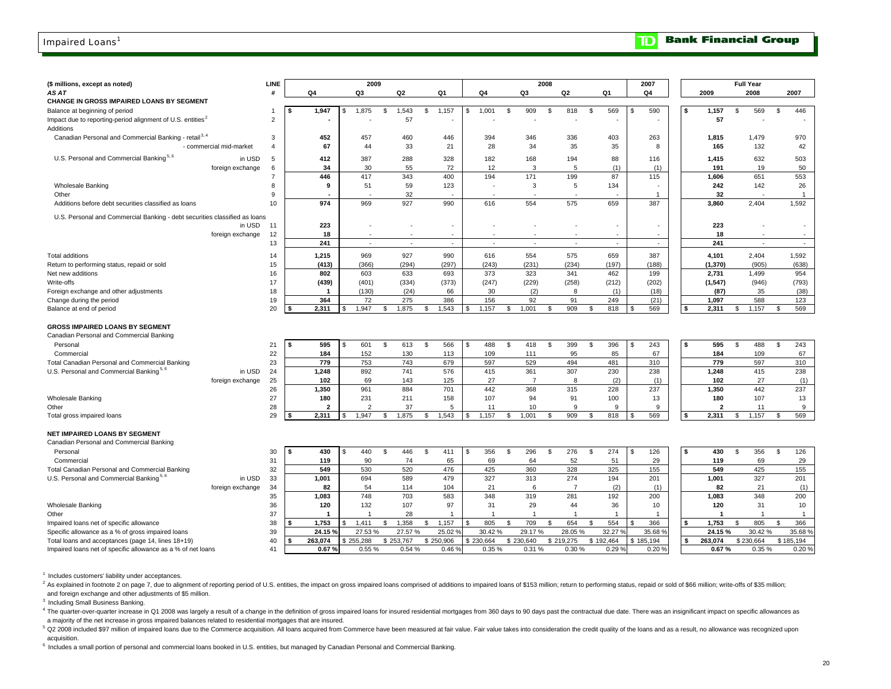# Impaired Loans[1]

| ($ millions, except as noted) | | LINE | 2009 | | | | 2008 | | | | 2007 | Full Year | | |
|---|---|---|---|---|---|---|---|---|---|---|---|---|---|---|
| *AS AT* | | # | Q4 | Q3 | Q2 | Q1 | Q4 | Q3 | Q2 | Q1 | Q4 | 2009 | 2008 | 2007 |
| **CHANGE IN GROSS IMPAIRED LOANS BY SEGMENT** | | | | | | | | | | | | | | |
| Balance at beginning of period | | 1 | $ 1,947 | $ 1,875 | $ 1,543 | $ 1,157 | $ 1,001 | $ 909 | $ 818 | $ 569 | $ 590 | $ 1,157 | $ 569 | $ 446 |
| Impact due to reporting-period alignment of U.S. entities[2] | | 2 | - | - | 57 | - | - | - | - | - | - | 57 | - | - |
| Additions | | | | | | | | | | | | | | |
| Canadian Personal and Commercial Banking - retail[3, 4] | | 3 | 452 | 457 | 460 | 446 | 394 | 346 | 336 | 403 | 263 | 1,815 | 1,479 | 970 |
| - commercial mid-market | | 4 | 67 | 44 | 33 | 21 | 28 | 34 | 35 | 35 | 8 | 165 | 132 | 42 |
| U.S. Personal and Commercial Banking[5, 6] | in USD | 5 | 412 | 387 | 288 | 328 | 182 | 168 | 194 | 88 | 116 | 1,415 | 632 | 503 |
| | foreign exchange | 6 | 34 | 30 | 55 | 72 | 12 | 3 | 5 | (1) | (1) | 191 | 19 | 50 |
| | | 7 | 446 | 417 | 343 | 400 | 194 | 171 | 199 | 87 | 115 | 1,606 | 651 | 553 |
| Wholesale Banking | | 8 | 9 | 51 | 59 | 123 | - | 3 | 5 | 134 | - | 242 | 142 | 26 |
| Other | | 9 | - | - | 32 | - | - | - | - | - | 1 | 32 | - | 1 |
| Additions before debt securities classified as loans | | 10 | 974 | 969 | 927 | 990 | 616 | 554 | 575 | 659 | 387 | 3,860 | 2,404 | 1,592 |
| U.S. Personal and Commercial Banking - debt securities classified as loans | | | | | | | | | | | | | | |
| | in USD | 11 | 223 | - | - | - | - | - | - | - | - | 223 | - | - |
| | foreign exchange | 12 | 18 | - | - | - | - | - | - | - | - | 18 | - | - |
| | | 13 | 241 | - | - | - | - | - | - | - | - | 241 | - | - |
| Total additions | | 14 | 1,215 | 969 | 927 | 990 | 616 | 554 | 575 | 659 | 387 | 4,101 | 2,404 | 1,592 |
| Return to performing status, repaid or sold | | 15 | (413) | (366) | (294) | (297) | (243) | (231) | (234) | (197) | (188) | (1,370) | (905) | (638) |
| Net new additions | | 16 | 802 | 603 | 633 | 693 | 373 | 323 | 341 | 462 | 199 | 2,731 | 1,499 | 954 |
| Write-offs | | 17 | (439) | (401) | (334) | (373) | (247) | (229) | (258) | (212) | (202) | (1,547) | (946) | (793) |
| Foreign exchange and other adjustments | | 18 | 1 | (130) | (24) | 66 | 30 | (2) | 8 | (1) | (18) | (87) | 35 | (38) |
| Change during the period | | 19 | 364 | 72 | 275 | 386 | 156 | 92 | 91 | 249 | (21) | 1,097 | 588 | 123 |
| Balance at end of period | | 20 | $ 2,311 | $ 1,947 | $ 1,875 | $ 1,543 | $ 1,157 | $ 1,001 | $ 909 | $ 818 | $ 569 | $ 2,311 | $ 1,157 | $ 569 |
| **GROSS IMPAIRED LOANS BY SEGMENT** | | | | | | | | | | | | | | |
| Canadian Personal and Commercial Banking | | | | | | | | | | | | | | |
| Personal | | 21 | $ 595 | $ 601 | $ 613 | $ 566 | $ 488 | $ 418 | $ 399 | $ 396 | $ 243 | $ 595 | $ 488 | $ 243 |
| Commercial | | 22 | 184 | 152 | 130 | 113 | 109 | 111 | 95 | 85 | 67 | 184 | 109 | 67 |
| Total Canadian Personal and Commercial Banking | | 23 | 779 | 753 | 743 | 679 | 597 | 529 | 494 | 481 | 310 | 779 | 597 | 310 |
| U.S. Personal and Commercial Banking[5, 6] | in USD | 24 | 1,248 | 892 | 741 | 576 | 415 | 361 | 307 | 230 | 238 | 1,248 | 415 | 238 |
| | foreign exchange | 25 | 102 | 69 | 143 | 125 | 27 | 7 | 8 | (2) | (1) | 102 | 27 | (1) |
| | | 26 | 1,350 | 961 | 884 | 701 | 442 | 368 | 315 | 228 | 237 | 1,350 | 442 | 237 |
| Wholesale Banking | | 27 | 180 | 231 | 211 | 158 | 107 | 94 | 91 | 100 | 13 | 180 | 107 | 13 |
| Other | | 28 | 2 | 2 | 37 | 5 | 11 | 10 | 9 | 9 | 9 | 2 | 11 | 9 |
| Total gross impaired loans | | 29 | $ 2,311 | $ 1,947 | $ 1,875 | $ 1,543 | $ 1,157 | $ 1,001 | $ 909 | $ 818 | $ 569 | $ 2,311 | $ 1,157 | $ 569 |
| **NET IMPAIRED LOANS BY SEGMENT** | | | | | | | | | | | | | | |
| Canadian Personal and Commercial Banking | | | | | | | | | | | | | | |
| Personal | | 30 | $ 430 | $ 440 | $ 446 | $ 411 | $ 356 | $ 296 | $ 276 | $ 274 | $ 126 | $ 430 | $ 356 | $ 126 |
| Commercial | | 31 | 119 | 90 | 74 | 65 | 69 | 64 | 52 | 51 | 29 | 119 | 69 | 29 |
| Total Canadian Personal and Commercial Banking | | 32 | 549 | 530 | 520 | 476 | 425 | 360 | 328 | 325 | 155 | 549 | 425 | 155 |
| U.S. Personal and Commercial Banking[5, 6] | in USD | 33 | 1,001 | 694 | 589 | 479 | 327 | 313 | 274 | 194 | 201 | 1,001 | 327 | 201 |
| | foreign exchange | 34 | 82 | 54 | 114 | 104 | 21 | 6 | 7 | (2) | (1) | 82 | 21 | (1) |
| | | 35 | 1,083 | 748 | 703 | 583 | 348 | 319 | 281 | 192 | 200 | 1,083 | 348 | 200 |
| Wholesale Banking | | 36 | 120 | 132 | 107 | 97 | 31 | 29 | 44 | 36 | 10 | 120 | 31 | 10 |
| Other | | 37 | 1 | 1 | 28 | 1 | 1 | 1 | 1 | 1 | 1 | 1 | 1 | 1 |
| Impaired loans net of specific allowance | | 38 | $ 1,753 | $ 1,411 | $ 1,358 | $ 1,157 | $ 805 | $ 709 | $ 654 | $ 554 | $ 366 | $ 1,753 | $ 805 | $ 366 |
| Specific allowance as a % of gross impaired loans | | 39 | 24.15 % | 27.53 % | 27.57 % | 25.02 % | 30.42 % | 29.17 % | 28.05 % | 32.27 % | 35.68 % | 24.15 % | 30.42 % | 35.68 % |
| Total loans and acceptances (page 14, lines 18+19) | | 40 | $ 263,074 | $ 255,288 | $ 253,767 | $ 250,906 | $ 230,664 | $ 230,640 | $ 219,275 | $ 192,464 | $ 185,194 | $ 263,074 | $ 230,664 | $ 185,194 |
| Impaired loans net of specific allowance as a % of net loans | | 41 | 0.67 % | 0.55 % | 0.54 % | 0.46 % | 0.35 % | 0.31 % | 0.30 % | 0.29 % | 0.20 % | 0.67 % | 0.35 % | 0.20 % |

[1] Includes customers' liability under acceptances.

[2] As explained in footnote 2 on page 7, due to alignment of reporting period of U.S. entities, the impact on gross impaired loans comprised of additions to impaired loans of $153 million; return to performing status, repaid or sold of $66 million; write-offs of $35 million; and foreign exchange and other adjustments of $5 million.

[3] Including Small Business Banking.

[4] The quarter-over-quarter increase in Q1 2008 was largely a result of a change in the definition of gross impaired loans for insured residential mortgages from 360 days to 90 days past the contractual due date. There was an insignificant impact on specific allowances as a majority of the net increase in gross impaired balances related to residential mortgages that are insured.

[5] Q2 2008 included $97 million of impaired loans due to the Commerce acquisition. All loans acquired from Commerce have been measured at fair value. Fair value takes into consideration the credit quality of the loans and as a result, no allowance was recognized upon acquisition.

[6] Includes a small portion of personal and commercial loans booked in U.S. entities, but managed by Canadian Personal and Commercial Banking.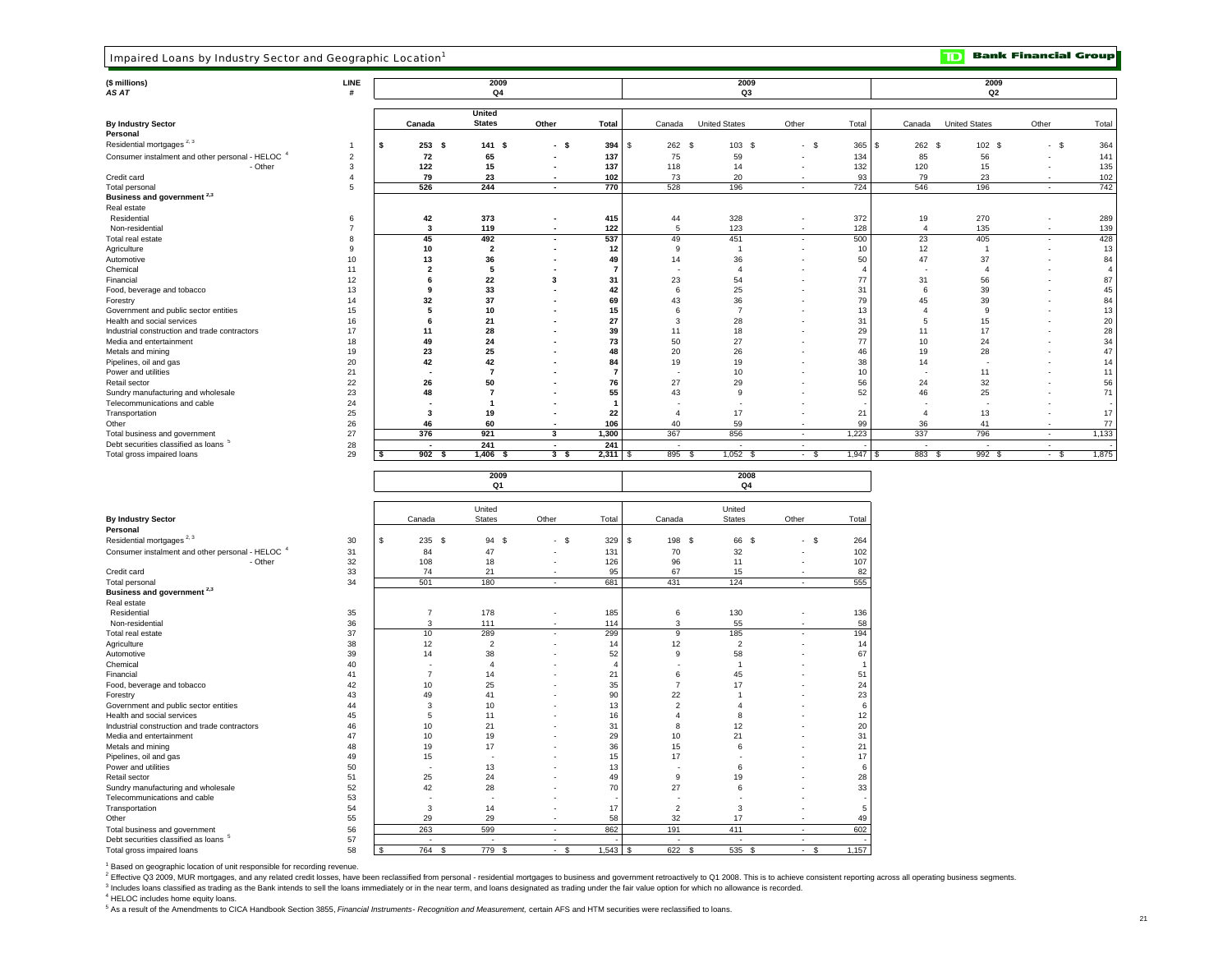## Impaired Loans by Industry Sector and Geographic Location[1]

**Bank Financial Group**

| ($ millions) AS AT | LINE # | 2009 Q4 | | | | 2009 Q3 | | | | 2009 Q2 | | | |
|---|---|---|---|---|---|---|---|---|---|---|---|---|---|
| **By Industry Sector** | | Canada | United States | Other | Total | Canada | United States | Other | Total | Canada | United States | Other | Total |
| **Personal** | | | | | | | | | | | | | |
| Residential mortgages [2, 3] | 1 | $ 253 | $ 141 | $ - | $ 394 | $ 262 | $ 103 | $ - | $ 365 | $ 262 | $ 102 | $ - | $ 364 |
| Consumer instalment and other personal - HELOC [4] | 2 | 72 | 65 | - | 137 | 75 | 59 | - | 134 | 85 | 56 | - | 141 |
| - Other | 3 | 122 | 15 | - | 137 | 118 | 14 | - | 132 | 120 | 15 | - | 135 |
| Credit card | 4 | 79 | 23 | - | 102 | 73 | 20 | - | 93 | 79 | 23 | - | 102 |
| Total personal | 5 | 526 | 244 | - | 770 | 528 | 196 | - | 724 | 546 | 196 | - | 742 |
| **Business and government [2,3]** | | | | | | | | | | | | | |
| Real estate | | | | | | | | | | | | | |
| Residential | 6 | 42 | 373 | - | 415 | 44 | 328 | - | 372 | 19 | 270 | - | 289 |
| Non-residential | 7 | 3 | 119 | - | 122 | 5 | 123 | - | 128 | 4 | 135 | - | 139 |
| Total real estate | 8 | 45 | 492 | - | 537 | 49 | 451 | - | 500 | 23 | 405 | - | 428 |
| Agriculture | 9 | 10 | 2 | - | 12 | 9 | 1 | - | 10 | 12 | 1 | - | 13 |
| Automotive | 10 | 13 | 36 | - | 49 | 14 | 36 | - | 50 | 47 | 37 | - | 84 |
| Chemical | 11 | 2 | 5 | - | 7 | - | 4 | - | 4 | - | 4 | - | 4 |
| Financial | 12 | 6 | 22 | 3 | 31 | 23 | 54 | - | 77 | 31 | 56 | - | 87 |
| Food, beverage and tobacco | 13 | 9 | 33 | - | 42 | 6 | 25 | - | 31 | 6 | 39 | - | 45 |
| Forestry | 14 | 32 | 37 | - | 69 | 43 | 36 | - | 79 | 45 | 39 | - | 84 |
| Government and public sector entities | 15 | 5 | 10 | - | 15 | 6 | 7 | - | 13 | 4 | 9 | - | 13 |
| Health and social services | 16 | 6 | 21 | - | 27 | 3 | 28 | - | 31 | 5 | 15 | - | 20 |
| Industrial construction and trade contractors | 17 | 11 | 28 | - | 39 | 11 | 18 | - | 29 | 11 | 17 | - | 28 |
| Media and entertainment | 18 | 49 | 24 | - | 73 | 50 | 27 | - | 77 | 10 | 24 | - | 34 |
| Metals and mining | 19 | 23 | 25 | - | 48 | 20 | 26 | - | 46 | 19 | 28 | - | 47 |
| Pipelines, oil and gas | 20 | 42 | 42 | - | 84 | 19 | 19 | - | 38 | 14 | - | - | 14 |
| Power and utilities | 21 | - | 7 | - | 7 | - | 10 | - | 10 | - | 11 | - | 11 |
| Retail sector | 22 | 26 | 50 | - | 76 | 27 | 29 | - | 56 | 24 | 32 | - | 56 |
| Sundry manufacturing and wholesale | 23 | 48 | 7 | - | 55 | 43 | 9 | - | 52 | 46 | 25 | - | 71 |
| Telecommunications and cable | 24 | - | 1 | - | 1 | - | - | - | - | - | - | - | - |
| Transportation | 25 | 3 | 19 | - | 22 | 4 | 17 | - | 21 | 4 | 13 | - | 17 |
| Other | 26 | 46 | 60 | - | 106 | 40 | 59 | - | 99 | 36 | 41 | - | 77 |
| Total business and government | 27 | 376 | 921 | 3 | 1,300 | 367 | 856 | - | 1,223 | 337 | 796 | - | 1,133 |
| Debt securities classified as loans [5] | 28 | - | 241 | - | 241 | - | - | - | - | - | - | - | - |
| Total gross impaired loans | 29 | $ 902 | $ 1,406 | $ 3 | $ 2,311 | $ 895 | $ 1,052 | $ - | $ 1,947 | $ 883 | $ 992 | $ - | $ 1,875 |

| | LINE # | 2009 Q1 | | | | 2008 Q4 | | | |
|---|---|---|---|---|---|---|---|---|---|
| **By Industry Sector** | | Canada | United States | Other | Total | Canada | United States | Other | Total |
| **Personal** | | | | | | | | | |
| Residential mortgages [2, 3] | 30 | $ 235 | $ 94 | $ - | $ 329 | $ 198 | $ 66 | $ - | $ 264 |
| Consumer instalment and other personal - HELOC [4] | 31 | 84 | 47 | - | 131 | 70 | 32 | - | 102 |
| - Other | 32 | 108 | 18 | - | 126 | 96 | 11 | - | 107 |
| Credit card | 33 | 74 | 21 | - | 95 | 67 | 15 | - | 82 |
| Total personal | 34 | 501 | 180 | - | 681 | 431 | 124 | - | 555 |
| **Business and government [2,3]** | | | | | | | | | |
| Real estate | | | | | | | | | |
| Residential | 35 | 7 | 178 | - | 185 | 6 | 130 | - | 136 |
| Non-residential | 36 | 3 | 111 | - | 114 | 3 | 55 | - | 58 |
| Total real estate | 37 | 10 | 289 | - | 299 | 9 | 185 | - | 194 |
| Agriculture | 38 | 12 | 2 | - | 14 | 12 | 2 | - | 14 |
| Automotive | 39 | 14 | 38 | - | 52 | 9 | 58 | - | 67 |
| Chemical | 40 | - | 4 | - | 4 | - | 1 | - | 1 |
| Financial | 41 | 7 | 14 | - | 21 | 6 | 45 | - | 51 |
| Food, beverage and tobacco | 42 | 10 | 25 | - | 35 | 7 | 17 | - | 24 |
| Forestry | 43 | 49 | 41 | - | 90 | 22 | 1 | - | 23 |
| Government and public sector entities | 44 | 3 | 10 | - | 13 | 2 | 4 | - | 6 |
| Health and social services | 45 | 5 | 11 | - | 16 | 4 | 8 | - | 12 |
| Industrial construction and trade contractors | 46 | 10 | 21 | - | 31 | 8 | 12 | - | 20 |
| Media and entertainment | 47 | 10 | 19 | - | 29 | 10 | 21 | - | 31 |
| Metals and mining | 48 | 19 | 17 | - | 36 | 15 | 6 | - | 21 |
| Pipelines, oil and gas | 49 | 15 | - | - | 15 | 17 | - | - | 17 |
| Power and utilities | 50 | - | 13 | - | 13 | - | 6 | - | 6 |
| Retail sector | 51 | 25 | 24 | - | 49 | 9 | 19 | - | 28 |
| Sundry manufacturing and wholesale | 52 | 42 | 28 | - | 70 | 27 | 6 | - | 33 |
| Telecommunications and cable | 53 | - | - | - | - | - | - | - | - |
| Transportation | 54 | 3 | 14 | - | 17 | 2 | 3 | - | 5 |
| Other | 55 | 29 | 29 | - | 58 | 32 | 17 | - | 49 |
| Total business and government | 56 | 263 | 599 | - | 862 | 191 | 411 | - | 602 |
| Debt securities classified as loans [5] | 57 | - | - | - | - | - | - | - | - |
| Total gross impaired loans | 58 | $ 764 | $ 779 | $ - | $ 1,543 | $ 622 | $ 535 | $ - | $ 1,157 |

[1] Based on geographic location of unit responsible for recording revenue.

[2] Effective Q3 2009, MUR mortgages, and any related credit losses, have been reclassified from personal - residential mortgages to business and government retroactively to Q1 2008. This is to achieve consistent reporting across all operating business segments.

[3] Includes loans classified as trading as the Bank intends to sell the loans immediately or in the near term, and loans designated as trading under the fair value option for which no allowance is recorded.

[4] HELOC includes home equity loans.

[5] As a result of the Amendments to CICA Handbook Section 3855, *Financial Instruments - Recognition and Measurement,* certain AFS and HTM securities were reclassified to loans.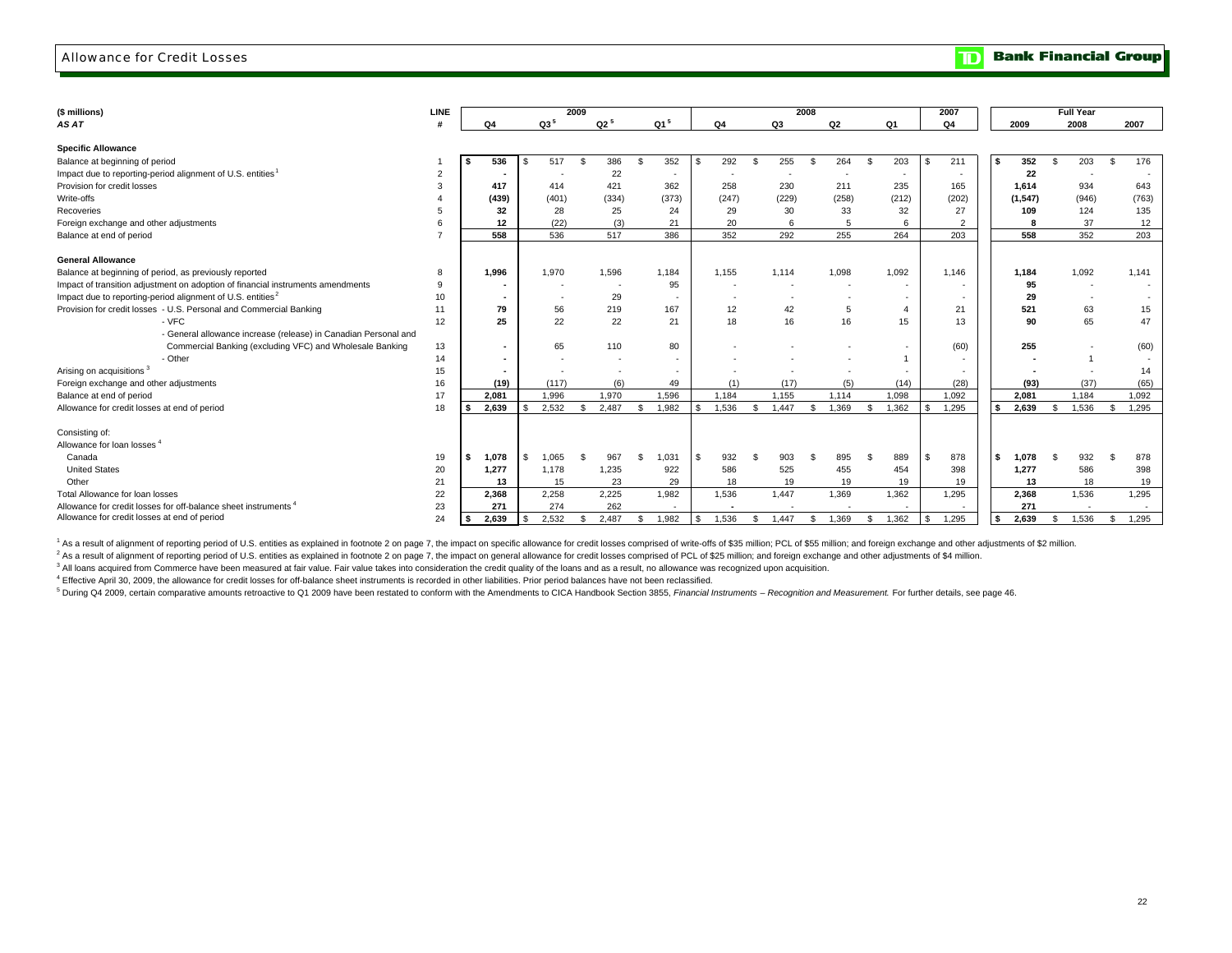# Allowance for Credit Losses

| ($ millions) AS AT | LINE # | 2009 Q4 | 2009 Q3[5] | 2009 Q2[5] | 2009 Q1[5] | 2008 Q4 | 2008 Q3 | 2008 Q2 | 2008 Q1 | 2007 Q4 | Full Year 2009 | Full Year 2008 | Full Year 2007 |
|---|---|---|---|---|---|---|---|---|---|---|---|---|---|
| **Specific Allowance** | | | | | | | | | | | | | |
| Balance at beginning of period | 1 | $ 536 | $ 517 | $ 386 | $ 352 | $ 292 | $ 255 | $ 264 | $ 203 | $ 211 | $ 352 | $ 203 | $ 176 |
| Impact due to reporting-period alignment of U.S. entities[1] | 2 | - | - | 22 | - | - | - | - | - | - | 22 | - | - |
| Provision for credit losses | 3 | 417 | 414 | 421 | 362 | 258 | 230 | 211 | 235 | 165 | 1,614 | 934 | 643 |
| Write-offs | 4 | (439) | (401) | (334) | (373) | (247) | (229) | (258) | (212) | (202) | (1,547) | (946) | (763) |
| Recoveries | 5 | 32 | 28 | 25 | 24 | 29 | 30 | 33 | 32 | 27 | 109 | 124 | 135 |
| Foreign exchange and other adjustments | 6 | 12 | (22) | (3) | 21 | 20 | 6 | 5 | 6 | 2 | 8 | 37 | 12 |
| Balance at end of period | 7 | 558 | 536 | 517 | 386 | 352 | 292 | 255 | 264 | 203 | 558 | 352 | 203 |
| **General Allowance** | | | | | | | | | | | | | |
| Balance at beginning of period, as previously reported | 8 | 1,996 | 1,970 | 1,596 | 1,184 | 1,155 | 1,114 | 1,098 | 1,092 | 1,146 | 1,184 | 1,092 | 1,141 |
| Impact of transition adjustment on adoption of financial instruments amendments | 9 | - | - | - | 95 | - | - | - | - | - | 95 | - | - |
| Impact due to reporting-period alignment of U.S. entities[2] | 10 | - | - | 29 | - | - | - | - | - | - | 29 | - | - |
| Provision for credit losses - U.S. Personal and Commercial Banking | 11 | 79 | 56 | 219 | 167 | 12 | 42 | 5 | 4 | 21 | 521 | 63 | 15 |
| - VFC | 12 | 25 | 22 | 22 | 21 | 18 | 16 | 16 | 15 | 13 | 90 | 65 | 47 |
| - General allowance increase (release) in Canadian Personal and Commercial Banking (excluding VFC) and Wholesale Banking | 13 | - | 65 | 110 | 80 | - | - | - | - | (60) | 255 | - | (60) |
| - Other | 14 | - | - | - | - | - | - | - | 1 | - | - | 1 | - |
| Arising on acquisitions[3] | 15 | - | - | - | - | - | - | - | - | - | - | - | 14 |
| Foreign exchange and other adjustments | 16 | (19) | (117) | (6) | 49 | (1) | (17) | (5) | (14) | (28) | (93) | (37) | (65) |
| Balance at end of period | 17 | 2,081 | 1,996 | 1,970 | 1,596 | 1,184 | 1,155 | 1,114 | 1,098 | 1,092 | 2,081 | 1,184 | 1,092 |
| Allowance for credit losses at end of period | 18 | $ 2,639 | $ 2,532 | $ 2,487 | $ 1,982 | $ 1,536 | $ 1,447 | $ 1,369 | $ 1,362 | $ 1,295 | $ 2,639 | $ 1,536 | $ 1,295 |
| Consisting of: | | | | | | | | | | | | | |
| Allowance for loan losses[4] | | | | | | | | | | | | | |
| Canada | 19 | $ 1,078 | $ 1,065 | $ 967 | $ 1,031 | $ 932 | $ 903 | $ 895 | $ 889 | $ 878 | $ 1,078 | $ 932 | $ 878 |
| United States | 20 | 1,277 | 1,178 | 1,235 | 922 | 586 | 525 | 455 | 454 | 398 | 1,277 | 586 | 398 |
| Other | 21 | 13 | 15 | 23 | 29 | 18 | 19 | 19 | 19 | 19 | 13 | 18 | 19 |
| Total Allowance for loan losses | 22 | 2,368 | 2,258 | 2,225 | 1,982 | 1,536 | 1,447 | 1,369 | 1,362 | 1,295 | 2,368 | 1,536 | 1,295 |
| Allowance for credit losses for off-balance sheet instruments[4] | 23 | 271 | 274 | 262 | - | - | - | - | - | - | 271 | - | - |
| Allowance for credit losses at end of period | 24 | $ 2,639 | $ 2,532 | $ 2,487 | $ 1,982 | $ 1,536 | $ 1,447 | $ 1,369 | $ 1,362 | $ 1,295 | $ 2,639 | $ 1,536 | $ 1,295 |

[1] As a result of alignment of reporting period of U.S. entities as explained in footnote 2 on page 7, the impact on specific allowance for credit losses comprised of write-offs of $35 million; PCL of $55 million; and foreign exchange and other adjustments of $2 million.

[2] As a result of alignment of reporting period of U.S. entities as explained in footnote 2 on page 7, the impact on general allowance for credit losses comprised of PCL of $25 million; and foreign exchange and other adjustments of $4 million.

[3] All loans acquired from Commerce have been measured at fair value. Fair value takes into consideration the credit quality of the loans and as a result, no allowance was recognized upon acquisition.

[4] Effective April 30, 2009, the allowance for credit losses for off-balance sheet instruments is recorded in other liabilities. Prior period balances have not been reclassified.

[5] During Q4 2009, certain comparative amounts retroactive to Q1 2009 have been restated to conform with the Amendments to CICA Handbook Section 3855, *Financial Instruments – Recognition and Measurement.* For further details, see page 46.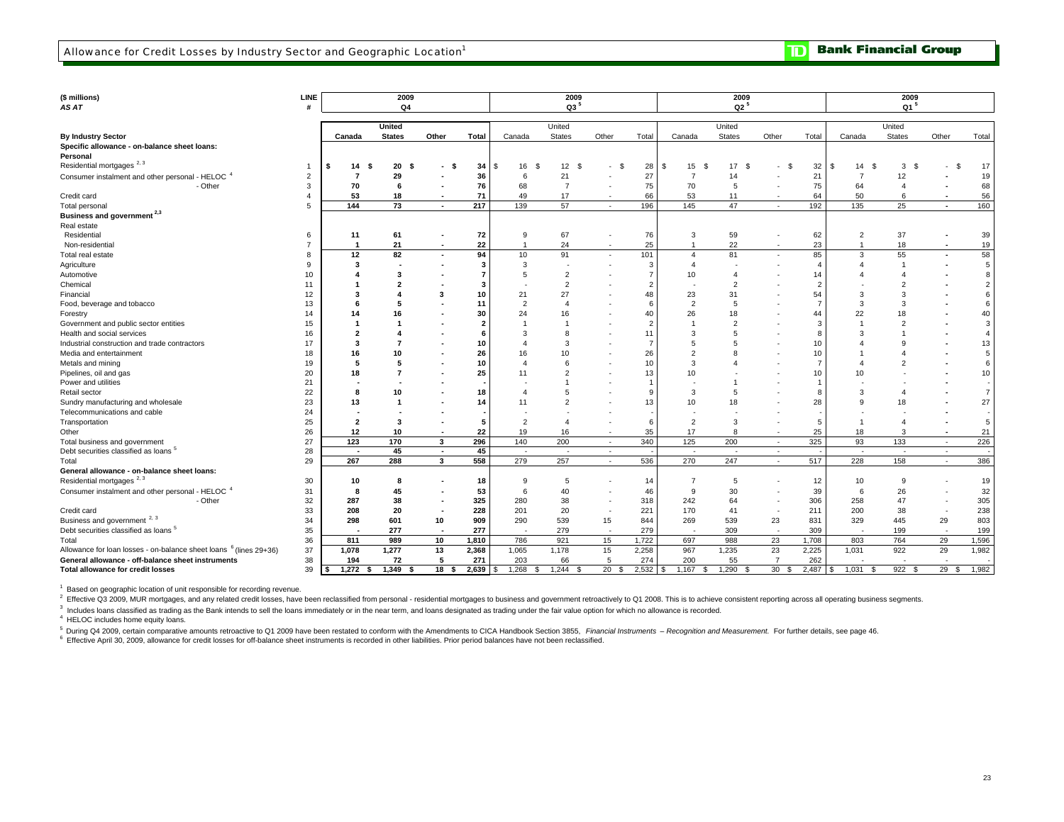# Allowance for Credit Losses by Industry Sector and Geographic Location[1]

| ($ millions) AS AT | LINE # | 2009 Q4 | | | | 2009 Q3[5] | | | | 2009 Q2[5] | | | | 2009 Q1[5] | | | |
|---|---|---|---|---|---|---|---|---|---|---|---|---|---|---|---|---|---|
| **By Industry Sector** | | Canada | United States | Other | Total | Canada | United States | Other | Total | Canada | United States | Other | Total | Canada | United States | Other | Total |
| **Specific allowance - on-balance sheet loans:** | | | | | | | | | | | | | | | | | |
| **Personal** | | | | | | | | | | | | | | | | | |
| Residential mortgages [2, 3] | 1 | $ 14 | $ 20 | $ - | $ 34 | $ 16 | $ 12 | $ - | $ 28 | $ 15 | $ 17 | $ - | $ 32 | $ 14 | $ 3 | $ - | $ 17 |
| Consumer instalment and other personal - HELOC [4] | 2 | 7 | 29 | - | 36 | 6 | 21 | - | 27 | 7 | 14 | - | 21 | 7 | 12 | - | 19 |
| - Other | 3 | 70 | 6 | - | 76 | 68 | 7 | - | 75 | 70 | 5 | - | 75 | 64 | 4 | - | 68 |
| Credit card | 4 | 53 | 18 | - | 71 | 49 | 17 | - | 66 | 53 | 11 | - | 64 | 50 | 6 | - | 56 |
| Total personal | 5 | 144 | 73 | - | 217 | 139 | 57 | - | 196 | 145 | 47 | - | 192 | 135 | 25 | - | 160 |
| **Business and government [2,3]** | | | | | | | | | | | | | | | | | |
| Real estate | | | | | | | | | | | | | | | | | |
| Residential | 6 | 11 | 61 | - | 72 | 9 | 67 | - | 76 | 3 | 59 | - | 62 | 2 | 37 | - | 39 |
| Non-residential | 7 | 1 | 21 | - | 22 | 1 | 24 | - | 25 | 1 | 22 | - | 23 | 1 | 18 | - | 19 |
| Total real estate | 8 | 12 | 82 | - | 94 | 10 | 91 | - | 101 | 4 | 81 | - | 85 | 3 | 55 | - | 58 |
| Agriculture | 9 | 3 | - | - | 3 | 3 | - | - | 3 | 4 | - | - | 4 | 4 | 1 | - | 5 |
| Automotive | 10 | 4 | 3 | - | 7 | 5 | 2 | - | 7 | 10 | 4 | - | 14 | 4 | 4 | - | 8 |
| Chemical | 11 | 1 | 2 | - | 3 | - | 2 | - | 2 | - | 2 | - | 2 | - | 2 | - | 2 |
| Financial | 12 | 3 | 4 | 3 | 10 | 21 | 27 | - | 48 | 23 | 31 | - | 54 | 3 | 3 | - | 6 |
| Food, beverage and tobacco | 13 | 6 | 5 | - | 11 | 2 | 4 | - | 6 | 2 | 5 | - | 7 | 3 | 3 | - | 6 |
| Forestry | 14 | 14 | 16 | - | 30 | 24 | 16 | - | 40 | 26 | 18 | - | 44 | 22 | 18 | - | 40 |
| Government and public sector entities | 15 | 1 | 1 | - | 2 | 1 | 1 | - | 2 | 1 | 2 | - | 3 | 1 | 2 | - | 3 |
| Health and social services | 16 | 2 | 4 | - | 6 | 3 | 8 | - | 11 | 3 | 5 | - | 8 | 3 | 1 | - | 4 |
| Industrial construction and trade contractors | 17 | 3 | 7 | - | 10 | 4 | 3 | - | 7 | 5 | 5 | - | 10 | 4 | 9 | - | 13 |
| Media and entertainment | 18 | 16 | 10 | - | 26 | 16 | 10 | - | 26 | 2 | 8 | - | 10 | 1 | 4 | - | 5 |
| Metals and mining | 19 | 5 | 5 | - | 10 | 4 | 6 | - | 10 | 3 | 4 | - | 7 | 4 | 2 | - | 6 |
| Pipelines, oil and gas | 20 | 18 | 7 | - | 25 | 11 | 2 | - | 13 | 10 | - | - | 10 | 10 | - | - | 10 |
| Power and utilities | 21 | - | - | - | - | - | 1 | - | 1 | - | 1 | - | 1 | - | - | - | - |
| Retail sector | 22 | 8 | 10 | - | 18 | 4 | 5 | - | 9 | 3 | 5 | - | 8 | 3 | 4 | - | 7 |
| Sundry manufacturing and wholesale | 23 | 13 | 1 | - | 14 | 11 | 2 | - | 13 | 10 | 18 | - | 28 | 9 | 18 | - | 27 |
| Telecommunications and cable | 24 | - | - | - | - | - | - | - | - | - | - | - | - | - | - | - | - |
| Transportation | 25 | 2 | 3 | - | 5 | 2 | 4 | - | 6 | 2 | 3 | - | 5 | 1 | 4 | - | 5 |
| Other | 26 | 12 | 10 | - | 22 | 19 | 16 | - | 35 | 17 | 8 | - | 25 | 18 | 3 | - | 21 |
| Total business and government | 27 | 123 | 170 | 3 | 296 | 140 | 200 | - | 340 | 125 | 200 | - | 325 | 93 | 133 | - | 226 |
| Debt securities classified as loans [5] | 28 | - | 45 | - | 45 | - | - | - | - | - | - | - | - | - | - | - | - |
| Total | 29 | 267 | 288 | 3 | 558 | 279 | 257 | - | 536 | 270 | 247 | - | 517 | 228 | 158 | - | 386 |
| **General allowance - on-balance sheet loans:** | | | | | | | | | | | | | | | | | |
| Residential mortgages [2, 3] | 30 | 10 | 8 | - | 18 | 9 | 5 | - | 14 | 7 | 5 | - | 12 | 10 | 9 | - | 19 |
| Consumer instalment and other personal - HELOC [4] | 31 | 8 | 45 | - | 53 | 6 | 40 | - | 46 | 9 | 30 | - | 39 | 6 | 26 | - | 32 |
| - Other | 32 | 287 | 38 | - | 325 | 280 | 38 | - | 318 | 242 | 64 | - | 306 | 258 | 47 | - | 305 |
| Credit card | 33 | 208 | 20 | - | 228 | 201 | 20 | - | 221 | 170 | 41 | - | 211 | 200 | 38 | - | 238 |
| Business and government [2, 3] | 34 | 298 | 601 | 10 | 909 | 290 | 539 | 15 | 844 | 269 | 539 | 23 | 831 | 329 | 445 | 29 | 803 |
| Debt securities classified as loans [5] | 35 | - | 277 | - | 277 | - | 279 | - | 279 | - | 309 | - | 309 | - | 199 | - | 199 |
| Total | 36 | 811 | 989 | 10 | 1,810 | 786 | 921 | 15 | 1,722 | 697 | 988 | 23 | 1,708 | 803 | 764 | 29 | 1,596 |
| Allowance for loan losses - on-balance sheet loans [6] (lines 29+36) | 37 | 1,078 | 1,277 | 13 | 2,368 | 1,065 | 1,178 | 15 | 2,258 | 967 | 1,235 | 23 | 2,225 | 1,031 | 922 | 29 | 1,982 |
| **General allowance - off-balance sheet instruments** | 38 | 194 | 72 | 5 | 271 | 203 | 66 | 5 | 274 | 200 | 55 | 7 | 262 | - | - | - | - |
| **Total allowance for credit losses** | 39 | $ 1,272 | $ 1,349 | $ 18 | $ 2,639 | $ 1,268 | $ 1,244 | $ 20 | $ 2,532 | $ 1,167 | $ 1,290 | $ 30 | $ 2,487 | $ 1,031 | $ 922 | $ 29 | $ 1,982 |

[1] Based on geographic location of unit responsible for recording revenue.

[2] Effective Q3 2009, MUR mortgages, and any related credit losses, have been reclassified from personal - residential mortgages to business and government retroactively to Q1 2008. This is to achieve consistent reporting across all operating business segments.

[3] Includes loans classified as trading as the Bank intends to sell the loans immediately or in the near term, and loans designated as trading under the fair value option for which no allowance is recorded.

[4] HELOC includes home equity loans.

[5] During Q4 2009, certain comparative amounts retroactive to Q1 2009 have been restated to conform with the Amendments to CICA Handbook Section 3855, *Financial Instruments – Recognition and Measurement.* For further details, see page 46.

[6] Effective April 30, 2009, allowance for credit losses for off-balance sheet instruments is recorded in other liabilities. Prior period balances have not been reclassified.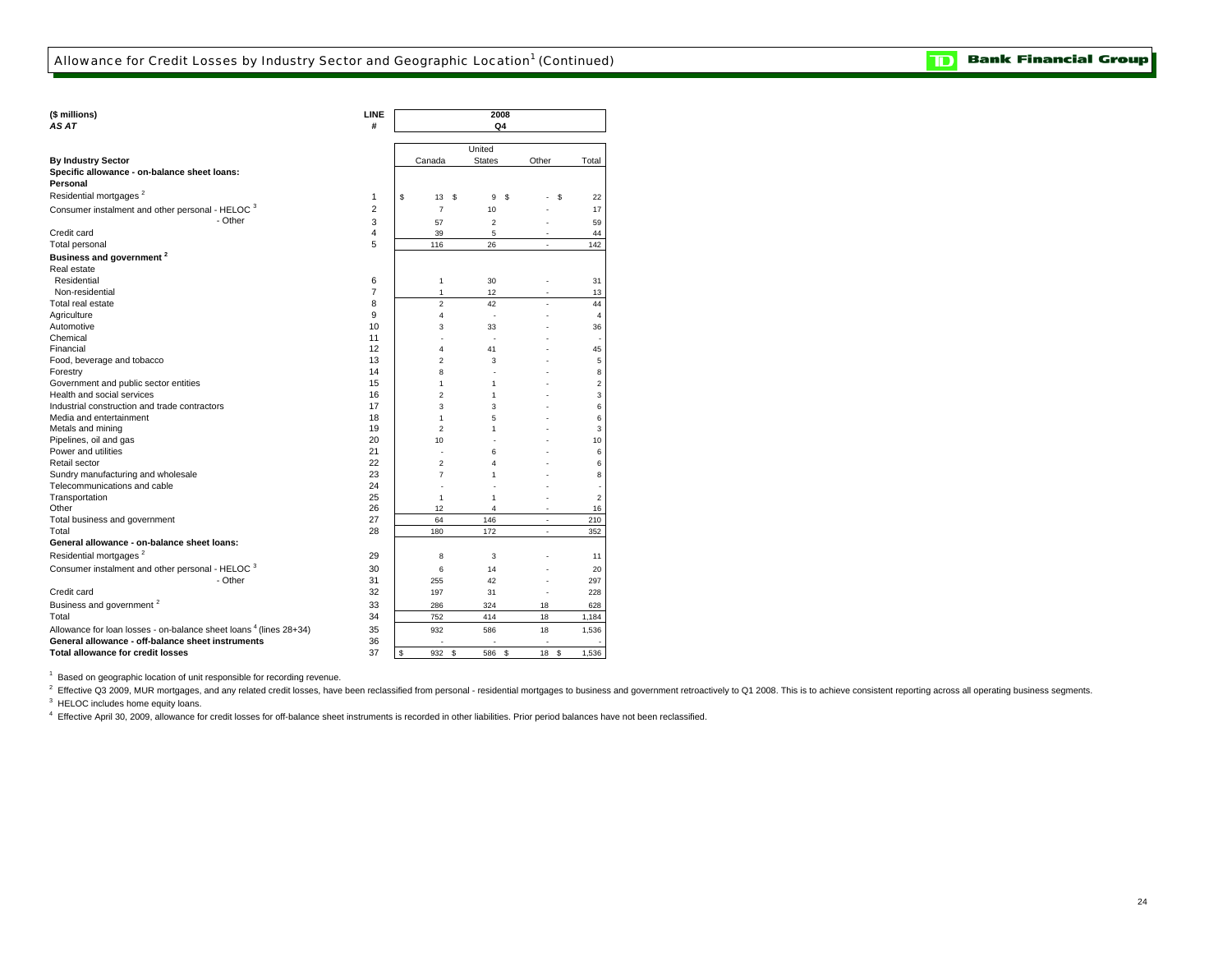# Allowance for Credit Losses by Industry Sector and Geographic Location[1] (Continued)

**TD Bank Financial Group**

| **($ millions)** *AS AT* | **LINE #** | **2008 Q4** | | | |
|---|---|---|---|---|---|
| **By Industry Sector** | | Canada | United States | Other | Total |
| **Specific allowance - on-balance sheet loans:** | | | | | |
| **Personal** | | | | | |
| Residential mortgages [2] | 1 | $ 13 | $ 9 | $ - | $ 22 |
| Consumer instalment and other personal - HELOC [3] | 2 | 7 | 10 | - | 17 |
| - Other | 3 | 57 | 2 | - | 59 |
| Credit card | 4 | 39 | 5 | - | 44 |
| Total personal | 5 | 116 | 26 | - | 142 |
| **Business and government [2]** | | | | | |
| Real estate | | | | | |
| Residential | 6 | 1 | 30 | - | 31 |
| Non-residential | 7 | 1 | 12 | - | 13 |
| Total real estate | 8 | 2 | 42 | - | 44 |
| Agriculture | 9 | 4 | - | - | 4 |
| Automotive | 10 | 3 | 33 | - | 36 |
| Chemical | 11 | - | - | - | - |
| Financial | 12 | 4 | 41 | - | 45 |
| Food, beverage and tobacco | 13 | 2 | 3 | - | 5 |
| Forestry | 14 | 8 | - | - | 8 |
| Government and public sector entities | 15 | 1 | 1 | - | 2 |
| Health and social services | 16 | 2 | 1 | - | 3 |
| Industrial construction and trade contractors | 17 | 3 | 3 | - | 6 |
| Media and entertainment | 18 | 1 | 5 | - | 6 |
| Metals and mining | 19 | 2 | 1 | - | 3 |
| Pipelines, oil and gas | 20 | 10 | - | - | 10 |
| Power and utilities | 21 | - | 6 | - | 6 |
| Retail sector | 22 | 2 | 4 | - | 6 |
| Sundry manufacturing and wholesale | 23 | 7 | 1 | - | 8 |
| Telecommunications and cable | 24 | - | - | - | - |
| Transportation | 25 | 1 | 1 | - | 2 |
| Other | 26 | 12 | 4 | - | 16 |
| Total business and government | 27 | 64 | 146 | - | 210 |
| Total | 28 | 180 | 172 | - | 352 |
| **General allowance - on-balance sheet loans:** | | | | | |
| Residential mortgages [2] | 29 | 8 | 3 | - | 11 |
| Consumer instalment and other personal - HELOC [3] | 30 | 6 | 14 | - | 20 |
| - Other | 31 | 255 | 42 | - | 297 |
| Credit card | 32 | 197 | 31 | - | 228 |
| Business and government [2] | 33 | 286 | 324 | 18 | 628 |
| Total | 34 | 752 | 414 | 18 | 1,184 |
| Allowance for loan losses - on-balance sheet loans [4] (lines 28+34) | 35 | 932 | 586 | 18 | 1,536 |
| **General allowance - off-balance sheet instruments** | 36 | - | - | - | - |
| **Total allowance for credit losses** | 37 | $ 932 | $ 586 | $ 18 | $ 1,536 |

[1] Based on geographic location of unit responsible for recording revenue.

[2] Effective Q3 2009, MUR mortgages, and any related credit losses, have been reclassified from personal - residential mortgages to business and government retroactively to Q1 2008. This is to achieve consistent reporting across all operating business segments.

[3] HELOC includes home equity loans.

[4] Effective April 30, 2009, allowance for credit losses for off-balance sheet instruments is recorded in other liabilities. Prior period balances have not been reclassified.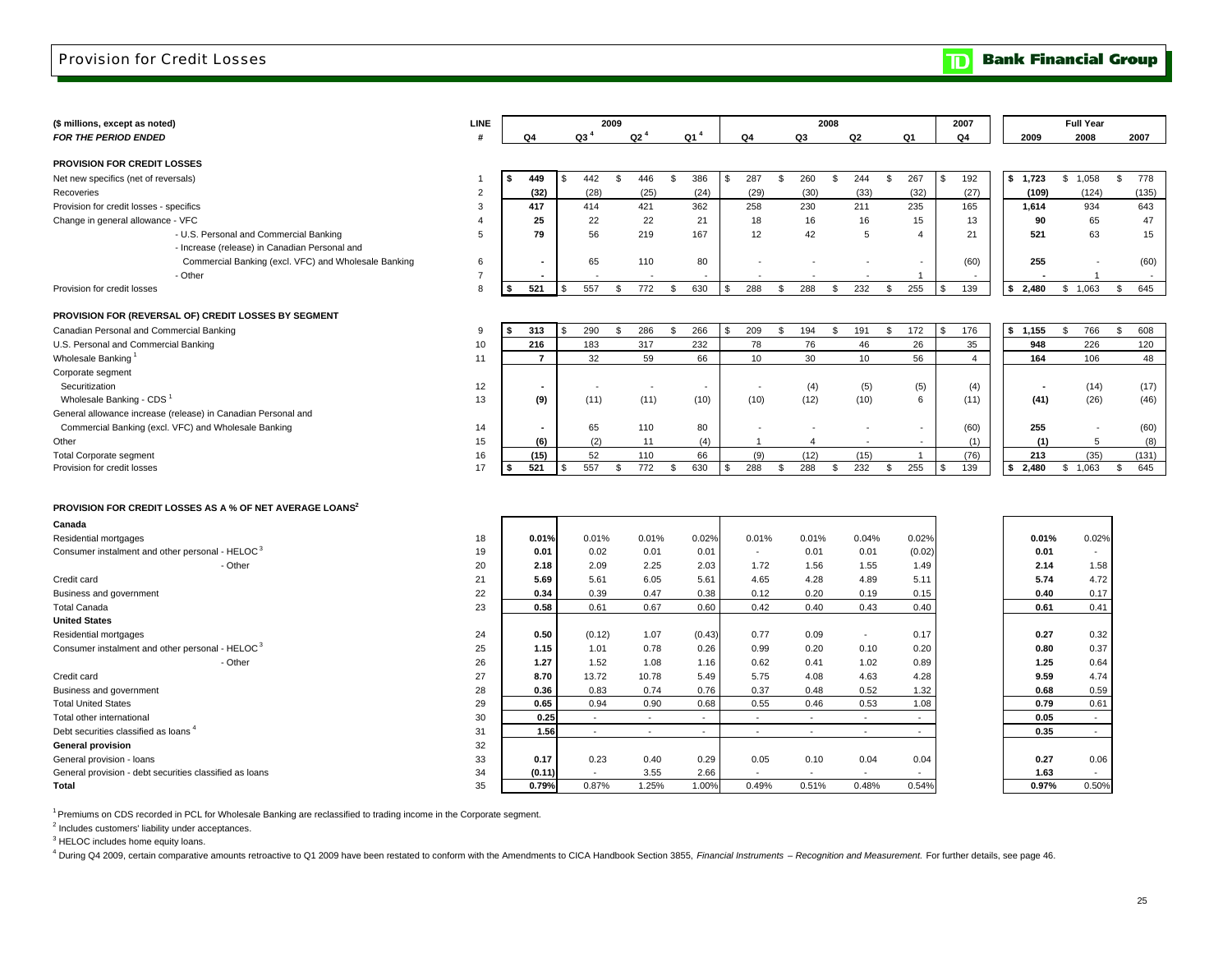# Provision for Credit Losses

**TD Bank Financial Group**

| ($ millions, except as noted) *FOR THE PERIOD ENDED* | LINE # | 2009 Q4 | 2009 Q3[4] | 2009 Q2[4] | 2009 Q1[4] | 2008 Q4 | 2008 Q3 | 2008 Q2 | 2008 Q1 | 2007 Q4 | Full Year 2009 | Full Year 2008 | Full Year 2007 |
|---|---|---|---|---|---|---|---|---|---|---|---|---|---|
| **PROVISION FOR CREDIT LOSSES** | | | | | | | | | | | | | |
| Net new specifics (net of reversals) | 1 | $ 449 | $ 442 | $ 446 | $ 386 | $ 287 | $ 260 | $ 244 | $ 267 | $ 192 | $ 1,723 | $ 1,058 | $ 778 |
| Recoveries | 2 | (32) | (28) | (25) | (24) | (29) | (30) | (33) | (32) | (27) | (109) | (124) | (135) |
| Provision for credit losses - specifics | 3 | 417 | 414 | 421 | 362 | 258 | 230 | 211 | 235 | 165 | 1,614 | 934 | 643 |
| Change in general allowance - VFC | 4 | 25 | 22 | 22 | 21 | 18 | 16 | 16 | 15 | 13 | 90 | 65 | 47 |
| - U.S. Personal and Commercial Banking | 5 | 79 | 56 | 219 | 167 | 12 | 42 | 5 | 4 | 21 | 521 | 63 | 15 |
| - Increase (release) in Canadian Personal and Commercial Banking (excl. VFC) and Wholesale Banking | 6 | - | 65 | 110 | 80 | - | - | - | - | (60) | 255 | - | (60) |
| - Other | 7 | - | - | - | - | - | - | - | 1 | - | - | 1 | - |
| Provision for credit losses | 8 | $ 521 | $ 557 | $ 772 | $ 630 | $ 288 | $ 288 | $ 232 | $ 255 | $ 139 | $ 2,480 | $ 1,063 | $ 645 |
| **PROVISION FOR (REVERSAL OF) CREDIT LOSSES BY SEGMENT** | | | | | | | | | | | | | |
| Canadian Personal and Commercial Banking | 9 | $ 313 | $ 290 | $ 286 | $ 266 | $ 209 | $ 194 | $ 191 | $ 172 | $ 176 | $ 1,155 | $ 766 | $ 608 |
| U.S. Personal and Commercial Banking | 10 | 216 | 183 | 317 | 232 | 78 | 76 | 46 | 26 | 35 | 948 | 226 | 120 |
| Wholesale Banking[1] | 11 | 7 | 32 | 59 | 66 | 10 | 30 | 10 | 56 | 4 | 164 | 106 | 48 |
| Corporate segment | | | | | | | | | | | | | |
| Securitization | 12 | - | - | - | - | - | (4) | (5) | (5) | (4) | - | (14) | (17) |
| Wholesale Banking - CDS[1] | 13 | (9) | (11) | (11) | (10) | (10) | (12) | (10) | 6 | (11) | (41) | (26) | (46) |
| General allowance increase (release) in Canadian Personal and Commercial Banking (excl. VFC) and Wholesale Banking | 14 | - | 65 | 110 | 80 | - | - | - | - | (60) | 255 | - | (60) |
| Other | 15 | (6) | (2) | 11 | (4) | 1 | 4 | - | - | (1) | (1) | 5 | (8) |
| Total Corporate segment | 16 | (15) | 52 | 110 | 66 | (9) | (12) | (15) | 1 | (76) | 213 | (35) | (131) |
| Provision for credit losses | 17 | $ 521 | $ 557 | $ 772 | $ 630 | $ 288 | $ 288 | $ 232 | $ 255 | $ 139 | $ 2,480 | $ 1,063 | $ 645 |

**PROVISION FOR CREDIT LOSSES AS A % OF NET AVERAGE LOANS[2]**

| | LINE # | 2009 Q4 | 2009 Q3 | 2009 Q2 | 2009 Q1 | 2008 Q4 | 2008 Q3 | 2008 Q2 | 2008 Q1 | Full Year 2009 | Full Year 2008 |
|---|---|---|---|---|---|---|---|---|---|---|---|
| **Canada** | | | | | | | | | | | |
| Residential mortgages | 18 | 0.01% | 0.01% | 0.01% | 0.02% | 0.01% | 0.01% | 0.04% | 0.02% | 0.01% | 0.02% |
| Consumer instalment and other personal - HELOC[3] | 19 | 0.01 | 0.02 | 0.01 | 0.01 | - | 0.01 | 0.01 | (0.02) | 0.01 | - |
| - Other | 20 | 2.18 | 2.09 | 2.25 | 2.03 | 1.72 | 1.56 | 1.55 | 1.49 | 2.14 | 1.58 |
| Credit card | 21 | 5.69 | 5.61 | 6.05 | 5.61 | 4.65 | 4.28 | 4.89 | 5.11 | 5.74 | 4.72 |
| Business and government | 22 | 0.34 | 0.39 | 0.47 | 0.38 | 0.12 | 0.20 | 0.19 | 0.15 | 0.40 | 0.17 |
| Total Canada | 23 | 0.58 | 0.61 | 0.67 | 0.60 | 0.42 | 0.40 | 0.43 | 0.40 | 0.61 | 0.41 |
| **United States** | | | | | | | | | | | |
| Residential mortgages | 24 | 0.50 | (0.12) | 1.07 | (0.43) | 0.77 | 0.09 | - | 0.17 | 0.27 | 0.32 |
| Consumer instalment and other personal - HELOC[3] | 25 | 1.15 | 1.01 | 0.78 | 0.26 | 0.99 | 0.20 | 0.10 | 0.20 | 0.80 | 0.37 |
| - Other | 26 | 1.27 | 1.52 | 1.08 | 1.16 | 0.62 | 0.41 | 1.02 | 0.89 | 1.25 | 0.64 |
| Credit card | 27 | 8.70 | 13.72 | 10.78 | 5.49 | 5.75 | 4.08 | 4.63 | 4.28 | 9.59 | 4.74 |
| Business and government | 28 | 0.36 | 0.83 | 0.74 | 0.76 | 0.37 | 0.48 | 0.52 | 1.32 | 0.68 | 0.59 |
| Total United States | 29 | 0.65 | 0.94 | 0.90 | 0.68 | 0.55 | 0.46 | 0.53 | 1.08 | 0.79 | 0.61 |
| Total other international | 30 | 0.25 | - | - | - | - | - | - | - | 0.05 | - |
| Debt securities classified as loans[4] | 31 | 1.56 | - | - | - | - | - | - | - | 0.35 | - |
| **General provision** | 32 | | | | | | | | | | |
| General provision - loans | 33 | 0.17 | 0.23 | 0.40 | 0.29 | 0.05 | 0.10 | 0.04 | 0.04 | 0.27 | 0.06 |
| General provision - debt securities classified as loans | 34 | (0.11) | - | 3.55 | 2.66 | - | - | - | - | 1.63 | - |
| **Total** | 35 | 0.79% | 0.87% | 1.25% | 1.00% | 0.49% | 0.51% | 0.48% | 0.54% | 0.97% | 0.50% |

[1] Premiums on CDS recorded in PCL for Wholesale Banking are reclassified to trading income in the Corporate segment.

[2] Includes customers' liability under acceptances.

[3] HELOC includes home equity loans.

[4] During Q4 2009, certain comparative amounts retroactive to Q1 2009 have been restated to conform with the Amendments to CICA Handbook Section 3855, *Financial Instruments – Recognition and Measurement.* For further details, see page 46.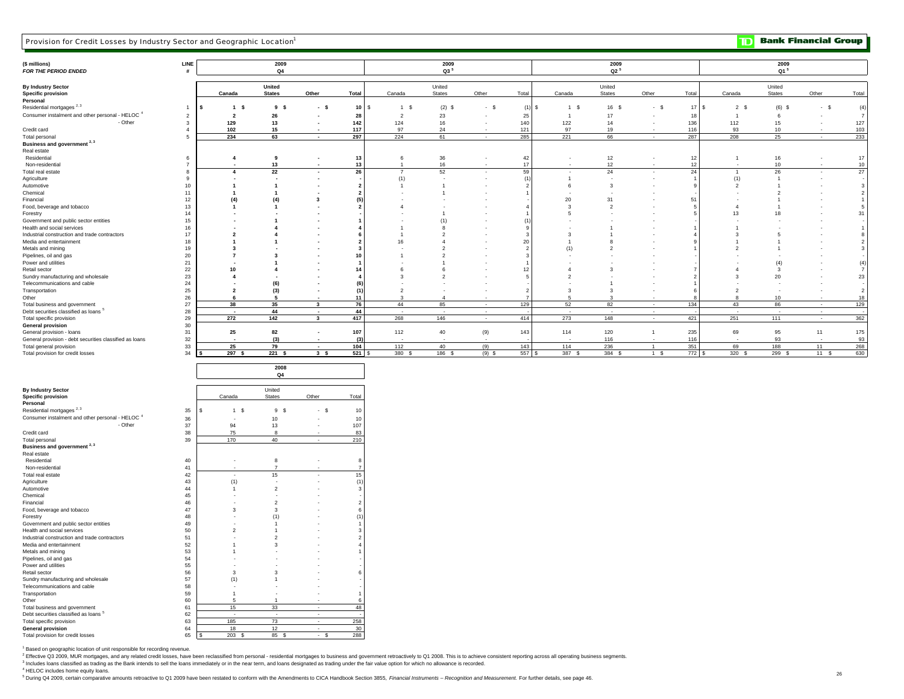# Provision for Credit Losses by Industry Sector and Geographic Location[1]

| ($ millions) *FOR THE PERIOD ENDED* | LINE # | 2009 Q4 Canada | 2009 Q4 United States | 2009 Q4 Other | 2009 Q4 Total | 2009 Q3[5] Canada | 2009 Q3[5] United States | 2009 Q3[5] Other | 2009 Q3[5] Total | 2009 Q2[5] Canada | 2009 Q2[5] United States | 2009 Q2[5] Other | 2009 Q2[5] Total | 2009 Q1[5] Canada | 2009 Q1[5] United States | 2009 Q1[5] Other | 2009 Q1[5] Total |
|---|---|---|---|---|---|---|---|---|---|---|---|---|---|---|---|---|---|
| **By Industry Sector** | | | | | | | | | | | | | | | | | |
| **Specific provision** | | | | | | | | | | | | | | | | | |
| **Personal** | | | | | | | | | | | | | | | | | |
| Residential mortgages [2,3] | 1 | $ 1 | $ 9 | $ - | $ 10 | $ 1 | $ (2) | $ - | $ (1) | $ 1 | $ 16 | $ - | $ 17 | $ 2 | $ (6) | $ - | $ (4) |
| Consumer instalment and other personal - HELOC [4] | 2 | 2 | 26 | - | 28 | 2 | 23 | - | 25 | 1 | 17 | - | 18 | 1 | 6 | - | 7 |
| - Other | 3 | 129 | 13 | - | 142 | 124 | 16 | - | 140 | 122 | 14 | - | 136 | 112 | 15 | - | 127 |
| Credit card | 4 | 102 | 15 | - | 117 | 97 | 24 | - | 121 | 97 | 19 | - | 116 | 93 | 10 | - | 103 |
| Total personal | 5 | 234 | 63 | - | 297 | 224 | 61 | - | 285 | 221 | 66 | - | 287 | 208 | 25 | - | 233 |
| **Business and government [2,3]** | | | | | | | | | | | | | | | | | |
| Real estate | | | | | | | | | | | | | | | | | |
| Residential | 6 | 4 | 9 | - | 13 | 6 | 36 | - | 42 | - | 12 | - | 12 | 1 | 16 | - | 17 |
| Non-residential | 7 | - | 13 | - | 13 | 1 | 16 | - | 17 | - | 12 | - | 12 | - | 10 | - | 10 |
| Total real estate | 8 | 4 | 22 | - | 26 | 7 | 52 | - | 59 | - | 24 | - | 24 | 1 | 26 | - | 27 |
| Agriculture | 9 | - | - | - | - | (1) | - | - | (1) | 1 | - | - | 1 | (1) | 1 | - | - |
| Automotive | 10 | 1 | 1 | - | 2 | 1 | 1 | - | 2 | 6 | 3 | - | 9 | 2 | 1 | - | 3 |
| Chemical | 11 | 1 | 1 | - | 2 | - | 1 | - | 1 | - | - | - | - | - | 2 | - | 2 |
| Financial | 12 | (4) | (4) | 3 | (5) | - | - | - | - | 20 | 31 | - | 51 | - | 1 | - | 1 |
| Food, beverage and tobacco | 13 | 1 | 1 | - | 2 | 4 | - | - | 4 | 3 | 2 | - | 5 | 4 | 1 | - | 5 |
| Forestry | 14 | - | - | - | - | - | 1 | - | 1 | 5 | - | - | 5 | 13 | 18 | - | 31 |
| Government and public sector entities | 15 | - | 1 | - | 1 | - | (1) | - | (1) | - | - | - | - | - | - | - | - |
| Health and social services | 16 | - | 4 | - | 4 | 1 | 8 | - | 9 | - | 1 | - | 1 | 1 | - | - | 1 |
| Industrial construction and trade contractors | 17 | 2 | 4 | - | 6 | 1 | 2 | - | 3 | 3 | 1 | - | 4 | 3 | 5 | - | 8 |
| Media and entertainment | 18 | 1 | 1 | - | 2 | 16 | 4 | - | 20 | 1 | 8 | - | 9 | 1 | 1 | - | 2 |
| Metals and mining | 19 | 3 | - | - | 3 | - | 2 | - | 2 | (1) | 2 | - | 1 | 2 | 1 | - | 3 |
| Pipelines, oil and gas | 20 | 7 | 3 | - | 10 | 1 | 2 | - | 3 | - | - | - | - | - | - | - | - |
| Power and utilities | 21 | - | 1 | - | 1 | - | 1 | - | 1 | - | - | - | - | - | (4) | - | (4) |
| Retail sector | 22 | 10 | 4 | - | 14 | 6 | 6 | - | 12 | 4 | 3 | - | 7 | 4 | 3 | - | 7 |
| Sundry manufacturing and wholesale | 23 | 4 | - | - | 4 | 3 | 2 | - | 5 | 2 | - | - | 2 | 3 | 20 | - | 23 |
| Telecommunications and cable | 24 | - | (6) | - | (6) | - | - | - | - | - | 1 | - | 1 | - | - | - | - |
| Transportation | 25 | 2 | (3) | - | (1) | 2 | - | - | 2 | 3 | 3 | - | 6 | 2 | - | - | 2 |
| Other | 26 | 6 | 5 | - | 11 | 3 | 4 | - | 7 | 5 | 3 | - | 8 | 8 | 10 | - | 18 |
| Total business and government | 27 | 38 | 35 | 3 | 76 | 44 | 85 | - | 129 | 52 | 82 | - | 134 | 43 | 86 | - | 129 |
| Debt securities classified as loans [5] | 28 | - | 44 | - | 44 | - | - | - | - | - | - | - | - | - | - | - | - |
| Total specific provision | 29 | 272 | 142 | 3 | 417 | 268 | 146 | - | 414 | 273 | 148 | - | 421 | 251 | 111 | - | 362 |
| **General provision** | 30 | | | | | | | | | | | | | | | | |
| General provision - loans | 31 | 25 | 82 | - | 107 | 112 | 40 | (9) | 143 | 114 | 120 | 1 | 235 | 69 | 95 | 11 | 175 |
| General provision - debt securities classified as loans | 32 | - | (3) | - | (3) | - | - | - | - | - | 116 | - | 116 | - | 93 | - | 93 |
| Total general provision | 33 | 25 | 79 | - | 104 | 112 | 40 | (9) | 143 | 114 | 236 | 1 | 351 | 69 | 188 | 11 | 268 |
| Total provision for credit losses | 34 | $ 297 | $ 221 | $ 3 | $ 521 | $ 380 | $ 186 | $ (9) | $ 557 | $ 387 | $ 384 | $ 1 | $ 772 | $ 320 | $ 299 | $ 11 | $ 630 |

| | LINE # | 2008 Q4 Canada | 2008 Q4 United States | 2008 Q4 Other | 2008 Q4 Total |
|---|---|---|---|---|---|
| **By Industry Sector** | | | | | |
| **Specific provision** | | | | | |
| **Personal** | | | | | |
| Residential mortgages [2,3] | 35 | $ 1 | $ 9 | $ - | $ 10 |
| Consumer instalment and other personal - HELOC [4] | 36 | - | 10 | - | 10 |
| - Other | 37 | 94 | 13 | - | 107 |
| Credit card | 38 | 75 | 8 | - | 83 |
| Total personal | 39 | 170 | 40 | - | 210 |
| **Business and government [2,3]** | | | | | |
| Real estate | | | | | |
| Residential | 40 | - | 8 | - | 8 |
| Non-residential | 41 | - | 7 | - | 7 |
| Total real estate | 42 | - | 15 | - | 15 |
| Agriculture | 43 | (1) | - | - | (1) |
| Automotive | 44 | 1 | 2 | - | 3 |
| Chemical | 45 | - | - | - | - |
| Financial | 46 | - | 2 | - | 2 |
| Food, beverage and tobacco | 47 | 3 | 3 | - | 6 |
| Forestry | 48 | - | (1) | - | (1) |
| Government and public sector entities | 49 | - | 1 | - | 1 |
| Health and social services | 50 | 2 | 1 | - | 3 |
| Industrial construction and trade contractors | 51 | - | 2 | - | 2 |
| Media and entertainment | 52 | 1 | 3 | - | 4 |
| Metals and mining | 53 | 1 | - | - | 1 |
| Pipelines, oil and gas | 54 | - | - | - | - |
| Power and utilities | 55 | - | - | - | - |
| Retail sector | 56 | 3 | 3 | - | 6 |
| Sundry manufacturing and wholesale | 57 | (1) | 1 | - | - |
| Telecommunications and cable | 58 | - | - | - | - |
| Transportation | 59 | 1 | - | - | 1 |
| Other | 60 | 5 | 1 | - | 6 |
| Total business and government | 61 | 15 | 33 | - | 48 |
| Debt securities classified as loans [5] | 62 | - | - | - | - |
| Total specific provision | 63 | 185 | 73 | - | 258 |
| **General provision** | 64 | 18 | 12 | - | 30 |
| Total provision for credit losses | 65 | $ 203 | $ 85 | $ - | $ 288 |

[1] Based on geographic location of unit responsible for recording revenue.
[2] Effective Q3 2009, MUR mortgages, and any related credit losses, have been reclassified from personal - residential mortgages to business and government retroactively to Q1 2008. This is to achieve consistent reporting across all operating business segments.
[3] Includes loans classified as trading as the Bank intends to sell the loans immediately or in the near term, and loans designated as trading under the fair value option for which no allowance is recorded.
[4] HELOC includes home equity loans.
[5] During Q4 2009, certain comparative amounts retroactive to Q1 2009 have been restated to conform with the Amendments to CICA Handbook Section 3855, *Financial Instruments – Recognition and Measurement.* For further details, see page 46.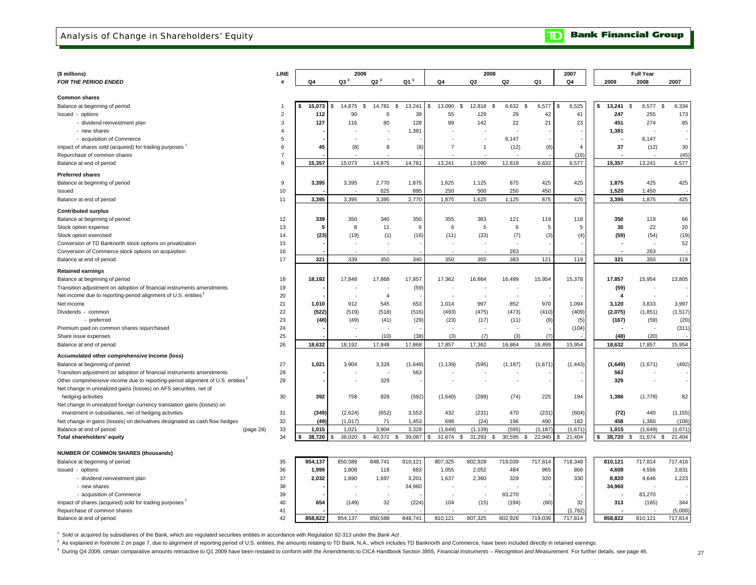# Analysis of Change in Shareholders' Equity

**TD Bank Financial Group**

| ($ millions) | LINE | 2009 | | | | 2008 | | | | 2007 | Full Year | | |
|---|---|---|---|---|---|---|---|---|---|---|---|---|---|
| *FOR THE PERIOD ENDED* | # | Q4 | Q3 [3] | Q2 [3] | Q1 [3] | Q4 | Q3 | Q2 | Q1 | Q4 | 2009 | 2008 | 2007 |
| **Common shares** | | | | | | | | | | | | | |
| Balance at beginning of period | 1 | **$ 15,073** | $ 14,875 | $ 14,781 | $ 13,241 | $ 13,090 | $ 12,818 | $ 6,632 | $ 6,577 | $ 6,525 | **$ 13,241** | $ 6,577 | $ 6,334 |
| Issued - options | 2 | **112** | 90 | 6 | 39 | 55 | 129 | 29 | 42 | 41 | **247** | 255 | 173 |
| - dividend reinvestment plan | 3 | **127** | 116 | 80 | 128 | 89 | 142 | 22 | 21 | 23 | **451** | 274 | 85 |
| - new shares | 4 | **-** | - | - | 1,381 | - | - | - | - | - | **1,381** | - | - |
| - acquisition of Commerce | 5 | **-** | - | - | - | - | - | 6,147 | - | - | **-** | 6,147 | - |
| Impact of shares sold (acquired) for trading purposes [1] | 6 | **45** | (8) | 8 | (8) | 7 | 1 | (12) | (8) | 4 | **37** | (12) | 30 |
| Repurchase of common shares | 7 | **-** | - | - | - | - | - | - | - | (16) | **-** | - | (45) |
| Balance at end of period | 8 | **15,357** | 15,073 | 14,875 | 14,781 | 13,241 | 13,090 | 12,818 | 6,632 | 6,577 | **15,357** | 13,241 | 6,577 |
| **Preferred shares** | | | | | | | | | | | | | |
| Balance at beginning of period | 9 | **3,395** | 3,395 | 2,770 | 1,875 | 1,625 | 1,125 | 875 | 425 | 425 | **1,875** | 425 | 425 |
| Issued | 10 | **-** | - | 625 | 895 | 250 | 500 | 250 | 450 | - | **1,520** | 1,450 | - |
| Balance at end of period | 11 | **3,395** | 3,395 | 3,395 | 2,770 | 1,875 | 1,625 | 1,125 | 875 | 425 | **3,395** | 1,875 | 425 |
| **Contributed surplus** | | | | | | | | | | | | | |
| Balance at beginning of period | 12 | **339** | 350 | 340 | 350 | 355 | 383 | 121 | 119 | 118 | **350** | 119 | 66 |
| Stock option expense | 13 | **5** | 8 | 11 | 6 | 6 | 5 | 6 | 5 | 5 | **30** | 22 | 20 |
| Stock option exercised | 14 | **(23)** | (19) | (1) | (16) | (11) | (33) | (7) | (3) | (4) | **(59)** | (54) | (19) |
| Conversion of TD Banknorth stock options on privatization | 15 | **-** | - | - | - | - | - | - | - | - | **-** | - | 52 |
| Conversion of Commerce stock options on acquisition | 16 | **-** | - | - | - | - | - | 263 | - | - | **-** | 263 | - |
| Balance at end of period | 17 | **321** | 339 | 350 | 340 | 350 | 355 | 383 | 121 | 119 | **321** | 350 | 119 |
| **Retained earnings** | | | | | | | | | | | | | |
| Balance at beginning of period | 18 | **18,192** | 17,848 | 17,868 | 17,857 | 17,362 | 16,864 | 16,499 | 15,954 | 15,378 | **17,857** | 15,954 | 13,805 |
| Transition adjustment on adoption of financial instruments amendments | 19 | **-** | - | - | (59) | - | - | - | - | - | **(59)** | - | - |
| Net income due to reporting-period alignment of U.S. entities [2] | 20 | **-** | - | 4 | - | - | - | - | - | - | **4** | - | - |
| Net income | 21 | **1,010** | 912 | 545 | 653 | 1,014 | 997 | 852 | 970 | 1,094 | **3,120** | 3,833 | 3,997 |
| Dividends - common | 22 | **(522)** | (519) | (518) | (516) | (493) | (475) | (473) | (410) | (409) | **(2,075)** | (1,851) | (1,517) |
| - preferred | 23 | **(48)** | (49) | (41) | (29) | (23) | (17) | (11) | (8) | (5) | **(167)** | (59) | (20) |
| Premium paid on common shares repurchased | 24 | **-** | - | - | - | - | - | - | - | (104) | **-** | - | (311) |
| Share issue expenses | 25 | **-** | - | (10) | (38) | (3) | (7) | (3) | (7) | - | **(48)** | (20) | - |
| Balance at end of period | 26 | **18,632** | 18,192 | 17,848 | 17,868 | 17,857 | 17,362 | 16,864 | 16,499 | 15,954 | **18,632** | 17,857 | 15,954 |
| **Accumulated other comprehensive Income (loss)** | | | | | | | | | | | | | |
| Balance at beginning of period | 27 | **1,021** | 3,904 | 3,328 | (1,649) | (1,139) | (595) | (1,187) | (1,671) | (1,443) | **(1,649)** | (1,671) | (492) |
| Transition adjustment on adoption of financial instruments amendments | 28 | **-** | - | - | 563 | - | - | - | - | - | **563** | - | - |
| Other comprehensive income due to reporting-period alignment of U.S. entities [2] | 29 | **-** | - | 329 | - | - | - | - | - | - | **329** | - | - |
| Net change in unrealized gains (losses) on AFS securities, net of hedging activities | 30 | **392** | 758 | 828 | (592) | (1,640) | (289) | (74) | 225 | 194 | **1,386** | (1,778) | 82 |
| Net change in unrealized foreign currency translation gains (losses) on investment in subsidiaries, net of hedging activities | 31 | **(349)** | (2,624) | (652) | 3,553 | 432 | (231) | 470 | (231) | (604) | **(72)** | 440 | (1,155) |
| Net change in gains (losses) on derivatives designated as cash flow hedges | 32 | **(49)** | (1,017) | 71 | 1,453 | 698 | (24) | 196 | 490 | 182 | **458** | 1,360 | (106) |
| Balance at end of period (page 28) | 33 | **1,015** | 1,021 | 3,904 | 3,328 | (1,649) | (1,139) | (595) | (1,187) | (1,671) | **1,015** | (1,649) | (1,671) |
| **Total shareholders' equity** | 34 | **$ 38,720** | $ 38,020 | $ 40,372 | $ 39,087 | $ 31,674 | $ 31,293 | $ 30,595 | $ 22,940 | $ 21,404 | **$ 38,720** | $ 31,674 | $ 21,404 |
| **NUMBER OF COMMON SHARES (thousands)** | | | | | | | | | | | | | |
| Balance at beginning of period | 35 | **854,137** | 850,588 | 848,741 | 810,121 | 807,325 | 802,928 | 719,039 | 717,814 | 718,348 | **810,121** | 717,814 | 717,416 |
| Issued - options | 36 | **1,999** | 1,808 | 118 | 683 | 1,055 | 2,052 | 484 | 965 | 866 | **4,608** | 4,556 | 3,831 |
| - dividend reinvestment plan | 37 | **2,032** | 1,890 | 1,697 | 3,201 | 1,637 | 2,360 | 329 | 320 | 330 | **8,820** | 4,646 | 1,223 |
| - new shares | 38 | **-** | - | - | 34,960 | - | - | - | - | - | **34,960** | - | - |
| - acquisition of Commerce | 39 | **-** | - | - | - | - | - | 83,270 | - | - | **-** | 83,270 | - |
| Impact of shares (acquired) sold for trading purposes [1] | 40 | **654** | (149) | 32 | (224) | 104 | (15) | (194) | (60) | 32 | **313** | (165) | 344 |
| Repurchase of common shares | 41 | **-** | - | - | - | - | - | - | - | (1,762) | **-** | - | (5,000) |
| Balance at end of period | 42 | **858,822** | 854,137 | 850,588 | 848,741 | 810,121 | 807,325 | 802,928 | 719,039 | 717,814 | **858,822** | 810,121 | 717,814 |

[1] Sold or acquired by subsidiaries of the Bank, which are regulated securities entities in accordance with Regulation 92-313 under the *Bank Act*.

[2] As explained in footnote 2 on page 7, due to alignment of reporting period of U.S. entities, the amounts relating to TD Bank, N.A., which includes TD Banknorth and Commerce, have been included directly in retained earnings.

[3] During Q4 2009, certain comparative amounts retroactive to Q1 2009 have been restated to conform with the Amendments to CICA Handbook Section 3855, *Financial Instruments – Recognition and Measurement.* For further details, see page 46.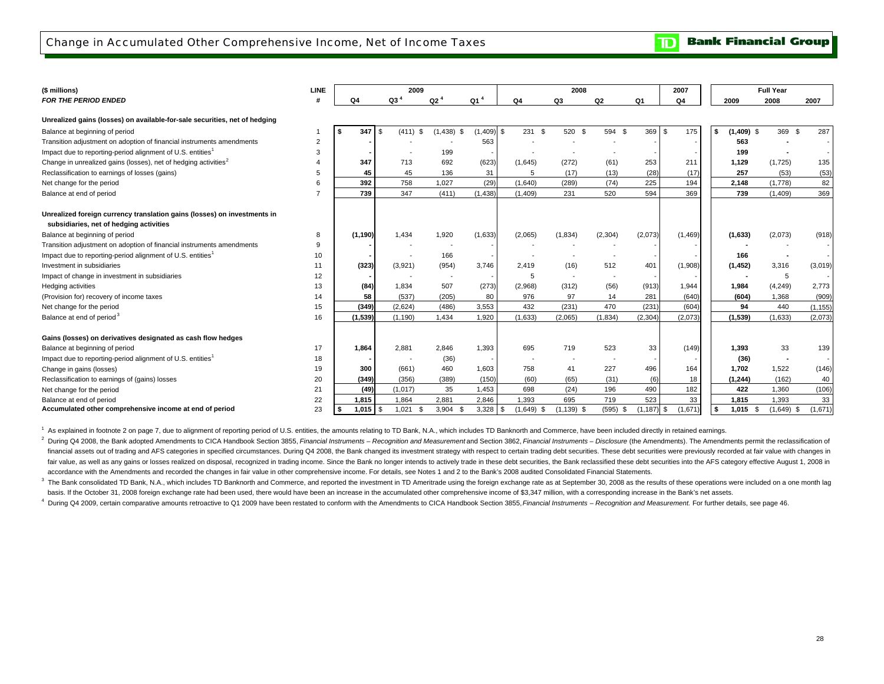# Change in Accumulated Other Comprehensive Income, Net of Income Taxes

| ($ millions) *FOR THE PERIOD ENDED* | LINE # | 2009 Q4 | 2009 Q3[4] | 2009 Q2[4] | 2009 Q1[4] | 2008 Q4 | 2008 Q3 | 2008 Q2 | 2008 Q1 | 2007 Q4 | Full Year 2009 | Full Year 2008 | Full Year 2007 |
|---|---|---|---|---|---|---|---|---|---|---|---|---|---|
| **Unrealized gains (losses) on available-for-sale securities, net of hedging** | | | | | | | | | | | | | |
| Balance at beginning of period | 1 | $ 347 | $ (411) | $ (1,438) | $ (1,409) | $ 231 | $ 520 | $ 594 | $ 369 | $ 175 | $ (1,409) | $ 369 | $ 287 |
| Transition adjustment on adoption of financial instruments amendments | 2 | - | - | - | 563 | - | - | - | - | - | 563 | - | - |
| Impact due to reporting-period alignment of U.S. entities[1] | 3 | - | - | 199 | - | - | - | - | - | - | 199 | - | - |
| Change in unrealized gains (losses), net of hedging activities[2] | 4 | 347 | 713 | 692 | (623) | (1,645) | (272) | (61) | 253 | 211 | 1,129 | (1,725) | 135 |
| Reclassification to earnings of losses (gains) | 5 | 45 | 45 | 136 | 31 | 5 | (17) | (13) | (28) | (17) | 257 | (53) | (53) |
| Net change for the period | 6 | 392 | 758 | 1,027 | (29) | (1,640) | (289) | (74) | 225 | 194 | 2,148 | (1,778) | 82 |
| Balance at end of period | 7 | 739 | 347 | (411) | (1,438) | (1,409) | 231 | 520 | 594 | 369 | 739 | (1,409) | 369 |
| **Unrealized foreign currency translation gains (losses) on investments in subsidiaries, net of hedging activities** | | | | | | | | | | | | | |
| Balance at beginning of period | 8 | (1,190) | 1,434 | 1,920 | (1,633) | (2,065) | (1,834) | (2,304) | (2,073) | (1,469) | (1,633) | (2,073) | (918) |
| Transition adjustment on adoption of financial instruments amendments | 9 | - | - | - | - | - | - | - | - | - | - | - | - |
| Impact due to reporting-period alignment of U.S. entities[1] | 10 | - | - | 166 | - | - | - | - | - | - | 166 | - | - |
| Investment in subsidiaries | 11 | (323) | (3,921) | (954) | 3,746 | 2,419 | (16) | 512 | 401 | (1,908) | (1,452) | 3,316 | (3,019) |
| Impact of change in investment in subsidiaries | 12 | - | - | - | - | 5 | - | - | - | - | - | 5 | - |
| Hedging activities | 13 | (84) | 1,834 | 507 | (273) | (2,968) | (312) | (56) | (913) | 1,944 | 1,984 | (4,249) | 2,773 |
| (Provision for) recovery of income taxes | 14 | 58 | (537) | (205) | 80 | 976 | 97 | 14 | 281 | (640) | (604) | 1,368 | (909) |
| Net change for the period | 15 | (349) | (2,624) | (486) | 3,553 | 432 | (231) | 470 | (231) | (604) | 94 | 440 | (1,155) |
| Balance at end of period[3] | 16 | (1,539) | (1,190) | 1,434 | 1,920 | (1,633) | (2,065) | (1,834) | (2,304) | (2,073) | (1,539) | (1,633) | (2,073) |
| **Gains (losses) on derivatives designated as cash flow hedges** | | | | | | | | | | | | | |
| Balance at beginning of period | 17 | 1,864 | 2,881 | 2,846 | 1,393 | 695 | 719 | 523 | 33 | (149) | 1,393 | 33 | 139 |
| Impact due to reporting-period alignment of U.S. entities[1] | 18 | - | - | (36) | - | - | - | - | - | - | (36) | - | - |
| Change in gains (losses) | 19 | 300 | (661) | 460 | 1,603 | 758 | 41 | 227 | 496 | 164 | 1,702 | 1,522 | (146) |
| Reclassification to earnings of (gains) losses | 20 | (349) | (356) | (389) | (150) | (60) | (65) | (31) | (6) | 18 | (1,244) | (162) | 40 |
| Net change for the period | 21 | (49) | (1,017) | 35 | 1,453 | 698 | (24) | 196 | 490 | 182 | 422 | 1,360 | (106) |
| Balance at end of period | 22 | 1,815 | 1,864 | 2,881 | 2,846 | 1,393 | 695 | 719 | 523 | 33 | 1,815 | 1,393 | 33 |
| **Accumulated other comprehensive income at end of period** | 23 | $ 1,015 | $ 1,021 | $ 3,904 | $ 3,328 | $ (1,649) | $ (1,139) | $ (595) | $ (1,187) | $ (1,671) | $ 1,015 | $ (1,649) | $ (1,671) |

[1] As explained in footnote 2 on page 7, due to alignment of reporting period of U.S. entities, the amounts relating to TD Bank, N.A., which includes TD Banknorth and Commerce, have been included directly in retained earnings.

[2] During Q4 2008, the Bank adopted Amendments to CICA Handbook Section 3855, *Financial Instruments – Recognition and Measurement* and Section 3862, *Financial Instruments – Disclosure* (the Amendments). The Amendments permit the reclassification of financial assets out of trading and AFS categories in specified circumstances. During Q4 2008, the Bank changed its investment strategy with respect to certain trading debt securities. These debt securities were previously recorded at fair value with changes in fair value, as well as any gains or losses realized on disposal, recognized in trading income. Since the Bank no longer intends to actively trade in these debt securities, the Bank reclassified these debt securities into the AFS category effective August 1, 2008 in accordance with the Amendments and recorded the changes in fair value in other comprehensive income. For details, see Notes 1 and 2 to the Bank's 2008 audited Consolidated Financial Statements.

[3] The Bank consolidated TD Bank, N.A., which includes TD Banknorth and Commerce, and reported the investment in TD Ameritrade using the foreign exchange rate as at September 30, 2008 as the results of these operations were included on a one month lag basis. If the October 31, 2008 foreign exchange rate had been used, there would have been an increase in the accumulated other comprehensive income of $3,347 million, with a corresponding increase in the Bank's net assets.

[4] During Q4 2009, certain comparative amounts retroactive to Q1 2009 have been restated to conform with the Amendments to CICA Handbook Section 3855, *Financial Instruments – Recognition and Measurement.* For further details, see page 46.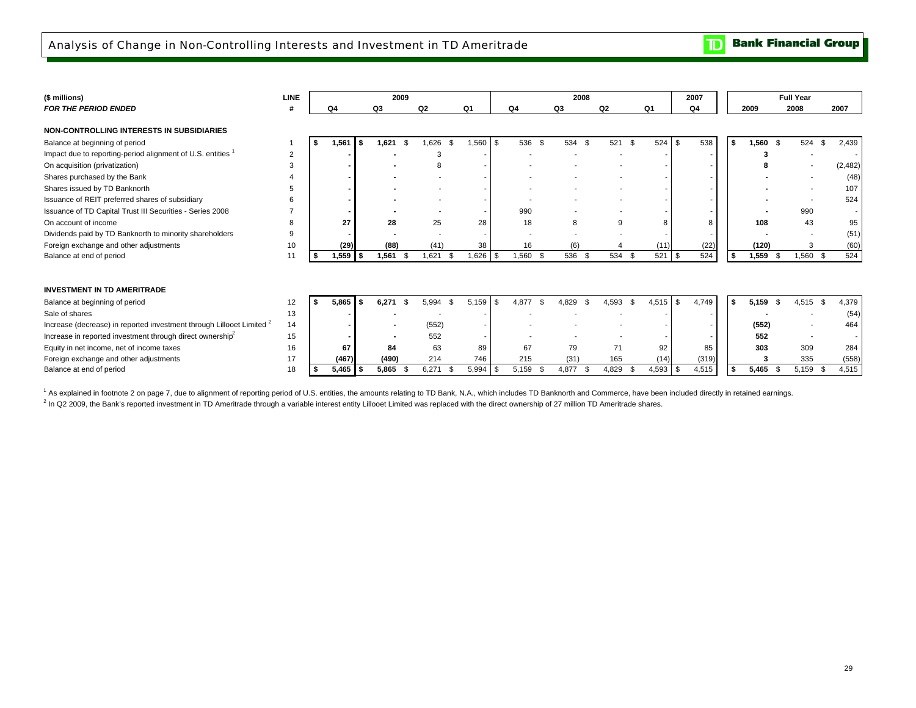# Analysis of Change in Non-Controlling Interests and Investment in TD Ameritrade

| ($ millions) | LINE | 2009 | | | | 2008 | | | | 2007 | Full Year | | |
|---|---|---|---|---|---|---|---|---|---|---|---|---|---|
| ***FOR THE PERIOD ENDED*** | **#** | **Q4** | **Q3** | **Q2** | **Q1** | **Q4** | **Q3** | **Q2** | **Q1** | **Q4** | **2009** | **2008** | **2007** |
| **NON-CONTROLLING INTERESTS IN SUBSIDIARIES** | | | | | | | | | | | | | |
| Balance at beginning of period | 1 | **$ 1,561** | **$ 1,621** | $ 1,626 | $ 1,560 | $ 536 | $ 534 | $ 521 | $ 524 | $ 538 | **$ 1,560** | $ 524 | $ 2,439 |
| Impact due to reporting-period alignment of U.S. entities [1] | 2 | **-** | **-** | 3 | - | - | - | - | - | - | **3** | - | - |
| On acquisition (privatization) | 3 | **-** | **-** | 8 | - | - | - | - | - | - | **8** | - | (2,482) |
| Shares purchased by the Bank | 4 | **-** | **-** | - | - | - | - | - | - | - | **-** | - | (48) |
| Shares issued by TD Banknorth | 5 | **-** | **-** | - | - | - | - | - | - | - | **-** | - | 107 |
| Issuance of REIT preferred shares of subsidiary | 6 | **-** | **-** | - | - | - | - | - | - | - | **-** | - | 524 |
| Issuance of TD Capital Trust III Securities - Series 2008 | 7 | **-** | **-** | - | - | 990 | - | - | - | - | **-** | 990 | - |
| On account of income | 8 | **27** | **28** | 25 | 28 | 18 | 8 | 9 | 8 | 8 | **108** | 43 | 95 |
| Dividends paid by TD Banknorth to minority shareholders | 9 | **-** | **-** | - | - | - | - | - | - | - | **-** | - | (51) |
| Foreign exchange and other adjustments | 10 | **(29)** | **(88)** | (41) | 38 | 16 | (6) | 4 | (11) | (22) | **(120)** | 3 | (60) |
| Balance at end of period | 11 | **$ 1,559** | **$ 1,561** | $ 1,621 | $ 1,626 | $ 1,560 | $ 536 | $ 534 | $ 521 | $ 524 | **$ 1,559** | $ 1,560 | $ 524 |
| **INVESTMENT IN TD AMERITRADE** | | | | | | | | | | | | | |
| Balance at beginning of period | 12 | **$ 5,865** | **$ 6,271** | $ 5,994 | $ 5,159 | $ 4,877 | $ 4,829 | $ 4,593 | $ 4,515 | $ 4,749 | **$ 5,159** | $ 4,515 | $ 4,379 |
| Sale of shares | 13 | **-** | **-** | - | - | - | - | - | - | - | **-** | - | (54) |
| Increase (decrease) in reported investment through Lillooet Limited [2] | 14 | **-** | **-** | (552) | - | - | - | - | - | - | **(552)** | - | 464 |
| Increase in reported investment through direct ownership [2] | 15 | **-** | **-** | 552 | - | - | - | - | - | - | **552** | - | - |
| Equity in net income, net of income taxes | 16 | **67** | **84** | 63 | 89 | 67 | 79 | 71 | 92 | 85 | **303** | 309 | 284 |
| Foreign exchange and other adjustments | 17 | **(467)** | **(490)** | 214 | 746 | 215 | (31) | 165 | (14) | (319) | **3** | 335 | (558) |
| Balance at end of period | 18 | **$ 5,465** | **$ 5,865** | $ 6,271 | $ 5,994 | $ 5,159 | $ 4,877 | $ 4,829 | $ 4,593 | $ 4,515 | **$ 5,465** | $ 5,159 | $ 4,515 |

[1] As explained in footnote 2 on page 7, due to alignment of reporting period of U.S. entities, the amounts relating to TD Bank, N.A., which includes TD Banknorth and Commerce, have been included directly in retained earnings.

[2] In Q2 2009, the Bank's reported investment in TD Ameritrade through a variable interest entity Lillooet Limited was replaced with the direct ownership of 27 million TD Ameritrade shares.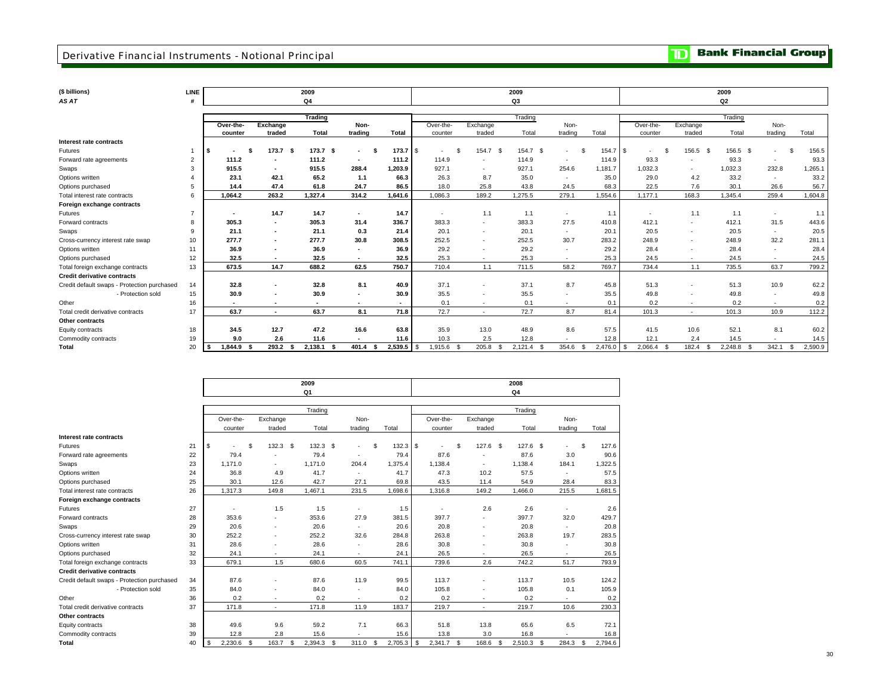# Derivative Financial Instruments - Notional Principal

**Bank Financial Group**

| ($ billions) | LINE | 2009 Q4 | | | | | 2009 Q3 | | | | | 2009 Q2 | | | | |
|---|---|---|---|---|---|---|---|---|---|---|---|---|---|---|---|---|
| AS AT | # | Trading | | | | | Trading | | | | | Trading | | | | |
| | | Over-the-counter | Exchange traded | Total | Non-trading | Total | Over-the-counter | Exchange traded | Total | Non-trading | Total | Over-the-counter | Exchange traded | Total | Non-trading | Total |
| **Interest rate contracts** | | | | | | | | | | | | | | | | |
| Futures | 1 | $ - | $ 173.7 | $ 173.7 | $ - | $ 173.7 | $ - | $ 154.7 | $ 154.7 | $ - | $ 154.7 | $ - | $ 156.5 | $ 156.5 | $ - | $ 156.5 |
| Forward rate agreements | 2 | 111.2 | - | 111.2 | - | 111.2 | 114.9 | - | 114.9 | - | 114.9 | 93.3 | - | 93.3 | - | 93.3 |
| Swaps | 3 | 915.5 | - | 915.5 | 288.4 | 1,203.9 | 927.1 | - | 927.1 | 254.6 | 1,181.7 | 1,032.3 | - | 1,032.3 | 232.8 | 1,265.1 |
| Options written | 4 | 23.1 | 42.1 | 65.2 | 1.1 | 66.3 | 26.3 | 8.7 | 35.0 | - | 35.0 | 29.0 | 4.2 | 33.2 | - | 33.2 |
| Options purchased | 5 | 14.4 | 47.4 | 61.8 | 24.7 | 86.5 | 18.0 | 25.8 | 43.8 | 24.5 | 68.3 | 22.5 | 7.6 | 30.1 | 26.6 | 56.7 |
| Total interest rate contracts | 6 | 1,064.2 | 263.2 | 1,327.4 | 314.2 | 1,641.6 | 1,086.3 | 189.2 | 1,275.5 | 279.1 | 1,554.6 | 1,177.1 | 168.3 | 1,345.4 | 259.4 | 1,604.8 |
| **Foreign exchange contracts** | | | | | | | | | | | | | | | | |
| Futures | 7 | - | 14.7 | 14.7 | - | 14.7 | - | 1.1 | 1.1 | - | 1.1 | - | 1.1 | 1.1 | - | 1.1 |
| Forward contracts | 8 | 305.3 | - | 305.3 | 31.4 | 336.7 | 383.3 | - | 383.3 | 27.5 | 410.8 | 412.1 | - | 412.1 | 31.5 | 443.6 |
| Swaps | 9 | 21.1 | - | 21.1 | 0.3 | 21.4 | 20.1 | - | 20.1 | - | 20.1 | 20.5 | - | 20.5 | - | 20.5 |
| Cross-currency interest rate swap | 10 | 277.7 | - | 277.7 | 30.8 | 308.5 | 252.5 | - | 252.5 | 30.7 | 283.2 | 248.9 | - | 248.9 | 32.2 | 281.1 |
| Options written | 11 | 36.9 | - | 36.9 | - | 36.9 | 29.2 | - | 29.2 | - | 29.2 | 28.4 | - | 28.4 | - | 28.4 |
| Options purchased | 12 | 32.5 | - | 32.5 | - | 32.5 | 25.3 | - | 25.3 | - | 25.3 | 24.5 | - | 24.5 | - | 24.5 |
| Total foreign exchange contracts | 13 | 673.5 | 14.7 | 688.2 | 62.5 | 750.7 | 710.4 | 1.1 | 711.5 | 58.2 | 769.7 | 734.4 | 1.1 | 735.5 | 63.7 | 799.2 |
| **Credit derivative contracts** | | | | | | | | | | | | | | | | |
| Credit default swaps - Protection purchased | 14 | 32.8 | - | 32.8 | 8.1 | 40.9 | 37.1 | - | 37.1 | 8.7 | 45.8 | 51.3 | - | 51.3 | 10.9 | 62.2 |
| - Protection sold | 15 | 30.9 | - | 30.9 | - | 30.9 | 35.5 | - | 35.5 | - | 35.5 | 49.8 | - | 49.8 | - | 49.8 |
| Other | 16 | - | - | - | - | - | 0.1 | - | 0.1 | - | 0.1 | 0.2 | - | 0.2 | - | 0.2 |
| Total credit derivative contracts | 17 | 63.7 | - | 63.7 | 8.1 | 71.8 | 72.7 | - | 72.7 | 8.7 | 81.4 | 101.3 | - | 101.3 | 10.9 | 112.2 |
| **Other contracts** | | | | | | | | | | | | | | | | |
| Equity contracts | 18 | 34.5 | 12.7 | 47.2 | 16.6 | 63.8 | 35.9 | 13.0 | 48.9 | 8.6 | 57.5 | 41.5 | 10.6 | 52.1 | 8.1 | 60.2 |
| Commodity contracts | 19 | 9.0 | 2.6 | 11.6 | - | 11.6 | 10.3 | 2.5 | 12.8 | - | 12.8 | 12.1 | 2.4 | 14.5 | - | 14.5 |
| **Total** | 20 | $ 1,844.9 | $ 293.2 | $ 2,138.1 | $ 401.4 | $ 2,539.5 | $ 1,915.6 | $ 205.8 | $ 2,121.4 | $ 354.6 | $ 2,476.0 | $ 2,066.4 | $ 182.4 | $ 2,248.8 | $ 342.1 | $ 2,590.9 |

| | LINE | 2009 Q1 | | | | | 2008 Q4 | | | | |
|---|---|---|---|---|---|---|---|---|---|---|---|
| | | Trading | | | | | Trading | | | | |
| | | Over-the-counter | Exchange traded | Total | Non-trading | Total | Over-the-counter | Exchange traded | Total | Non-trading | Total |
| **Interest rate contracts** | | | | | | | | | | | |
| Futures | 21 | $ - | $ 132.3 | $ 132.3 | $ - | $ 132.3 | $ - | $ 127.6 | $ 127.6 | $ - | $ 127.6 |
| Forward rate agreements | 22 | 79.4 | - | 79.4 | - | 79.4 | 87.6 | - | 87.6 | 3.0 | 90.6 |
| Swaps | 23 | 1,171.0 | - | 1,171.0 | 204.4 | 1,375.4 | 1,138.4 | - | 1,138.4 | 184.1 | 1,322.5 |
| Options written | 24 | 36.8 | 4.9 | 41.7 | - | 41.7 | 47.3 | 10.2 | 57.5 | - | 57.5 |
| Options purchased | 25 | 30.1 | 12.6 | 42.7 | 27.1 | 69.8 | 43.5 | 11.4 | 54.9 | 28.4 | 83.3 |
| Total interest rate contracts | 26 | 1,317.3 | 149.8 | 1,467.1 | 231.5 | 1,698.6 | 1,316.8 | 149.2 | 1,466.0 | 215.5 | 1,681.5 |
| **Foreign exchange contracts** | | | | | | | | | | | |
| Futures | 27 | - | 1.5 | 1.5 | - | 1.5 | - | 2.6 | 2.6 | - | 2.6 |
| Forward contracts | 28 | 353.6 | - | 353.6 | 27.9 | 381.5 | 397.7 | - | 397.7 | 32.0 | 429.7 |
| Swaps | 29 | 20.6 | - | 20.6 | - | 20.6 | 20.8 | - | 20.8 | - | 20.8 |
| Cross-currency interest rate swap | 30 | 252.2 | - | 252.2 | 32.6 | 284.8 | 263.8 | - | 263.8 | 19.7 | 283.5 |
| Options written | 31 | 28.6 | - | 28.6 | - | 28.6 | 30.8 | - | 30.8 | - | 30.8 |
| Options purchased | 32 | 24.1 | - | 24.1 | - | 24.1 | 26.5 | - | 26.5 | - | 26.5 |
| Total foreign exchange contracts | 33 | 679.1 | 1.5 | 680.6 | 60.5 | 741.1 | 739.6 | 2.6 | 742.2 | 51.7 | 793.9 |
| **Credit derivative contracts** | | | | | | | | | | | |
| Credit default swaps - Protection purchased | 34 | 87.6 | - | 87.6 | 11.9 | 99.5 | 113.7 | - | 113.7 | 10.5 | 124.2 |
| - Protection sold | 35 | 84.0 | - | 84.0 | - | 84.0 | 105.8 | - | 105.8 | 0.1 | 105.9 |
| Other | 36 | 0.2 | - | 0.2 | - | 0.2 | 0.2 | - | 0.2 | - | 0.2 |
| Total credit derivative contracts | 37 | 171.8 | - | 171.8 | 11.9 | 183.7 | 219.7 | - | 219.7 | 10.6 | 230.3 |
| **Other contracts** | | | | | | | | | | | |
| Equity contracts | 38 | 49.6 | 9.6 | 59.2 | 7.1 | 66.3 | 51.8 | 13.8 | 65.6 | 6.5 | 72.1 |
| Commodity contracts | 39 | 12.8 | 2.8 | 15.6 | - | 15.6 | 13.8 | 3.0 | 16.8 | - | 16.8 |
| **Total** | 40 | $ 2,230.6 | $ 163.7 | $ 2,394.3 | $ 311.0 | $ 2,705.3 | $ 2,341.7 | $ 168.6 | $ 2,510.3 | $ 284.3 | $ 2,794.6 |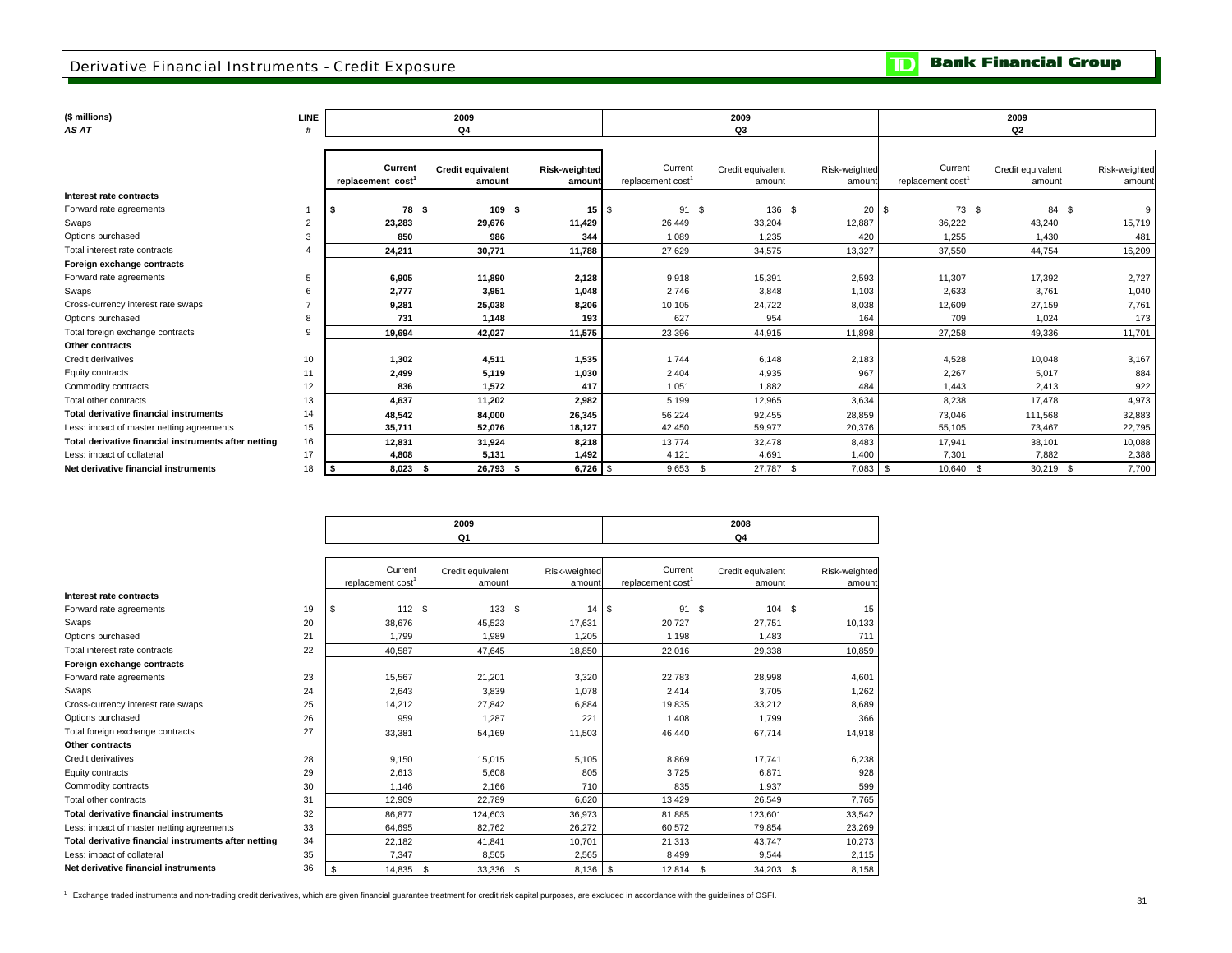# Derivative Financial Instruments - Credit Exposure

**TD Bank Financial Group**

| ($ millions) *AS AT* | LINE # | 2009 Q4 Current replacement cost[1] | 2009 Q4 Credit equivalent amount | 2009 Q4 Risk-weighted amount | 2009 Q3 Current replacement cost[1] | 2009 Q3 Credit equivalent amount | 2009 Q3 Risk-weighted amount | 2009 Q2 Current replacement cost[1] | 2009 Q2 Credit equivalent amount | 2009 Q2 Risk-weighted amount |
|---|---|---|---|---|---|---|---|---|---|---|
| **Interest rate contracts** | | | | | | | | | | |
| Forward rate agreements | 1 | $ 78 | $ 109 | $ 15 | $ 91 | $ 136 | $ 20 | $ 73 | $ 84 | $ 9 |
| Swaps | 2 | 23,283 | 29,676 | 11,429 | 26,449 | 33,204 | 12,887 | 36,222 | 43,240 | 15,719 |
| Options purchased | 3 | 850 | 986 | 344 | 1,089 | 1,235 | 420 | 1,255 | 1,430 | 481 |
| Total interest rate contracts | 4 | 24,211 | 30,771 | 11,788 | 27,629 | 34,575 | 13,327 | 37,550 | 44,754 | 16,209 |
| **Foreign exchange contracts** | | | | | | | | | | |
| Forward rate agreements | 5 | 6,905 | 11,890 | 2,128 | 9,918 | 15,391 | 2,593 | 11,307 | 17,392 | 2,727 |
| Swaps | 6 | 2,777 | 3,951 | 1,048 | 2,746 | 3,848 | 1,103 | 2,633 | 3,761 | 1,040 |
| Cross-currency interest rate swaps | 7 | 9,281 | 25,038 | 8,206 | 10,105 | 24,722 | 8,038 | 12,609 | 27,159 | 7,761 |
| Options purchased | 8 | 731 | 1,148 | 193 | 627 | 954 | 164 | 709 | 1,024 | 173 |
| Total foreign exchange contracts | 9 | 19,694 | 42,027 | 11,575 | 23,396 | 44,915 | 11,898 | 27,258 | 49,336 | 11,701 |
| **Other contracts** | | | | | | | | | | |
| Credit derivatives | 10 | 1,302 | 4,511 | 1,535 | 1,744 | 6,148 | 2,183 | 4,528 | 10,048 | 3,167 |
| Equity contracts | 11 | 2,499 | 5,119 | 1,030 | 2,404 | 4,935 | 967 | 2,267 | 5,017 | 884 |
| Commodity contracts | 12 | 836 | 1,572 | 417 | 1,051 | 1,882 | 484 | 1,443 | 2,413 | 922 |
| Total other contracts | 13 | 4,637 | 11,202 | 2,982 | 5,199 | 12,965 | 3,634 | 8,238 | 17,478 | 4,973 |
| **Total derivative financial instruments** | 14 | 48,542 | 84,000 | 26,345 | 56,224 | 92,455 | 28,859 | 73,046 | 111,568 | 32,883 |
| Less: impact of master netting agreements | 15 | 35,711 | 52,076 | 18,127 | 42,450 | 59,977 | 20,376 | 55,105 | 73,467 | 22,795 |
| **Total derivative financial instruments after netting** | 16 | 12,831 | 31,924 | 8,218 | 13,774 | 32,478 | 8,483 | 17,941 | 38,101 | 10,088 |
| Less: impact of collateral | 17 | 4,808 | 5,131 | 1,492 | 4,121 | 4,691 | 1,400 | 7,301 | 7,882 | 2,388 |
| **Net derivative financial instruments** | 18 | $ 8,023 | $ 26,793 | $ 6,726 | $ 9,653 | $ 27,787 | $ 7,083 | $ 10,640 | $ 30,219 | $ 7,700 |

| | LINE # | 2009 Q1 Current replacement cost[1] | 2009 Q1 Credit equivalent amount | 2009 Q1 Risk-weighted amount | 2008 Q4 Current replacement cost[1] | 2008 Q4 Credit equivalent amount | 2008 Q4 Risk-weighted amount |
|---|---|---|---|---|---|---|---|
| **Interest rate contracts** | | | | | | | |
| Forward rate agreements | 19 | $ 112 | $ 133 | $ 14 | $ 91 | $ 104 | $ 15 |
| Swaps | 20 | 38,676 | 45,523 | 17,631 | 20,727 | 27,751 | 10,133 |
| Options purchased | 21 | 1,799 | 1,989 | 1,205 | 1,198 | 1,483 | 711 |
| Total interest rate contracts | 22 | 40,587 | 47,645 | 18,850 | 22,016 | 29,338 | 10,859 |
| **Foreign exchange contracts** | | | | | | | |
| Forward rate agreements | 23 | 15,567 | 21,201 | 3,320 | 22,783 | 28,998 | 4,601 |
| Swaps | 24 | 2,643 | 3,839 | 1,078 | 2,414 | 3,705 | 1,262 |
| Cross-currency interest rate swaps | 25 | 14,212 | 27,842 | 6,884 | 19,835 | 33,212 | 8,689 |
| Options purchased | 26 | 959 | 1,287 | 221 | 1,408 | 1,799 | 366 |
| Total foreign exchange contracts | 27 | 33,381 | 54,169 | 11,503 | 46,440 | 67,714 | 14,918 |
| **Other contracts** | | | | | | | |
| Credit derivatives | 28 | 9,150 | 15,015 | 5,105 | 8,869 | 17,741 | 6,238 |
| Equity contracts | 29 | 2,613 | 5,608 | 805 | 3,725 | 6,871 | 928 |
| Commodity contracts | 30 | 1,146 | 2,166 | 710 | 835 | 1,937 | 599 |
| Total other contracts | 31 | 12,909 | 22,789 | 6,620 | 13,429 | 26,549 | 7,765 |
| **Total derivative financial instruments** | 32 | 86,877 | 124,603 | 36,973 | 81,885 | 123,601 | 33,542 |
| Less: impact of master netting agreements | 33 | 64,695 | 82,762 | 26,272 | 60,572 | 79,854 | 23,269 |
| **Total derivative financial instruments after netting** | 34 | 22,182 | 41,841 | 10,701 | 21,313 | 43,747 | 10,273 |
| Less: impact of collateral | 35 | 7,347 | 8,505 | 2,565 | 8,499 | 9,544 | 2,115 |
| **Net derivative financial instruments** | 36 | $ 14,835 | $ 33,336 | $ 8,136 | $ 12,814 | $ 34,203 | $ 8,158 |

[1] Exchange traded instruments and non-trading credit derivatives, which are given financial guarantee treatment for credit risk capital purposes, are excluded in accordance with the guidelines of OSFI.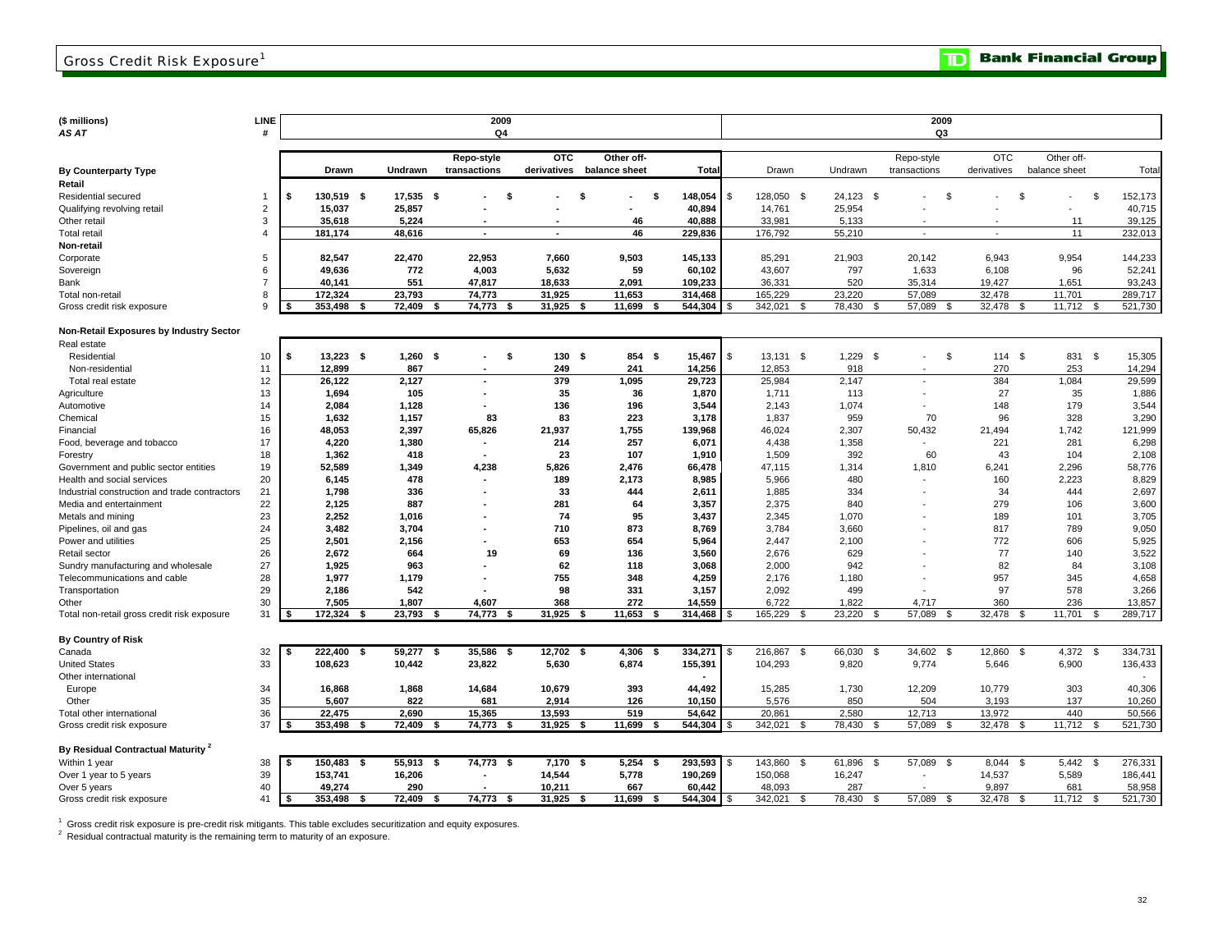# Gross Credit Risk Exposure[1]

| ($ millions) AS AT | LINE # | 2009 Q4 Drawn | Undrawn | Repo-style transactions | OTC derivatives | Other off-balance sheet | Total | 2009 Q3 Drawn | Undrawn | Repo-style transactions | OTC derivatives | Other off-balance sheet | Total |
|---|---|---|---|---|---|---|---|---|---|---|---|---|---|
| **By Counterparty Type** | | | | | | | | | | | | | |
| **Retail** | | | | | | | | | | | | | |
| Residential secured | 1 | $ 130,519 | $ 17,535 | $ - | $ - | $ - | $ 148,054 | $ 128,050 | $ 24,123 | $ - | $ - | $ - | $ 152,173 |
| Qualifying revolving retail | 2 | 15,037 | 25,857 | - | - | - | 40,894 | 14,761 | 25,954 | - | - | - | 40,715 |
| Other retail | 3 | 35,618 | 5,224 | - | - | 46 | 40,888 | 33,981 | 5,133 | - | - | 11 | 39,125 |
| Total retail | 4 | 181,174 | 48,616 | - | - | 46 | 229,836 | 176,792 | 55,210 | - | - | 11 | 232,013 |
| **Non-retail** | | | | | | | | | | | | | |
| Corporate | 5 | 82,547 | 22,470 | 22,953 | 7,660 | 9,503 | 145,133 | 85,291 | 21,903 | 20,142 | 6,943 | 9,954 | 144,233 |
| Sovereign | 6 | 49,636 | 772 | 4,003 | 5,632 | 59 | 60,102 | 43,607 | 797 | 1,633 | 6,108 | 96 | 52,241 |
| Bank | 7 | 40,141 | 551 | 47,817 | 18,633 | 2,091 | 109,233 | 36,331 | 520 | 35,314 | 19,427 | 1,651 | 93,243 |
| Total non-retail | 8 | 172,324 | 23,793 | 74,773 | 31,925 | 11,653 | 314,468 | 165,229 | 23,220 | 57,089 | 32,478 | 11,701 | 289,717 |
| Gross credit risk exposure | 9 | $ 353,498 | $ 72,409 | $ 74,773 | $ 31,925 | $ 11,699 | $ 544,304 | $ 342,021 | $ 78,430 | $ 57,089 | $ 32,478 | $ 11,712 | $ 521,730 |
| **Non-Retail Exposures by Industry Sector** | | | | | | | | | | | | | |
| Real estate | | | | | | | | | | | | | |
| Residential | 10 | $ 13,223 | $ 1,260 | $ - | $ 130 | $ 854 | $ 15,467 | $ 13,131 | $ 1,229 | $ - | $ 114 | $ 831 | $ 15,305 |
| Non-residential | 11 | 12,899 | 867 | - | 249 | 241 | 14,256 | 12,853 | 918 | - | 270 | 253 | 14,294 |
| Total real estate | 12 | 26,122 | 2,127 | - | 379 | 1,095 | 29,723 | 25,984 | 2,147 | - | 384 | 1,084 | 29,599 |
| Agriculture | 13 | 1,694 | 105 | - | 35 | 36 | 1,870 | 1,711 | 113 | - | 27 | 35 | 1,886 |
| Automotive | 14 | 2,084 | 1,128 | - | 136 | 196 | 3,544 | 2,143 | 1,074 | - | 148 | 179 | 3,544 |
| Chemical | 15 | 1,632 | 1,157 | 83 | 83 | 223 | 3,178 | 1,837 | 959 | 70 | 96 | 328 | 3,290 |
| Financial | 16 | 48,053 | 2,397 | 65,826 | 21,937 | 1,755 | 139,968 | 46,024 | 2,307 | 50,432 | 21,494 | 1,742 | 121,999 |
| Food, beverage and tobacco | 17 | 4,220 | 1,380 | - | 214 | 257 | 6,071 | 4,438 | 1,358 | - | 221 | 281 | 6,298 |
| Forestry | 18 | 1,362 | 418 | - | 23 | 107 | 1,910 | 1,509 | 392 | 60 | 43 | 104 | 2,108 |
| Government and public sector entities | 19 | 52,589 | 1,349 | 4,238 | 5,826 | 2,476 | 66,478 | 47,115 | 1,314 | 1,810 | 6,241 | 2,296 | 58,776 |
| Health and social services | 20 | 6,145 | 478 | - | 189 | 2,173 | 8,985 | 5,966 | 480 | - | 160 | 2,223 | 8,829 |
| Industrial construction and trade contractors | 21 | 1,798 | 336 | - | 33 | 444 | 2,611 | 1,885 | 334 | - | 34 | 444 | 2,697 |
| Media and entertainment | 22 | 2,125 | 887 | - | 281 | 64 | 3,357 | 2,375 | 840 | - | 279 | 106 | 3,600 |
| Metals and mining | 23 | 2,252 | 1,016 | - | 74 | 95 | 3,437 | 2,345 | 1,070 | - | 189 | 101 | 3,705 |
| Pipelines, oil and gas | 24 | 3,482 | 3,704 | - | 710 | 873 | 8,769 | 3,784 | 3,660 | - | 817 | 789 | 9,050 |
| Power and utilities | 25 | 2,501 | 2,156 | - | 653 | 654 | 5,964 | 2,447 | 2,100 | - | 772 | 606 | 5,925 |
| Retail sector | 26 | 2,672 | 664 | 19 | 69 | 136 | 3,560 | 2,676 | 629 | - | 77 | 140 | 3,522 |
| Sundry manufacturing and wholesale | 27 | 1,925 | 963 | - | 62 | 118 | 3,068 | 2,000 | 942 | - | 82 | 84 | 3,108 |
| Telecommunications and cable | 28 | 1,977 | 1,179 | - | 755 | 348 | 4,259 | 2,176 | 1,180 | - | 957 | 345 | 4,658 |
| Transportation | 29 | 2,186 | 542 | - | 98 | 331 | 3,157 | 2,092 | 499 | - | 97 | 578 | 3,266 |
| Other | 30 | 7,505 | 1,807 | 4,607 | 368 | 272 | 14,559 | 6,722 | 1,822 | 4,717 | 360 | 236 | 13,857 |
| Total non-retail gross credit risk exposure | 31 | $ 172,324 | $ 23,793 | $ 74,773 | $ 31,925 | $ 11,653 | $ 314,468 | $ 165,229 | $ 23,220 | $ 57,089 | $ 32,478 | $ 11,701 | $ 289,717 |
| **By Country of Risk** | | | | | | | | | | | | | |
| Canada | 32 | $ 222,400 | $ 59,277 | $ 35,586 | $ 12,702 | $ 4,306 | $ 334,271 | $ 216,867 | $ 66,030 | $ 34,602 | $ 12,860 | $ 4,372 | $ 334,731 |
| United States | 33 | 108,623 | 10,442 | 23,822 | 5,630 | 6,874 | 155,391 | 104,293 | 9,820 | 9,774 | 5,646 | 6,900 | 136,433 |
| Other international | | | | | | | - | | | | | | - |
| Europe | 34 | 16,868 | 1,868 | 14,684 | 10,679 | 393 | 44,492 | 15,285 | 1,730 | 12,209 | 10,779 | 303 | 40,306 |
| Other | 35 | 5,607 | 822 | 681 | 2,914 | 126 | 10,150 | 5,576 | 850 | 504 | 3,193 | 137 | 10,260 |
| Total other international | 36 | 22,475 | 2,690 | 15,365 | 13,593 | 519 | 54,642 | 20,861 | 2,580 | 12,713 | 13,972 | 440 | 50,566 |
| Gross credit risk exposure | 37 | $ 353,498 | $ 72,409 | $ 74,773 | $ 31,925 | $ 11,699 | $ 544,304 | $ 342,021 | $ 78,430 | $ 57,089 | $ 32,478 | $ 11,712 | $ 521,730 |
| **By Residual Contractual Maturity[2]** | | | | | | | | | | | | | |
| Within 1 year | 38 | $ 150,483 | $ 55,913 | $ 74,773 | $ 7,170 | $ 5,254 | $ 293,593 | $ 143,860 | $ 61,896 | $ 57,089 | $ 8,044 | $ 5,442 | $ 276,331 |
| Over 1 year to 5 years | 39 | 153,741 | 16,206 | - | 14,544 | 5,778 | 190,269 | 150,068 | 16,247 | - | 14,537 | 5,589 | 186,441 |
| Over 5 years | 40 | 49,274 | 290 | - | 10,211 | 667 | 60,442 | 48,093 | 287 | - | 9,897 | 681 | 58,958 |
| Gross credit risk exposure | 41 | $ 353,498 | $ 72,409 | $ 74,773 | $ 31,925 | $ 11,699 | $ 544,304 | $ 342,021 | $ 78,430 | $ 57,089 | $ 32,478 | $ 11,712 | $ 521,730 |

[1] Gross credit risk exposure is pre-credit risk mitigants. This table excludes securitization and equity exposures.
[2] Residual contractual maturity is the remaining term to maturity of an exposure.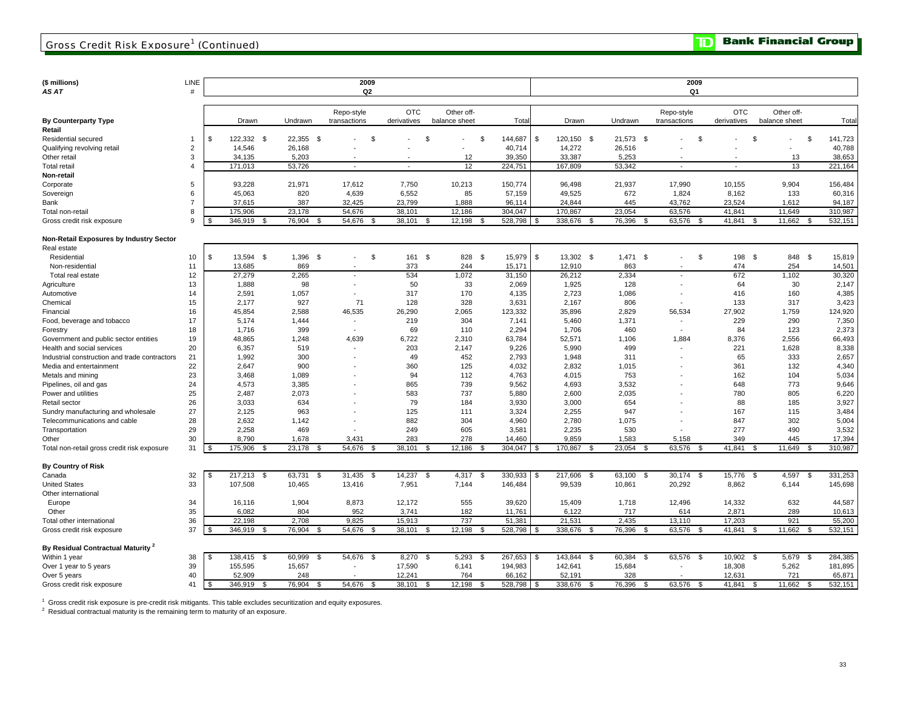## Gross Credit Risk Exposure[1] (Continued)

| ($ millions) AS AT | LINE # | 2009 Q2 Drawn | Undrawn | Repo-style transactions | OTC derivatives | Other off-balance sheet | Total | 2009 Q1 Drawn | Undrawn | Repo-style transactions | OTC derivatives | Other off-balance sheet | Total |
|---|---|---|---|---|---|---|---|---|---|---|---|---|---|
| **By Counterparty Type** | | | | | | | | | | | | | |
| **Retail** | | | | | | | | | | | | | |
| Residential secured | 1 | $ 122,332 | $ 22,355 | $ - | $ - | $ - | $ 144,687 | $ 120,150 | $ 21,573 | $ - | $ - | $ - | $ 141,723 |
| Qualifying revolving retail | 2 | 14,546 | 26,168 | - | - | - | 40,714 | 14,272 | 26,516 | - | - | - | 40,788 |
| Other retail | 3 | 34,135 | 5,203 | - | - | 12 | 39,350 | 33,387 | 5,253 | - | - | 13 | 38,653 |
| Total retail | 4 | 171,013 | 53,726 | - | - | 12 | 224,751 | 167,809 | 53,342 | - | - | 13 | 221,164 |
| **Non-retail** | | | | | | | | | | | | | |
| Corporate | 5 | 93,228 | 21,971 | 17,612 | 7,750 | 10,213 | 150,774 | 96,498 | 21,937 | 17,990 | 10,155 | 9,904 | 156,484 |
| Sovereign | 6 | 45,063 | 820 | 4,639 | 6,552 | 85 | 57,159 | 49,525 | 672 | 1,824 | 8,162 | 133 | 60,316 |
| Bank | 7 | 37,615 | 387 | 32,425 | 23,799 | 1,888 | 96,114 | 24,844 | 445 | 43,762 | 23,524 | 1,612 | 94,187 |
| Total non-retail | 8 | 175,906 | 23,178 | 54,676 | 38,101 | 12,186 | 304,047 | 170,867 | 23,054 | 63,576 | 41,841 | 11,649 | 310,987 |
| Gross credit risk exposure | 9 | $ 346,919 | $ 76,904 | $ 54,676 | $ 38,101 | $ 12,198 | $ 528,798 | $ 338,676 | $ 76,396 | $ 63,576 | $ 41,841 | $ 11,662 | $ 532,151 |
| **Non-Retail Exposures by Industry Sector** | | | | | | | | | | | | | |
| Real estate | | | | | | | | | | | | | |
| Residential | 10 | $ 13,594 | $ 1,396 | $ - | $ 161 | $ 828 | $ 15,979 | $ 13,302 | $ 1,471 | $ - | $ 198 | $ 848 | $ 15,819 |
| Non-residential | 11 | 13,685 | 869 | - | 373 | 244 | 15,171 | 12,910 | 863 | - | 474 | 254 | 14,501 |
| Total real estate | 12 | 27,279 | 2,265 | - | 534 | 1,072 | 31,150 | 26,212 | 2,334 | - | 672 | 1,102 | 30,320 |
| Agriculture | 13 | 1,888 | 98 | - | 50 | 33 | 2,069 | 1,925 | 128 | - | 64 | 30 | 2,147 |
| Automotive | 14 | 2,591 | 1,057 | - | 317 | 170 | 4,135 | 2,723 | 1,086 | - | 416 | 160 | 4,385 |
| Chemical | 15 | 2,177 | 927 | 71 | 128 | 328 | 3,631 | 2,167 | 806 | - | 133 | 317 | 3,423 |
| Financial | 16 | 45,854 | 2,588 | 46,535 | 26,290 | 2,065 | 123,332 | 35,896 | 2,829 | 56,534 | 27,902 | 1,759 | 124,920 |
| Food, beverage and tobacco | 17 | 5,174 | 1,444 | - | 219 | 304 | 7,141 | 5,460 | 1,371 | - | 229 | 290 | 7,350 |
| Forestry | 18 | 1,716 | 399 | - | 69 | 110 | 2,294 | 1,706 | 460 | - | 84 | 123 | 2,373 |
| Government and public sector entities | 19 | 48,865 | 1,248 | 4,639 | 6,722 | 2,310 | 63,784 | 52,571 | 1,106 | 1,884 | 8,376 | 2,556 | 66,493 |
| Health and social services | 20 | 6,357 | 519 | - | 203 | 2,147 | 9,226 | 5,990 | 499 | - | 221 | 1,628 | 8,338 |
| Industrial construction and trade contractors | 21 | 1,992 | 300 | - | 49 | 452 | 2,793 | 1,948 | 311 | - | 65 | 333 | 2,657 |
| Media and entertainment | 22 | 2,647 | 900 | - | 360 | 125 | 4,032 | 2,832 | 1,015 | - | 361 | 132 | 4,340 |
| Metals and mining | 23 | 3,468 | 1,089 | - | 94 | 112 | 4,763 | 4,015 | 753 | - | 162 | 104 | 5,034 |
| Pipelines, oil and gas | 24 | 4,573 | 3,385 | - | 865 | 739 | 9,562 | 4,693 | 3,532 | - | 648 | 773 | 9,646 |
| Power and utilities | 25 | 2,487 | 2,073 | - | 583 | 737 | 5,880 | 2,600 | 2,035 | - | 780 | 805 | 6,220 |
| Retail sector | 26 | 3,033 | 634 | - | 79 | 184 | 3,930 | 3,000 | 654 | - | 88 | 185 | 3,927 |
| Sundry manufacturing and wholesale | 27 | 2,125 | 963 | - | 125 | 111 | 3,324 | 2,255 | 947 | - | 167 | 115 | 3,484 |
| Telecommunications and cable | 28 | 2,632 | 1,142 | - | 882 | 304 | 4,960 | 2,780 | 1,075 | - | 847 | 302 | 5,004 |
| Transportation | 29 | 2,258 | 469 | - | 249 | 605 | 3,581 | 2,235 | 530 | - | 277 | 490 | 3,532 |
| Other | 30 | 8,790 | 1,678 | 3,431 | 283 | 278 | 14,460 | 9,859 | 1,583 | 5,158 | 349 | 445 | 17,394 |
| Total non-retail gross credit risk exposure | 31 | $ 175,906 | $ 23,178 | $ 54,676 | $ 38,101 | $ 12,186 | $ 304,047 | $ 170,867 | $ 23,054 | $ 63,576 | $ 41,841 | $ 11,649 | $ 310,987 |
| **By Country of Risk** | | | | | | | | | | | | | |
| Canada | 32 | $ 217,213 | $ 63,731 | $ 31,435 | $ 14,237 | $ 4,317 | $ 330,933 | $ 217,606 | $ 63,100 | $ 30,174 | $ 15,776 | $ 4,597 | $ 331,253 |
| United States | 33 | 107,508 | 10,465 | 13,416 | 7,951 | 7,144 | 146,484 | 99,539 | 10,861 | 20,292 | 8,862 | 6,144 | 145,698 |
| Other international | | | | | | | | | | | | | |
| Europe | 34 | 16,116 | 1,904 | 8,873 | 12,172 | 555 | 39,620 | 15,409 | 1,718 | 12,496 | 14,332 | 632 | 44,587 |
| Other | 35 | 6,082 | 804 | 952 | 3,741 | 182 | 11,761 | 6,122 | 717 | 614 | 2,871 | 289 | 10,613 |
| Total other international | 36 | 22,198 | 2,708 | 9,825 | 15,913 | 737 | 51,381 | 21,531 | 2,435 | 13,110 | 17,203 | 921 | 55,200 |
| Gross credit risk exposure | 37 | $ 346,919 | $ 76,904 | $ 54,676 | $ 38,101 | $ 12,198 | $ 528,798 | $ 338,676 | $ 76,396 | $ 63,576 | $ 41,841 | $ 11,662 | $ 532,151 |
| **By Residual Contractual Maturity[2]** | | | | | | | | | | | | | |
| Within 1 year | 38 | $ 138,415 | $ 60,999 | $ 54,676 | $ 8,270 | $ 5,293 | $ 267,653 | $ 143,844 | $ 60,384 | $ 63,576 | $ 10,902 | $ 5,679 | $ 284,385 |
| Over 1 year to 5 years | 39 | 155,595 | 15,657 | - | 17,590 | 6,141 | 194,983 | 142,641 | 15,684 | - | 18,308 | 5,262 | 181,895 |
| Over 5 years | 40 | 52,909 | 248 | - | 12,241 | 764 | 66,162 | 52,191 | 328 | - | 12,631 | 721 | 65,871 |
| Gross credit risk exposure | 41 | $ 346,919 | $ 76,904 | $ 54,676 | $ 38,101 | $ 12,198 | $ 528,798 | $ 338,676 | $ 76,396 | $ 63,576 | $ 41,841 | $ 11,662 | $ 532,151 |

[1] Gross credit risk exposure is pre-credit risk mitigants. This table excludes securitization and equity exposures.

[2] Residual contractual maturity is the remaining term to maturity of an exposure.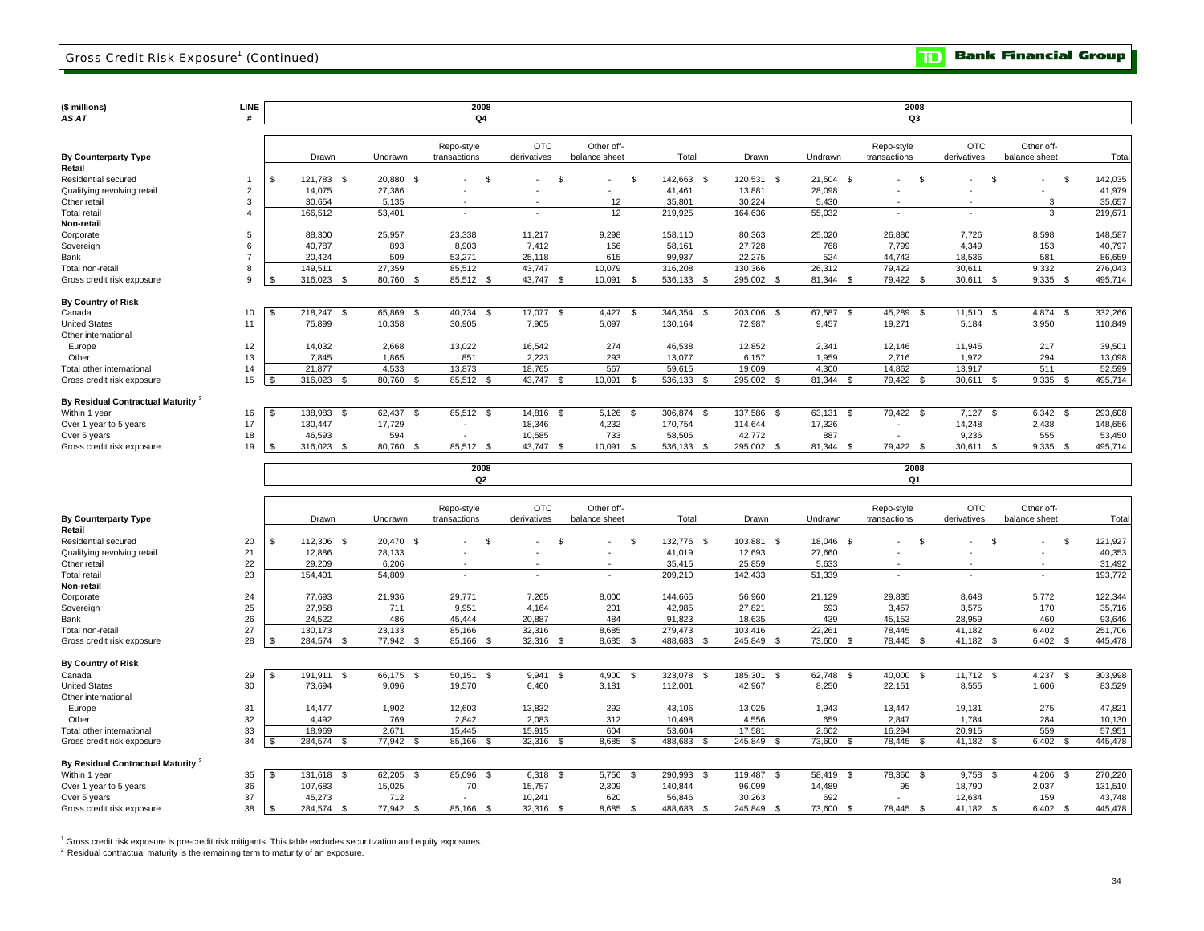## Gross Credit Risk Exposure[1] (Continued)

| ($ millions) AS AT | LINE # | 2008 Q4 | | | | | | 2008 Q3 | | | | | |
|---|---|---|---|---|---|---|---|---|---|---|---|---|---|
| **By Counterparty Type** | | Drawn | Undrawn | Repo-style transactions | OTC derivatives | Other off-balance sheet | Total | Drawn | Undrawn | Repo-style transactions | OTC derivatives | Other off-balance sheet | Total |
| **Retail** | | | | | | | | | | | | | |
| Residential secured | 1 | $ 121,783 | $ 20,880 | $ - | $ - | $ - | $ 142,663 | $ 120,531 | $ 21,504 | $ - | $ - | $ - | $ 142,035 |
| Qualifying revolving retail | 2 | 14,075 | 27,386 | - | - | - | 41,461 | 13,881 | 28,098 | - | - | - | 41,979 |
| Other retail | 3 | 30,654 | 5,135 | - | - | 12 | 35,801 | 30,224 | 5,430 | - | - | 3 | 35,657 |
| Total retail | 4 | 166,512 | 53,401 | - | - | 12 | 219,925 | 164,636 | 55,032 | - | - | 3 | 219,671 |
| **Non-retail** | | | | | | | | | | | | | |
| Corporate | 5 | 88,300 | 25,957 | 23,338 | 11,217 | 9,298 | 158,110 | 80,363 | 25,020 | 26,880 | 7,726 | 8,598 | 148,587 |
| Sovereign | 6 | 40,787 | 893 | 8,903 | 7,412 | 166 | 58,161 | 27,728 | 768 | 7,799 | 4,349 | 153 | 40,797 |
| Bank | 7 | 20,424 | 509 | 53,271 | 25,118 | 615 | 99,937 | 22,275 | 524 | 44,743 | 18,536 | 581 | 86,659 |
| Total non-retail | 8 | 149,511 | 27,359 | 85,512 | 43,747 | 10,079 | 316,208 | 130,366 | 26,312 | 79,422 | 30,611 | 9,332 | 276,043 |
| Gross credit risk exposure | 9 | $ 316,023 | $ 80,760 | $ 85,512 | $ 43,747 | $ 10,091 | $ 536,133 | $ 295,002 | $ 81,344 | $ 79,422 | $ 30,611 | $ 9,335 | $ 495,714 |
| **By Country of Risk** | | | | | | | | | | | | | |
| Canada | 10 | $ 218,247 | $ 65,869 | $ 40,734 | $ 17,077 | $ 4,427 | $ 346,354 | $ 203,006 | $ 67,587 | $ 45,289 | $ 11,510 | $ 4,874 | $ 332,266 |
| United States | 11 | 75,899 | 10,358 | 30,905 | 7,905 | 5,097 | 130,164 | 72,987 | 9,457 | 19,271 | 5,184 | 3,950 | 110,849 |
| Other international | | | | | | | | | | | | | |
| Europe | 12 | 14,032 | 2,668 | 13,022 | 16,542 | 274 | 46,538 | 12,852 | 2,341 | 12,146 | 11,945 | 217 | 39,501 |
| Other | 13 | 7,845 | 1,865 | 851 | 2,223 | 293 | 13,077 | 6,157 | 1,959 | 2,716 | 1,972 | 294 | 13,098 |
| Total other international | 14 | 21,877 | 4,533 | 13,873 | 18,765 | 567 | 59,615 | 19,009 | 4,300 | 14,862 | 13,917 | 511 | 52,599 |
| Gross credit risk exposure | 15 | $ 316,023 | $ 80,760 | $ 85,512 | $ 43,747 | $ 10,091 | $ 536,133 | $ 295,002 | $ 81,344 | $ 79,422 | $ 30,611 | $ 9,335 | $ 495,714 |
| **By Residual Contractual Maturity[2]** | | | | | | | | | | | | | |
| Within 1 year | 16 | $ 138,983 | $ 62,437 | $ 85,512 | $ 14,816 | $ 5,126 | $ 306,874 | $ 137,586 | $ 63,131 | $ 79,422 | $ 7,127 | $ 6,342 | $ 293,608 |
| Over 1 year to 5 years | 17 | 130,447 | 17,729 | - | 18,346 | 4,232 | 170,754 | 114,644 | 17,326 | - | 14,248 | 2,438 | 148,656 |
| Over 5 years | 18 | 46,593 | 594 | - | 10,585 | 733 | 58,505 | 42,772 | 887 | - | 9,236 | 555 | 53,450 |
| Gross credit risk exposure | 19 | $ 316,023 | $ 80,760 | $ 85,512 | $ 43,747 | $ 10,091 | $ 536,133 | $ 295,002 | $ 81,344 | $ 79,422 | $ 30,611 | $ 9,335 | $ 495,714 |

| ($ millions) AS AT | LINE # | 2008 Q2 | | | | | | 2008 Q1 | | | | | |
|---|---|---|---|---|---|---|---|---|---|---|---|---|---|
| **By Counterparty Type** | | Drawn | Undrawn | Repo-style transactions | OTC derivatives | Other off-balance sheet | Total | Drawn | Undrawn | Repo-style transactions | OTC derivatives | Other off-balance sheet | Total |
| **Retail** | | | | | | | | | | | | | |
| Residential secured | 20 | $ 112,306 | $ 20,470 | $ - | $ - | $ - | $ 132,776 | $ 103,881 | $ 18,046 | $ - | $ - | $ - | $ 121,927 |
| Qualifying revolving retail | 21 | 12,886 | 28,133 | - | - | - | 41,019 | 12,693 | 27,660 | - | - | - | 40,353 |
| Other retail | 22 | 29,209 | 6,206 | - | - | - | 35,415 | 25,859 | 5,633 | - | - | - | 31,492 |
| Total retail | 23 | 154,401 | 54,809 | - | - | - | 209,210 | 142,433 | 51,339 | - | - | - | 193,772 |
| **Non-retail** | | | | | | | | | | | | | |
| Corporate | 24 | 77,693 | 21,936 | 29,771 | 7,265 | 8,000 | 144,665 | 56,960 | 21,129 | 29,835 | 8,648 | 5,772 | 122,344 |
| Sovereign | 25 | 27,958 | 711 | 9,951 | 4,164 | 201 | 42,985 | 27,821 | 693 | 3,457 | 3,575 | 170 | 35,716 |
| Bank | 26 | 24,522 | 486 | 45,444 | 20,887 | 484 | 91,823 | 18,635 | 439 | 45,153 | 28,959 | 460 | 93,646 |
| Total non-retail | 27 | 130,173 | 23,133 | 85,166 | 32,316 | 8,685 | 279,473 | 103,416 | 22,261 | 78,445 | 41,182 | 6,402 | 251,706 |
| Gross credit risk exposure | 28 | $ 284,574 | $ 77,942 | $ 85,166 | $ 32,316 | $ 8,685 | $ 488,683 | $ 245,849 | $ 73,600 | $ 78,445 | $ 41,182 | $ 6,402 | $ 445,478 |
| **By Country of Risk** | | | | | | | | | | | | | |
| Canada | 29 | $ 191,911 | $ 66,175 | $ 50,151 | $ 9,941 | $ 4,900 | $ 323,078 | $ 185,301 | $ 62,748 | $ 40,000 | $ 11,712 | $ 4,237 | $ 303,998 |
| United States | 30 | 73,694 | 9,096 | 19,570 | 6,460 | 3,181 | 112,001 | 42,967 | 8,250 | 22,151 | 8,555 | 1,606 | 83,529 |
| Other international | | | | | | | | | | | | | |
| Europe | 31 | 14,477 | 1,902 | 12,603 | 13,832 | 292 | 43,106 | 13,025 | 1,943 | 13,447 | 19,131 | 275 | 47,821 |
| Other | 32 | 4,492 | 769 | 2,842 | 2,083 | 312 | 10,498 | 4,556 | 659 | 2,847 | 1,784 | 284 | 10,130 |
| Total other international | 33 | 18,969 | 2,671 | 15,445 | 15,915 | 604 | 53,604 | 17,581 | 2,602 | 16,294 | 20,915 | 559 | 57,951 |
| Gross credit risk exposure | 34 | $ 284,574 | $ 77,942 | $ 85,166 | $ 32,316 | $ 8,685 | $ 488,683 | $ 245,849 | $ 73,600 | $ 78,445 | $ 41,182 | $ 6,402 | $ 445,478 |
| **By Residual Contractual Maturity[2]** | | | | | | | | | | | | | |
| Within 1 year | 35 | $ 131,618 | $ 62,205 | $ 85,096 | $ 6,318 | $ 5,756 | $ 290,993 | $ 119,487 | $ 58,419 | $ 78,350 | $ 9,758 | $ 4,206 | $ 270,220 |
| Over 1 year to 5 years | 36 | 107,683 | 15,025 | 70 | 15,757 | 2,309 | 140,844 | 96,099 | 14,489 | 95 | 18,790 | 2,037 | 131,510 |
| Over 5 years | 37 | 45,273 | 712 | - | 10,241 | 620 | 56,846 | 30,263 | 692 | - | 12,634 | 159 | 43,748 |
| Gross credit risk exposure | 38 | $ 284,574 | $ 77,942 | $ 85,166 | $ 32,316 | $ 8,685 | $ 488,683 | $ 245,849 | $ 73,600 | $ 78,445 | $ 41,182 | $ 6,402 | $ 445,478 |

[1] Gross credit risk exposure is pre-credit risk mitigants. This table excludes securitization and equity exposures.
[2] Residual contractual maturity is the remaining term to maturity of an exposure.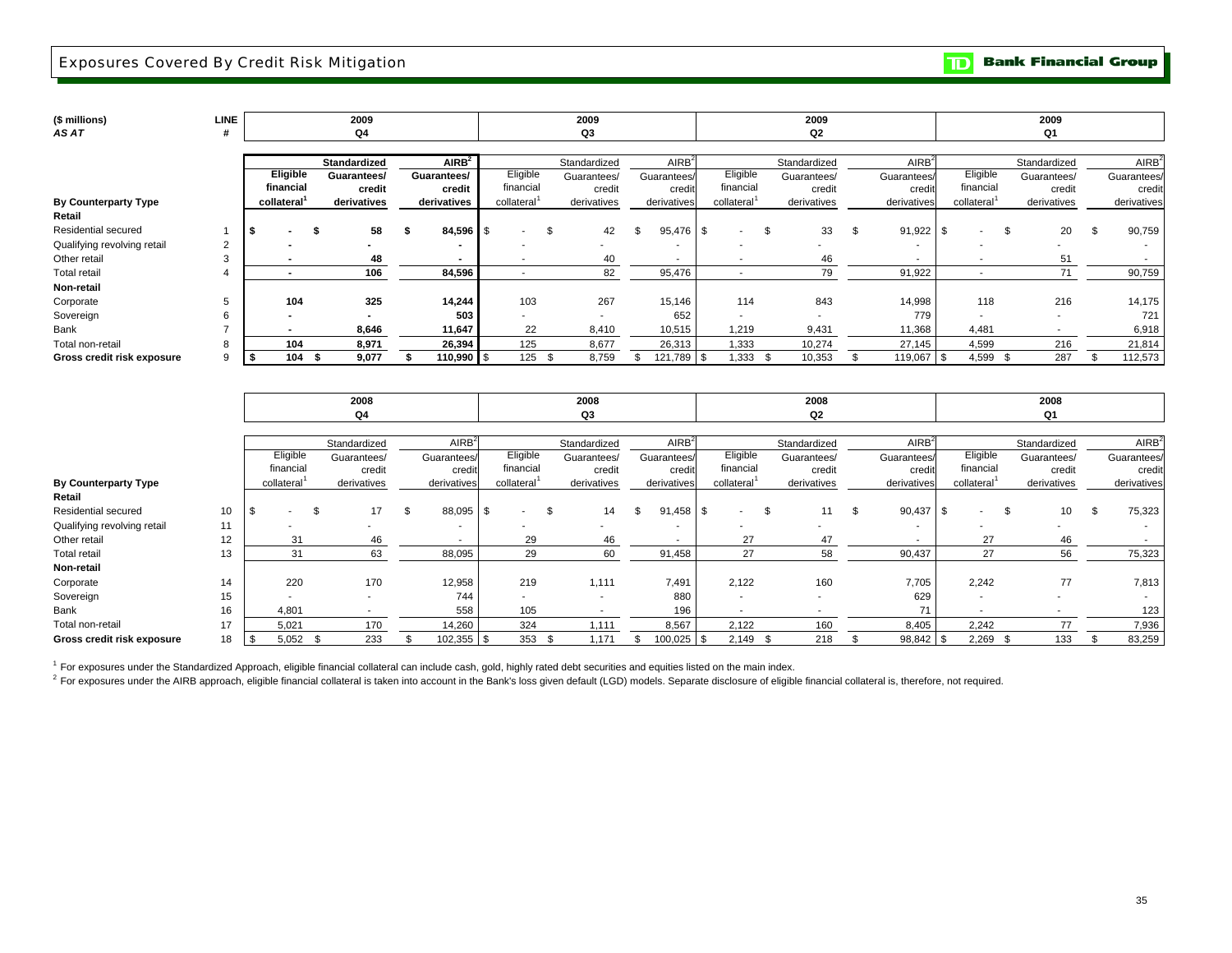# Exposures Covered By Credit Risk Mitigation

| ($ millions) *AS AT* | LINE # | 2009 Q4 | | | 2009 Q3 | | | 2009 Q2 | | | 2009 Q1 | | |
|---|---|---|---|---|---|---|---|---|---|---|---|---|---|
| | | | Standardized | AIRB[2] | | Standardized | AIRB[2] | | Standardized | AIRB[2] | | Standardized | AIRB[2] |
| **By Counterparty Type** | | Eligible financial collateral[1] | Guarantees/ credit derivatives | Guarantees/ credit derivatives | Eligible financial collateral[1] | Guarantees/ credit derivatives | Guarantees/ credit derivatives | Eligible financial collateral[1] | Guarantees/ credit derivatives | Guarantees/ credit derivatives | Eligible financial collateral[1] | Guarantees/ credit derivatives | Guarantees/ credit derivatives |
| **Retail** | | | | | | | | | | | | | |
| Residential secured | 1 | $ - | $ 58 | $ 84,596 | $ - | $ 42 | $ 95,476 | $ - | $ 33 | $ 91,922 | $ - | $ 20 | $ 90,759 |
| Qualifying revolving retail | 2 | - | - | - | - | - | - | - | - | - | - | - | - |
| Other retail | 3 | - | 48 | - | - | 40 | - | - | 46 | - | - | 51 | - |
| Total retail | 4 | - | 106 | 84,596 | - | 82 | 95,476 | - | 79 | 91,922 | - | 71 | 90,759 |
| **Non-retail** | | | | | | | | | | | | | |
| Corporate | 5 | 104 | 325 | 14,244 | 103 | 267 | 15,146 | 114 | 843 | 14,998 | 118 | 216 | 14,175 |
| Sovereign | 6 | - | - | 503 | - | - | 652 | - | - | 779 | - | - | 721 |
| Bank | 7 | - | 8,646 | 11,647 | 22 | 8,410 | 10,515 | 1,219 | 9,431 | 11,368 | 4,481 | - | 6,918 |
| Total non-retail | 8 | 104 | 8,971 | 26,394 | 125 | 8,677 | 26,313 | 1,333 | 10,274 | 27,145 | 4,599 | 216 | 21,814 |
| **Gross credit risk exposure** | 9 | $ 104 | $ 9,077 | $ 110,990 | $ 125 | $ 8,759 | $ 121,789 | $ 1,333 | $ 10,353 | $ 119,067 | $ 4,599 | $ 287 | $ 112,573 |

| | | 2008 Q4 | | | 2008 Q3 | | | 2008 Q2 | | | 2008 Q1 | | |
|---|---|---|---|---|---|---|---|---|---|---|---|---|---|
| | | | Standardized | AIRB[2] | | Standardized | AIRB[2] | | Standardized | AIRB[2] | | Standardized | AIRB[2] |
| **By Counterparty Type** | | Eligible financial collateral[1] | Guarantees/ credit derivatives | Guarantees/ credit derivatives | Eligible financial collateral[1] | Guarantees/ credit derivatives | Guarantees/ credit derivatives | Eligible financial collateral[1] | Guarantees/ credit derivatives | Guarantees/ credit derivatives | Eligible financial collateral[1] | Guarantees/ credit derivatives | Guarantees/ credit derivatives |
| **Retail** | | | | | | | | | | | | | |
| Residential secured | 10 | $ - | $ 17 | $ 88,095 | $ - | $ 14 | $ 91,458 | $ - | $ 11 | $ 90,437 | $ - | $ 10 | $ 75,323 |
| Qualifying revolving retail | 11 | - | - | - | - | - | - | - | - | - | - | - | - |
| Other retail | 12 | 31 | 46 | - | 29 | 46 | - | 27 | 47 | - | 27 | 46 | - |
| Total retail | 13 | 31 | 63 | 88,095 | 29 | 60 | 91,458 | 27 | 58 | 90,437 | 27 | 56 | 75,323 |
| **Non-retail** | | | | | | | | | | | | | |
| Corporate | 14 | 220 | 170 | 12,958 | 219 | 1,111 | 7,491 | 2,122 | 160 | 7,705 | 2,242 | 77 | 7,813 |
| Sovereign | 15 | - | - | 744 | - | - | 880 | - | - | 629 | - | - | - |
| Bank | 16 | 4,801 | - | 558 | 105 | - | 196 | - | - | 71 | - | - | 123 |
| Total non-retail | 17 | 5,021 | 170 | 14,260 | 324 | 1,111 | 8,567 | 2,122 | 160 | 8,405 | 2,242 | 77 | 7,936 |
| **Gross credit risk exposure** | 18 | $ 5,052 | $ 233 | $ 102,355 | $ 353 | $ 1,171 | $ 100,025 | $ 2,149 | $ 218 | $ 98,842 | $ 2,269 | $ 133 | $ 83,259 |

[1] For exposures under the Standardized Approach, eligible financial collateral can include cash, gold, highly rated debt securities and equities listed on the main index.

[2] For exposures under the AIRB approach, eligible financial collateral is taken into account in the Bank's loss given default (LGD) models. Separate disclosure of eligible financial collateral is, therefore, not required.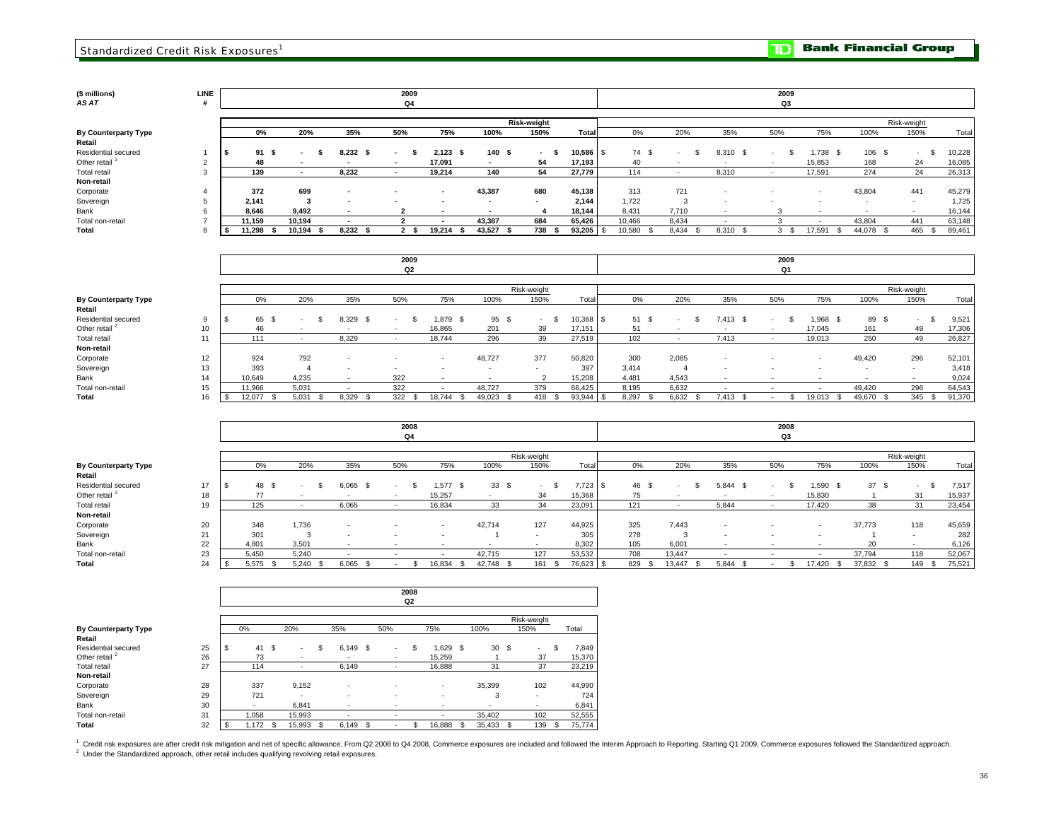# Standardized Credit Risk Exposures[1]

**TD Bank Financial Group**

| ($ millions) AS AT | LINE # | 2009 Q4 | | | | | | | | 2009 Q3 | | | | | | | |
|---|---|---|---|---|---|---|---|---|---|---|---|---|---|---|---|---|---|
| | | Risk-weight | | | | | | | | Risk-weight | | | | | | | |
| **By Counterparty Type** | | 0% | 20% | 35% | 50% | 75% | 100% | 150% | Total | 0% | 20% | 35% | 50% | 75% | 100% | 150% | Total |
| **Retail** | | | | | | | | | | | | | | | | | |
| Residential secured | 1 | $ 91 | $ - | $ 8,232 | $ - | $ 2,123 | $ 140 | $ - | $ 10,586 | $ 74 | $ - | $ 8,310 | $ - | $ 1,738 | $ 106 | $ - | $ 10,228 |
| Other retail[2] | 2 | 48 | - | - | - | 17,091 | - | 54 | 17,193 | 40 | - | - | - | 15,853 | 168 | 24 | 16,085 |
| Total retail | 3 | 139 | - | 8,232 | - | 19,214 | 140 | 54 | 27,779 | 114 | - | 8,310 | - | 17,591 | 274 | 24 | 26,313 |
| **Non-retail** | | | | | | | | | | | | | | | | | |
| Corporate | 4 | 372 | 699 | - | - | - | 43,387 | 680 | 45,138 | 313 | 721 | - | - | - | 43,804 | 441 | 45,279 |
| Sovereign | 5 | 2,141 | 3 | - | - | - | - | - | 2,144 | 1,722 | 3 | - | - | - | - | - | 1,725 |
| Bank | 6 | 8,646 | 9,492 | - | 2 | - | - | 4 | 18,144 | 8,431 | 7,710 | - | 3 | - | - | - | 16,144 |
| Total non-retail | 7 | 11,159 | 10,194 | - | 2 | - | 43,387 | 684 | 65,426 | 10,466 | 8,434 | - | 3 | - | 43,804 | 441 | 63,148 |
| **Total** | 8 | $ 11,298 | $ 10,194 | $ 8,232 | $ 2 | $ 19,214 | $ 43,527 | $ 738 | $ 93,205 | $ 10,580 | $ 8,434 | $ 8,310 | $ 3 | $ 17,591 | $ 44,078 | $ 465 | $ 89,461 |

| | | 2009 Q2 | | | | | | | | 2009 Q1 | | | | | | | |
|---|---|---|---|---|---|---|---|---|---|---|---|---|---|---|---|---|---|
| | | Risk-weight | | | | | | | | Risk-weight | | | | | | | |
| **By Counterparty Type** | | 0% | 20% | 35% | 50% | 75% | 100% | 150% | Total | 0% | 20% | 35% | 50% | 75% | 100% | 150% | Total |
| **Retail** | | | | | | | | | | | | | | | | | |
| Residential secured | 9 | $ 65 | $ - | $ 8,329 | $ - | $ 1,879 | $ 95 | $ - | $ 10,368 | $ 51 | $ - | $ 7,413 | $ - | $ 1,968 | $ 89 | $ - | $ 9,521 |
| Other retail[2] | 10 | 46 | - | - | - | 16,865 | 201 | 39 | 17,151 | 51 | - | - | - | 17,045 | 161 | 49 | 17,306 |
| Total retail | 11 | 111 | - | 8,329 | - | 18,744 | 296 | 39 | 27,519 | 102 | - | 7,413 | - | 19,013 | 250 | 49 | 26,827 |
| **Non-retail** | | | | | | | | | | | | | | | | | |
| Corporate | 12 | 924 | 792 | - | - | - | 48,727 | 377 | 50,820 | 300 | 2,085 | - | - | - | 49,420 | 296 | 52,101 |
| Sovereign | 13 | 393 | 4 | - | - | - | - | - | 397 | 3,414 | 4 | - | - | - | - | - | 3,418 |
| Bank | 14 | 10,649 | 4,235 | - | 322 | - | - | 2 | 15,208 | 4,481 | 4,543 | - | - | - | - | - | 9,024 |
| Total non-retail | 15 | 11,966 | 5,031 | - | 322 | - | 48,727 | 379 | 66,425 | 8,195 | 6,632 | - | - | - | 49,420 | 296 | 64,543 |
| **Total** | 16 | $ 12,077 | $ 5,031 | $ 8,329 | $ 322 | $ 18,744 | $ 49,023 | $ 418 | $ 93,944 | $ 8,297 | $ 6,632 | $ 7,413 | $ - | $ 19,013 | $ 49,670 | $ 345 | $ 91,370 |

| | | 2008 Q4 | | | | | | | | 2008 Q3 | | | | | | | |
|---|---|---|---|---|---|---|---|---|---|---|---|---|---|---|---|---|---|
| | | Risk-weight | | | | | | | | Risk-weight | | | | | | | |
| **By Counterparty Type** | | 0% | 20% | 35% | 50% | 75% | 100% | 150% | Total | 0% | 20% | 35% | 50% | 75% | 100% | 150% | Total |
| **Retail** | | | | | | | | | | | | | | | | | |
| Residential secured | 17 | $ 48 | $ - | $ 6,065 | $ - | $ 1,577 | $ 33 | $ - | $ 7,723 | $ 46 | $ - | $ 5,844 | $ - | $ 1,590 | $ 37 | $ - | $ 7,517 |
| Other retail[2] | 18 | 77 | - | - | - | 15,257 | - | 34 | 15,368 | 75 | - | - | - | 15,830 | 1 | 31 | 15,937 |
| Total retail | 19 | 125 | - | 6,065 | - | 16,834 | 33 | 34 | 23,091 | 121 | - | 5,844 | - | 17,420 | 38 | 31 | 23,454 |
| **Non-retail** | | | | | | | | | | | | | | | | | |
| Corporate | 20 | 348 | 1,736 | - | - | - | 42,714 | 127 | 44,925 | 325 | 7,443 | - | - | - | 37,773 | 118 | 45,659 |
| Sovereign | 21 | 301 | 3 | - | - | - | 1 | - | 305 | 278 | 3 | - | - | - | 1 | - | 282 |
| Bank | 22 | 4,801 | 3,501 | - | - | - | - | - | 8,302 | 105 | 6,001 | - | - | - | 20 | - | 6,126 |
| Total non-retail | 23 | 5,450 | 5,240 | - | - | - | 42,715 | 127 | 53,532 | 708 | 13,447 | - | - | - | 37,794 | 118 | 52,067 |
| **Total** | 24 | $ 5,575 | $ 5,240 | $ 6,065 | $ - | $ 16,834 | $ 42,748 | $ 161 | $ 76,623 | $ 829 | $ 13,447 | $ 5,844 | $ - | $ 17,420 | $ 37,832 | $ 149 | $ 75,521 |

| | | 2008 Q2 | | | | | | | |
|---|---|---|---|---|---|---|---|---|---|
| | | Risk-weight | | | | | | | |
| **By Counterparty Type** | | 0% | 20% | 35% | 50% | 75% | 100% | 150% | Total |
| **Retail** | | | | | | | | | |
| Residential secured | 25 | $ 41 | $ - | $ 6,149 | $ - | $ 1,629 | $ 30 | $ - | $ 7,849 |
| Other retail[2] | 26 | 73 | - | - | - | 15,259 | 1 | 37 | 15,370 |
| Total retail | 27 | 114 | - | 6,149 | - | 16,888 | 31 | 37 | 23,219 |
| **Non-retail** | | | | | | | | | |
| Corporate | 28 | 337 | 9,152 | - | - | - | 35,399 | 102 | 44,990 |
| Sovereign | 29 | 721 | - | - | - | - | 3 | - | 724 |
| Bank | 30 | - | 6,841 | - | - | - | - | - | 6,841 |
| Total non-retail | 31 | 1,058 | 15,993 | - | - | - | 35,402 | 102 | 52,555 |
| **Total** | 32 | $ 1,172 | $ 15,993 | $ 6,149 | $ - | $ 16,888 | $ 35,433 | $ 139 | $ 75,774 |

[1] Credit risk exposures are after credit risk mitigation and net of specific allowance. From Q2 2008 to Q4 2008, Commerce exposures are included and followed the Interim Approach to Reporting. Starting Q1 2009, Commerce exposures followed the Standardized approach.

[2] Under the Standardized approach, other retail includes qualifying revolving retail exposures.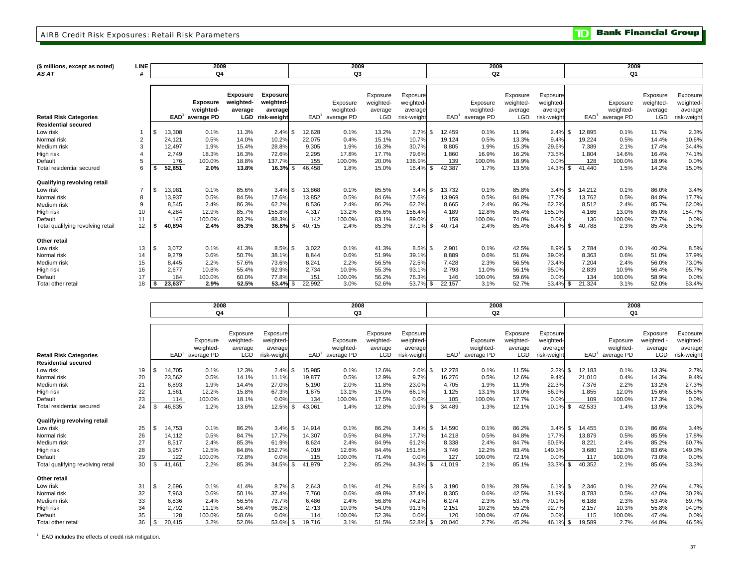# AIRB Credit Risk Exposures: Retail Risk Parameters

| ($ millions, except as noted) AS AT | LINE # | 2009 Q4 EAD[1] | Exposure weighted-average PD | Exposure weighted-average LGD | Exposure weighted-average risk-weight | 2009 Q3 EAD[1] | Exposure weighted-average PD | Exposure weighted-average LGD | Exposure weighted-average risk-weight | 2009 Q2 EAD[1] | Exposure weighted-average PD | Exposure weighted-average LGD | Exposure weighted-average risk-weight | 2009 Q1 EAD[1] | Exposure weighted-average PD | Exposure weighted-average LGD | Exposure weighted-average risk-weight |
|---|---|---|---|---|---|---|---|---|---|---|---|---|---|---|---|---|---|
| **Retail Risk Categories** | | | | | | | | | | | | | | | | | |
| **Residential secured** | | | | | | | | | | | | | | | | | |
| Low risk | 1 | $ 13,308 | 0.1% | 11.3% | 2.4% | $ 12,628 | 0.1% | 13.2% | 2.7% | $ 12,459 | 0.1% | 11.9% | 2.4% | $ 12,895 | 0.1% | 11.7% | 2.3% |
| Normal risk | 2 | 24,121 | 0.5% | 14.0% | 10.2% | 22,075 | 0.4% | 15.1% | 10.7% | 19,124 | 0.5% | 13.3% | 9.4% | 19,224 | 0.5% | 14.4% | 10.6% |
| Medium risk | 3 | 12,497 | 1.9% | 15.4% | 28.8% | 9,305 | 1.9% | 16.3% | 30.7% | 8,805 | 1.9% | 15.3% | 29.6% | 7,389 | 2.1% | 17.4% | 34.4% |
| High risk | 4 | 2,749 | 18.3% | 16.3% | 72.6% | 2,295 | 17.8% | 17.7% | 79.6% | 1,860 | 16.9% | 16.2% | 73.5% | 1,804 | 14.6% | 16.4% | 74.1% |
| Default | 5 | 176 | 100.0% | 18.8% | 137.7% | 155 | 100.0% | 20.0% | 136.9% | 139 | 100.0% | 18.9% | 0.0% | 128 | 100.0% | 18.9% | 0.0% |
| Total residential secured | 6 | **$ 52,851** | **2.0%** | **13.8%** | **16.3%** | $ 46,458 | 1.8% | 15.0% | 16.4% | $ 42,387 | 1.7% | 13.5% | 14.3% | $ 41,440 | 1.5% | 14.2% | 15.0% |
| **Qualifying revolving retail** | | | | | | | | | | | | | | | | | |
| Low risk | 7 | $ 13,981 | 0.1% | 85.6% | 3.4% | $ 13,868 | 0.1% | 85.5% | 3.4% | $ 13,732 | 0.1% | 85.8% | 3.4% | $ 14,212 | 0.1% | 86.0% | 3.4% |
| Normal risk | 8 | 13,937 | 0.5% | 84.5% | 17.6% | 13,852 | 0.5% | 84.6% | 17.6% | 13,969 | 0.5% | 84.8% | 17.7% | 13,762 | 0.5% | 84.8% | 17.7% |
| Medium risk | 9 | 8,545 | 2.4% | 86.3% | 62.2% | 8,536 | 2.4% | 86.2% | 62.2% | 8,665 | 2.4% | 86.2% | 62.2% | 8,512 | 2.4% | 85.7% | 62.0% |
| High risk | 10 | 4,284 | 12.9% | 85.7% | 155.8% | 4,317 | 13.2% | 85.6% | 156.4% | 4,189 | 12.8% | 85.4% | 155.0% | 4,166 | 13.0% | 85.0% | 154.7% |
| Default | 11 | 147 | 100.0% | 83.2% | 88.3% | 142 | 100.0% | 83.1% | 89.0% | 159 | 100.0% | 74.0% | 0.0% | 136 | 100.0% | 72.7% | 0.0% |
| Total qualifying revolving retail | 12 | **$ 40,894** | **2.4%** | **85.3%** | **36.8%** | $ 40,715 | 2.4% | 85.3% | 37.1% | $ 40,714 | 2.4% | 85.4% | 36.4% | $ 40,788 | 2.3% | 85.4% | 35.9% |
| **Other retail** | | | | | | | | | | | | | | | | | |
| Low risk | 13 | $ 3,072 | 0.1% | 41.3% | 8.5% | $ 3,022 | 0.1% | 41.3% | 8.5% | $ 2,901 | 0.1% | 42.5% | 8.9% | $ 2,784 | 0.1% | 40.2% | 8.5% |
| Normal risk | 14 | 9,279 | 0.6% | 50.7% | 38.1% | 8,844 | 0.6% | 51.9% | 39.1% | 8,889 | 0.6% | 51.6% | 39.0% | 8,363 | 0.6% | 51.0% | 37.9% |
| Medium risk | 15 | 8,445 | 2.2% | 57.6% | 73.6% | 8,241 | 2.2% | 56.5% | 72.5% | 7,428 | 2.3% | 56.5% | 73.4% | 7,204 | 2.4% | 56.0% | 73.0% |
| High risk | 16 | 2,677 | 10.8% | 55.4% | 92.9% | 2,734 | 10.9% | 55.3% | 93.1% | 2,793 | 11.0% | 56.1% | 95.0% | 2,839 | 10.9% | 56.4% | 95.7% |
| Default | 17 | 164 | 100.0% | 60.0% | 77.8% | 151 | 100.0% | 56.2% | 76.3% | 146 | 100.0% | 59.6% | 0.0% | 134 | 100.0% | 58.9% | 0.0% |
| Total other retail | 18 | **$ 23,637** | **2.9%** | **52.5%** | **53.4%** | $ 22,992 | 3.0% | 52.6% | 53.7% | $ 22,157 | 3.1% | 52.7% | 53.4% | $ 21,324 | 3.1% | 52.0% | 53.4% |

| Retail Risk Categories | LINE # | 2008 Q4 EAD[1] | Exposure weighted-average PD | Exposure weighted-average LGD | Exposure weighted-average risk-weight | 2008 Q3 EAD[1] | Exposure weighted-average PD | Exposure weighted-average LGD | Exposure weighted-average risk-weight | 2008 Q2 EAD[1] | Exposure weighted-average PD | Exposure weighted-average LGD | Exposure weighted-average risk-weight | 2008 Q1 EAD[1] | Exposure weighted-average PD | Exposure weighted-average LGD | Exposure weighted-average risk-weight |
|---|---|---|---|---|---|---|---|---|---|---|---|---|---|---|---|---|---|
| **Residential secured** | | | | | | | | | | | | | | | | | |
| Low risk | 19 | $ 14,705 | 0.1% | 12.3% | 2.4% | $ 15,985 | 0.1% | 12.6% | 2.0% | $ 12,278 | 0.1% | 11.5% | 2.2% | $ 12,183 | 0.1% | 13.3% | 2.7% |
| Normal risk | 20 | 23,562 | 0.5% | 14.1% | 11.1% | 19,877 | 0.5% | 12.9% | 9.7% | 16,276 | 0.5% | 12.6% | 9.4% | 21,010 | 0.4% | 14.3% | 9.4% |
| Medium risk | 21 | 6,893 | 1.9% | 14.4% | 27.0% | 5,190 | 2.0% | 11.8% | 23.0% | 4,705 | 1.9% | 11.9% | 22.3% | 7,376 | 2.2% | 13.2% | 27.3% |
| High risk | 22 | 1,561 | 12.2% | 15.8% | 67.3% | 1,875 | 13.1% | 15.0% | 66.1% | 1,125 | 13.1% | 13.0% | 56.9% | 1,855 | 12.0% | 15.6% | 65.5% |
| Default | 23 | 114 | 100.0% | 18.1% | 0.0% | 134 | 100.0% | 17.5% | 0.0% | 105 | 100.0% | 17.7% | 0.0% | 109 | 100.0% | 17.3% | 0.0% |
| Total residential secured | 24 | $ 46,835 | 1.2% | 13.6% | 12.5% | $ 43,061 | 1.4% | 12.8% | 10.9% | $ 34,489 | 1.3% | 12.1% | 10.1% | $ 42,533 | 1.4% | 13.9% | 13.0% |
| **Qualifying revolving retail** | | | | | | | | | | | | | | | | | |
| Low risk | 25 | $ 14,753 | 0.1% | 86.2% | 3.4% | $ 14,914 | 0.1% | 86.2% | 3.4% | $ 14,590 | 0.1% | 86.2% | 3.4% | $ 14,455 | 0.1% | 86.6% | 3.4% |
| Normal risk | 26 | 14,112 | 0.5% | 84.7% | 17.7% | 14,307 | 0.5% | 84.8% | 17.7% | 14,218 | 0.5% | 84.8% | 17.7% | 13,879 | 0.5% | 85.5% | 17.8% |
| Medium risk | 27 | 8,517 | 2.4% | 85.3% | 61.9% | 8,624 | 2.4% | 84.9% | 61.2% | 8,338 | 2.4% | 84.7% | 60.6% | 8,221 | 2.4% | 85.2% | 60.7% |
| High risk | 28 | 3,957 | 12.5% | 84.8% | 152.7% | 4,019 | 12.6% | 84.4% | 151.5% | 3,746 | 12.2% | 83.4% | 149.3% | 3,680 | 12.3% | 83.6% | 149.3% |
| Default | 29 | 122 | 100.0% | 72.8% | 0.0% | 115 | 100.0% | 71.4% | 0.0% | 127 | 100.0% | 72.1% | 0.0% | 117 | 100.0% | 73.0% | 0.0% |
| Total qualifying revolving retail | 30 | $ 41,461 | 2.2% | 85.3% | 34.5% | $ 41,979 | 2.2% | 85.2% | 34.3% | $ 41,019 | 2.1% | 85.1% | 33.3% | $ 40,352 | 2.1% | 85.6% | 33.3% |
| **Other retail** | | | | | | | | | | | | | | | | | |
| Low risk | 31 | $ 2,696 | 0.1% | 41.4% | 8.7% | $ 2,643 | 0.1% | 41.2% | 8.6% | $ 3,190 | 0.1% | 28.5% | 6.1% | $ 2,346 | 0.1% | 22.6% | 4.7% |
| Normal risk | 32 | 7,963 | 0.6% | 50.1% | 37.4% | 7,760 | 0.6% | 49.8% | 37.4% | 8,305 | 0.6% | 42.5% | 31.9% | 8,783 | 0.5% | 42.0% | 30.2% |
| Medium risk | 33 | 6,836 | 2.4% | 56.5% | 73.7% | 6,486 | 2.4% | 56.8% | 74.2% | 6,274 | 2.3% | 53.7% | 70.1% | 6,188 | 2.3% | 53.4% | 69.7% |
| High risk | 34 | 2,792 | 11.1% | 56.4% | 96.2% | 2,713 | 10.9% | 54.0% | 91.3% | 2,151 | 10.2% | 55.2% | 92.7% | 2,157 | 10.3% | 55.8% | 94.0% |
| Default | 35 | 128 | 100.0% | 58.6% | 0.0% | 114 | 100.0% | 52.3% | 0.0% | 120 | 100.0% | 47.6% | 0.0% | 115 | 100.0% | 47.4% | 0.0% |
| Total other retail | 36 | $ 20,415 | 3.2% | 52.0% | 53.6% | $ 19,716 | 3.1% | 51.5% | 52.8% | $ 20,040 | 2.7% | 45.2% | 46.1% | $ 19,589 | 2.7% | 44.8% | 46.5% |

[1] EAD includes the effects of credit risk mitigation.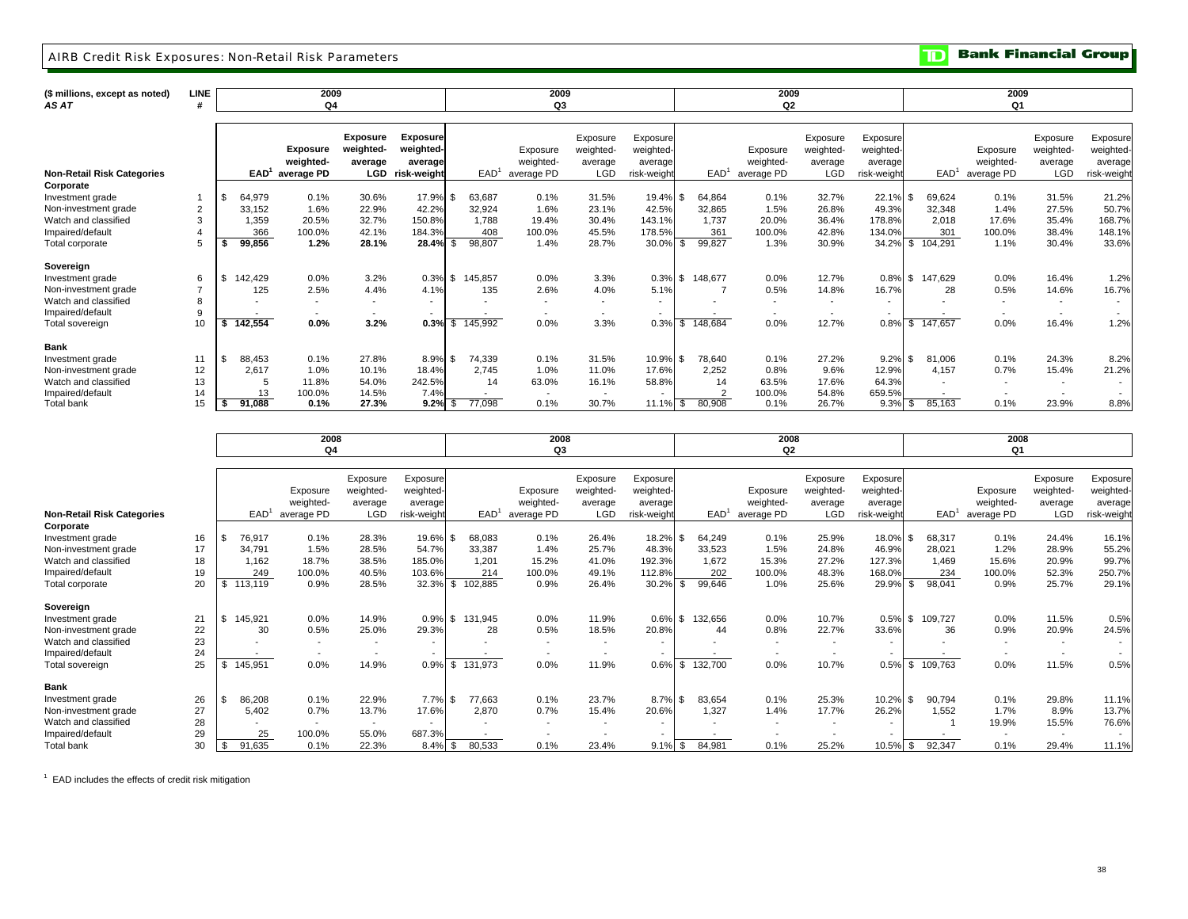## AIRB Credit Risk Exposures: Non-Retail Risk Parameters

| ($ millions, except as noted) AS AT | LINE # | 2009 Q4 EAD[1] | 2009 Q4 Exposure weighted-average PD | 2009 Q4 Exposure weighted-average LGD | 2009 Q4 Exposure weighted-average risk-weight | 2009 Q3 EAD[1] | 2009 Q3 Exposure weighted-average PD | 2009 Q3 Exposure weighted-average LGD | 2009 Q3 Exposure weighted-average risk-weight | 2009 Q2 EAD[1] | 2009 Q2 Exposure weighted-average PD | 2009 Q2 Exposure weighted-average LGD | 2009 Q2 Exposure weighted-average risk-weight | 2009 Q1 EAD[1] | 2009 Q1 Exposure weighted-average PD | 2009 Q1 Exposure weighted-average LGD | 2009 Q1 Exposure weighted-average risk-weight |
|---|---|---|---|---|---|---|---|---|---|---|---|---|---|---|---|---|---|
| **Non-Retail Risk Categories** | | | | | | | | | | | | | | | | | |
| **Corporate** | | | | | | | | | | | | | | | | | |
| Investment grade | 1 | $ 64,979 | 0.1% | 30.6% | 17.9% | $ 63,687 | 0.1% | 31.5% | 19.4% | $ 64,864 | 0.1% | 32.7% | 22.1% | $ 69,624 | 0.1% | 31.5% | 21.2% |
| Non-investment grade | 2 | 33,152 | 1.6% | 22.9% | 42.2% | 32,924 | 1.6% | 23.1% | 42.5% | 32,865 | 1.5% | 26.8% | 49.3% | 32,348 | 1.4% | 27.5% | 50.7% |
| Watch and classified | 3 | 1,359 | 20.5% | 32.7% | 150.8% | 1,788 | 19.4% | 30.4% | 143.1% | 1,737 | 20.0% | 36.4% | 178.8% | 2,018 | 17.6% | 35.4% | 168.7% |
| Impaired/default | 4 | 366 | 100.0% | 42.1% | 184.3% | 408 | 100.0% | 45.5% | 178.5% | 361 | 100.0% | 42.8% | 134.0% | 301 | 100.0% | 38.4% | 148.1% |
| Total corporate | 5 | $ 99,856 | 1.2% | 28.1% | 28.4% | $ 98,807 | 1.4% | 28.7% | 30.0% | $ 99,827 | 1.3% | 30.9% | 34.2% | $ 104,291 | 1.1% | 30.4% | 33.6% |
| **Sovereign** | | | | | | | | | | | | | | | | | |
| Investment grade | 6 | $ 142,429 | 0.0% | 3.2% | 0.3% | $ 145,857 | 0.0% | 3.3% | 0.3% | $ 148,677 | 0.0% | 12.7% | 0.8% | $ 147,629 | 0.0% | 16.4% | 1.2% |
| Non-investment grade | 7 | 125 | 2.5% | 4.4% | 4.1% | 135 | 2.6% | 4.0% | 5.1% | 7 | 0.5% | 14.8% | 16.7% | 28 | 0.5% | 14.6% | 16.7% |
| Watch and classified | 8 | - | - | - | - | - | - | - | - | - | - | - | - | - | - | - | - |
| Impaired/default | 9 | - | - | - | - | - | - | - | - | - | - | - | - | - | - | - | - |
| Total sovereign | 10 | $ 142,554 | 0.0% | 3.2% | 0.3% | $ 145,992 | 0.0% | 3.3% | 0.3% | $ 148,684 | 0.0% | 12.7% | 0.8% | $ 147,657 | 0.0% | 16.4% | 1.2% |
| **Bank** | | | | | | | | | | | | | | | | | |
| Investment grade | 11 | $ 88,453 | 0.1% | 27.8% | 8.9% | $ 74,339 | 0.1% | 31.5% | 10.9% | $ 78,640 | 0.1% | 27.2% | 9.2% | $ 81,006 | 0.1% | 24.3% | 8.2% |
| Non-investment grade | 12 | 2,617 | 1.0% | 10.1% | 18.4% | 2,745 | 1.0% | 11.0% | 17.6% | 2,252 | 0.8% | 9.6% | 12.9% | 4,157 | 0.7% | 15.4% | 21.2% |
| Watch and classified | 13 | 5 | 11.8% | 54.0% | 242.5% | 14 | 63.0% | 16.1% | 58.8% | 14 | 63.5% | 17.6% | 64.3% | - | - | - | - |
| Impaired/default | 14 | 13 | 100.0% | 14.5% | 7.4% | - | - | - | - | 2 | 100.0% | 54.8% | 659.5% | - | - | - | - |
| Total bank | 15 | $ 91,088 | 0.1% | 27.3% | 9.2% | $ 77,098 | 0.1% | 30.7% | 11.1% | $ 80,908 | 0.1% | 26.7% | 9.3% | $ 85,163 | 0.1% | 23.9% | 8.8% |

| ($ millions, except as noted) AS AT | LINE # | 2008 Q4 EAD[1] | 2008 Q4 Exposure weighted-average PD | 2008 Q4 Exposure weighted-average LGD | 2008 Q4 Exposure weighted-average risk-weight | 2008 Q3 EAD[1] | 2008 Q3 Exposure weighted-average PD | 2008 Q3 Exposure weighted-average LGD | 2008 Q3 Exposure weighted-average risk-weight | 2008 Q2 EAD[1] | 2008 Q2 Exposure weighted-average PD | 2008 Q2 Exposure weighted-average LGD | 2008 Q2 Exposure weighted-average risk-weight | 2008 Q1 EAD[1] | 2008 Q1 Exposure weighted-average PD | 2008 Q1 Exposure weighted-average LGD | 2008 Q1 Exposure weighted-average risk-weight |
|---|---|---|---|---|---|---|---|---|---|---|---|---|---|---|---|---|---|
| **Non-Retail Risk Categories** | | | | | | | | | | | | | | | | | |
| **Corporate** | | | | | | | | | | | | | | | | | |
| Investment grade | 16 | $ 76,917 | 0.1% | 28.3% | 19.6% | $ 68,083 | 0.1% | 26.4% | 18.2% | $ 64,249 | 0.1% | 25.9% | 18.0% | $ 68,317 | 0.1% | 24.4% | 16.1% |
| Non-investment grade | 17 | 34,791 | 1.5% | 28.5% | 54.7% | 33,387 | 1.4% | 25.7% | 48.3% | 33,523 | 1.5% | 24.8% | 46.9% | 28,021 | 1.2% | 28.9% | 55.2% |
| Watch and classified | 18 | 1,162 | 18.7% | 38.5% | 185.0% | 1,201 | 15.2% | 41.0% | 192.3% | 1,672 | 15.3% | 27.2% | 127.3% | 1,469 | 15.6% | 20.9% | 99.7% |
| Impaired/default | 19 | 249 | 100.0% | 40.5% | 103.6% | 214 | 100.0% | 49.1% | 112.8% | 202 | 100.0% | 48.3% | 168.0% | 234 | 100.0% | 52.3% | 250.7% |
| Total corporate | 20 | $ 113,119 | 0.9% | 28.5% | 32.3% | $ 102,885 | 0.9% | 26.4% | 30.2% | $ 99,646 | 1.0% | 25.6% | 29.9% | $ 98,041 | 0.9% | 25.7% | 29.1% |
| **Sovereign** | | | | | | | | | | | | | | | | | |
| Investment grade | 21 | $ 145,921 | 0.0% | 14.9% | 0.9% | $ 131,945 | 0.0% | 11.9% | 0.6% | $ 132,656 | 0.0% | 10.7% | 0.5% | $ 109,727 | 0.0% | 11.5% | 0.5% |
| Non-investment grade | 22 | 30 | 0.5% | 25.0% | 29.3% | 28 | 0.5% | 18.5% | 20.8% | 44 | 0.8% | 22.7% | 33.6% | 36 | 0.9% | 20.9% | 24.5% |
| Watch and classified | 23 | - | - | - | - | - | - | - | - | - | - | - | - | - | - | - | - |
| Impaired/default | 24 | - | - | - | - | - | - | - | - | - | - | - | - | - | - | - | - |
| Total sovereign | 25 | $ 145,951 | 0.0% | 14.9% | 0.9% | $ 131,973 | 0.0% | 11.9% | 0.6% | $ 132,700 | 0.0% | 10.7% | 0.5% | $ 109,763 | 0.0% | 11.5% | 0.5% |
| **Bank** | | | | | | | | | | | | | | | | | |
| Investment grade | 26 | $ 86,208 | 0.1% | 22.9% | 7.7% | $ 77,663 | 0.1% | 23.7% | 8.7% | $ 83,654 | 0.1% | 25.3% | 10.2% | $ 90,794 | 0.1% | 29.8% | 11.1% |
| Non-investment grade | 27 | 5,402 | 0.7% | 13.7% | 17.6% | 2,870 | 0.7% | 15.4% | 20.6% | 1,327 | 1.4% | 17.7% | 26.2% | 1,552 | 1.7% | 8.9% | 13.7% |
| Watch and classified | 28 | - | - | - | - | - | - | - | - | - | - | - | - | 1 | 19.9% | 15.5% | 76.6% |
| Impaired/default | 29 | 25 | 100.0% | 55.0% | 687.3% | - | - | - | - | - | - | - | - | - | - | - | - |
| Total bank | 30 | $ 91,635 | 0.1% | 22.3% | 8.4% | $ 80,533 | 0.1% | 23.4% | 9.1% | $ 84,981 | 0.1% | 25.2% | 10.5% | $ 92,347 | 0.1% | 29.4% | 11.1% |

[1] EAD includes the effects of credit risk mitigation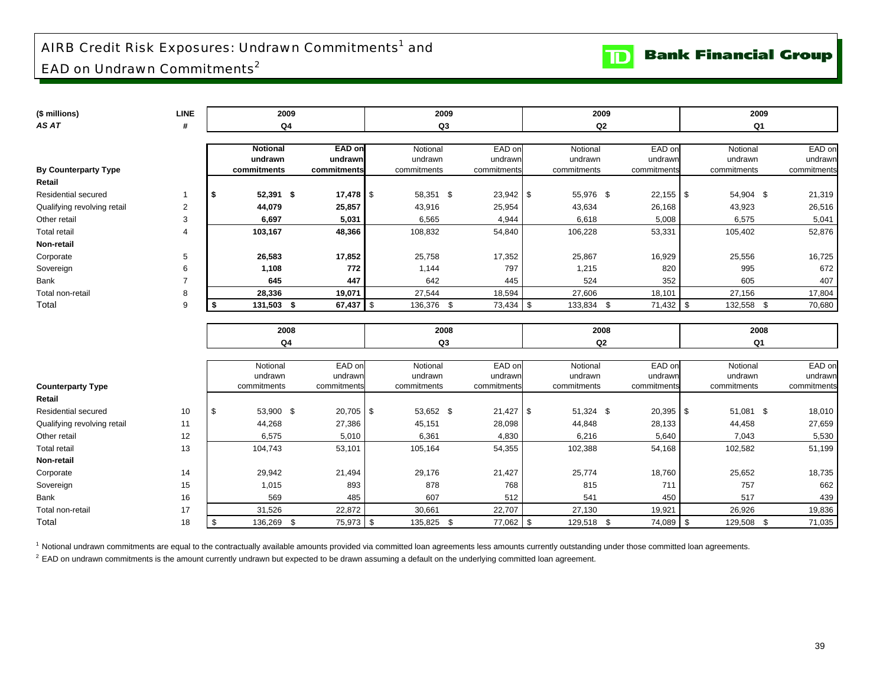# AIRB Credit Risk Exposures: Undrawn Commitments[1] and EAD on Undrawn Commitments[2]

**Bank Financial Group**

| ($ millions) | LINE | 2009 | | 2009 | | 2009 | | 2009 | |
|---|---|---|---|---|---|---|---|---|---|
| *AS AT* | # | Q4 | | Q3 | | Q2 | | Q1 | |
| **By Counterparty Type** | | **Notional undrawn commitments** | **EAD on undrawn commitments** | Notional undrawn commitments | EAD on undrawn commitments | Notional undrawn commitments | EAD on undrawn commitments | Notional undrawn commitments | EAD on undrawn commitments |
| **Retail** | | | | | | | | | |
| Residential secured | 1 | **$ 52,391** | **$ 17,478** | $ 58,351 | $ 23,942 | $ 55,976 | $ 22,155 | $ 54,904 | $ 21,319 |
| Qualifying revolving retail | 2 | **44,079** | **25,857** | 43,916 | 25,954 | 43,634 | 26,168 | 43,923 | 26,516 |
| Other retail | 3 | **6,697** | **5,031** | 6,565 | 4,944 | 6,618 | 5,008 | 6,575 | 5,041 |
| Total retail | 4 | **103,167** | **48,366** | 108,832 | 54,840 | 106,228 | 53,331 | 105,402 | 52,876 |
| **Non-retail** | | | | | | | | | |
| Corporate | 5 | **26,583** | **17,852** | 25,758 | 17,352 | 25,867 | 16,929 | 25,556 | 16,725 |
| Sovereign | 6 | **1,108** | **772** | 1,144 | 797 | 1,215 | 820 | 995 | 672 |
| Bank | 7 | **645** | **447** | 642 | 445 | 524 | 352 | 605 | 407 |
| Total non-retail | 8 | **28,336** | **19,071** | 27,544 | 18,594 | 27,606 | 18,101 | 27,156 | 17,804 |
| Total | 9 | **$ 131,503** | **$ 67,437** | $ 136,376 | $ 73,434 | $ 133,834 | $ 71,432 | $ 132,558 | $ 70,680 |

| | | 2008 | | 2008 | | 2008 | | 2008 | |
|---|---|---|---|---|---|---|---|---|---|
| | | Q4 | | Q3 | | Q2 | | Q1 | |
| **Counterparty Type** | | Notional undrawn commitments | EAD on undrawn commitments | Notional undrawn commitments | EAD on undrawn commitments | Notional undrawn commitments | EAD on undrawn commitments | Notional undrawn commitments | EAD on undrawn commitments |
| **Retail** | | | | | | | | | |
| Residential secured | 10 | $ 53,900 | $ 20,705 | $ 53,652 | $ 21,427 | $ 51,324 | $ 20,395 | $ 51,081 | $ 18,010 |
| Qualifying revolving retail | 11 | 44,268 | 27,386 | 45,151 | 28,098 | 44,848 | 28,133 | 44,458 | 27,659 |
| Other retail | 12 | 6,575 | 5,010 | 6,361 | 4,830 | 6,216 | 5,640 | 7,043 | 5,530 |
| Total retail | 13 | 104,743 | 53,101 | 105,164 | 54,355 | 102,388 | 54,168 | 102,582 | 51,199 |
| **Non-retail** | | | | | | | | | |
| Corporate | 14 | 29,942 | 21,494 | 29,176 | 21,427 | 25,774 | 18,760 | 25,652 | 18,735 |
| Sovereign | 15 | 1,015 | 893 | 878 | 768 | 815 | 711 | 757 | 662 |
| Bank | 16 | 569 | 485 | 607 | 512 | 541 | 450 | 517 | 439 |
| Total non-retail | 17 | 31,526 | 22,872 | 30,661 | 22,707 | 27,130 | 19,921 | 26,926 | 19,836 |
| Total | 18 | $ 136,269 | $ 75,973 | $ 135,825 | $ 77,062 | $ 129,518 | $ 74,089 | $ 129,508 | $ 71,035 |

[1] Notional undrawn commitments are equal to the contractually available amounts provided via committed loan agreements less amounts currently outstanding under those committed loan agreements.

[2] EAD on undrawn commitments is the amount currently undrawn but expected to be drawn assuming a default on the underlying committed loan agreement.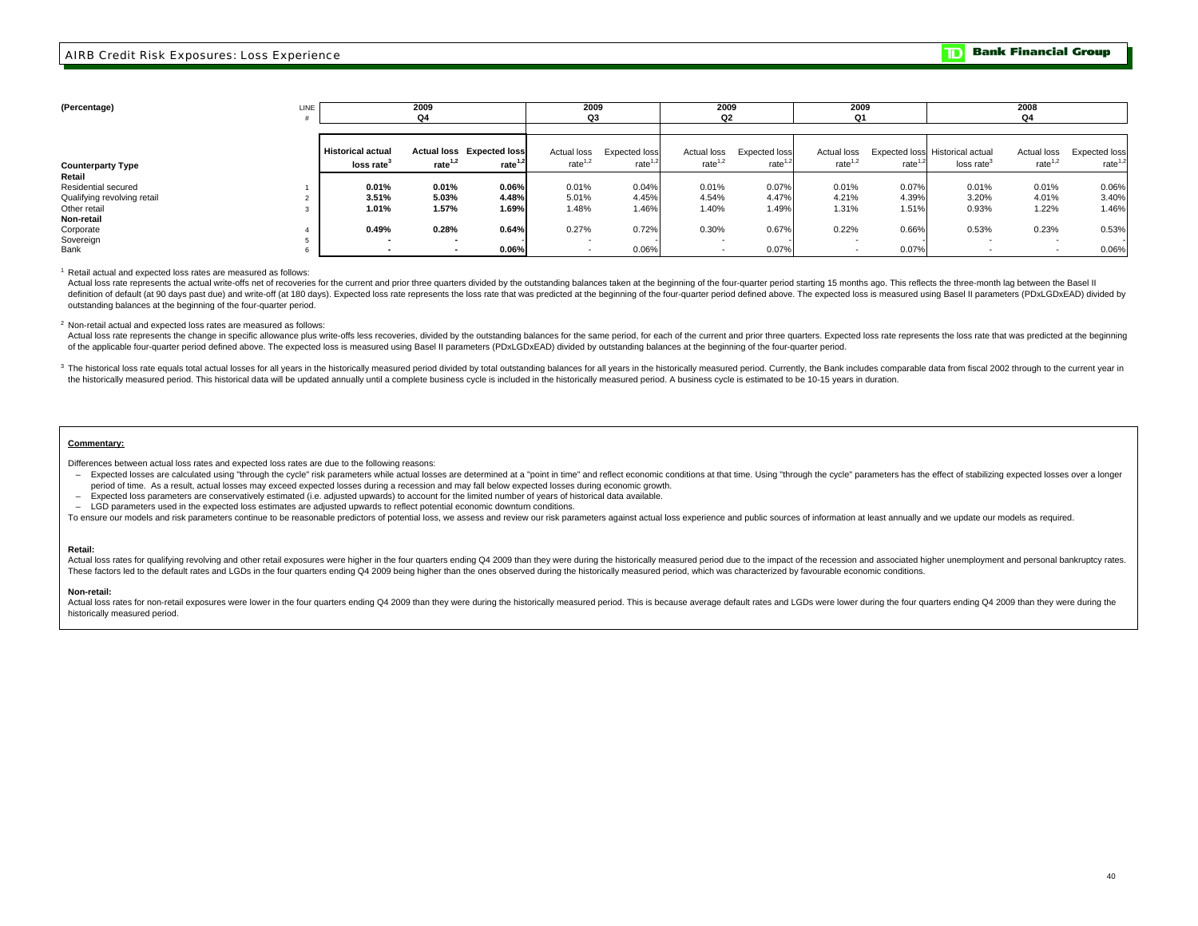## AIRB Credit Risk Exposures: Loss Experience

| (Percentage) | LINE # | 2009 Q4 | | | 2009 Q3 | | 2009 Q2 | | 2009 Q1 | | 2008 Q4 | | |
|---|---|---|---|---|---|---|---|---|---|---|---|---|---|
| Counterparty Type | | Historical actual loss rate[3] | Actual loss rate[1,2] | Expected loss rate[1,2] | Actual loss rate[1,2] | Expected loss rate[1,2] | Actual loss rate[1,2] | Expected loss rate[1,2] | Actual loss rate[1,2] | Expected loss rate[1,2] | Historical actual loss rate[3] | Actual loss rate[1,2] | Expected loss rate[1,2] |
| **Retail** | | | | | | | | | | | | | |
| Residential secured | 1 | **0.01%** | **0.01%** | **0.06%** | 0.01% | 0.04% | 0.01% | 0.07% | 0.01% | 0.07% | 0.01% | 0.01% | 0.06% |
| Qualifying revolving retail | 2 | **3.51%** | **5.03%** | **4.48%** | 5.01% | 4.45% | 4.54% | 4.47% | 4.21% | 4.39% | 3.20% | 4.01% | 3.40% |
| Other retail | 3 | **1.01%** | **1.57%** | **1.69%** | 1.48% | 1.46% | 1.40% | 1.49% | 1.31% | 1.51% | 0.93% | 1.22% | 1.46% |
| **Non-retail** | | | | | | | | | | | | | |
| Corporate | 4 | **0.49%** | **0.28%** | **0.64%** | 0.27% | 0.72% | 0.30% | 0.67% | 0.22% | 0.66% | 0.53% | 0.23% | 0.53% |
| Sovereign | 5 | **-** | **-** | **-** | - | - | - | - | - | - | - | - | - |
| Bank | 6 | **-** | **-** | **0.06%** | - | 0.06% | - | 0.07% | - | 0.07% | - | - | 0.06% |

[1] Retail actual and expected loss rates are measured as follows:
Actual loss rate represents the actual write-offs net of recoveries for the current and prior three quarters divided by the outstanding balances taken at the beginning of the four-quarter period starting 15 months ago. This reflects the three-month lag between the Basel II definition of default (at 90 days past due) and write-off (at 180 days). Expected loss rate represents the loss rate that was predicted at the beginning of the four-quarter period defined above. The expected loss is measured using Basel II parameters (PDxLGDxEAD) divided by outstanding balances at the beginning of the four-quarter period.

[2] Non-retail actual and expected loss rates are measured as follows:
Actual loss rate represents the change in specific allowance plus write-offs less recoveries, divided by the outstanding balances for the same period, for each of the current and prior three quarters. Expected loss rate represents the loss rate that was predicted at the beginning of the applicable four-quarter period defined above. The expected loss is measured using Basel II parameters (PDxLGDxEAD) divided by outstanding balances at the beginning of the four-quarter period.

[3] The historical loss rate equals total actual losses for all years in the historically measured period divided by total outstanding balances for all years in the historically measured period. Currently, the Bank includes comparable data from fiscal 2002 through to the current year in the historically measured period. This historical data will be updated annually until a complete business cycle is included in the historically measured period. A business cycle is estimated to be 10-15 years in duration.

**Commentary:**

Differences between actual loss rates and expected loss rates are due to the following reasons:

- Expected losses are calculated using "through the cycle" risk parameters while actual losses are determined at a "point in time" and reflect economic conditions at that time. Using "through the cycle" parameters has the effect of stabilizing expected losses over a longer period of time. As a result, actual losses may exceed expected losses during a recession and may fall below expected losses during economic growth.
- Expected loss parameters are conservatively estimated (i.e. adjusted upwards) to account for the limited number of years of historical data available.
- LGD parameters used in the expected loss estimates are adjusted upwards to reflect potential economic downturn conditions.

To ensure our models and risk parameters continue to be reasonable predictors of potential loss, we assess and review our risk parameters against actual loss experience and public sources of information at least annually and we update our models as required.

**Retail:**
Actual loss rates for qualifying revolving and other retail exposures were higher in the four quarters ending Q4 2009 than they were during the historically measured period due to the impact of the recession and associated higher unemployment and personal bankruptcy rates. These factors led to the default rates and LGDs in the four quarters ending Q4 2009 being higher than the ones observed during the historically measured period, which was characterized by favourable economic conditions.

**Non-retail:**
Actual loss rates for non-retail exposures were lower in the four quarters ending Q4 2009 than they were during the historically measured period. This is because average default rates and LGDs were lower during the four quarters ending Q4 2009 than they were during the historically measured period.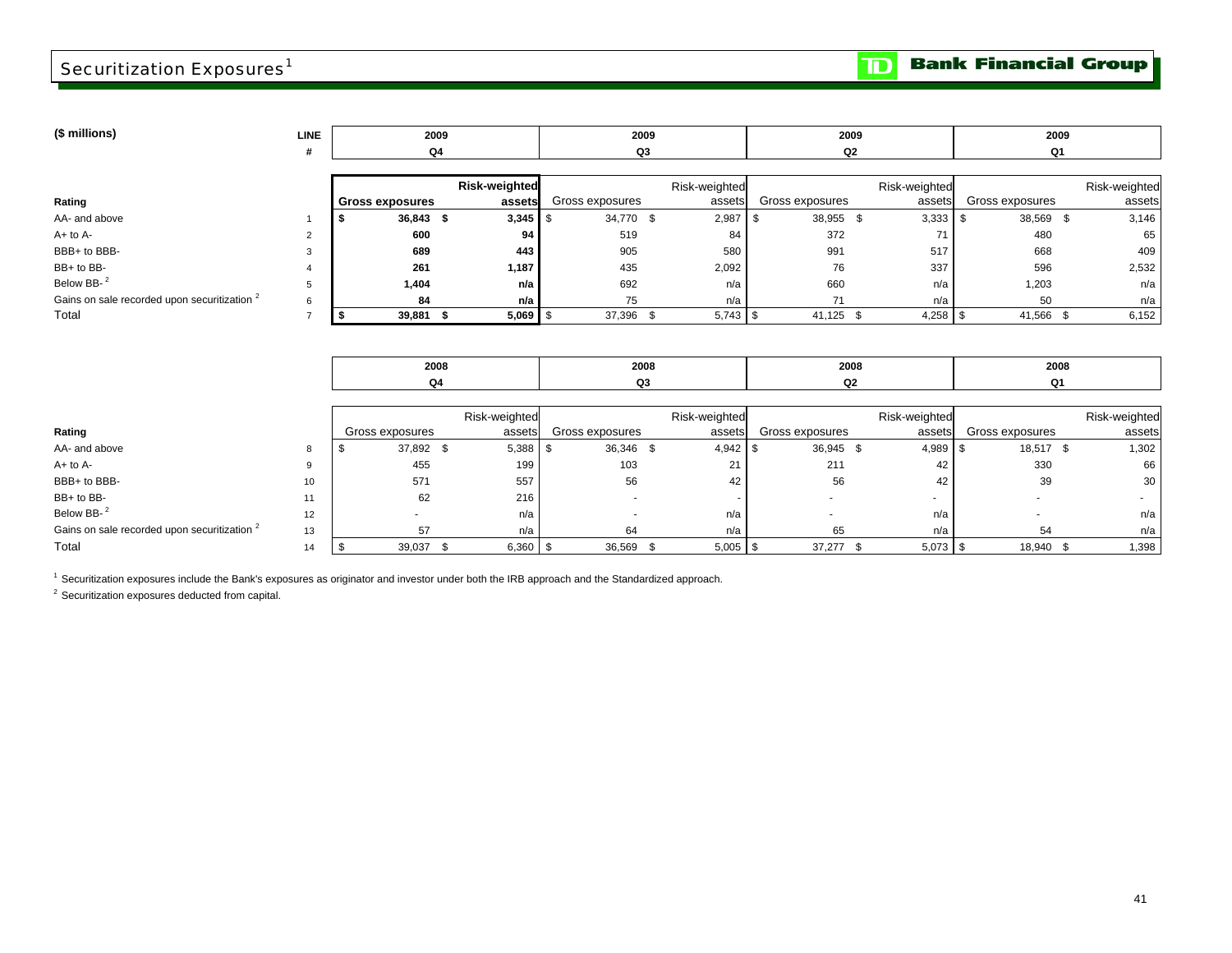# Securitization Exposures[1]

| ($ millions) | LINE # | 2009 Q4 | | 2009 Q3 | | 2009 Q2 | | 2009 Q1 | |
|---|---|---|---|---|---|---|---|---|---|
| Rating | | **Gross exposures** | **Risk-weighted assets** | Gross exposures | Risk-weighted assets | Gross exposures | Risk-weighted assets | Gross exposures | Risk-weighted assets |
| AA- and above | 1 | **$ 36,843** | **$ 3,345** | $ 34,770 | $ 2,987 | $ 38,955 | $ 3,333 | $ 38,569 | $ 3,146 |
| A+ to A- | 2 | **600** | **94** | 519 | 84 | 372 | 71 | 480 | 65 |
| BBB+ to BBB- | 3 | **689** | **443** | 905 | 580 | 991 | 517 | 668 | 409 |
| BB+ to BB- | 4 | **261** | **1,187** | 435 | 2,092 | 76 | 337 | 596 | 2,532 |
| Below BB- [2] | 5 | **1,404** | **n/a** | 692 | n/a | 660 | n/a | 1,203 | n/a |
| Gains on sale recorded upon securitization [2] | 6 | **84** | **n/a** | 75 | n/a | 71 | n/a | 50 | n/a |
| Total | 7 | **$ 39,881** | **$ 5,069** | $ 37,396 | $ 5,743 | $ 41,125 | $ 4,258 | $ 41,566 | $ 6,152 |

| | | 2008 Q4 | | 2008 Q3 | | 2008 Q2 | | 2008 Q1 | |
|---|---|---|---|---|---|---|---|---|---|
| Rating | | Gross exposures | Risk-weighted assets | Gross exposures | Risk-weighted assets | Gross exposures | Risk-weighted assets | Gross exposures | Risk-weighted assets |
| AA- and above | 8 | $ 37,892 | $ 5,388 | $ 36,346 | $ 4,942 | $ 36,945 | $ 4,989 | $ 18,517 | $ 1,302 |
| A+ to A- | 9 | 455 | 199 | 103 | 21 | 211 | 42 | 330 | 66 |
| BBB+ to BBB- | 10 | 571 | 557 | 56 | 42 | 56 | 42 | 39 | 30 |
| BB+ to BB- | 11 | 62 | 216 | - | - | - | - | - | - |
| Below BB- [2] | 12 | - | n/a | - | n/a | - | n/a | - | n/a |
| Gains on sale recorded upon securitization [2] | 13 | 57 | n/a | 64 | n/a | 65 | n/a | 54 | n/a |
| Total | 14 | $ 39,037 | $ 6,360 | $ 36,569 | $ 5,005 | $ 37,277 | $ 5,073 | $ 18,940 | $ 1,398 |

[1] Securitization exposures include the Bank's exposures as originator and investor under both the IRB approach and the Standardized approach.

[2] Securitization exposures deducted from capital.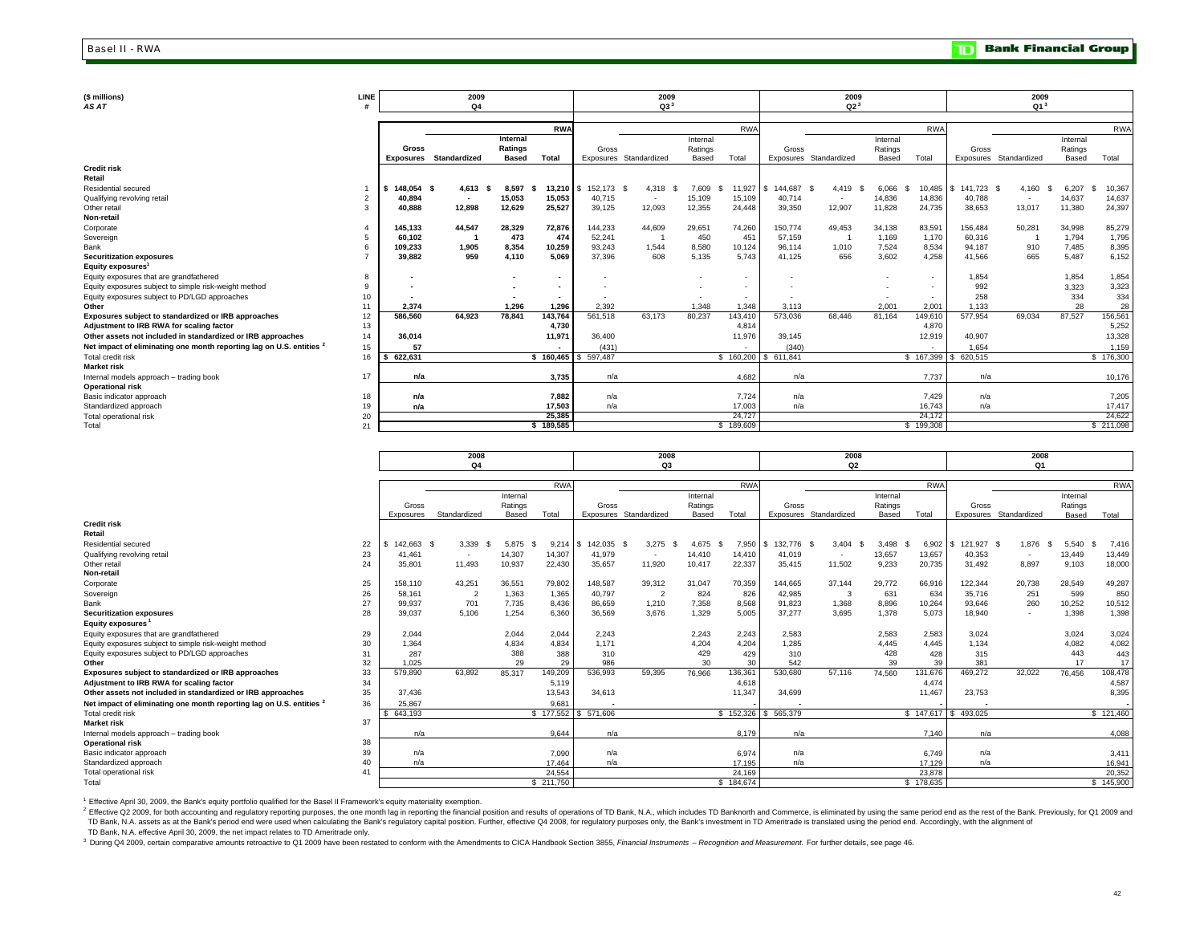# Basel II - RWA

**TD Bank Financial Group**

| ($ millions) AS AT | LINE # | 2009 Q4 Gross Exposures | 2009 Q4 Standardized | 2009 Q4 Internal Ratings Based | 2009 Q4 RWA Total | 2009 Q3[3] Gross Exposures | 2009 Q3[3] Standardized | 2009 Q3[3] Internal Ratings Based | 2009 Q3[3] RWA Total | 2009 Q2[3] Gross Exposures | 2009 Q2[3] Standardized | 2009 Q2[3] Internal Ratings Based | 2009 Q2[3] RWA Total | 2009 Q1[3] Gross Exposures | 2009 Q1[3] Standardized | 2009 Q1[3] Internal Ratings Based | 2009 Q1[3] RWA Total |
|---|---|---|---|---|---|---|---|---|---|---|---|---|---|---|---|---|---|
| **Credit risk** | | | | | | | | | | | | | | | | | |
| **Retail** | | | | | | | | | | | | | | | | | |
| Residential secured | 1 | $ 148,054 | $ 4,613 | $ 8,597 | $ 13,210 | $ 152,173 | $ 4,318 | $ 7,609 | $ 11,927 | $ 144,687 | $ 4,419 | $ 6,066 | $ 10,485 | $ 141,723 | $ 4,160 | $ 6,207 | $ 10,367 |
| Qualifying revolving retail | 2 | 40,894 | - | 15,053 | 15,053 | 40,715 | - | 15,109 | 15,109 | 40,714 | - | 14,836 | 14,836 | 40,788 | - | 14,637 | 14,637 |
| Other retail | 3 | 40,888 | 12,898 | 12,629 | 25,527 | 39,125 | 12,093 | 12,355 | 24,448 | 39,350 | 12,907 | 11,828 | 24,735 | 38,653 | 13,017 | 11,380 | 24,397 |
| **Non-retail** | | | | | | | | | | | | | | | | | |
| Corporate | 4 | 145,133 | 44,547 | 28,329 | 72,876 | 144,233 | 44,609 | 29,651 | 74,260 | 150,774 | 49,453 | 34,138 | 83,591 | 156,484 | 50,281 | 34,998 | 85,279 |
| Sovereign | 5 | 60,102 | 1 | 473 | 474 | 52,241 | 1 | 450 | 451 | 57,159 | 1 | 1,169 | 1,170 | 60,316 | 1 | 1,794 | 1,795 |
| Bank | 6 | 109,233 | 1,905 | 8,354 | 10,259 | 93,243 | 1,544 | 8,580 | 10,124 | 96,114 | 1,010 | 7,524 | 8,534 | 94,187 | 910 | 7,485 | 8,395 |
| **Securitization exposures** | 7 | 39,882 | 959 | 4,110 | 5,069 | 37,396 | 608 | 5,135 | 5,743 | 41,125 | 656 | 3,602 | 4,258 | 41,566 | 665 | 5,487 | 6,152 |
| **Equity exposures[1]** | | | | | | | | | | | | | | | | | |
| Equity exposures that are grandfathered | 8 | - | | - | - | - | | - | - | - | | - | - | 1,854 | | 1,854 | 1,854 |
| Equity exposures subject to simple risk-weight method | 9 | - | | - | - | - | | - | - | - | | - | - | 992 | | 3,323 | 3,323 |
| Equity exposures subject to PD/LGD approaches | 10 | - | | - | - | - | | - | - | - | | - | - | 258 | | 334 | 334 |
| **Other** | 11 | 2,374 | | 1,296 | 1,296 | 2,392 | | 1,348 | 1,348 | 3,113 | | 2,001 | 2,001 | 1,133 | | 28 | 28 |
| **Exposures subject to standardized or IRB approaches** | 12 | 586,560 | 64,923 | 78,841 | 143,764 | 561,518 | 63,173 | 80,237 | 143,410 | 573,036 | 68,446 | 81,164 | 149,610 | 577,954 | 69,034 | 87,527 | 156,561 |
| **Adjustment to IRB RWA for scaling factor** | 13 | | | | 4,730 | | | | 4,814 | | | | 4,870 | | | | 5,252 |
| **Other assets not included in standardized or IRB approaches** | 14 | 36,014 | | | 11,971 | 36,400 | | | 11,976 | 39,145 | | | 12,919 | 40,907 | | | 13,328 |
| **Net impact of eliminating one month reporting lag on U.S. entities[2]** | 15 | 57 | | | - | (431) | | | - | (340) | | | - | 1,654 | | | 1,159 |
| Total credit risk | 16 | $ 622,631 | | | $ 160,465 | $ 597,487 | | | $ 160,200 | $ 611,841 | | | $ 167,399 | $ 620,515 | | | $ 176,300 |
| **Market risk** | | | | | | | | | | | | | | | | | |
| Internal models approach – trading book | 17 | n/a | | | 3,735 | n/a | | | 4,682 | n/a | | | 7,737 | n/a | | | 10,176 |
| **Operational risk** | | | | | | | | | | | | | | | | | |
| Basic indicator approach | 18 | n/a | | | 7,882 | n/a | | | 7,724 | n/a | | | 7,429 | n/a | | | 7,205 |
| Standardized approach | 19 | n/a | | | 17,503 | n/a | | | 17,003 | n/a | | | 16,743 | n/a | | | 17,417 |
| Total operational risk | 20 | | | | 25,385 | | | | 24,727 | | | | 24,172 | | | | 24,622 |
| Total | 21 | | | | $ 189,585 | | | | $ 189,609 | | | | $ 199,308 | | | | $ 211,098 |

| | LINE # | 2008 Q4 Gross Exposures | 2008 Q4 Standardized | 2008 Q4 Internal Ratings Based | 2008 Q4 RWA Total | 2008 Q3 Gross Exposures | 2008 Q3 Standardized | 2008 Q3 Internal Ratings Based | 2008 Q3 RWA Total | 2008 Q2 Gross Exposures | 2008 Q2 Standardized | 2008 Q2 Internal Ratings Based | 2008 Q2 RWA Total | 2008 Q1 Gross Exposures | 2008 Q1 Standardized | 2008 Q1 Internal Ratings Based | 2008 Q1 RWA Total |
|---|---|---|---|---|---|---|---|---|---|---|---|---|---|---|---|---|---|
| **Credit risk** | | | | | | | | | | | | | | | | | |
| **Retail** | | | | | | | | | | | | | | | | | |
| Residential secured | 22 | $ 142,663 | $ 3,339 | $ 5,875 | $ 9,214 | $ 142,035 | $ 3,275 | $ 4,675 | $ 7,950 | $ 132,776 | $ 3,404 | $ 3,498 | $ 6,902 | $ 121,927 | $ 1,876 | $ 5,540 | $ 7,416 |
| Qualifying revolving retail | 23 | 41,461 | - | 14,307 | 14,307 | 41,979 | - | 14,410 | 14,410 | 41,019 | - | 13,657 | 13,657 | 40,353 | - | 13,449 | 13,449 |
| Other retail | 24 | 35,801 | 11,493 | 10,937 | 22,430 | 35,657 | 11,920 | 10,417 | 22,337 | 35,415 | 11,502 | 9,233 | 20,735 | 31,492 | 8,897 | 9,103 | 18,000 |
| **Non-retail** | | | | | | | | | | | | | | | | | |
| Corporate | 25 | 158,110 | 43,251 | 36,551 | 79,802 | 148,587 | 39,312 | 31,047 | 70,359 | 144,665 | 37,144 | 29,772 | 66,916 | 122,344 | 20,738 | 28,549 | 49,287 |
| Sovereign | 26 | 58,161 | 2 | 1,363 | 1,365 | 40,797 | 2 | 824 | 826 | 42,985 | 3 | 631 | 634 | 35,716 | 251 | 599 | 850 |
| Bank | 27 | 99,937 | 701 | 7,735 | 8,436 | 86,659 | 1,210 | 7,358 | 8,568 | 91,823 | 1,368 | 8,896 | 10,264 | 93,646 | 260 | 10,252 | 10,512 |
| **Securitization exposures** | 28 | 39,037 | 5,106 | 1,254 | 6,360 | 36,569 | 3,676 | 1,329 | 5,005 | 37,277 | 3,695 | 1,378 | 5,073 | 18,940 | - | 1,398 | 1,398 |
| **Equity exposures[1]** | | | | | | | | | | | | | | | | | |
| Equity exposures that are grandfathered | 29 | 2,044 | | 2,044 | 2,044 | 2,243 | | 2,243 | 2,243 | 2,583 | | 2,583 | 2,583 | 3,024 | | 3,024 | 3,024 |
| Equity exposures subject to simple risk-weight method | 30 | 1,364 | | 4,834 | 4,834 | 1,171 | | 4,204 | 4,204 | 1,285 | | 4,445 | 4,445 | 1,134 | | 4,082 | 4,082 |
| Equity exposures subject to PD/LGD approaches | 31 | 287 | | 388 | 388 | 310 | | 429 | 429 | 310 | | 428 | 428 | 315 | | 443 | 443 |
| **Other** | 32 | 1,025 | | 29 | 29 | 986 | | 30 | 30 | 542 | | 39 | 39 | 381 | | 17 | 17 |
| **Exposures subject to standardized or IRB approaches** | 33 | 579,890 | 63,892 | 85,317 | 149,209 | 536,993 | 59,395 | 76,966 | 136,361 | 530,680 | 57,116 | 74,560 | 131,676 | 469,272 | 32,022 | 76,456 | 108,478 |
| **Adjustment to IRB RWA for scaling factor** | 34 | | | | 5,119 | | | | 4,618 | | | | 4,474 | | | | 4,587 |
| **Other assets not included in standardized or IRB approaches** | 35 | 37,436 | | | 13,543 | 34,613 | | | 11,347 | 34,699 | | | 11,467 | 23,753 | | | 8,395 |
| **Net impact of eliminating one month reporting lag on U.S. entities[2]** | 36 | 25,867 | | | 9,681 | - | | | - | - | | | - | - | | | - |
| Total credit risk | | $ 643,193 | | | $ 177,552 | $ 571,606 | | | $ 152,326 | $ 565,379 | | | $ 147,617 | $ 493,025 | | | $ 121,460 |
| **Market risk** | 37 | | | | | | | | | | | | | | | | |
| Internal models approach – trading book | | n/a | | | 9,644 | n/a | | | 8,179 | n/a | | | 7,140 | n/a | | | 4,088 |
| **Operational risk** | 38 | | | | | | | | | | | | | | | | |
| Basic indicator approach | 39 | n/a | | | 7,090 | n/a | | | 6,974 | n/a | | | 6,749 | n/a | | | 3,411 |
| Standardized approach | 40 | n/a | | | 17,464 | n/a | | | 17,195 | n/a | | | 17,129 | n/a | | | 16,941 |
| Total operational risk | 41 | | | | 24,554 | | | | 24,169 | | | | 23,878 | | | | 20,352 |
| Total | | | | | $ 211,750 | | | | $ 184,674 | | | | $ 178,635 | | | | $ 145,900 |

[1] Effective April 30, 2009, the Bank's equity portfolio qualified for the Basel II Framework's equity materiality exemption.

[2] Effective Q2 2009, for both accounting and regulatory reporting purposes, the one month lag in reporting the financial position and results of operations of TD Bank, N.A., which includes TD Banknorth and Commerce, is eliminated by using the same period end as the rest of the Bank. Previously, for Q1 2009 and TD Bank, N.A. assets as at the Bank's period end were used when calculating the Bank's regulatory capital position. Further, effective Q4 2008, for regulatory purposes only, the Bank's investment in TD Ameritrade is translated using the period end. Accordingly, with the alignment of TD Bank, N.A. effective April 30, 2009, the net impact relates to TD Ameritrade only.

[3] During Q4 2009, certain comparative amounts retroactive to Q1 2009 have been restated to conform with the Amendments to CICA Handbook Section 3855, *Financial Instruments – Recognition and Measurement.* For further details, see page 46.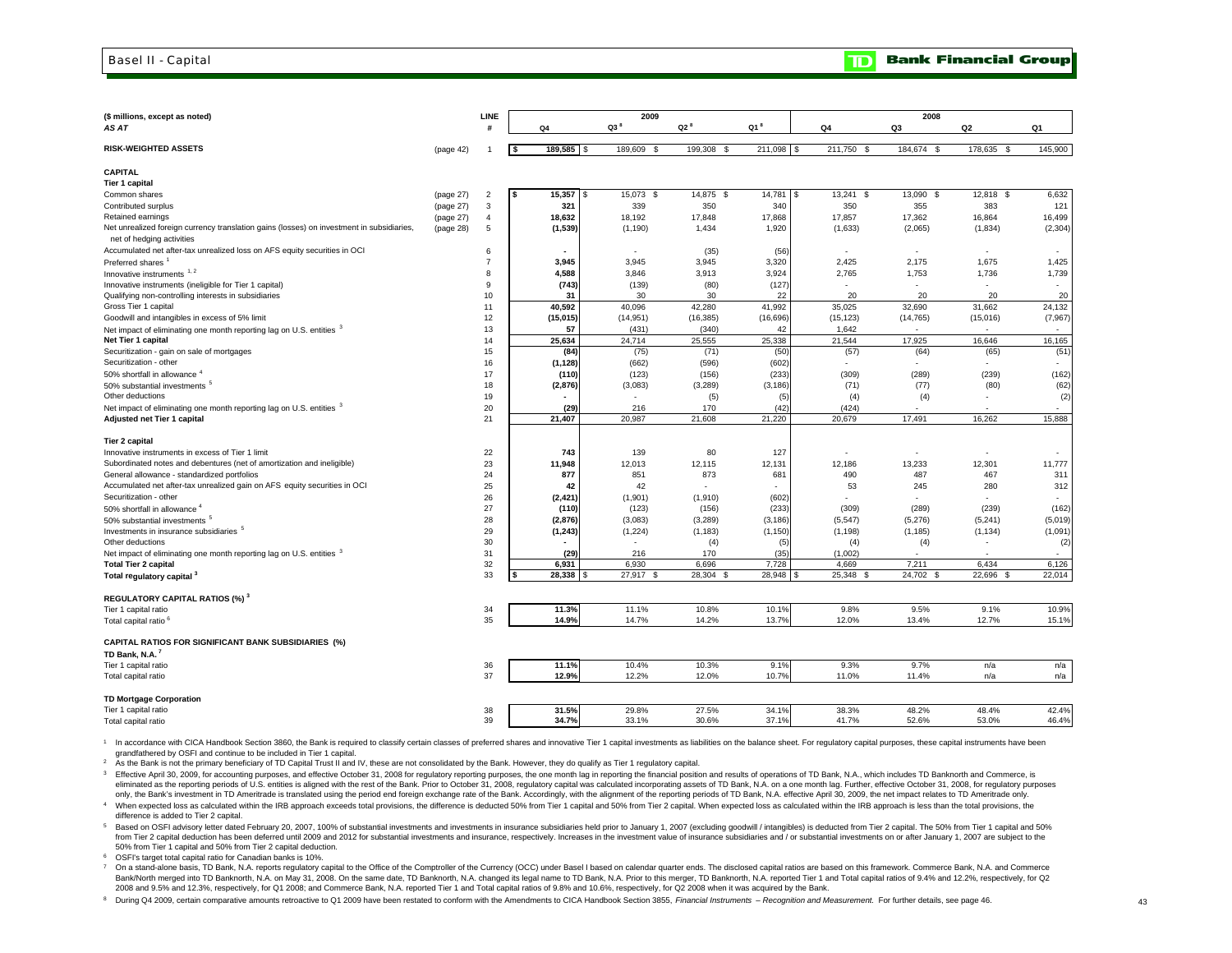## Basel II - Capital

**TD Bank Financial Group**

| ($ millions, except as noted) *AS AT* | | LINE # | 2009 Q4 | 2009 Q3[8] | 2009 Q2[8] | 2009 Q1[8] | 2008 Q4 | 2008 Q3 | 2008 Q2 | 2008 Q1 |
|---|---|---|---|---|---|---|---|---|---|---|
| **RISK-WEIGHTED ASSETS** | (page 42) | 1 | $ 189,585 | $ 189,609 | $ 199,308 | $ 211,098 | $ 211,750 | $ 184,674 | $ 178,635 | $ 145,900 |
| **CAPITAL** | | | | | | | | | | |
| **Tier 1 capital** | | | | | | | | | | |
| Common shares | (page 27) | 2 | $ 15,357 | $ 15,073 | $ 14,875 | $ 14,781 | $ 13,241 | $ 13,090 | $ 12,818 | $ 6,632 |
| Contributed surplus | (page 27) | 3 | 321 | 339 | 350 | 340 | 350 | 355 | 383 | 121 |
| Retained earnings | (page 27) | 4 | 18,632 | 18,192 | 17,848 | 17,868 | 17,857 | 17,362 | 16,864 | 16,499 |
| Net unrealized foreign currency translation gains (losses) on investment in subsidiaries, net of hedging activities | (page 28) | 5 | (1,539) | (1,190) | 1,434 | 1,920 | (1,633) | (2,065) | (1,834) | (2,304) |
| Accumulated net after-tax unrealized loss on AFS equity securities in OCI | | 6 | - | - | (35) | (56) | - | - | - | - |
| Preferred shares[1] | | 7 | 3,945 | 3,945 | 3,945 | 3,320 | 2,425 | 2,175 | 1,675 | 1,425 |
| Innovative instruments[1, 2] | | 8 | 4,588 | 3,846 | 3,913 | 3,924 | 2,765 | 1,753 | 1,736 | 1,739 |
| Innovative instruments (ineligible for Tier 1 capital) | | 9 | (743) | (139) | (80) | (127) | - | - | - | - |
| Qualifying non-controlling interests in subsidiaries | | 10 | 31 | 30 | 30 | 22 | 20 | 20 | 20 | 20 |
| Gross Tier 1 capital | | 11 | 40,592 | 40,096 | 42,280 | 41,992 | 35,025 | 32,690 | 31,662 | 24,132 |
| Goodwill and intangibles in excess of 5% limit | | 12 | (15,015) | (14,951) | (16,385) | (16,696) | (15,123) | (14,765) | (15,016) | (7,967) |
| Net impact of eliminating one month reporting lag on U.S. entities[3] | | 13 | 57 | (431) | (340) | 42 | 1,642 | - | - | - |
| **Net Tier 1 capital** | | 14 | 25,634 | 24,714 | 25,555 | 25,338 | 21,544 | 17,925 | 16,646 | 16,165 |
| Securitization - gain on sale of mortgages | | 15 | (84) | (75) | (71) | (50) | (57) | (64) | (65) | (51) |
| Securitization - other | | 16 | (1,128) | (662) | (596) | (602) | - | - | - | - |
| 50% shortfall in allowance[4] | | 17 | (110) | (123) | (156) | (233) | (309) | (289) | (239) | (162) |
| 50% substantial investments[5] | | 18 | (2,876) | (3,083) | (3,289) | (3,186) | (71) | (77) | (80) | (62) |
| Other deductions | | 19 | - | - | (5) | (5) | (4) | (4) | - | (2) |
| Net impact of eliminating one month reporting lag on U.S. entities[3] | | 20 | (29) | 216 | 170 | (42) | (424) | - | - | - |
| **Adjusted net Tier 1 capital** | | 21 | 21,407 | 20,987 | 21,608 | 21,220 | 20,679 | 17,491 | 16,262 | 15,888 |
| **Tier 2 capital** | | | | | | | | | | |
| Innovative instruments in excess of Tier 1 limit | | 22 | 743 | 139 | 80 | 127 | - | - | - | - |
| Subordinated notes and debentures (net of amortization and ineligible) | | 23 | 11,948 | 12,013 | 12,115 | 12,131 | 12,186 | 13,233 | 12,301 | 11,777 |
| General allowance - standardized portfolios | | 24 | 877 | 851 | 873 | 681 | 490 | 487 | 467 | 311 |
| Accumulated net after-tax unrealized gain on AFS equity securities in OCI | | 25 | 42 | 42 | - | - | 53 | 245 | 280 | 312 |
| Securitization - other | | 26 | (2,421) | (1,901) | (1,910) | (602) | - | - | - | - |
| 50% shortfall in allowance[4] | | 27 | (110) | (123) | (156) | (233) | (309) | (289) | (239) | (162) |
| 50% substantial investments[5] | | 28 | (2,876) | (3,083) | (3,289) | (3,186) | (5,547) | (5,276) | (5,241) | (5,019) |
| Investments in insurance subsidiaries[5] | | 29 | (1,243) | (1,224) | (1,183) | (1,150) | (1,198) | (1,185) | (1,134) | (1,091) |
| Other deductions | | 30 | - | - | (4) | (5) | (4) | (4) | - | (2) |
| Net impact of eliminating one month reporting lag on U.S. entities[3] | | 31 | (29) | 216 | 170 | (35) | (1,002) | - | - | - |
| **Total Tier 2 capital** | | 32 | 6,931 | 6,930 | 6,696 | 7,728 | 4,669 | 7,211 | 6,434 | 6,126 |
| **Total regulatory capital**[3] | | 33 | $ 28,338 | $ 27,917 | $ 28,304 | $ 28,948 | $ 25,348 | $ 24,702 | $ 22,696 | $ 22,014 |
| **REGULATORY CAPITAL RATIOS (%)**[3] | | | | | | | | | | |
| Tier 1 capital ratio | | 34 | 11.3% | 11.1% | 10.8% | 10.1% | 9.8% | 9.5% | 9.1% | 10.9% |
| Total capital ratio[6] | | 35 | 14.9% | 14.7% | 14.2% | 13.7% | 12.0% | 13.4% | 12.7% | 15.1% |
| **CAPITAL RATIOS FOR SIGNIFICANT BANK SUBSIDIARIES (%)** | | | | | | | | | | |
| **TD Bank, N.A.**[7] | | | | | | | | | | |
| Tier 1 capital ratio | | 36 | 11.1% | 10.4% | 10.3% | 9.1% | 9.3% | 9.7% | n/a | n/a |
| Total capital ratio | | 37 | 12.9% | 12.2% | 12.0% | 10.7% | 11.0% | 11.4% | n/a | n/a |
| **TD Mortgage Corporation** | | | | | | | | | | |
| Tier 1 capital ratio | | 38 | 31.5% | 29.8% | 27.5% | 34.1% | 38.3% | 48.2% | 48.4% | 42.4% |
| Total capital ratio | | 39 | 34.7% | 33.1% | 30.6% | 37.1% | 41.7% | 52.6% | 53.0% | 46.4% |

[1] In accordance with CICA Handbook Section 3860, the Bank is required to classify certain classes of preferred shares and innovative Tier 1 capital investments as liabilities on the balance sheet. For regulatory capital purposes, these capital instruments have been grandfathered by OSFI and continue to be included in Tier 1 capital.

[2] As the Bank is not the primary beneficiary of TD Capital Trust II and IV, these are not consolidated by the Bank. However, they do qualify as Tier 1 regulatory capital.

[3] Effective April 30, 2009, for accounting purposes, and effective October 31, 2008 for regulatory reporting purposes, the one month lag in reporting the financial position and results of operations of TD Bank, N.A., which includes TD Banknorth and Commerce, is eliminated as the reporting periods of U.S. entities is aligned with the rest of the Bank. Prior to October 31, 2008, regulatory capital was calculated incorporating assets of TD Bank, N.A. on a one month lag. Further, effective October 31, 2008, for regulatory purposes only, the Bank's investment in TD Ameritrade is translated using the period end foreign exchange rate of the Bank. Accordingly, with the alignment of the reporting periods of TD Bank, N.A. effective April 30, 2009, the net impact relates to TD Ameritrade only.

[4] When expected loss as calculated within the IRB approach exceeds total provisions, the difference is deducted 50% from Tier 1 capital and 50% from Tier 2 capital. When expected loss as calculated within the IRB approach is less than the total provisions, the difference is added to Tier 2 capital.

[5] Based on OSFI advisory letter dated February 20, 2007, 100% of substantial investments and investments in insurance subsidiaries held prior to January 1, 2007 (excluding goodwill / intangibles) is deducted from Tier 2 capital. The 50% from Tier 1 capital and 50% from Tier 2 capital deduction has been deferred until 2009 and 2012 for substantial investments and insurance, respectively. Increases in the investment value of insurance subsidiaries and / or substantial investments on or after January 1, 2007 are subject to the 50% from Tier 1 capital and 50% from Tier 2 capital deduction.

[6] OSFI's target total capital ratio for Canadian banks is 10%.

[7] On a stand-alone basis, TD Bank, N.A. reports regulatory capital to the Office of the Comptroller of the Currency (OCC) under Basel I based on calendar quarter ends. The disclosed capital ratios are based on this framework. Commerce Bank, N.A. and Commerce Bank/North merged into TD Banknorth, N.A. on May 31, 2008. On the same date, TD Banknorth, N.A. changed its legal name to TD Bank, N.A. Prior to this merger, TD Banknorth, N.A. reported Tier 1 and Total capital ratios of 9.4% and 12.2%, respectively, for Q2 2008 and 9.5% and 12.3%, respectively, for Q1 2008; and Commerce Bank, N.A. reported Tier 1 and Total capital ratios of 9.8% and 10.6%, respectively, for Q2 2008 when it was acquired by the Bank.

[8] During Q4 2009, certain comparative amounts retroactive to Q1 2009 have been restated to conform with the Amendments to CICA Handbook Section 3855, *Financial Instruments – Recognition and Measurement.* For further details, see page 46.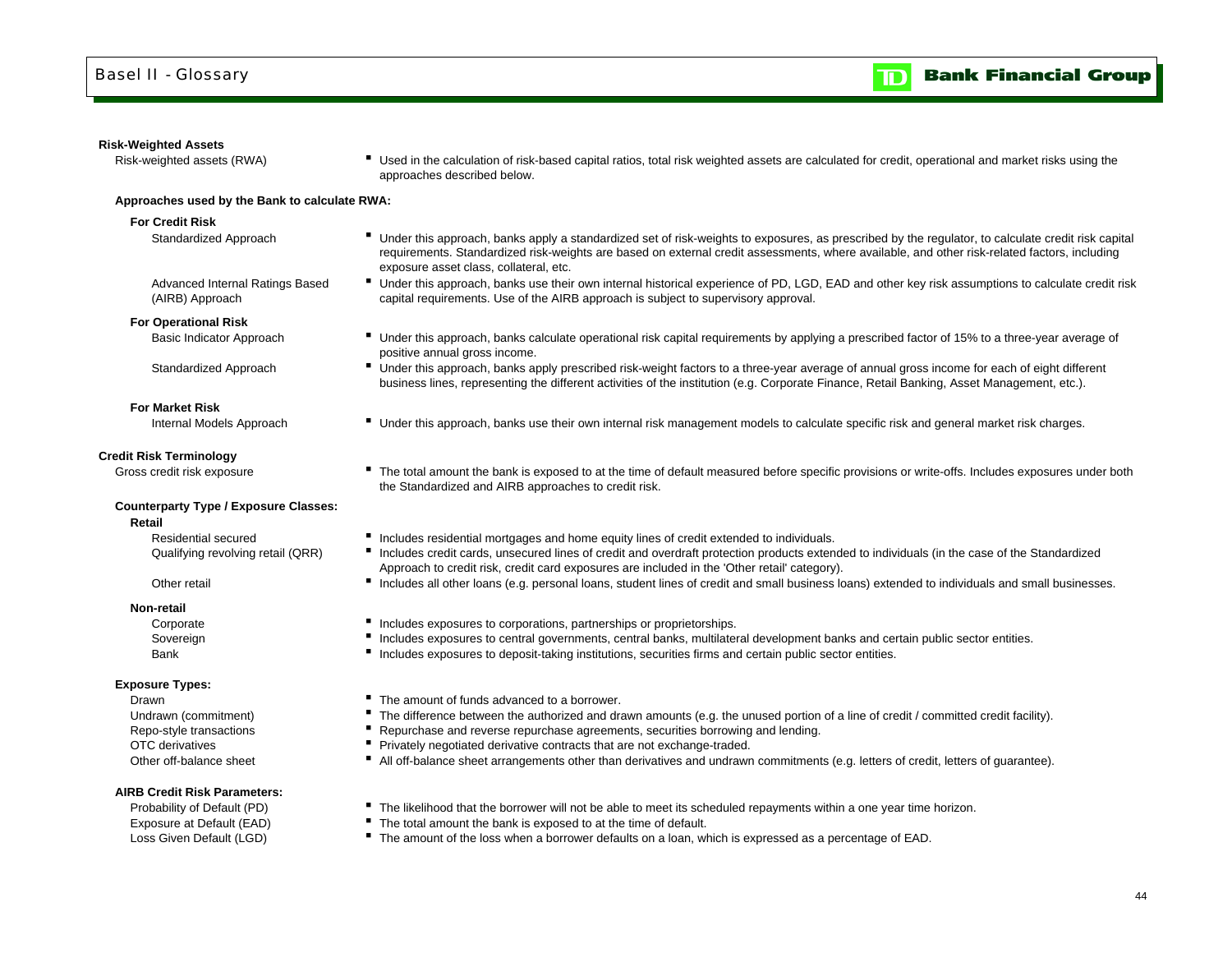# Basel II - Glossary

**Risk-Weighted Assets**

| | |
|---|---|
| Risk-weighted assets (RWA) | Used in the calculation of risk-based capital ratios, total risk weighted assets are calculated for credit, operational and market risks using the approaches described below. |

**Approaches used by the Bank to calculate RWA:**

**For Credit Risk**

| | |
|---|---|
| Standardized Approach | Under this approach, banks apply a standardized set of risk-weights to exposures, as prescribed by the regulator, to calculate credit risk capital requirements. Standardized risk-weights are based on external credit assessments, where available, and other risk-related factors, including exposure asset class, collateral, etc. |
| Advanced Internal Ratings Based (AIRB) Approach | Under this approach, banks use their own internal historical experience of PD, LGD, EAD and other key risk assumptions to calculate credit risk capital requirements. Use of the AIRB approach is subject to supervisory approval. |

**For Operational Risk**

| | |
|---|---|
| Basic Indicator Approach | Under this approach, banks calculate operational risk capital requirements by applying a prescribed factor of 15% to a three-year average of positive annual gross income. |
| Standardized Approach | Under this approach, banks apply prescribed risk-weight factors to a three-year average of annual gross income for each of eight different business lines, representing the different activities of the institution (e.g. Corporate Finance, Retail Banking, Asset Management, etc.). |

**For Market Risk**

| | |
|---|---|
| Internal Models Approach | Under this approach, banks use their own internal risk management models to calculate specific risk and general market risk charges. |

**Credit Risk Terminology**

| | |
|---|---|
| Gross credit risk exposure | The total amount the bank is exposed to at the time of default measured before specific provisions or write-offs. Includes exposures under both the Standardized and AIRB approaches to credit risk. |

**Counterparty Type / Exposure Classes:**

**Retail**

| | |
|---|---|
| Residential secured | Includes residential mortgages and home equity lines of credit extended to individuals. |
| Qualifying revolving retail (QRR) | Includes credit cards, unsecured lines of credit and overdraft protection products extended to individuals (in the case of the Standardized Approach to credit risk, credit card exposures are included in the 'Other retail' category). |
| Other retail | Includes all other loans (e.g. personal loans, student lines of credit and small business loans) extended to individuals and small businesses. |

**Non-retail**

| | |
|---|---|
| Corporate | Includes exposures to corporations, partnerships or proprietorships. |
| Sovereign | Includes exposures to central governments, central banks, multilateral development banks and certain public sector entities. |
| Bank | Includes exposures to deposit-taking institutions, securities firms and certain public sector entities. |

**Exposure Types:**

| | |
|---|---|
| Drawn | The amount of funds advanced to a borrower. |
| Undrawn (commitment) | The difference between the authorized and drawn amounts (e.g. the unused portion of a line of credit / committed credit facility). |
| Repo-style transactions | Repurchase and reverse repurchase agreements, securities borrowing and lending. |
| OTC derivatives | Privately negotiated derivative contracts that are not exchange-traded. |
| Other off-balance sheet | All off-balance sheet arrangements other than derivatives and undrawn commitments (e.g. letters of credit, letters of guarantee). |

**AIRB Credit Risk Parameters:**

| | |
|---|---|
| Probability of Default (PD) | The likelihood that the borrower will not be able to meet its scheduled repayments within a one year time horizon. |
| Exposure at Default (EAD) | The total amount the bank is exposed to at the time of default. |
| Loss Given Default (LGD) | The amount of the loss when a borrower defaults on a loan, which is expressed as a percentage of EAD. |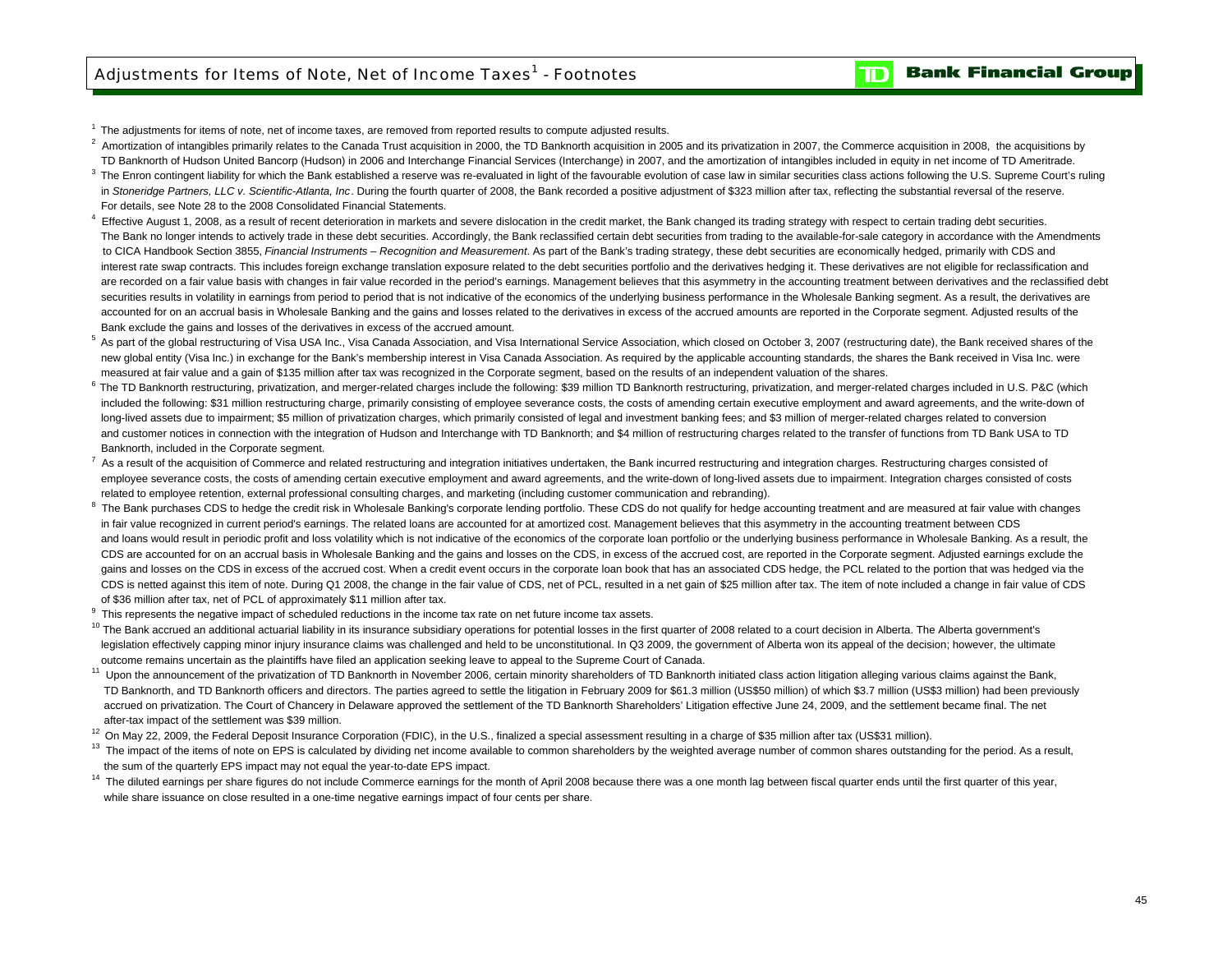# Adjustments for Items of Note, Net of Income Taxes[1] - Footnotes

[1] The adjustments for items of note, net of income taxes, are removed from reported results to compute adjusted results.

[2] Amortization of intangibles primarily relates to the Canada Trust acquisition in 2000, the TD Banknorth acquisition in 2005 and its privatization in 2007, the Commerce acquisition in 2008, the acquisitions by TD Banknorth of Hudson United Bancorp (Hudson) in 2006 and Interchange Financial Services (Interchange) in 2007, and the amortization of intangibles included in equity in net income of TD Ameritrade.

[3] The Enron contingent liability for which the Bank established a reserve was re-evaluated in light of the favourable evolution of case law in similar securities class actions following the U.S. Supreme Court's ruling in *Stoneridge Partners, LLC v. Scientific-Atlanta, Inc*. During the fourth quarter of 2008, the Bank recorded a positive adjustment of $323 million after tax, reflecting the substantial reversal of the reserve. For details, see Note 28 to the 2008 Consolidated Financial Statements.

[4] Effective August 1, 2008, as a result of recent deterioration in markets and severe dislocation in the credit market, the Bank changed its trading strategy with respect to certain trading debt securities. The Bank no longer intends to actively trade in these debt securities. Accordingly, the Bank reclassified certain debt securities from trading to the available-for-sale category in accordance with the Amendments to CICA Handbook Section 3855, *Financial Instruments – Recognition and Measurement*. As part of the Bank's trading strategy, these debt securities are economically hedged, primarily with CDS and interest rate swap contracts. This includes foreign exchange translation exposure related to the debt securities portfolio and the derivatives hedging it. These derivatives are not eligible for reclassification and are recorded on a fair value basis with changes in fair value recorded in the period's earnings. Management believes that this asymmetry in the accounting treatment between derivatives and the reclassified debt securities results in volatility in earnings from period to period that is not indicative of the economics of the underlying business performance in the Wholesale Banking segment. As a result, the derivatives are accounted for on an accrual basis in Wholesale Banking and the gains and losses related to the derivatives in excess of the accrued amounts are reported in the Corporate segment. Adjusted results of the Bank exclude the gains and losses of the derivatives in excess of the accrued amount.

[5] As part of the global restructuring of Visa USA Inc., Visa Canada Association, and Visa International Service Association, which closed on October 3, 2007 (restructuring date), the Bank received shares of the new global entity (Visa Inc.) in exchange for the Bank's membership interest in Visa Canada Association. As required by the applicable accounting standards, the shares the Bank received in Visa Inc. were measured at fair value and a gain of $135 million after tax was recognized in the Corporate segment, based on the results of an independent valuation of the shares.

[6] The TD Banknorth restructuring, privatization, and merger-related charges include the following: $39 million TD Banknorth restructuring, privatization, and merger-related charges included in U.S. P&C (which included the following: $31 million restructuring charge, primarily consisting of employee severance costs, the costs of amending certain executive employment and award agreements, and the write-down of long-lived assets due to impairment; $5 million of privatization charges, which primarily consisted of legal and investment banking fees; and $3 million of merger-related charges related to conversion and customer notices in connection with the integration of Hudson and Interchange with TD Banknorth; and $4 million of restructuring charges related to the transfer of functions from TD Bank USA to TD Banknorth, included in the Corporate segment.

[7] As a result of the acquisition of Commerce and related restructuring and integration initiatives undertaken, the Bank incurred restructuring and integration charges. Restructuring charges consisted of employee severance costs, the costs of amending certain executive employment and award agreements, and the write-down of long-lived assets due to impairment. Integration charges consisted of costs related to employee retention, external professional consulting charges, and marketing (including customer communication and rebranding).

[8] The Bank purchases CDS to hedge the credit risk in Wholesale Banking's corporate lending portfolio. These CDS do not qualify for hedge accounting treatment and are measured at fair value with changes in fair value recognized in current period's earnings. The related loans are accounted for at amortized cost. Management believes that this asymmetry in the accounting treatment between CDS and loans would result in periodic profit and loss volatility which is not indicative of the economics of the corporate loan portfolio or the underlying business performance in Wholesale Banking. As a result, the CDS are accounted for on an accrual basis in Wholesale Banking and the gains and losses on the CDS, in excess of the accrued cost, are reported in the Corporate segment. Adjusted earnings exclude the gains and losses on the CDS in excess of the accrued cost. When a credit event occurs in the corporate loan book that has an associated CDS hedge, the PCL related to the portion that was hedged via the CDS is netted against this item of note. During Q1 2008, the change in the fair value of CDS, net of PCL, resulted in a net gain of $25 million after tax. The item of note included a change in fair value of CDS of $36 million after tax, net of PCL of approximately $11 million after tax.

[9] This represents the negative impact of scheduled reductions in the income tax rate on net future income tax assets.

[10] The Bank accrued an additional actuarial liability in its insurance subsidiary operations for potential losses in the first quarter of 2008 related to a court decision in Alberta. The Alberta government's legislation effectively capping minor injury insurance claims was challenged and held to be unconstitutional. In Q3 2009, the government of Alberta won its appeal of the decision; however, the ultimate outcome remains uncertain as the plaintiffs have filed an application seeking leave to appeal to the Supreme Court of Canada.

[11] Upon the announcement of the privatization of TD Banknorth in November 2006, certain minority shareholders of TD Banknorth initiated class action litigation alleging various claims against the Bank, TD Banknorth, and TD Banknorth officers and directors. The parties agreed to settle the litigation in February 2009 for $61.3 million (US$50 million) of which $3.7 million (US$3 million) had been previously accrued on privatization. The Court of Chancery in Delaware approved the settlement of the TD Banknorth Shareholders' Litigation effective June 24, 2009, and the settlement became final. The net after-tax impact of the settlement was $39 million.

[12] On May 22, 2009, the Federal Deposit Insurance Corporation (FDIC), in the U.S., finalized a special assessment resulting in a charge of $35 million after tax (US$31 million).

[13] The impact of the items of note on EPS is calculated by dividing net income available to common shareholders by the weighted average number of common shares outstanding for the period. As a result, the sum of the quarterly EPS impact may not equal the year-to-date EPS impact.

[14] The diluted earnings per share figures do not include Commerce earnings for the month of April 2008 because there was a one month lag between fiscal quarter ends until the first quarter of this year, while share issuance on close resulted in a one-time negative earnings impact of four cents per share.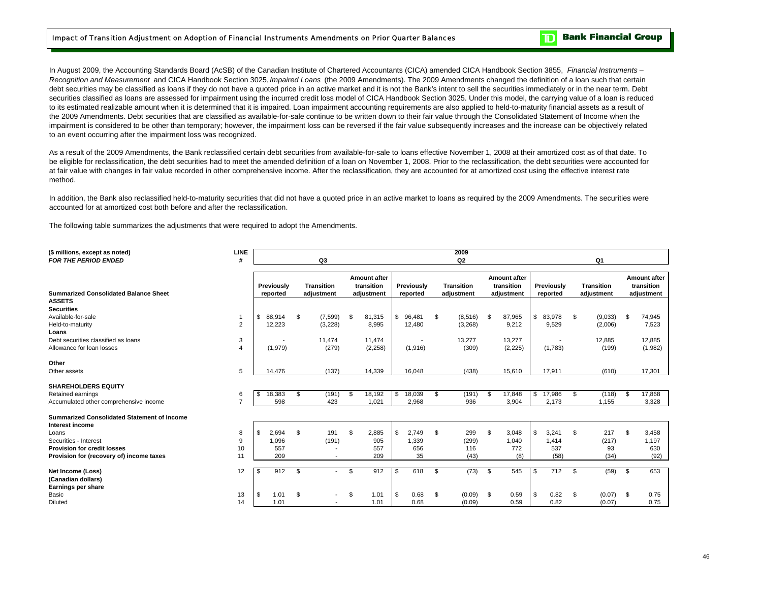## Impact of Transition Adjustment on Adoption of Financial Instruments Amendments on Prior Quarter Balances

In August 2009, the Accounting Standards Board (AcSB) of the Canadian Institute of Chartered Accountants (CICA) amended CICA Handbook Section 3855, *Financial Instruments – Recognition and Measurement* and CICA Handbook Section 3025, *Impaired Loans* (the 2009 Amendments). The 2009 Amendments changed the definition of a loan such that certain debt securities may be classified as loans if they do not have a quoted price in an active market and it is not the Bank's intent to sell the securities immediately or in the near term. Debt securities classified as loans are assessed for impairment using the incurred credit loss model of CICA Handbook Section 3025. Under this model, the carrying value of a loan is reduced to its estimated realizable amount when it is determined that it is impaired. Loan impairment accounting requirements are also applied to held-to-maturity financial assets as a result of the 2009 Amendments. Debt securities that are classified as available-for-sale continue to be written down to their fair value through the Consolidated Statement of Income when the impairment is considered to be other than temporary; however, the impairment loss can be reversed if the fair value subsequently increases and the increase can be objectively related to an event occurring after the impairment loss was recognized.

As a result of the 2009 Amendments, the Bank reclassified certain debt securities from available-for-sale to loans effective November 1, 2008 at their amortized cost as of that date. To be eligible for reclassification, the debt securities had to meet the amended definition of a loan on November 1, 2008. Prior to the reclassification, the debt securities were accounted for at fair value with changes in fair value recorded in other comprehensive income. After the reclassification, they are accounted for at amortized cost using the effective interest rate method.

In addition, the Bank also reclassified held-to-maturity securities that did not have a quoted price in an active market to loans as required by the 2009 Amendments. The securities were accounted for at amortized cost both before and after the reclassification.

The following table summarizes the adjustments that were required to adopt the Amendments.

| ($ millions, except as noted) | LINE | 2009 | | | | | | | | |
|---|---|---|---|---|---|---|---|---|---|---|
| ***FOR THE PERIOD ENDED*** | **#** | **Q3** | | | **Q2** | | | **Q1** | | |
| **Summarized Consolidated Balance Sheet** | | **Previously reported** | **Transition adjustment** | **Amount after transition adjustment** | **Previously reported** | **Transition adjustment** | **Amount after transition adjustment** | **Previously reported** | **Transition adjustment** | **Amount after transition adjustment** |
| **ASSETS** | | | | | | | | | | |
| **Securities** | | | | | | | | | | |
| Available-for-sale | 1 | $ 88,914 | $ (7,599) | $ 81,315 | $ 96,481 | $ (8,516) | $ 87,965 | $ 83,978 | $ (9,033) | $ 74,945 |
| Held-to-maturity | 2 | 12,223 | (3,228) | 8,995 | 12,480 | (3,268) | 9,212 | 9,529 | (2,006) | 7,523 |
| **Loans** | | | | | | | | | | |
| Debt securities classified as loans | 3 | - | 11,474 | 11,474 | - | 13,277 | 13,277 | - | 12,885 | 12,885 |
| Allowance for loan losses | 4 | (1,979) | (279) | (2,258) | (1,916) | (309) | (2,225) | (1,783) | (199) | (1,982) |
| **Other** | | | | | | | | | | |
| Other assets | 5 | 14,476 | (137) | 14,339 | 16,048 | (438) | 15,610 | 17,911 | (610) | 17,301 |
| **SHAREHOLDERS EQUITY** | | | | | | | | | | |
| Retained earnings | 6 | $ 18,383 | $ (191) | $ 18,192 | $ 18,039 | $ (191) | $ 17,848 | $ 17,986 | $ (118) | $ 17,868 |
| Accumulated other comprehensive income | 7 | 598 | 423 | 1,021 | 2,968 | 936 | 3,904 | 2,173 | 1,155 | 3,328 |
| **Summarized Consolidated Statement of Income** | | | | | | | | | | |
| **Interest income** | | | | | | | | | | |
| Loans | 8 | $ 2,694 | $ 191 | $ 2,885 | $ 2,749 | $ 299 | $ 3,048 | $ 3,241 | $ 217 | $ 3,458 |
| Securities - Interest | 9 | 1,096 | (191) | 905 | 1,339 | (299) | 1,040 | 1,414 | (217) | 1,197 |
| **Provision for credit losses** | 10 | 557 | - | 557 | 656 | 116 | 772 | 537 | 93 | 630 |
| **Provision for (recovery of) income taxes** | 11 | 209 | - | 209 | 35 | (43) | (8) | (58) | (34) | (92) |
| **Net Income (Loss)** | 12 | $ 912 | $ - | $ 912 | $ 618 | $ (73) | $ 545 | $ 712 | $ (59) | $ 653 |
| **(Canadian dollars)** | | | | | | | | | | |
| **Earnings per share** | | | | | | | | | | |
| Basic | 13 | $ 1.01 | $ - | $ 1.01 | $ 0.68 | $ (0.09) | $ 0.59 | $ 0.82 | $ (0.07) | $ 0.75 |
| Diluted | 14 | 1.01 | - | 1.01 | 0.68 | (0.09) | 0.59 | 0.82 | (0.07) | 0.75 |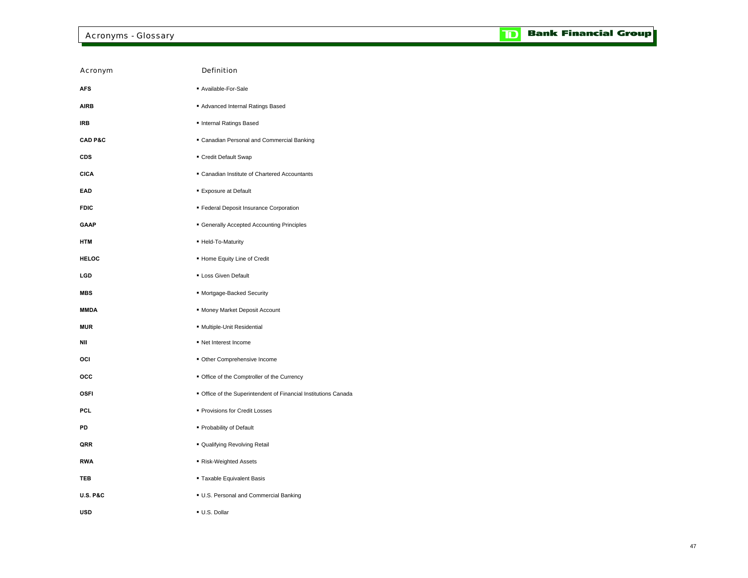# Acronyms - Glossary

| Acronym | Definition |
|---|---|
| **AFS** | ▪ Available-For-Sale |
| **AIRB** | ▪ Advanced Internal Ratings Based |
| **IRB** | ▪ Internal Ratings Based |
| **CAD P&C** | ▪ Canadian Personal and Commercial Banking |
| **CDS** | ▪ Credit Default Swap |
| **CICA** | ▪ Canadian Institute of Chartered Accountants |
| **EAD** | ▪ Exposure at Default |
| **FDIC** | ▪ Federal Deposit Insurance Corporation |
| **GAAP** | ▪ Generally Accepted Accounting Principles |
| **HTM** | ▪ Held-To-Maturity |
| **HELOC** | ▪ Home Equity Line of Credit |
| **LGD** | ▪ Loss Given Default |
| **MBS** | ▪ Mortgage-Backed Security |
| **MMDA** | ▪ Money Market Deposit Account |
| **MUR** | ▪ Multiple-Unit Residential |
| **NII** | ▪ Net Interest Income |
| **OCI** | ▪ Other Comprehensive Income |
| **OCC** | ▪ Office of the Comptroller of the Currency |
| **OSFI** | ▪ Office of the Superintendent of Financial Institutions Canada |
| **PCL** | ▪ Provisions for Credit Losses |
| **PD** | ▪ Probability of Default |
| **QRR** | ▪ Qualifying Revolving Retail |
| **RWA** | ▪ Risk-Weighted Assets |
| **TEB** | ▪ Taxable Equivalent Basis |
| **U.S. P&C** | ▪ U.S. Personal and Commercial Banking |
| **USD** | ▪ U.S. Dollar |